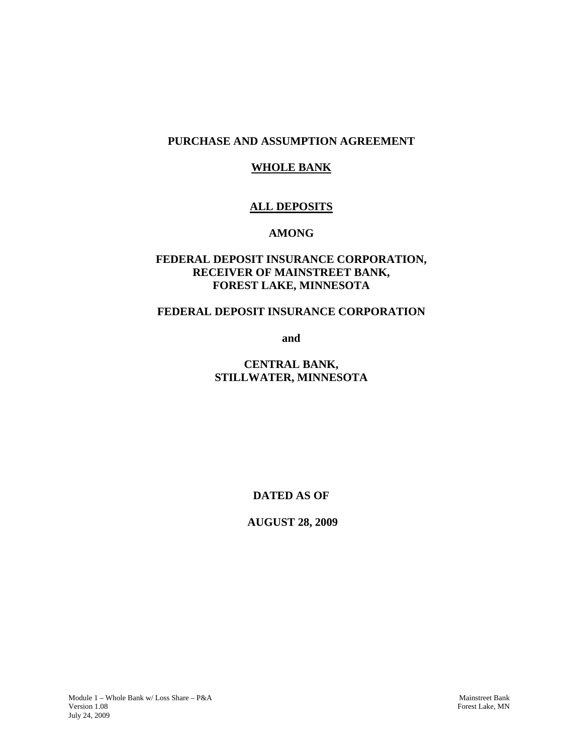# PURCHASE AND ASSUMPTION AGREEMENT

## WHOLE BANK

## ALL DEPOSITS

**AMONG**

**FEDERAL DEPOSIT INSURANCE CORPORATION,
RECEIVER OF MAINSTREET BANK,
FOREST LAKE, MINNESOTA**

**FEDERAL DEPOSIT INSURANCE CORPORATION**

**and**

**CENTRAL BANK,
STILLWATER, MINNESOTA**

**DATED AS OF**

**AUGUST 28, 2009**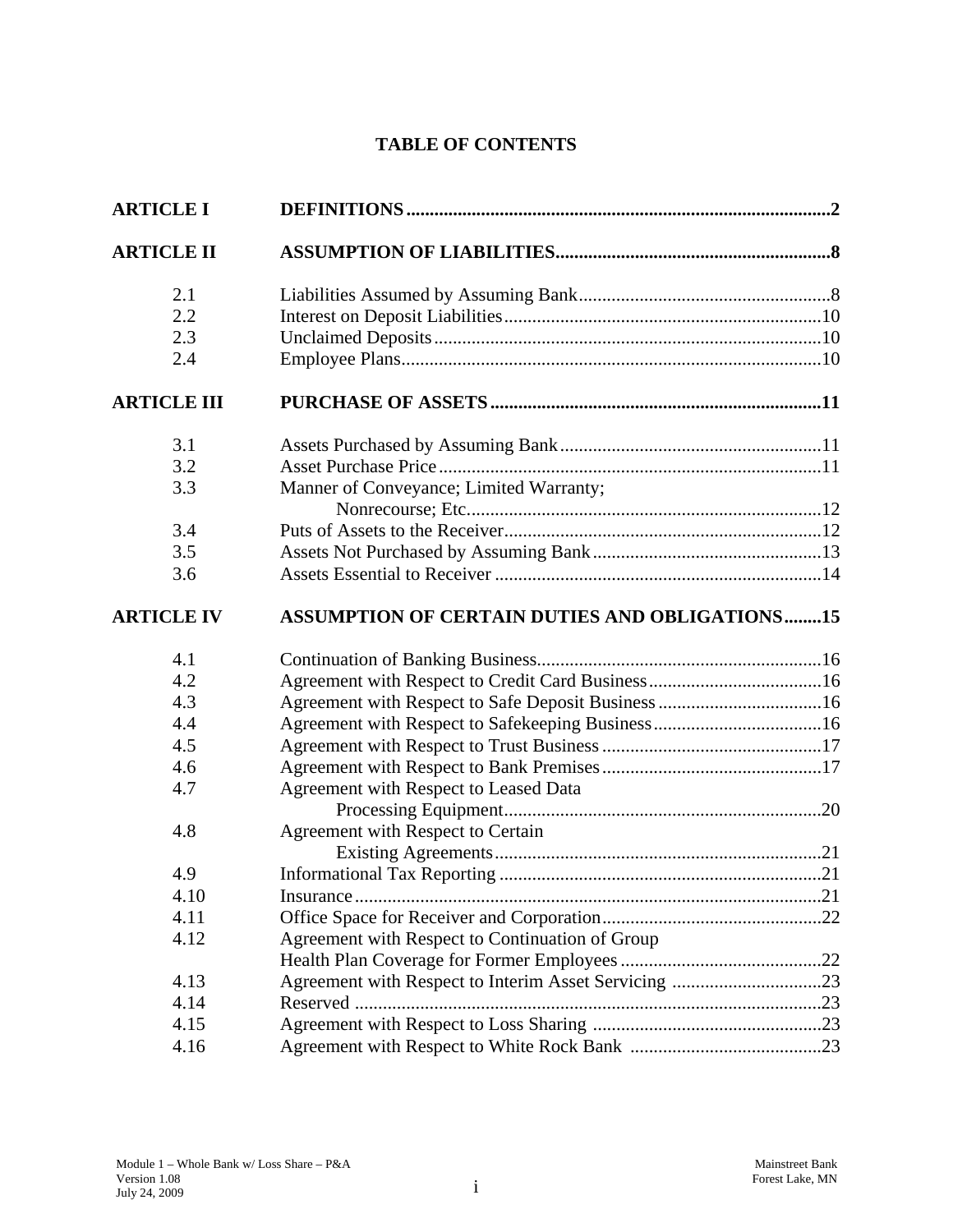# TABLE OF CONTENTS

| | | |
|---|---|---|
| **ARTICLE I** | **DEFINITIONS** | **2** |
| **ARTICLE II** | **ASSUMPTION OF LIABILITIES** | **8** |
| 2.1 | Liabilities Assumed by Assuming Bank | 8 |
| 2.2 | Interest on Deposit Liabilities | 10 |
| 2.3 | Unclaimed Deposits | 10 |
| 2.4 | Employee Plans | 10 |
| **ARTICLE III** | **PURCHASE OF ASSETS** | **11** |
| 3.1 | Assets Purchased by Assuming Bank | 11 |
| 3.2 | Asset Purchase Price | 11 |
| 3.3 | Manner of Conveyance; Limited Warranty; Nonrecourse; Etc. | 12 |
| 3.4 | Puts of Assets to the Receiver | 12 |
| 3.5 | Assets Not Purchased by Assuming Bank | 13 |
| 3.6 | Assets Essential to Receiver | 14 |
| **ARTICLE IV** | **ASSUMPTION OF CERTAIN DUTIES AND OBLIGATIONS** | **15** |
| 4.1 | Continuation of Banking Business | 16 |
| 4.2 | Agreement with Respect to Credit Card Business | 16 |
| 4.3 | Agreement with Respect to Safe Deposit Business | 16 |
| 4.4 | Agreement with Respect to Safekeeping Business | 16 |
| 4.5 | Agreement with Respect to Trust Business | 17 |
| 4.6 | Agreement with Respect to Bank Premises | 17 |
| 4.7 | Agreement with Respect to Leased Data Processing Equipment | 20 |
| 4.8 | Agreement with Respect to Certain Existing Agreements | 21 |
| 4.9 | Informational Tax Reporting | 21 |
| 4.10 | Insurance | 21 |
| 4.11 | Office Space for Receiver and Corporation | 22 |
| 4.12 | Agreement with Respect to Continuation of Group Health Plan Coverage for Former Employees | 22 |
| 4.13 | Agreement with Respect to Interim Asset Servicing | 23 |
| 4.14 | Reserved | 23 |
| 4.15 | Agreement with Respect to Loss Sharing | 23 |
| 4.16 | Agreement with Respect to White Rock Bank | 23 |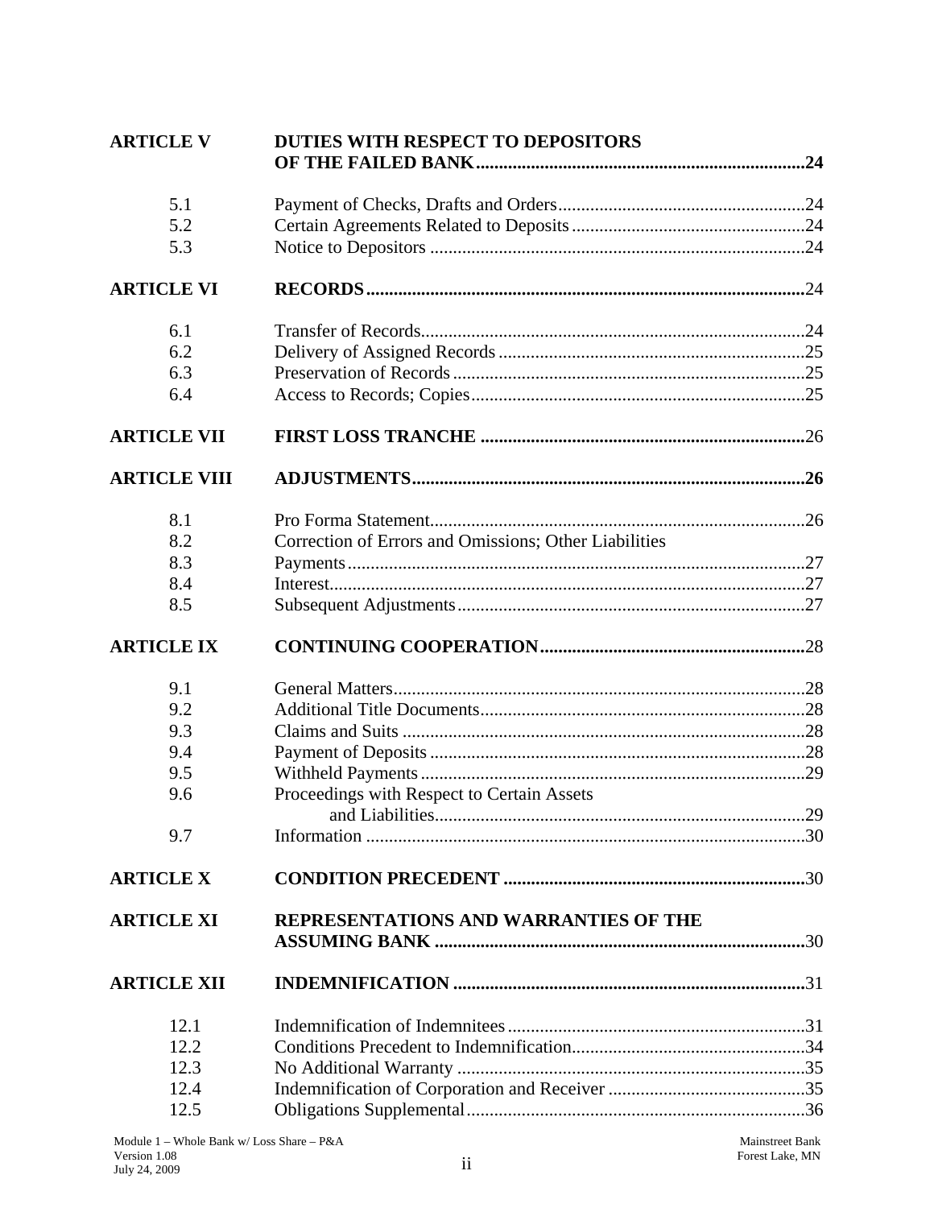| | | |
|---|---|---|
| **ARTICLE V** | **DUTIES WITH RESPECT TO DEPOSITORS OF THE FAILED BANK** | **24** |
| 5.1 | Payment of Checks, Drafts and Orders | 24 |
| 5.2 | Certain Agreements Related to Deposits | 24 |
| 5.3 | Notice to Depositors | 24 |
| **ARTICLE VI** | **RECORDS** | 24 |
| 6.1 | Transfer of Records | 24 |
| 6.2 | Delivery of Assigned Records | 25 |
| 6.3 | Preservation of Records | 25 |
| 6.4 | Access to Records; Copies | 25 |
| **ARTICLE VII** | **FIRST LOSS TRANCHE** | 26 |
| **ARTICLE VIII** | **ADJUSTMENTS** | **26** |
| 8.1 | Pro Forma Statement | 26 |
| 8.2 | Correction of Errors and Omissions; Other Liabilities | |
| 8.3 | Payments | 27 |
| 8.4 | Interest | 27 |
| 8.5 | Subsequent Adjustments | 27 |
| **ARTICLE IX** | **CONTINUING COOPERATION** | 28 |
| 9.1 | General Matters | 28 |
| 9.2 | Additional Title Documents | 28 |
| 9.3 | Claims and Suits | 28 |
| 9.4 | Payment of Deposits | 28 |
| 9.5 | Withheld Payments | 29 |
| 9.6 | Proceedings with Respect to Certain Assets and Liabilities | 29 |
| 9.7 | Information | 30 |
| **ARTICLE X** | **CONDITION PRECEDENT** | 30 |
| **ARTICLE XI** | **REPRESENTATIONS AND WARRANTIES OF THE ASSUMING BANK** | 30 |
| **ARTICLE XII** | **INDEMNIFICATION** | 31 |
| 12.1 | Indemnification of Indemnitees | 31 |
| 12.2 | Conditions Precedent to Indemnification | 34 |
| 12.3 | No Additional Warranty | 35 |
| 12.4 | Indemnification of Corporation and Receiver | 35 |
| 12.5 | Obligations Supplemental | 36 |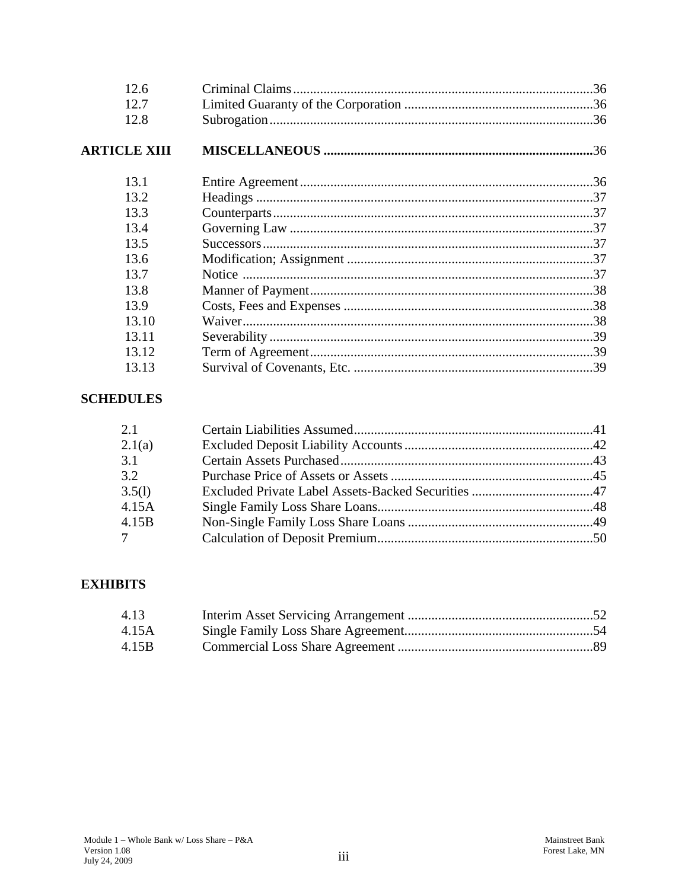| | | |
|---|---|---|
| 12.6 | Criminal Claims | 36 |
| 12.7 | Limited Guaranty of the Corporation | 36 |
| 12.8 | Subrogation | 36 |
| **ARTICLE XIII** | **MISCELLANEOUS** | **36** |
| 13.1 | Entire Agreement | 36 |
| 13.2 | Headings | 37 |
| 13.3 | Counterparts | 37 |
| 13.4 | Governing Law | 37 |
| 13.5 | Successors | 37 |
| 13.6 | Modification; Assignment | 37 |
| 13.7 | Notice | 37 |
| 13.8 | Manner of Payment | 38 |
| 13.9 | Costs, Fees and Expenses | 38 |
| 13.10 | Waiver | 38 |
| 13.11 | Severability | 39 |
| 13.12 | Term of Agreement | 39 |
| 13.13 | Survival of Covenants, Etc. | 39 |

**SCHEDULES**

| | | |
|---|---|---|
| 2.1 | Certain Liabilities Assumed | 41 |
| 2.1(a) | Excluded Deposit Liability Accounts | 42 |
| 3.1 | Certain Assets Purchased | 43 |
| 3.2 | Purchase Price of Assets or Assets | 45 |
| 3.5(l) | Excluded Private Label Assets-Backed Securities | 47 |
| 4.15A | Single Family Loss Share Loans | 48 |
| 4.15B | Non-Single Family Loss Share Loans | 49 |
| 7 | Calculation of Deposit Premium | 50 |

**EXHIBITS**

| | | |
|---|---|---|
| 4.13 | Interim Asset Servicing Arrangement | 52 |
| 4.15A | Single Family Loss Share Agreement | 54 |
| 4.15B | Commercial Loss Share Agreement | 89 |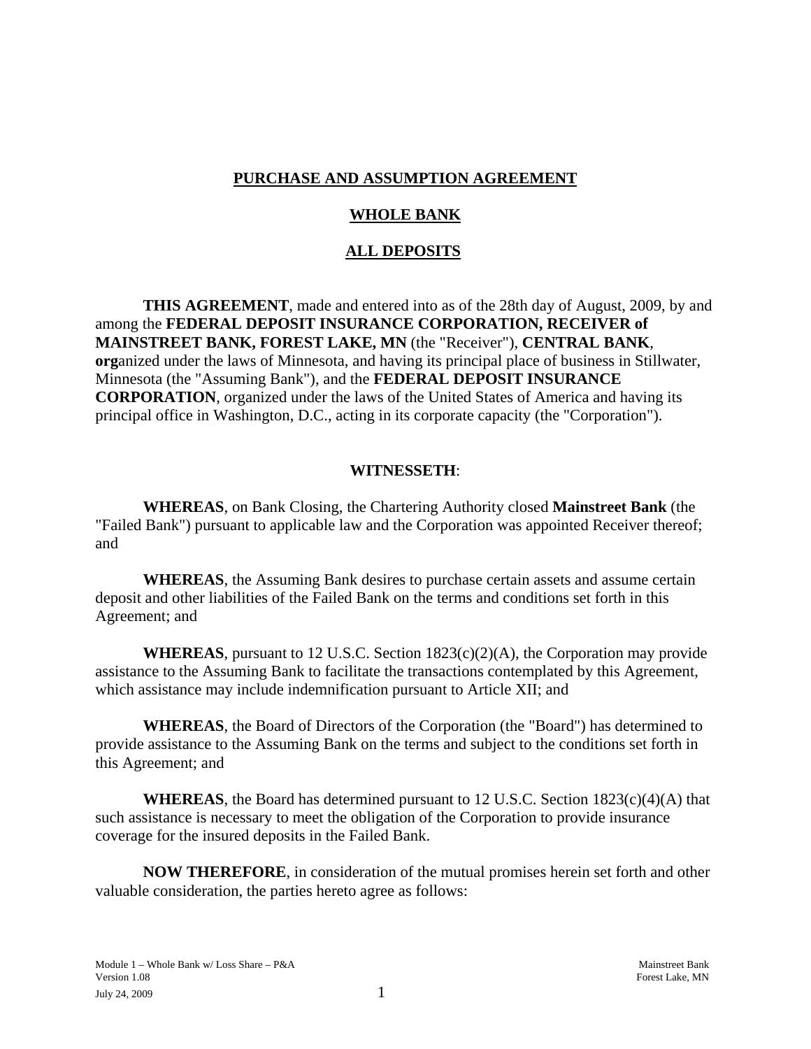**PURCHASE AND ASSUMPTION AGREEMENT**

**WHOLE BANK**

**ALL DEPOSITS**

**THIS AGREEMENT**, made and entered into as of the 28th day of August, 2009, by and among the **FEDERAL DEPOSIT INSURANCE CORPORATION, RECEIVER of MAINSTREET BANK, FOREST LAKE, MN** (the "Receiver"), **CENTRAL BANK**, **org**anized under the laws of Minnesota, and having its principal place of business in Stillwater, Minnesota (the "Assuming Bank"), and the **FEDERAL DEPOSIT INSURANCE CORPORATION**, organized under the laws of the United States of America and having its principal office in Washington, D.C., acting in its corporate capacity (the "Corporation").

**WITNESSETH**:

**WHEREAS**, on Bank Closing, the Chartering Authority closed **Mainstreet Bank** (the "Failed Bank") pursuant to applicable law and the Corporation was appointed Receiver thereof; and

**WHEREAS**, the Assuming Bank desires to purchase certain assets and assume certain deposit and other liabilities of the Failed Bank on the terms and conditions set forth in this Agreement; and

**WHEREAS**, pursuant to 12 U.S.C. Section 1823(c)(2)(A), the Corporation may provide assistance to the Assuming Bank to facilitate the transactions contemplated by this Agreement, which assistance may include indemnification pursuant to Article XII; and

**WHEREAS**, the Board of Directors of the Corporation (the "Board") has determined to provide assistance to the Assuming Bank on the terms and subject to the conditions set forth in this Agreement; and

**WHEREAS**, the Board has determined pursuant to 12 U.S.C. Section 1823(c)(4)(A) that such assistance is necessary to meet the obligation of the Corporation to provide insurance coverage for the insured deposits in the Failed Bank.

**NOW THEREFORE**, in consideration of the mutual promises herein set forth and other valuable consideration, the parties hereto agree as follows: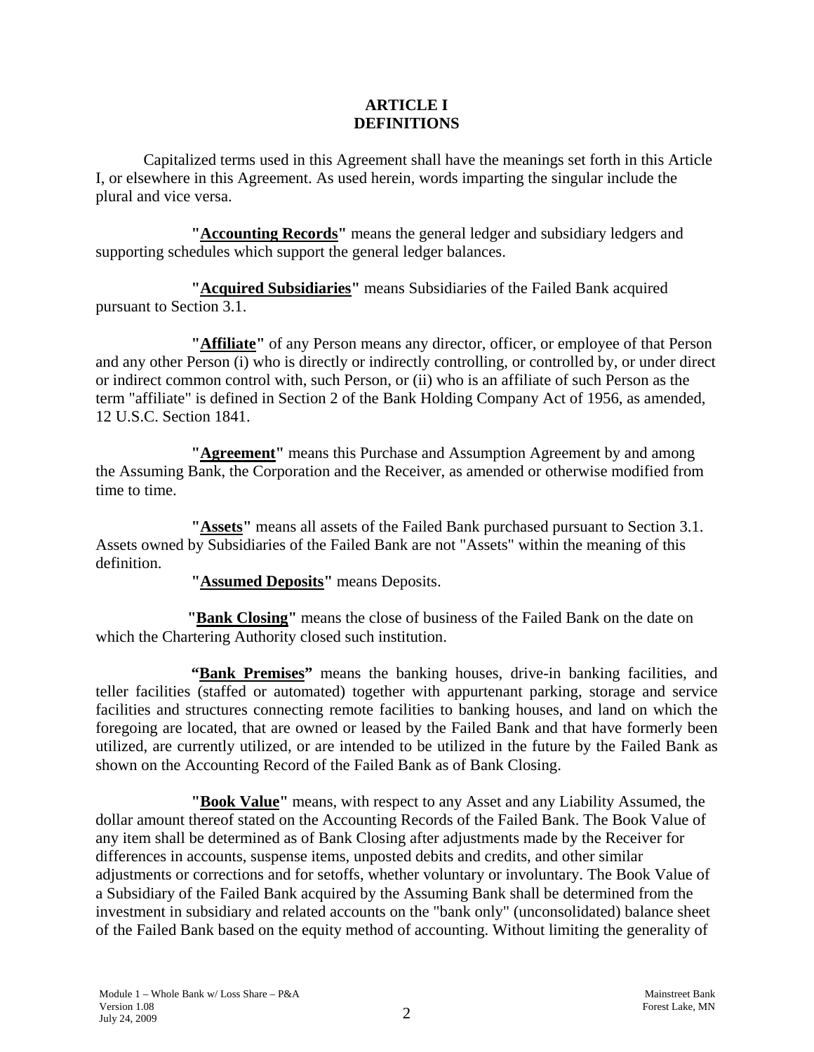# ARTICLE I
# DEFINITIONS

Capitalized terms used in this Agreement shall have the meanings set forth in this Article I, or elsewhere in this Agreement. As used herein, words imparting the singular include the plural and vice versa.

**"Accounting Records"** means the general ledger and subsidiary ledgers and supporting schedules which support the general ledger balances.

**"Acquired Subsidiaries"** means Subsidiaries of the Failed Bank acquired pursuant to Section 3.1.

**"Affiliate"** of any Person means any director, officer, or employee of that Person and any other Person (i) who is directly or indirectly controlling, or controlled by, or under direct or indirect common control with, such Person, or (ii) who is an affiliate of such Person as the term "affiliate" is defined in Section 2 of the Bank Holding Company Act of 1956, as amended, 12 U.S.C. Section 1841.

**"Agreement"** means this Purchase and Assumption Agreement by and among the Assuming Bank, the Corporation and the Receiver, as amended or otherwise modified from time to time.

**"Assets"** means all assets of the Failed Bank purchased pursuant to Section 3.1. Assets owned by Subsidiaries of the Failed Bank are not "Assets" within the meaning of this definition.

**"Assumed Deposits"** means Deposits.

**"Bank Closing"** means the close of business of the Failed Bank on the date on which the Chartering Authority closed such institution.

**"Bank Premises"** means the banking houses, drive-in banking facilities, and teller facilities (staffed or automated) together with appurtenant parking, storage and service facilities and structures connecting remote facilities to banking houses, and land on which the foregoing are located, that are owned or leased by the Failed Bank and that have formerly been utilized, are currently utilized, or are intended to be utilized in the future by the Failed Bank as shown on the Accounting Record of the Failed Bank as of Bank Closing.

**"Book Value"** means, with respect to any Asset and any Liability Assumed, the dollar amount thereof stated on the Accounting Records of the Failed Bank. The Book Value of any item shall be determined as of Bank Closing after adjustments made by the Receiver for differences in accounts, suspense items, unposted debits and credits, and other similar adjustments or corrections and for setoffs, whether voluntary or involuntary. The Book Value of a Subsidiary of the Failed Bank acquired by the Assuming Bank shall be determined from the investment in subsidiary and related accounts on the "bank only" (unconsolidated) balance sheet of the Failed Bank based on the equity method of accounting. Without limiting the generality of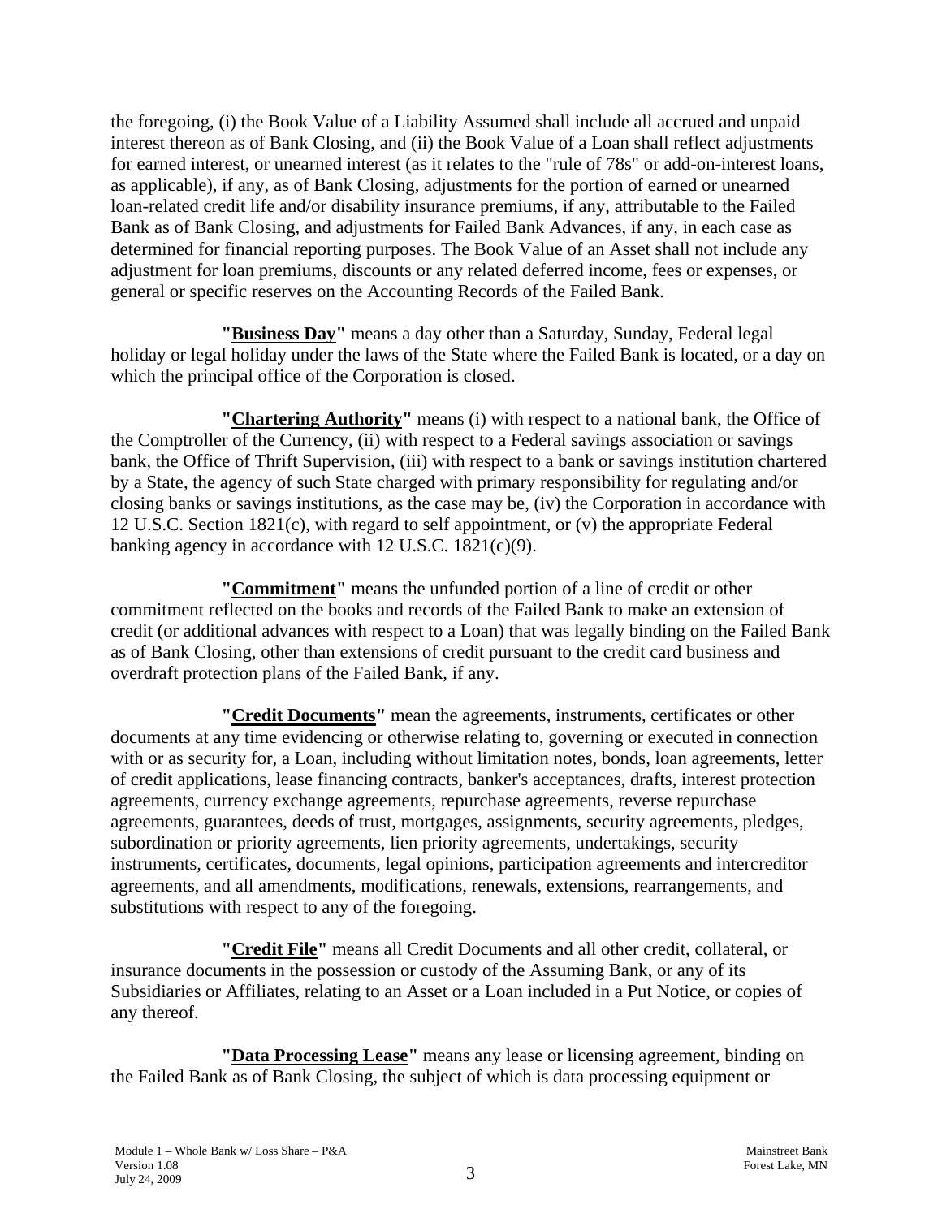the foregoing, (i) the Book Value of a Liability Assumed shall include all accrued and unpaid interest thereon as of Bank Closing, and (ii) the Book Value of a Loan shall reflect adjustments for earned interest, or unearned interest (as it relates to the "rule of 78s" or add-on-interest loans, as applicable), if any, as of Bank Closing, adjustments for the portion of earned or unearned loan-related credit life and/or disability insurance premiums, if any, attributable to the Failed Bank as of Bank Closing, and adjustments for Failed Bank Advances, if any, in each case as determined for financial reporting purposes. The Book Value of an Asset shall not include any adjustment for loan premiums, discounts or any related deferred income, fees or expenses, or general or specific reserves on the Accounting Records of the Failed Bank.

**"<u>Business Day</u>"** means a day other than a Saturday, Sunday, Federal legal holiday or legal holiday under the laws of the State where the Failed Bank is located, or a day on which the principal office of the Corporation is closed.

**"<u>Chartering Authority</u>"** means (i) with respect to a national bank, the Office of the Comptroller of the Currency, (ii) with respect to a Federal savings association or savings bank, the Office of Thrift Supervision, (iii) with respect to a bank or savings institution chartered by a State, the agency of such State charged with primary responsibility for regulating and/or closing banks or savings institutions, as the case may be, (iv) the Corporation in accordance with 12 U.S.C. Section 1821(c), with regard to self appointment, or (v) the appropriate Federal banking agency in accordance with 12 U.S.C. 1821(c)(9).

**"<u>Commitment</u>"** means the unfunded portion of a line of credit or other commitment reflected on the books and records of the Failed Bank to make an extension of credit (or additional advances with respect to a Loan) that was legally binding on the Failed Bank as of Bank Closing, other than extensions of credit pursuant to the credit card business and overdraft protection plans of the Failed Bank, if any.

**"<u>Credit Documents</u>"** mean the agreements, instruments, certificates or other documents at any time evidencing or otherwise relating to, governing or executed in connection with or as security for, a Loan, including without limitation notes, bonds, loan agreements, letter of credit applications, lease financing contracts, banker's acceptances, drafts, interest protection agreements, currency exchange agreements, repurchase agreements, reverse repurchase agreements, guarantees, deeds of trust, mortgages, assignments, security agreements, pledges, subordination or priority agreements, lien priority agreements, undertakings, security instruments, certificates, documents, legal opinions, participation agreements and intercreditor agreements, and all amendments, modifications, renewals, extensions, rearrangements, and substitutions with respect to any of the foregoing.

**"<u>Credit File</u>"** means all Credit Documents and all other credit, collateral, or insurance documents in the possession or custody of the Assuming Bank, or any of its Subsidiaries or Affiliates, relating to an Asset or a Loan included in a Put Notice, or copies of any thereof.

**"<u>Data Processing Lease</u>"** means any lease or licensing agreement, binding on the Failed Bank as of Bank Closing, the subject of which is data processing equipment or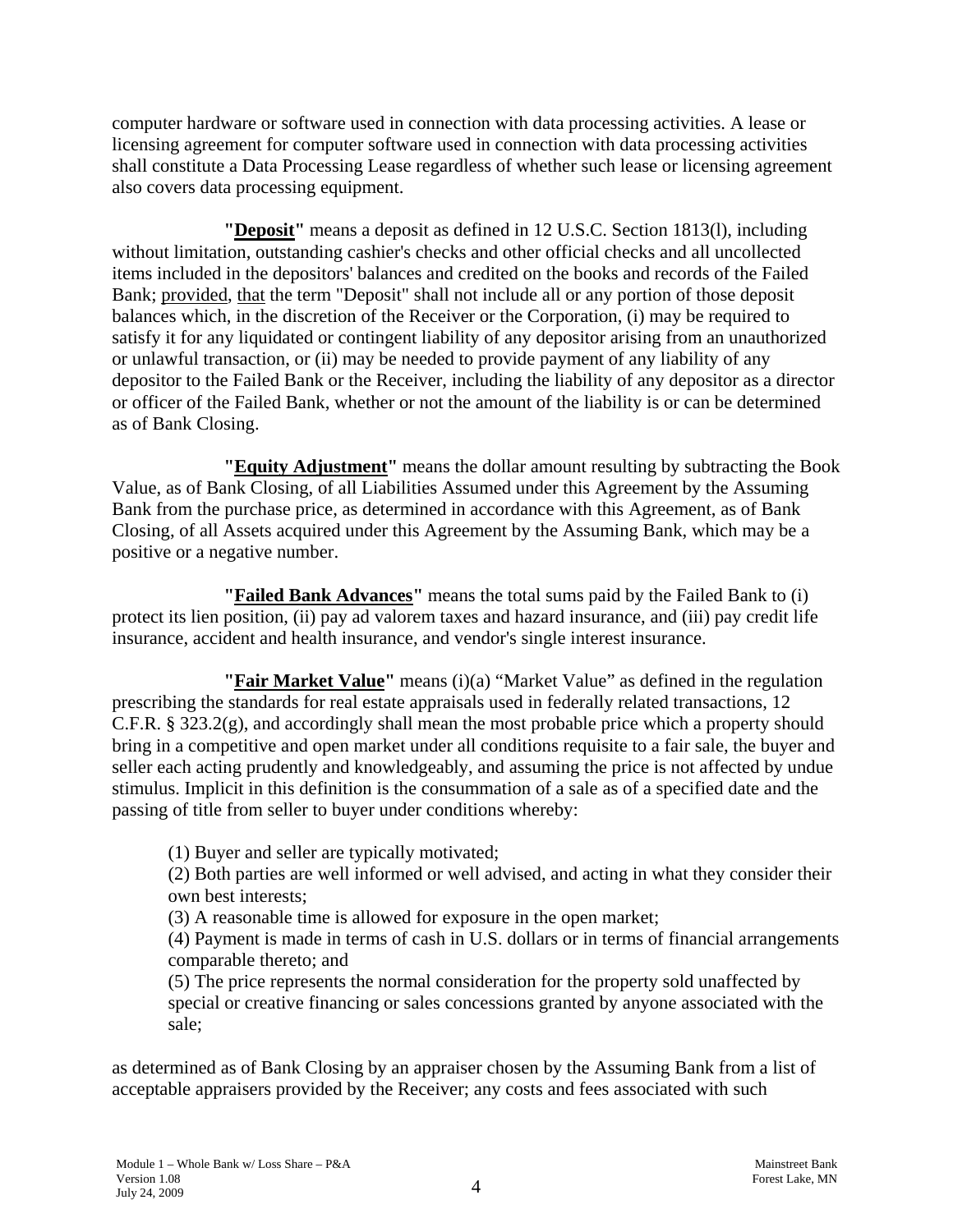computer hardware or software used in connection with data processing activities. A lease or licensing agreement for computer software used in connection with data processing activities shall constitute a Data Processing Lease regardless of whether such lease or licensing agreement also covers data processing equipment.

**"Deposit"** means a deposit as defined in 12 U.S.C. Section 1813(l), including without limitation, outstanding cashier's checks and other official checks and all uncollected items included in the depositors' balances and credited on the books and records of the Failed Bank; provided, that the term "Deposit" shall not include all or any portion of those deposit balances which, in the discretion of the Receiver or the Corporation, (i) may be required to satisfy it for any liquidated or contingent liability of any depositor arising from an unauthorized or unlawful transaction, or (ii) may be needed to provide payment of any liability of any depositor to the Failed Bank or the Receiver, including the liability of any depositor as a director or officer of the Failed Bank, whether or not the amount of the liability is or can be determined as of Bank Closing.

**"Equity Adjustment"** means the dollar amount resulting by subtracting the Book Value, as of Bank Closing, of all Liabilities Assumed under this Agreement by the Assuming Bank from the purchase price, as determined in accordance with this Agreement, as of Bank Closing, of all Assets acquired under this Agreement by the Assuming Bank, which may be a positive or a negative number.

**"Failed Bank Advances"** means the total sums paid by the Failed Bank to (i) protect its lien position, (ii) pay ad valorem taxes and hazard insurance, and (iii) pay credit life insurance, accident and health insurance, and vendor's single interest insurance.

**"Fair Market Value"** means (i)(a) "Market Value" as defined in the regulation prescribing the standards for real estate appraisals used in federally related transactions, 12 C.F.R. § 323.2(g), and accordingly shall mean the most probable price which a property should bring in a competitive and open market under all conditions requisite to a fair sale, the buyer and seller each acting prudently and knowledgeably, and assuming the price is not affected by undue stimulus. Implicit in this definition is the consummation of a sale as of a specified date and the passing of title from seller to buyer under conditions whereby:

(1) Buyer and seller are typically motivated;
(2) Both parties are well informed or well advised, and acting in what they consider their own best interests;
(3) A reasonable time is allowed for exposure in the open market;
(4) Payment is made in terms of cash in U.S. dollars or in terms of financial arrangements comparable thereto; and
(5) The price represents the normal consideration for the property sold unaffected by special or creative financing or sales concessions granted by anyone associated with the sale;

as determined as of Bank Closing by an appraiser chosen by the Assuming Bank from a list of acceptable appraisers provided by the Receiver; any costs and fees associated with such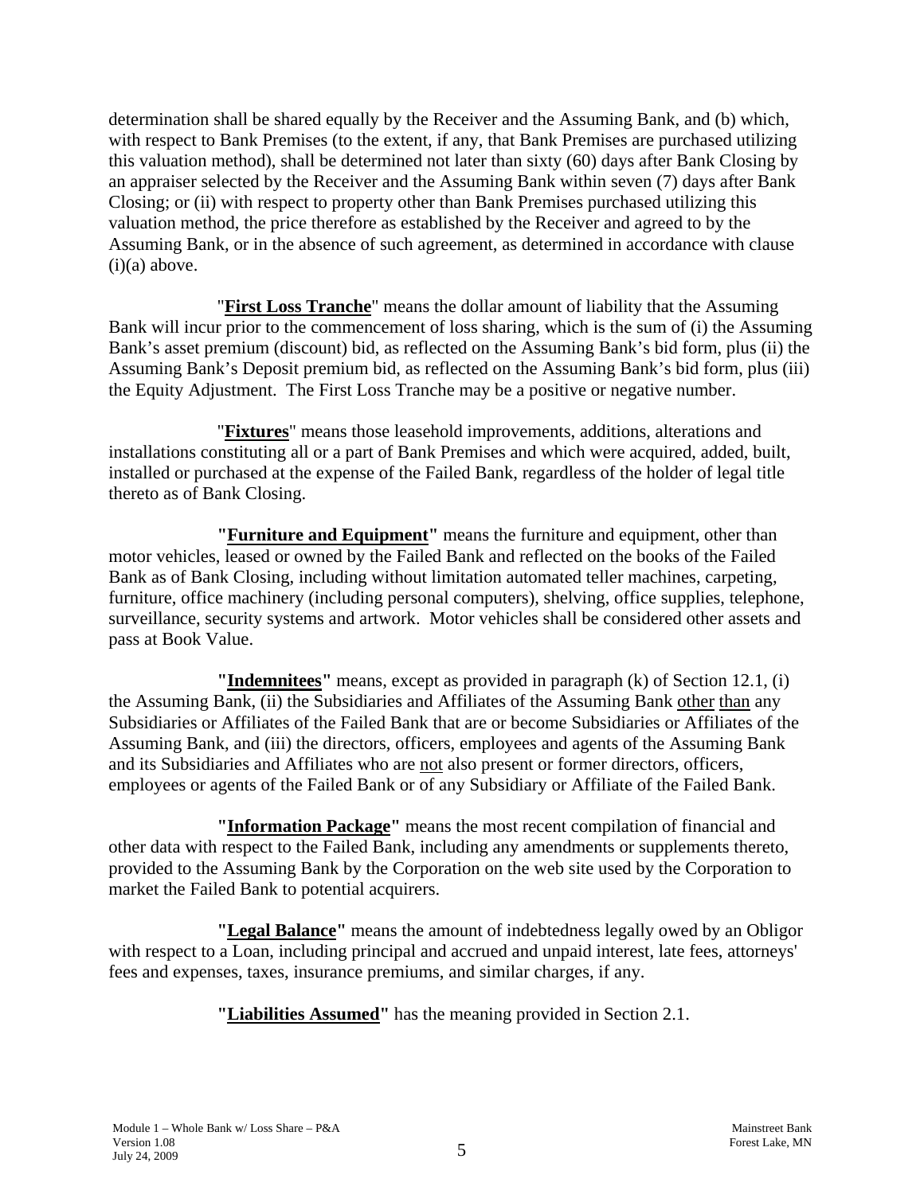determination shall be shared equally by the Receiver and the Assuming Bank, and (b) which, with respect to Bank Premises (to the extent, if any, that Bank Premises are purchased utilizing this valuation method), shall be determined not later than sixty (60) days after Bank Closing by an appraiser selected by the Receiver and the Assuming Bank within seven (7) days after Bank Closing; or (ii) with respect to property other than Bank Premises purchased utilizing this valuation method, the price therefore as established by the Receiver and agreed to by the Assuming Bank, or in the absence of such agreement, as determined in accordance with clause (i)(a) above.

"**First Loss Tranche**" means the dollar amount of liability that the Assuming Bank will incur prior to the commencement of loss sharing, which is the sum of (i) the Assuming Bank's asset premium (discount) bid, as reflected on the Assuming Bank's bid form, plus (ii) the Assuming Bank's Deposit premium bid, as reflected on the Assuming Bank's bid form, plus (iii) the Equity Adjustment. The First Loss Tranche may be a positive or negative number.

"**Fixtures**" means those leasehold improvements, additions, alterations and installations constituting all or a part of Bank Premises and which were acquired, added, built, installed or purchased at the expense of the Failed Bank, regardless of the holder of legal title thereto as of Bank Closing.

**"Furniture and Equipment"** means the furniture and equipment, other than motor vehicles, leased or owned by the Failed Bank and reflected on the books of the Failed Bank as of Bank Closing, including without limitation automated teller machines, carpeting, furniture, office machinery (including personal computers), shelving, office supplies, telephone, surveillance, security systems and artwork. Motor vehicles shall be considered other assets and pass at Book Value.

**"Indemnitees"** means, except as provided in paragraph (k) of Section 12.1, (i) the Assuming Bank, (ii) the Subsidiaries and Affiliates of the Assuming Bank other than any Subsidiaries or Affiliates of the Failed Bank that are or become Subsidiaries or Affiliates of the Assuming Bank, and (iii) the directors, officers, employees and agents of the Assuming Bank and its Subsidiaries and Affiliates who are not also present or former directors, officers, employees or agents of the Failed Bank or of any Subsidiary or Affiliate of the Failed Bank.

**"Information Package"** means the most recent compilation of financial and other data with respect to the Failed Bank, including any amendments or supplements thereto, provided to the Assuming Bank by the Corporation on the web site used by the Corporation to market the Failed Bank to potential acquirers.

**"Legal Balance"** means the amount of indebtedness legally owed by an Obligor with respect to a Loan, including principal and accrued and unpaid interest, late fees, attorneys' fees and expenses, taxes, insurance premiums, and similar charges, if any.

**"Liabilities Assumed"** has the meaning provided in Section 2.1.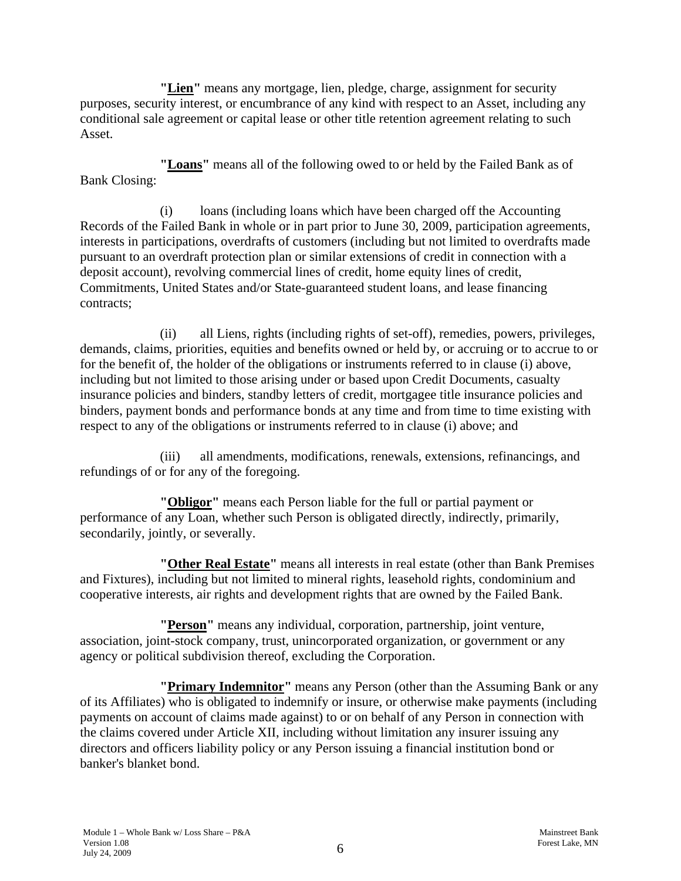**"Lien"** means any mortgage, lien, pledge, charge, assignment for security purposes, security interest, or encumbrance of any kind with respect to an Asset, including any conditional sale agreement or capital lease or other title retention agreement relating to such Asset.

**"Loans"** means all of the following owed to or held by the Failed Bank as of Bank Closing:

(i) loans (including loans which have been charged off the Accounting Records of the Failed Bank in whole or in part prior to June 30, 2009, participation agreements, interests in participations, overdrafts of customers (including but not limited to overdrafts made pursuant to an overdraft protection plan or similar extensions of credit in connection with a deposit account), revolving commercial lines of credit, home equity lines of credit, Commitments, United States and/or State-guaranteed student loans, and lease financing contracts;

(ii) all Liens, rights (including rights of set-off), remedies, powers, privileges, demands, claims, priorities, equities and benefits owned or held by, or accruing or to accrue to or for the benefit of, the holder of the obligations or instruments referred to in clause (i) above, including but not limited to those arising under or based upon Credit Documents, casualty insurance policies and binders, standby letters of credit, mortgagee title insurance policies and binders, payment bonds and performance bonds at any time and from time to time existing with respect to any of the obligations or instruments referred to in clause (i) above; and

(iii) all amendments, modifications, renewals, extensions, refinancings, and refundings of or for any of the foregoing.

**"Obligor"** means each Person liable for the full or partial payment or performance of any Loan, whether such Person is obligated directly, indirectly, primarily, secondarily, jointly, or severally.

**"Other Real Estate"** means all interests in real estate (other than Bank Premises and Fixtures), including but not limited to mineral rights, leasehold rights, condominium and cooperative interests, air rights and development rights that are owned by the Failed Bank.

**"Person"** means any individual, corporation, partnership, joint venture, association, joint-stock company, trust, unincorporated organization, or government or any agency or political subdivision thereof, excluding the Corporation.

**"Primary Indemnitor"** means any Person (other than the Assuming Bank or any of its Affiliates) who is obligated to indemnify or insure, or otherwise make payments (including payments on account of claims made against) to or on behalf of any Person in connection with the claims covered under Article XII, including without limitation any insurer issuing any directors and officers liability policy or any Person issuing a financial institution bond or banker's blanket bond.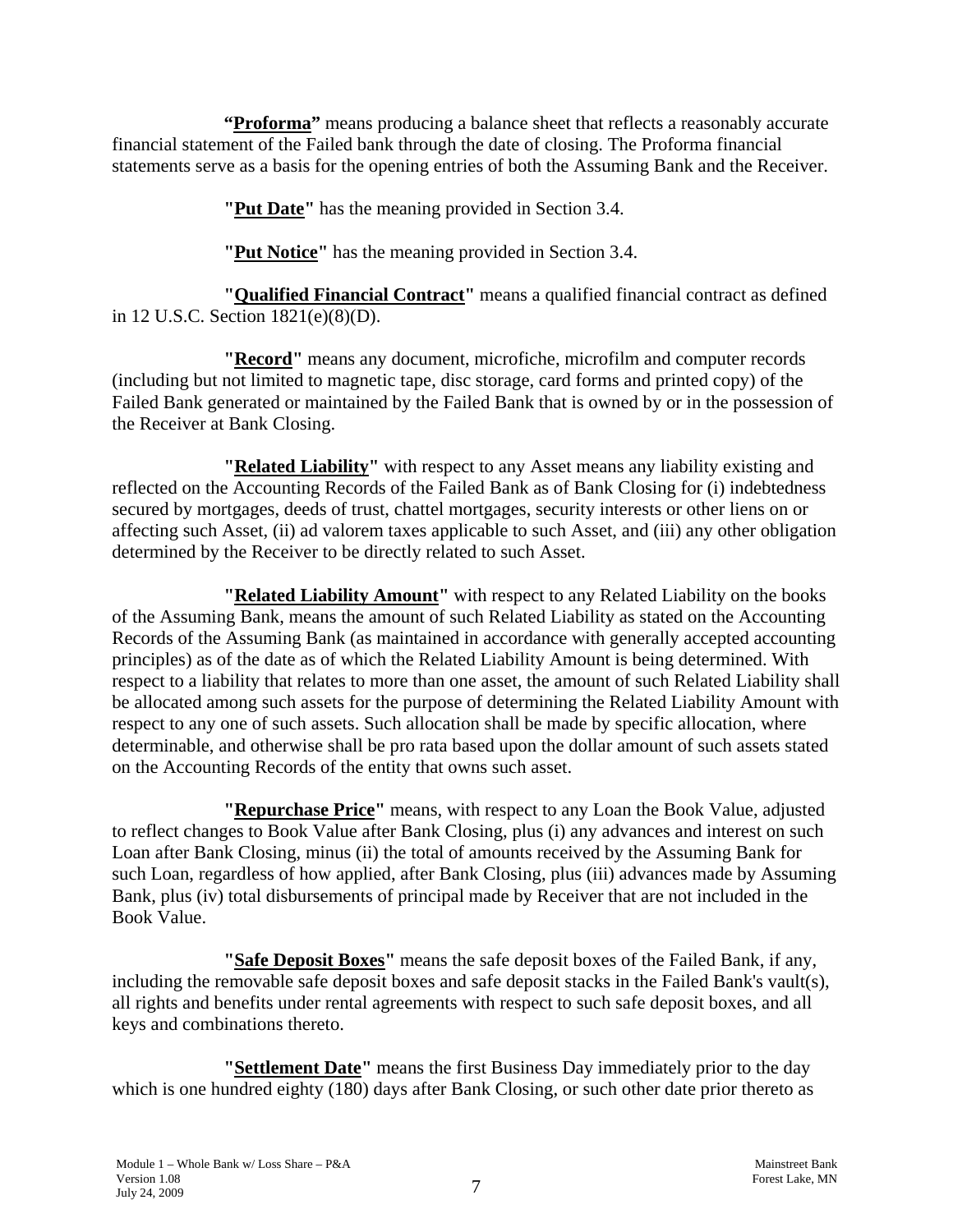**"Proforma"** means producing a balance sheet that reflects a reasonably accurate financial statement of the Failed bank through the date of closing. The Proforma financial statements serve as a basis for the opening entries of both the Assuming Bank and the Receiver.

**"Put Date"** has the meaning provided in Section 3.4.

**"Put Notice"** has the meaning provided in Section 3.4.

**"Qualified Financial Contract"** means a qualified financial contract as defined in 12 U.S.C. Section 1821(e)(8)(D).

**"Record"** means any document, microfiche, microfilm and computer records (including but not limited to magnetic tape, disc storage, card forms and printed copy) of the Failed Bank generated or maintained by the Failed Bank that is owned by or in the possession of the Receiver at Bank Closing.

**"Related Liability"** with respect to any Asset means any liability existing and reflected on the Accounting Records of the Failed Bank as of Bank Closing for (i) indebtedness secured by mortgages, deeds of trust, chattel mortgages, security interests or other liens on or affecting such Asset, (ii) ad valorem taxes applicable to such Asset, and (iii) any other obligation determined by the Receiver to be directly related to such Asset.

**"Related Liability Amount"** with respect to any Related Liability on the books of the Assuming Bank, means the amount of such Related Liability as stated on the Accounting Records of the Assuming Bank (as maintained in accordance with generally accepted accounting principles) as of the date as of which the Related Liability Amount is being determined. With respect to a liability that relates to more than one asset, the amount of such Related Liability shall be allocated among such assets for the purpose of determining the Related Liability Amount with respect to any one of such assets. Such allocation shall be made by specific allocation, where determinable, and otherwise shall be pro rata based upon the dollar amount of such assets stated on the Accounting Records of the entity that owns such asset.

**"Repurchase Price"** means, with respect to any Loan the Book Value, adjusted to reflect changes to Book Value after Bank Closing, plus (i) any advances and interest on such Loan after Bank Closing, minus (ii) the total of amounts received by the Assuming Bank for such Loan, regardless of how applied, after Bank Closing, plus (iii) advances made by Assuming Bank, plus (iv) total disbursements of principal made by Receiver that are not included in the Book Value.

**"Safe Deposit Boxes"** means the safe deposit boxes of the Failed Bank, if any, including the removable safe deposit boxes and safe deposit stacks in the Failed Bank's vault(s), all rights and benefits under rental agreements with respect to such safe deposit boxes, and all keys and combinations thereto.

**"Settlement Date"** means the first Business Day immediately prior to the day which is one hundred eighty (180) days after Bank Closing, or such other date prior thereto as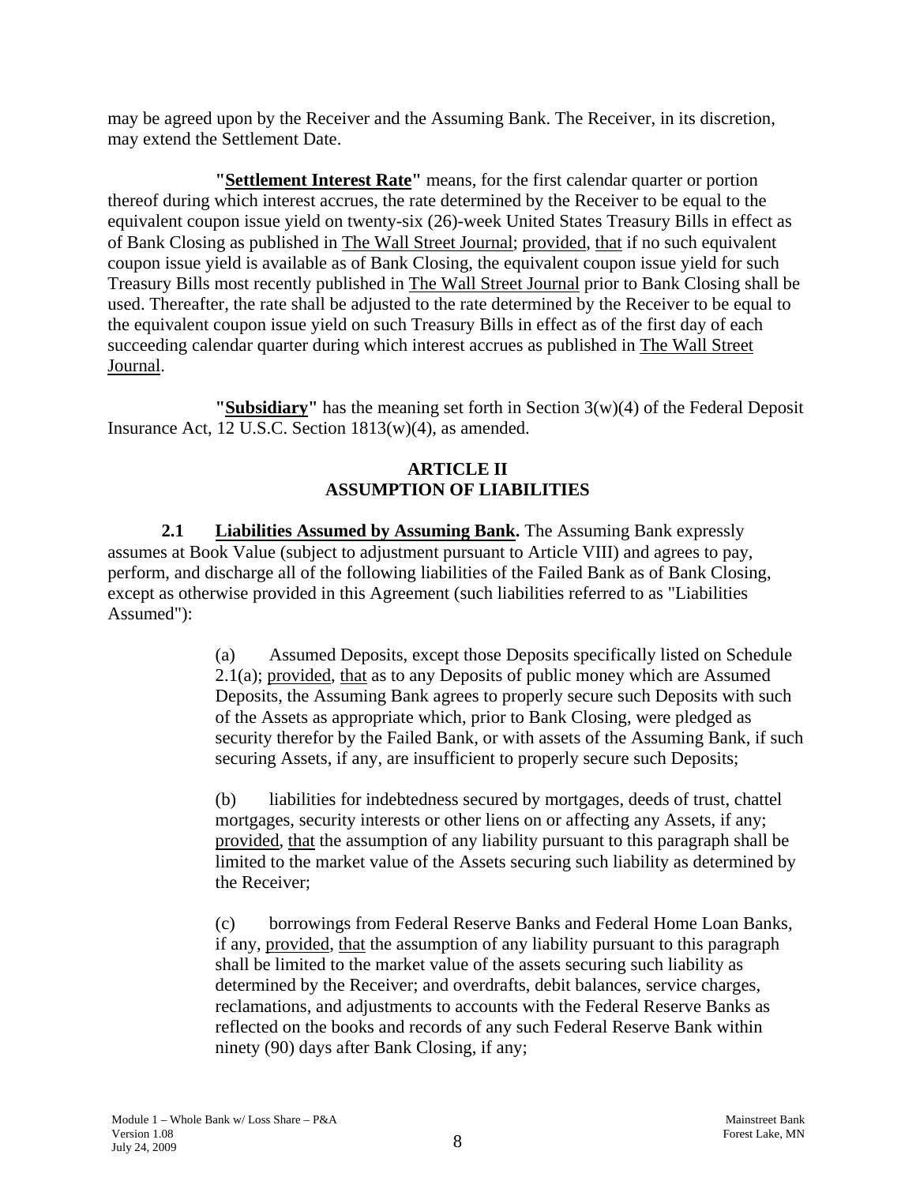may be agreed upon by the Receiver and the Assuming Bank. The Receiver, in its discretion, may extend the Settlement Date.

**"Settlement Interest Rate"** means, for the first calendar quarter or portion thereof during which interest accrues, the rate determined by the Receiver to be equal to the equivalent coupon issue yield on twenty-six (26)-week United States Treasury Bills in effect as of Bank Closing as published in The Wall Street Journal; provided, that if no such equivalent coupon issue yield is available as of Bank Closing, the equivalent coupon issue yield for such Treasury Bills most recently published in The Wall Street Journal prior to Bank Closing shall be used. Thereafter, the rate shall be adjusted to the rate determined by the Receiver to be equal to the equivalent coupon issue yield on such Treasury Bills in effect as of the first day of each succeeding calendar quarter during which interest accrues as published in The Wall Street Journal.

**"Subsidiary"** has the meaning set forth in Section 3(w)(4) of the Federal Deposit Insurance Act, 12 U.S.C. Section 1813(w)(4), as amended.

## ARTICLE II
## ASSUMPTION OF LIABILITIES

**2.1 Liabilities Assumed by Assuming Bank.** The Assuming Bank expressly assumes at Book Value (subject to adjustment pursuant to Article VIII) and agrees to pay, perform, and discharge all of the following liabilities of the Failed Bank as of Bank Closing, except as otherwise provided in this Agreement (such liabilities referred to as "Liabilities Assumed"):

(a) Assumed Deposits, except those Deposits specifically listed on Schedule 2.1(a); provided, that as to any Deposits of public money which are Assumed Deposits, the Assuming Bank agrees to properly secure such Deposits with such of the Assets as appropriate which, prior to Bank Closing, were pledged as security therefor by the Failed Bank, or with assets of the Assuming Bank, if such securing Assets, if any, are insufficient to properly secure such Deposits;

(b) liabilities for indebtedness secured by mortgages, deeds of trust, chattel mortgages, security interests or other liens on or affecting any Assets, if any; provided, that the assumption of any liability pursuant to this paragraph shall be limited to the market value of the Assets securing such liability as determined by the Receiver;

(c) borrowings from Federal Reserve Banks and Federal Home Loan Banks, if any, provided, that the assumption of any liability pursuant to this paragraph shall be limited to the market value of the assets securing such liability as determined by the Receiver; and overdrafts, debit balances, service charges, reclamations, and adjustments to accounts with the Federal Reserve Banks as reflected on the books and records of any such Federal Reserve Bank within ninety (90) days after Bank Closing, if any;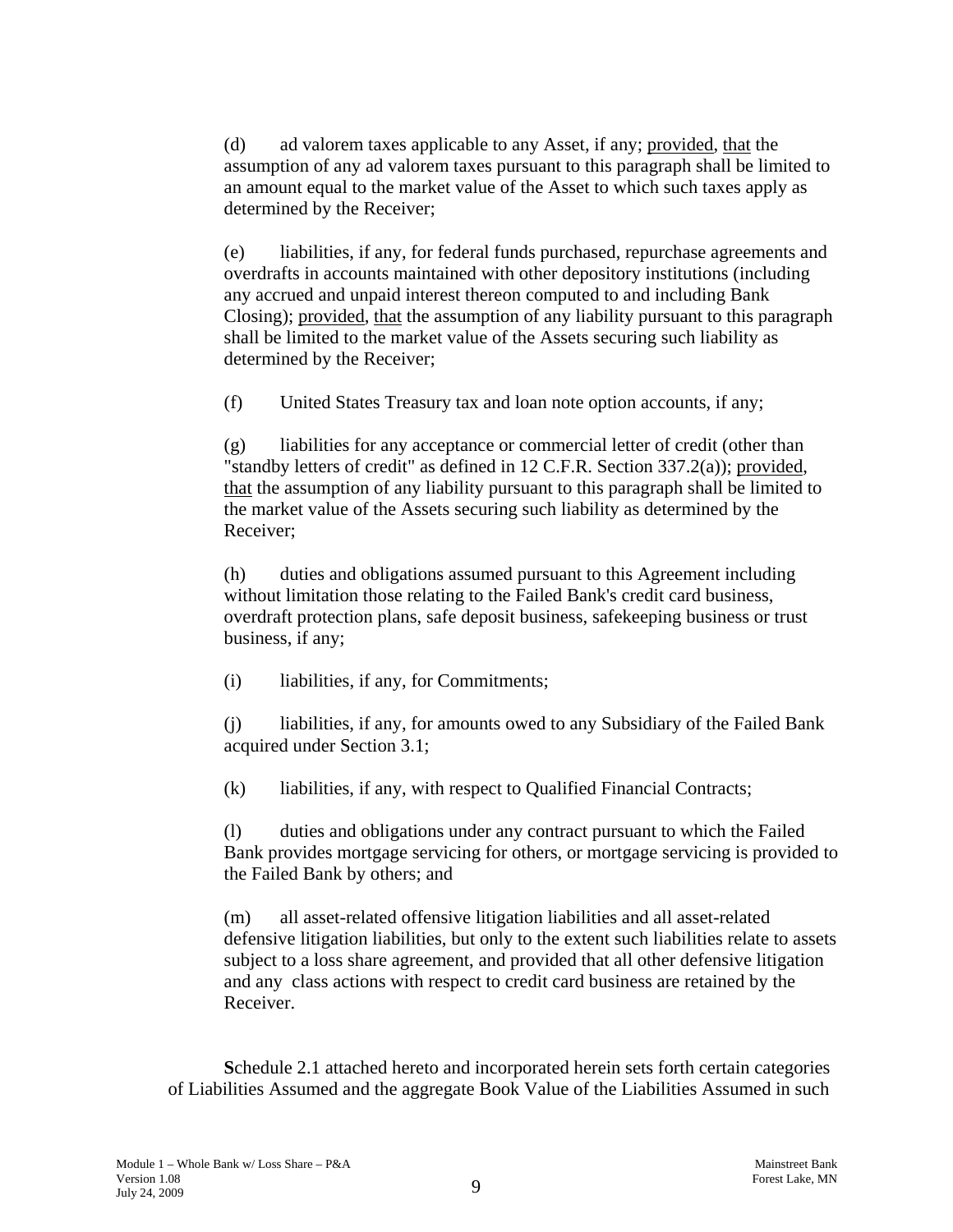(d) ad valorem taxes applicable to any Asset, if any; provided, that the assumption of any ad valorem taxes pursuant to this paragraph shall be limited to an amount equal to the market value of the Asset to which such taxes apply as determined by the Receiver;

(e) liabilities, if any, for federal funds purchased, repurchase agreements and overdrafts in accounts maintained with other depository institutions (including any accrued and unpaid interest thereon computed to and including Bank Closing); provided, that the assumption of any liability pursuant to this paragraph shall be limited to the market value of the Assets securing such liability as determined by the Receiver;

(f) United States Treasury tax and loan note option accounts, if any;

(g) liabilities for any acceptance or commercial letter of credit (other than "standby letters of credit" as defined in 12 C.F.R. Section 337.2(a)); provided, that the assumption of any liability pursuant to this paragraph shall be limited to the market value of the Assets securing such liability as determined by the Receiver;

(h) duties and obligations assumed pursuant to this Agreement including without limitation those relating to the Failed Bank's credit card business, overdraft protection plans, safe deposit business, safekeeping business or trust business, if any;

(i) liabilities, if any, for Commitments;

(j) liabilities, if any, for amounts owed to any Subsidiary of the Failed Bank acquired under Section 3.1;

(k) liabilities, if any, with respect to Qualified Financial Contracts;

(l) duties and obligations under any contract pursuant to which the Failed Bank provides mortgage servicing for others, or mortgage servicing is provided to the Failed Bank by others; and

(m) all asset-related offensive litigation liabilities and all asset-related defensive litigation liabilities, but only to the extent such liabilities relate to assets subject to a loss share agreement, and provided that all other defensive litigation and any class actions with respect to credit card business are retained by the Receiver.

**S**chedule 2.1 attached hereto and incorporated herein sets forth certain categories of Liabilities Assumed and the aggregate Book Value of the Liabilities Assumed in such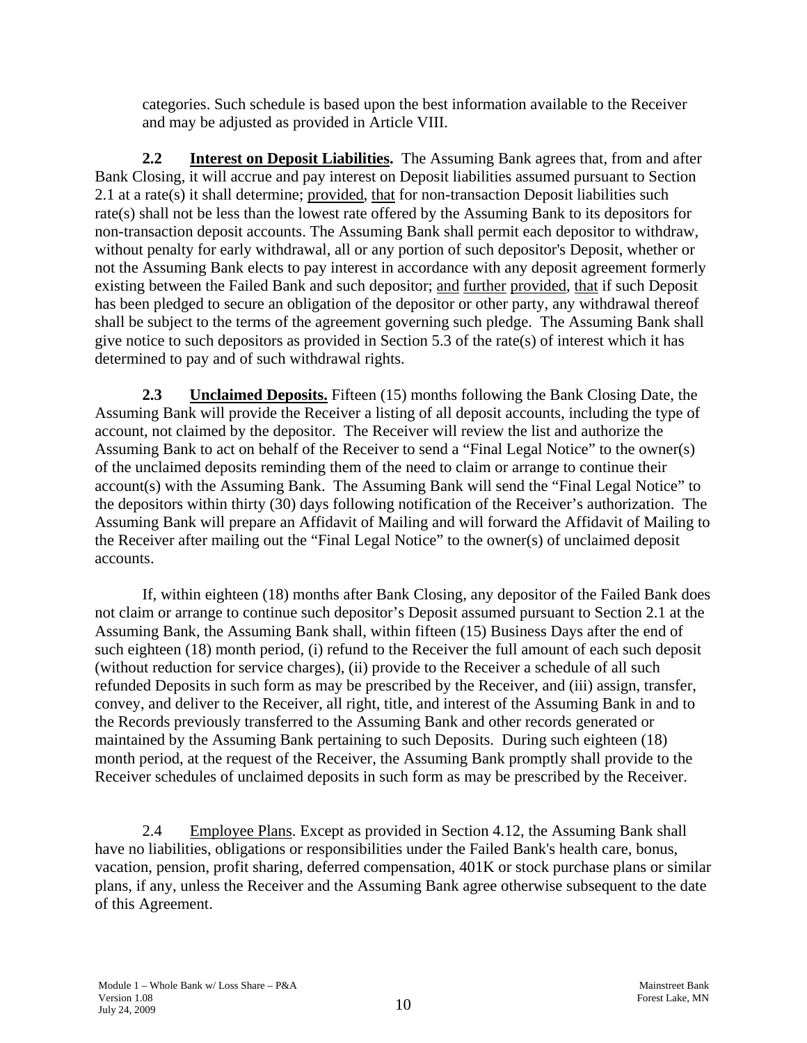categories. Such schedule is based upon the best information available to the Receiver and may be adjusted as provided in Article VIII.

**2.2 Interest on Deposit Liabilities.** The Assuming Bank agrees that, from and after Bank Closing, it will accrue and pay interest on Deposit liabilities assumed pursuant to Section 2.1 at a rate(s) it shall determine; provided, that for non-transaction Deposit liabilities such rate(s) shall not be less than the lowest rate offered by the Assuming Bank to its depositors for non-transaction deposit accounts. The Assuming Bank shall permit each depositor to withdraw, without penalty for early withdrawal, all or any portion of such depositor's Deposit, whether or not the Assuming Bank elects to pay interest in accordance with any deposit agreement formerly existing between the Failed Bank and such depositor; and further provided, that if such Deposit has been pledged to secure an obligation of the depositor or other party, any withdrawal thereof shall be subject to the terms of the agreement governing such pledge. The Assuming Bank shall give notice to such depositors as provided in Section 5.3 of the rate(s) of interest which it has determined to pay and of such withdrawal rights.

**2.3 Unclaimed Deposits.** Fifteen (15) months following the Bank Closing Date, the Assuming Bank will provide the Receiver a listing of all deposit accounts, including the type of account, not claimed by the depositor. The Receiver will review the list and authorize the Assuming Bank to act on behalf of the Receiver to send a "Final Legal Notice" to the owner(s) of the unclaimed deposits reminding them of the need to claim or arrange to continue their account(s) with the Assuming Bank. The Assuming Bank will send the "Final Legal Notice" to the depositors within thirty (30) days following notification of the Receiver's authorization. The Assuming Bank will prepare an Affidavit of Mailing and will forward the Affidavit of Mailing to the Receiver after mailing out the "Final Legal Notice" to the owner(s) of unclaimed deposit accounts.

If, within eighteen (18) months after Bank Closing, any depositor of the Failed Bank does not claim or arrange to continue such depositor's Deposit assumed pursuant to Section 2.1 at the Assuming Bank, the Assuming Bank shall, within fifteen (15) Business Days after the end of such eighteen (18) month period, (i) refund to the Receiver the full amount of each such deposit (without reduction for service charges), (ii) provide to the Receiver a schedule of all such refunded Deposits in such form as may be prescribed by the Receiver, and (iii) assign, transfer, convey, and deliver to the Receiver, all right, title, and interest of the Assuming Bank in and to the Records previously transferred to the Assuming Bank and other records generated or maintained by the Assuming Bank pertaining to such Deposits. During such eighteen (18) month period, at the request of the Receiver, the Assuming Bank promptly shall provide to the Receiver schedules of unclaimed deposits in such form as may be prescribed by the Receiver.

2.4 Employee Plans. Except as provided in Section 4.12, the Assuming Bank shall have no liabilities, obligations or responsibilities under the Failed Bank's health care, bonus, vacation, pension, profit sharing, deferred compensation, 401K or stock purchase plans or similar plans, if any, unless the Receiver and the Assuming Bank agree otherwise subsequent to the date of this Agreement.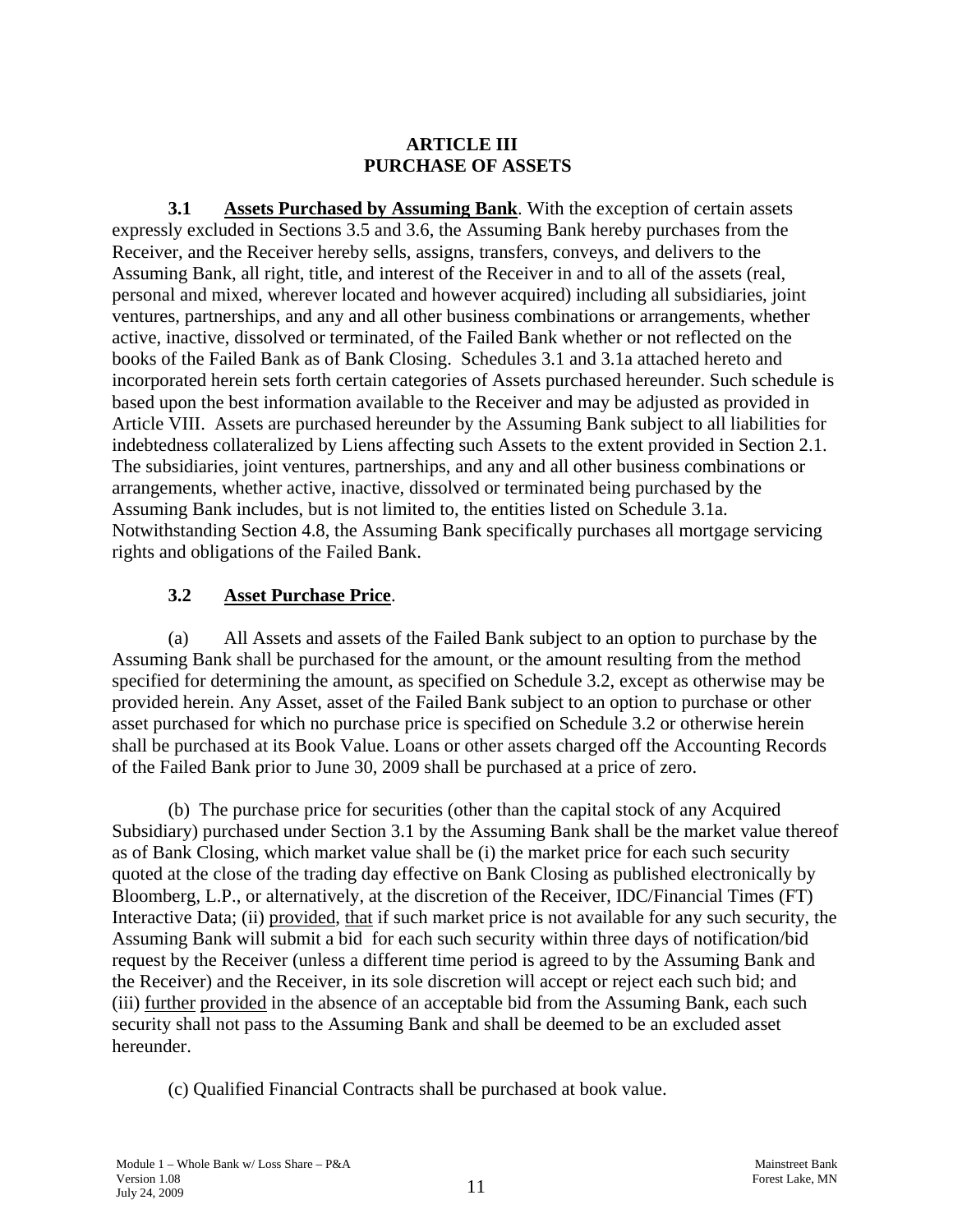## ARTICLE III
## PURCHASE OF ASSETS

**3.1 Assets Purchased by Assuming Bank**. With the exception of certain assets expressly excluded in Sections 3.5 and 3.6, the Assuming Bank hereby purchases from the Receiver, and the Receiver hereby sells, assigns, transfers, conveys, and delivers to the Assuming Bank, all right, title, and interest of the Receiver in and to all of the assets (real, personal and mixed, wherever located and however acquired) including all subsidiaries, joint ventures, partnerships, and any and all other business combinations or arrangements, whether active, inactive, dissolved or terminated, of the Failed Bank whether or not reflected on the books of the Failed Bank as of Bank Closing. Schedules 3.1 and 3.1a attached hereto and incorporated herein sets forth certain categories of Assets purchased hereunder. Such schedule is based upon the best information available to the Receiver and may be adjusted as provided in Article VIII. Assets are purchased hereunder by the Assuming Bank subject to all liabilities for indebtedness collateralized by Liens affecting such Assets to the extent provided in Section 2.1. The subsidiaries, joint ventures, partnerships, and any and all other business combinations or arrangements, whether active, inactive, dissolved or terminated being purchased by the Assuming Bank includes, but is not limited to, the entities listed on Schedule 3.1a. Notwithstanding Section 4.8, the Assuming Bank specifically purchases all mortgage servicing rights and obligations of the Failed Bank.

**3.2 Asset Purchase Price**.

(a) All Assets and assets of the Failed Bank subject to an option to purchase by the Assuming Bank shall be purchased for the amount, or the amount resulting from the method specified for determining the amount, as specified on Schedule 3.2, except as otherwise may be provided herein. Any Asset, asset of the Failed Bank subject to an option to purchase or other asset purchased for which no purchase price is specified on Schedule 3.2 or otherwise herein shall be purchased at its Book Value. Loans or other assets charged off the Accounting Records of the Failed Bank prior to June 30, 2009 shall be purchased at a price of zero.

(b) The purchase price for securities (other than the capital stock of any Acquired Subsidiary) purchased under Section 3.1 by the Assuming Bank shall be the market value thereof as of Bank Closing, which market value shall be (i) the market price for each such security quoted at the close of the trading day effective on Bank Closing as published electronically by Bloomberg, L.P., or alternatively, at the discretion of the Receiver, IDC/Financial Times (FT) Interactive Data; (ii) provided, that if such market price is not available for any such security, the Assuming Bank will submit a bid for each such security within three days of notification/bid request by the Receiver (unless a different time period is agreed to by the Assuming Bank and the Receiver) and the Receiver, in its sole discretion will accept or reject each such bid; and (iii) further provided in the absence of an acceptable bid from the Assuming Bank, each such security shall not pass to the Assuming Bank and shall be deemed to be an excluded asset hereunder.

(c) Qualified Financial Contracts shall be purchased at book value.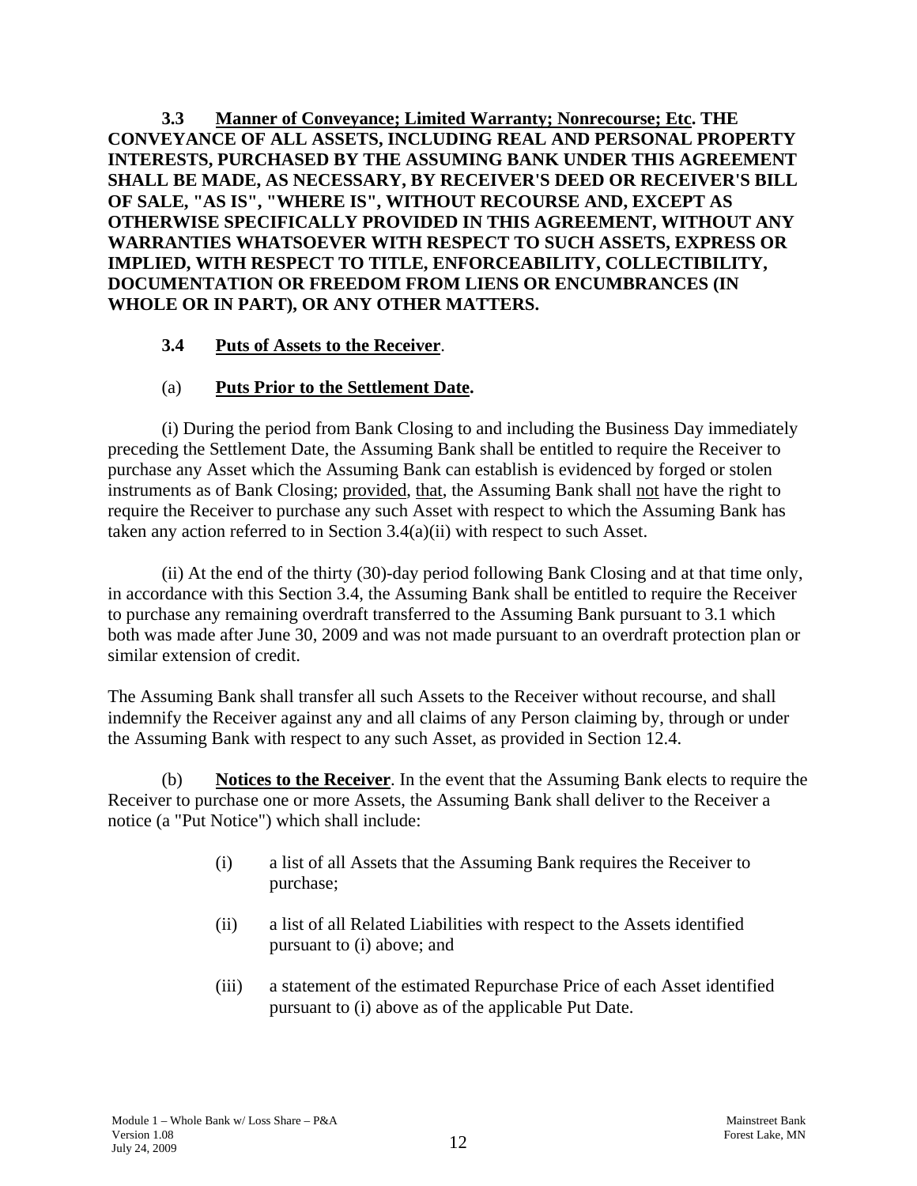**3.3 Manner of Conveyance; Limited Warranty; Nonrecourse; Etc. THE CONVEYANCE OF ALL ASSETS, INCLUDING REAL AND PERSONAL PROPERTY INTERESTS, PURCHASED BY THE ASSUMING BANK UNDER THIS AGREEMENT SHALL BE MADE, AS NECESSARY, BY RECEIVER'S DEED OR RECEIVER'S BILL OF SALE, "AS IS", "WHERE IS", WITHOUT RECOURSE AND, EXCEPT AS OTHERWISE SPECIFICALLY PROVIDED IN THIS AGREEMENT, WITHOUT ANY WARRANTIES WHATSOEVER WITH RESPECT TO SUCH ASSETS, EXPRESS OR IMPLIED, WITH RESPECT TO TITLE, ENFORCEABILITY, COLLECTIBILITY, DOCUMENTATION OR FREEDOM FROM LIENS OR ENCUMBRANCES (IN WHOLE OR IN PART), OR ANY OTHER MATTERS.**

**3.4 Puts of Assets to the Receiver**.

(a) **Puts Prior to the Settlement Date.**

(i) During the period from Bank Closing to and including the Business Day immediately preceding the Settlement Date, the Assuming Bank shall be entitled to require the Receiver to purchase any Asset which the Assuming Bank can establish is evidenced by forged or stolen instruments as of Bank Closing; provided, that, the Assuming Bank shall not have the right to require the Receiver to purchase any such Asset with respect to which the Assuming Bank has taken any action referred to in Section 3.4(a)(ii) with respect to such Asset.

(ii) At the end of the thirty (30)-day period following Bank Closing and at that time only, in accordance with this Section 3.4, the Assuming Bank shall be entitled to require the Receiver to purchase any remaining overdraft transferred to the Assuming Bank pursuant to 3.1 which both was made after June 30, 2009 and was not made pursuant to an overdraft protection plan or similar extension of credit.

The Assuming Bank shall transfer all such Assets to the Receiver without recourse, and shall indemnify the Receiver against any and all claims of any Person claiming by, through or under the Assuming Bank with respect to any such Asset, as provided in Section 12.4.

(b) **Notices to the Receiver**. In the event that the Assuming Bank elects to require the Receiver to purchase one or more Assets, the Assuming Bank shall deliver to the Receiver a notice (a "Put Notice") which shall include:

(i) a list of all Assets that the Assuming Bank requires the Receiver to purchase;

(ii) a list of all Related Liabilities with respect to the Assets identified pursuant to (i) above; and

(iii) a statement of the estimated Repurchase Price of each Asset identified pursuant to (i) above as of the applicable Put Date.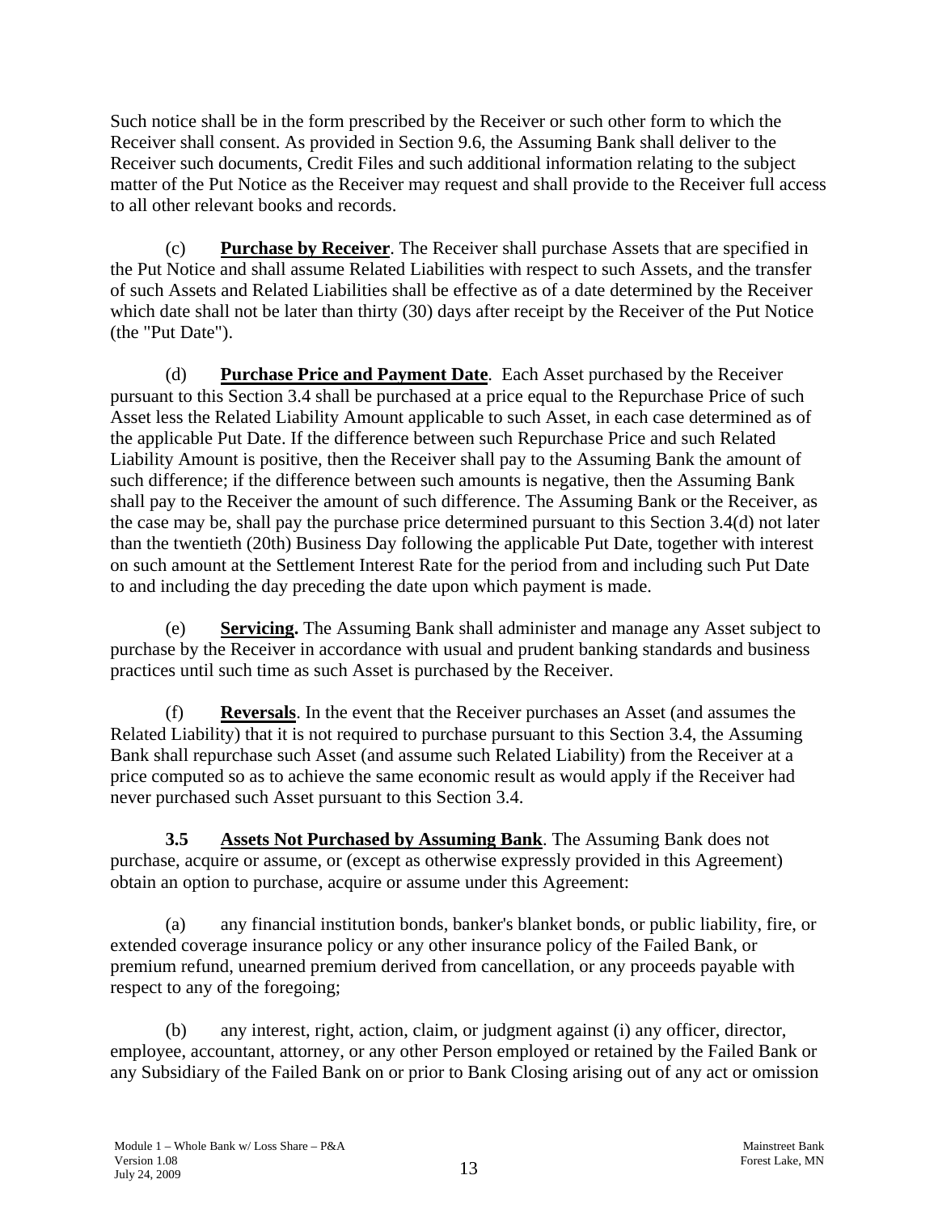Such notice shall be in the form prescribed by the Receiver or such other form to which the Receiver shall consent. As provided in Section 9.6, the Assuming Bank shall deliver to the Receiver such documents, Credit Files and such additional information relating to the subject matter of the Put Notice as the Receiver may request and shall provide to the Receiver full access to all other relevant books and records.

(c) **Purchase by Receiver**. The Receiver shall purchase Assets that are specified in the Put Notice and shall assume Related Liabilities with respect to such Assets, and the transfer of such Assets and Related Liabilities shall be effective as of a date determined by the Receiver which date shall not be later than thirty (30) days after receipt by the Receiver of the Put Notice (the "Put Date").

(d) **Purchase Price and Payment Date**. Each Asset purchased by the Receiver pursuant to this Section 3.4 shall be purchased at a price equal to the Repurchase Price of such Asset less the Related Liability Amount applicable to such Asset, in each case determined as of the applicable Put Date. If the difference between such Repurchase Price and such Related Liability Amount is positive, then the Receiver shall pay to the Assuming Bank the amount of such difference; if the difference between such amounts is negative, then the Assuming Bank shall pay to the Receiver the amount of such difference. The Assuming Bank or the Receiver, as the case may be, shall pay the purchase price determined pursuant to this Section 3.4(d) not later than the twentieth (20th) Business Day following the applicable Put Date, together with interest on such amount at the Settlement Interest Rate for the period from and including such Put Date to and including the day preceding the date upon which payment is made.

(e) **Servicing.** The Assuming Bank shall administer and manage any Asset subject to purchase by the Receiver in accordance with usual and prudent banking standards and business practices until such time as such Asset is purchased by the Receiver.

(f) **Reversals**. In the event that the Receiver purchases an Asset (and assumes the Related Liability) that it is not required to purchase pursuant to this Section 3.4, the Assuming Bank shall repurchase such Asset (and assume such Related Liability) from the Receiver at a price computed so as to achieve the same economic result as would apply if the Receiver had never purchased such Asset pursuant to this Section 3.4.

**3.5 Assets Not Purchased by Assuming Bank**. The Assuming Bank does not purchase, acquire or assume, or (except as otherwise expressly provided in this Agreement) obtain an option to purchase, acquire or assume under this Agreement:

(a) any financial institution bonds, banker's blanket bonds, or public liability, fire, or extended coverage insurance policy or any other insurance policy of the Failed Bank, or premium refund, unearned premium derived from cancellation, or any proceeds payable with respect to any of the foregoing;

(b) any interest, right, action, claim, or judgment against (i) any officer, director, employee, accountant, attorney, or any other Person employed or retained by the Failed Bank or any Subsidiary of the Failed Bank on or prior to Bank Closing arising out of any act or omission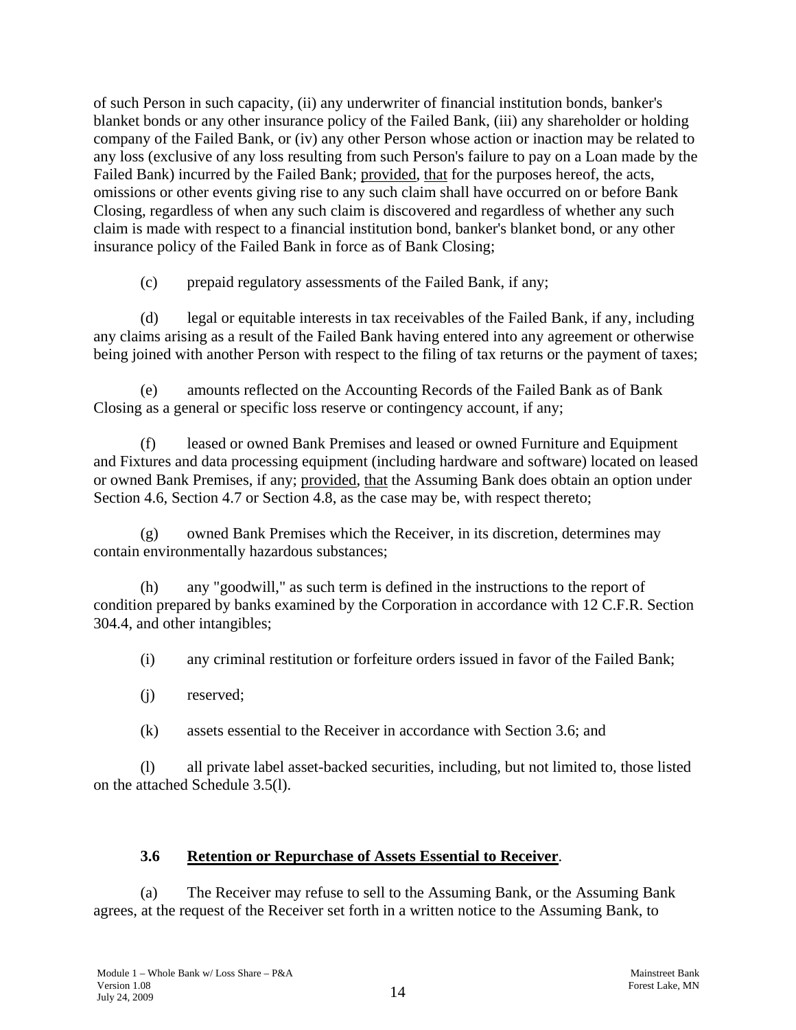of such Person in such capacity, (ii) any underwriter of financial institution bonds, banker's blanket bonds or any other insurance policy of the Failed Bank, (iii) any shareholder or holding company of the Failed Bank, or (iv) any other Person whose action or inaction may be related to any loss (exclusive of any loss resulting from such Person's failure to pay on a Loan made by the Failed Bank) incurred by the Failed Bank; provided, that for the purposes hereof, the acts, omissions or other events giving rise to any such claim shall have occurred on or before Bank Closing, regardless of when any such claim is discovered and regardless of whether any such claim is made with respect to a financial institution bond, banker's blanket bond, or any other insurance policy of the Failed Bank in force as of Bank Closing;

(c) prepaid regulatory assessments of the Failed Bank, if any;

(d) legal or equitable interests in tax receivables of the Failed Bank, if any, including any claims arising as a result of the Failed Bank having entered into any agreement or otherwise being joined with another Person with respect to the filing of tax returns or the payment of taxes;

(e) amounts reflected on the Accounting Records of the Failed Bank as of Bank Closing as a general or specific loss reserve or contingency account, if any;

(f) leased or owned Bank Premises and leased or owned Furniture and Equipment and Fixtures and data processing equipment (including hardware and software) located on leased or owned Bank Premises, if any; provided, that the Assuming Bank does obtain an option under Section 4.6, Section 4.7 or Section 4.8, as the case may be, with respect thereto;

(g) owned Bank Premises which the Receiver, in its discretion, determines may contain environmentally hazardous substances;

(h) any "goodwill," as such term is defined in the instructions to the report of condition prepared by banks examined by the Corporation in accordance with 12 C.F.R. Section 304.4, and other intangibles;

(i) any criminal restitution or forfeiture orders issued in favor of the Failed Bank;

(j) reserved;

(k) assets essential to the Receiver in accordance with Section 3.6; and

(l) all private label asset-backed securities, including, but not limited to, those listed on the attached Schedule 3.5(l).

### 3.6 Retention or Repurchase of Assets Essential to Receiver.

(a) The Receiver may refuse to sell to the Assuming Bank, or the Assuming Bank agrees, at the request of the Receiver set forth in a written notice to the Assuming Bank, to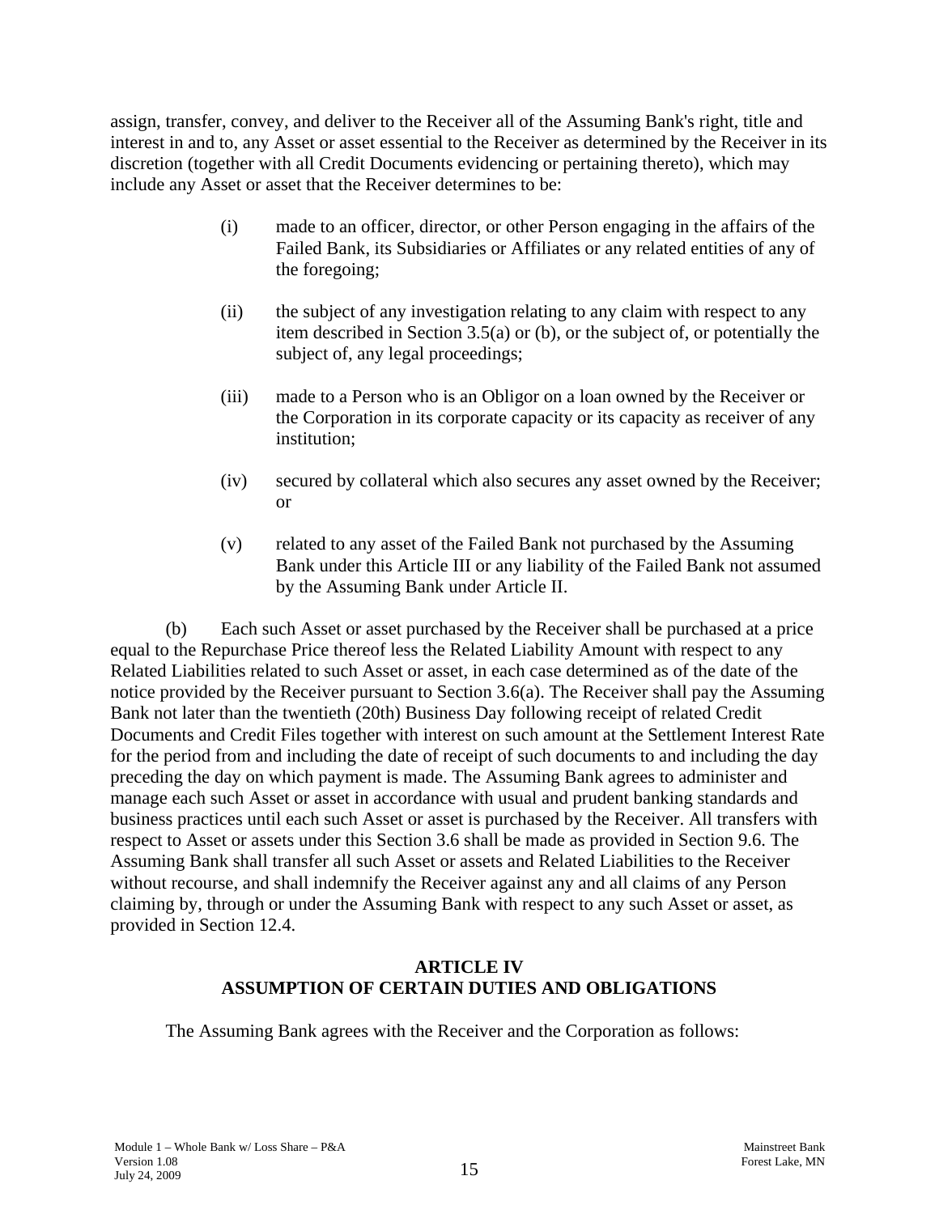assign, transfer, convey, and deliver to the Receiver all of the Assuming Bank's right, title and interest in and to, any Asset or asset essential to the Receiver as determined by the Receiver in its discretion (together with all Credit Documents evidencing or pertaining thereto), which may include any Asset or asset that the Receiver determines to be:

(i) made to an officer, director, or other Person engaging in the affairs of the Failed Bank, its Subsidiaries or Affiliates or any related entities of any of the foregoing;

(ii) the subject of any investigation relating to any claim with respect to any item described in Section 3.5(a) or (b), or the subject of, or potentially the subject of, any legal proceedings;

(iii) made to a Person who is an Obligor on a loan owned by the Receiver or the Corporation in its corporate capacity or its capacity as receiver of any institution;

(iv) secured by collateral which also secures any asset owned by the Receiver; or

(v) related to any asset of the Failed Bank not purchased by the Assuming Bank under this Article III or any liability of the Failed Bank not assumed by the Assuming Bank under Article II.

(b) Each such Asset or asset purchased by the Receiver shall be purchased at a price equal to the Repurchase Price thereof less the Related Liability Amount with respect to any Related Liabilities related to such Asset or asset, in each case determined as of the date of the notice provided by the Receiver pursuant to Section 3.6(a). The Receiver shall pay the Assuming Bank not later than the twentieth (20th) Business Day following receipt of related Credit Documents and Credit Files together with interest on such amount at the Settlement Interest Rate for the period from and including the date of receipt of such documents to and including the day preceding the day on which payment is made. The Assuming Bank agrees to administer and manage each such Asset or asset in accordance with usual and prudent banking standards and business practices until each such Asset or asset is purchased by the Receiver. All transfers with respect to Asset or assets under this Section 3.6 shall be made as provided in Section 9.6. The Assuming Bank shall transfer all such Asset or assets and Related Liabilities to the Receiver without recourse, and shall indemnify the Receiver against any and all claims of any Person claiming by, through or under the Assuming Bank with respect to any such Asset or asset, as provided in Section 12.4.

## ARTICLE IV
## ASSUMPTION OF CERTAIN DUTIES AND OBLIGATIONS

The Assuming Bank agrees with the Receiver and the Corporation as follows: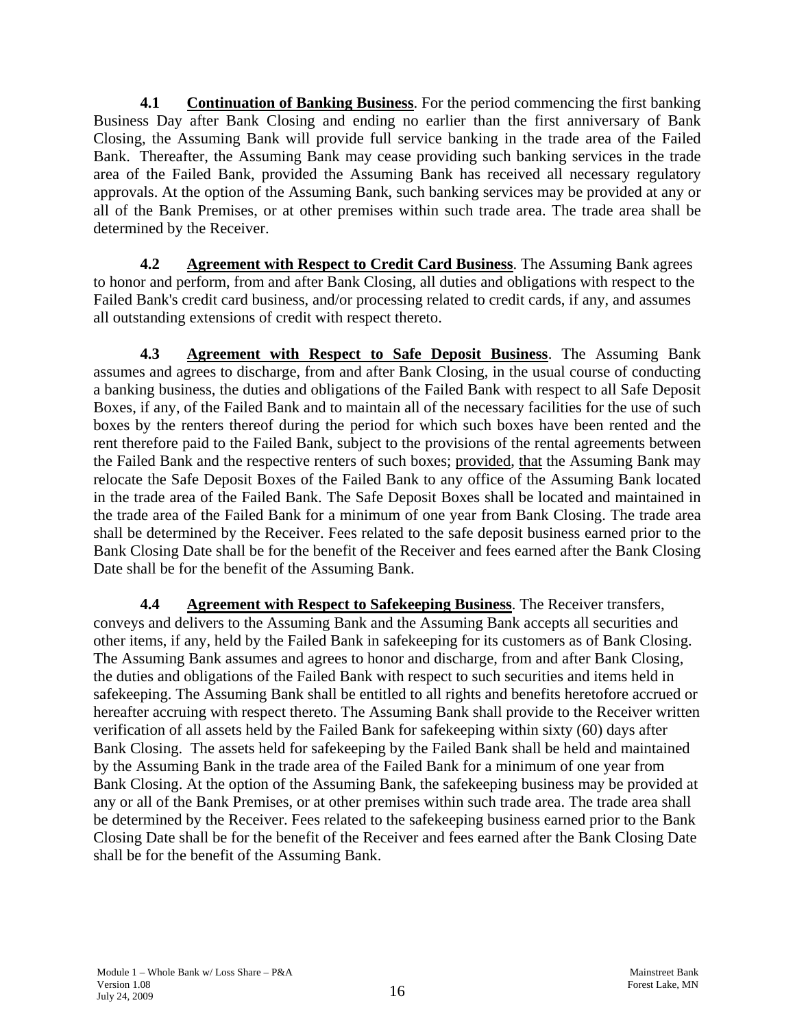**4.1 Continuation of Banking Business**. For the period commencing the first banking Business Day after Bank Closing and ending no earlier than the first anniversary of Bank Closing, the Assuming Bank will provide full service banking in the trade area of the Failed Bank. Thereafter, the Assuming Bank may cease providing such banking services in the trade area of the Failed Bank, provided the Assuming Bank has received all necessary regulatory approvals. At the option of the Assuming Bank, such banking services may be provided at any or all of the Bank Premises, or at other premises within such trade area. The trade area shall be determined by the Receiver.

**4.2 Agreement with Respect to Credit Card Business**. The Assuming Bank agrees to honor and perform, from and after Bank Closing, all duties and obligations with respect to the Failed Bank's credit card business, and/or processing related to credit cards, if any, and assumes all outstanding extensions of credit with respect thereto.

**4.3 Agreement with Respect to Safe Deposit Business**. The Assuming Bank assumes and agrees to discharge, from and after Bank Closing, in the usual course of conducting a banking business, the duties and obligations of the Failed Bank with respect to all Safe Deposit Boxes, if any, of the Failed Bank and to maintain all of the necessary facilities for the use of such boxes by the renters thereof during the period for which such boxes have been rented and the rent therefore paid to the Failed Bank, subject to the provisions of the rental agreements between the Failed Bank and the respective renters of such boxes; provided, that the Assuming Bank may relocate the Safe Deposit Boxes of the Failed Bank to any office of the Assuming Bank located in the trade area of the Failed Bank. The Safe Deposit Boxes shall be located and maintained in the trade area of the Failed Bank for a minimum of one year from Bank Closing. The trade area shall be determined by the Receiver. Fees related to the safe deposit business earned prior to the Bank Closing Date shall be for the benefit of the Receiver and fees earned after the Bank Closing Date shall be for the benefit of the Assuming Bank.

**4.4 Agreement with Respect to Safekeeping Business**. The Receiver transfers, conveys and delivers to the Assuming Bank and the Assuming Bank accepts all securities and other items, if any, held by the Failed Bank in safekeeping for its customers as of Bank Closing. The Assuming Bank assumes and agrees to honor and discharge, from and after Bank Closing, the duties and obligations of the Failed Bank with respect to such securities and items held in safekeeping. The Assuming Bank shall be entitled to all rights and benefits heretofore accrued or hereafter accruing with respect thereto. The Assuming Bank shall provide to the Receiver written verification of all assets held by the Failed Bank for safekeeping within sixty (60) days after Bank Closing. The assets held for safekeeping by the Failed Bank shall be held and maintained by the Assuming Bank in the trade area of the Failed Bank for a minimum of one year from Bank Closing. At the option of the Assuming Bank, the safekeeping business may be provided at any or all of the Bank Premises, or at other premises within such trade area. The trade area shall be determined by the Receiver. Fees related to the safekeeping business earned prior to the Bank Closing Date shall be for the benefit of the Receiver and fees earned after the Bank Closing Date shall be for the benefit of the Assuming Bank.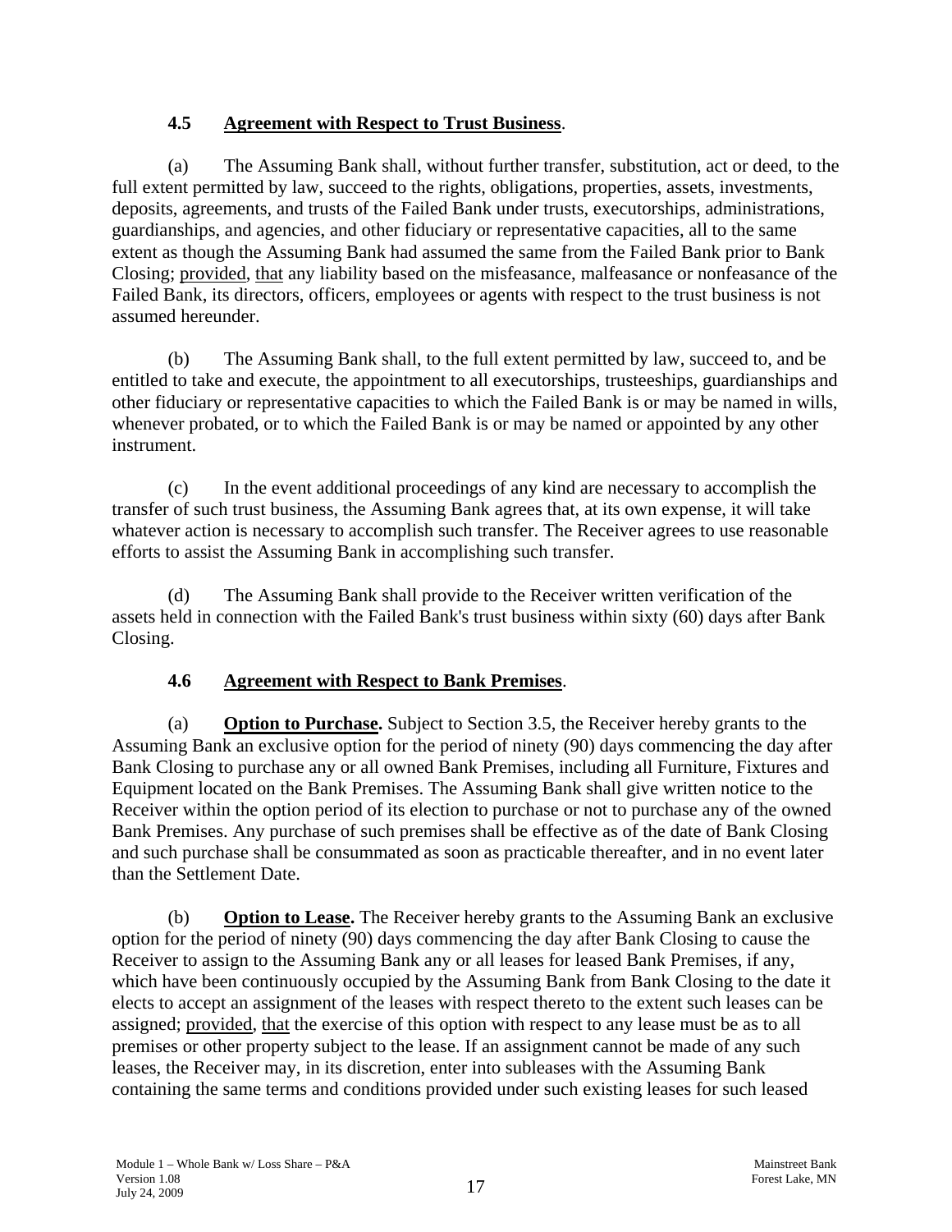### 4.5 Agreement with Respect to Trust Business.

(a) The Assuming Bank shall, without further transfer, substitution, act or deed, to the full extent permitted by law, succeed to the rights, obligations, properties, assets, investments, deposits, agreements, and trusts of the Failed Bank under trusts, executorships, administrations, guardianships, and agencies, and other fiduciary or representative capacities, all to the same extent as though the Assuming Bank had assumed the same from the Failed Bank prior to Bank Closing; provided, that any liability based on the misfeasance, malfeasance or nonfeasance of the Failed Bank, its directors, officers, employees or agents with respect to the trust business is not assumed hereunder.

(b) The Assuming Bank shall, to the full extent permitted by law, succeed to, and be entitled to take and execute, the appointment to all executorships, trusteeships, guardianships and other fiduciary or representative capacities to which the Failed Bank is or may be named in wills, whenever probated, or to which the Failed Bank is or may be named or appointed by any other instrument.

(c) In the event additional proceedings of any kind are necessary to accomplish the transfer of such trust business, the Assuming Bank agrees that, at its own expense, it will take whatever action is necessary to accomplish such transfer. The Receiver agrees to use reasonable efforts to assist the Assuming Bank in accomplishing such transfer.

(d) The Assuming Bank shall provide to the Receiver written verification of the assets held in connection with the Failed Bank's trust business within sixty (60) days after Bank Closing.

### 4.6 Agreement with Respect to Bank Premises.

(a) **Option to Purchase.** Subject to Section 3.5, the Receiver hereby grants to the Assuming Bank an exclusive option for the period of ninety (90) days commencing the day after Bank Closing to purchase any or all owned Bank Premises, including all Furniture, Fixtures and Equipment located on the Bank Premises. The Assuming Bank shall give written notice to the Receiver within the option period of its election to purchase or not to purchase any of the owned Bank Premises. Any purchase of such premises shall be effective as of the date of Bank Closing and such purchase shall be consummated as soon as practicable thereafter, and in no event later than the Settlement Date.

(b) **Option to Lease.** The Receiver hereby grants to the Assuming Bank an exclusive option for the period of ninety (90) days commencing the day after Bank Closing to cause the Receiver to assign to the Assuming Bank any or all leases for leased Bank Premises, if any, which have been continuously occupied by the Assuming Bank from Bank Closing to the date it elects to accept an assignment of the leases with respect thereto to the extent such leases can be assigned; provided, that the exercise of this option with respect to any lease must be as to all premises or other property subject to the lease. If an assignment cannot be made of any such leases, the Receiver may, in its discretion, enter into subleases with the Assuming Bank containing the same terms and conditions provided under such existing leases for such leased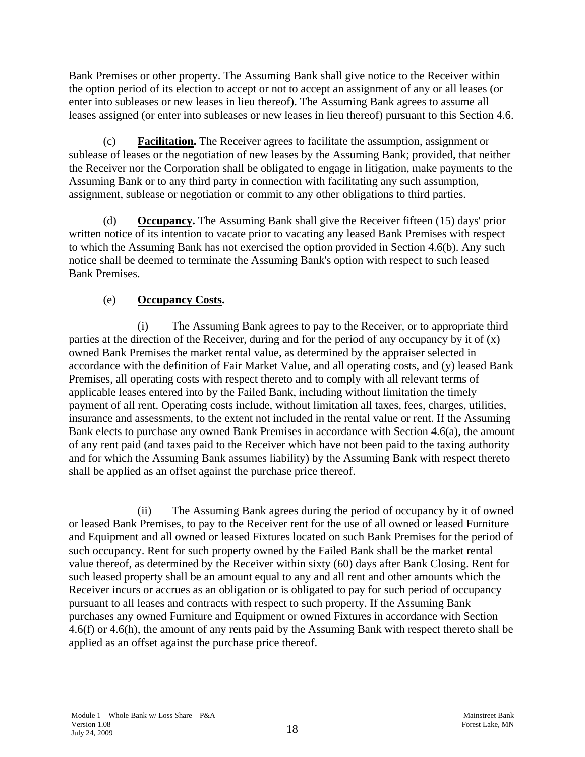Bank Premises or other property. The Assuming Bank shall give notice to the Receiver within the option period of its election to accept or not to accept an assignment of any or all leases (or enter into subleases or new leases in lieu thereof). The Assuming Bank agrees to assume all leases assigned (or enter into subleases or new leases in lieu thereof) pursuant to this Section 4.6.

(c) **Facilitation.** The Receiver agrees to facilitate the assumption, assignment or sublease of leases or the negotiation of new leases by the Assuming Bank; provided, that neither the Receiver nor the Corporation shall be obligated to engage in litigation, make payments to the Assuming Bank or to any third party in connection with facilitating any such assumption, assignment, sublease or negotiation or commit to any other obligations to third parties.

(d) **Occupancy.** The Assuming Bank shall give the Receiver fifteen (15) days' prior written notice of its intention to vacate prior to vacating any leased Bank Premises with respect to which the Assuming Bank has not exercised the option provided in Section 4.6(b). Any such notice shall be deemed to terminate the Assuming Bank's option with respect to such leased Bank Premises.

(e) **Occupancy Costs.**

(i) The Assuming Bank agrees to pay to the Receiver, or to appropriate third parties at the direction of the Receiver, during and for the period of any occupancy by it of (x) owned Bank Premises the market rental value, as determined by the appraiser selected in accordance with the definition of Fair Market Value, and all operating costs, and (y) leased Bank Premises, all operating costs with respect thereto and to comply with all relevant terms of applicable leases entered into by the Failed Bank, including without limitation the timely payment of all rent. Operating costs include, without limitation all taxes, fees, charges, utilities, insurance and assessments, to the extent not included in the rental value or rent. If the Assuming Bank elects to purchase any owned Bank Premises in accordance with Section 4.6(a), the amount of any rent paid (and taxes paid to the Receiver which have not been paid to the taxing authority and for which the Assuming Bank assumes liability) by the Assuming Bank with respect thereto shall be applied as an offset against the purchase price thereof.

(ii) The Assuming Bank agrees during the period of occupancy by it of owned or leased Bank Premises, to pay to the Receiver rent for the use of all owned or leased Furniture and Equipment and all owned or leased Fixtures located on such Bank Premises for the period of such occupancy. Rent for such property owned by the Failed Bank shall be the market rental value thereof, as determined by the Receiver within sixty (60) days after Bank Closing. Rent for such leased property shall be an amount equal to any and all rent and other amounts which the Receiver incurs or accrues as an obligation or is obligated to pay for such period of occupancy pursuant to all leases and contracts with respect to such property. If the Assuming Bank purchases any owned Furniture and Equipment or owned Fixtures in accordance with Section 4.6(f) or 4.6(h), the amount of any rents paid by the Assuming Bank with respect thereto shall be applied as an offset against the purchase price thereof.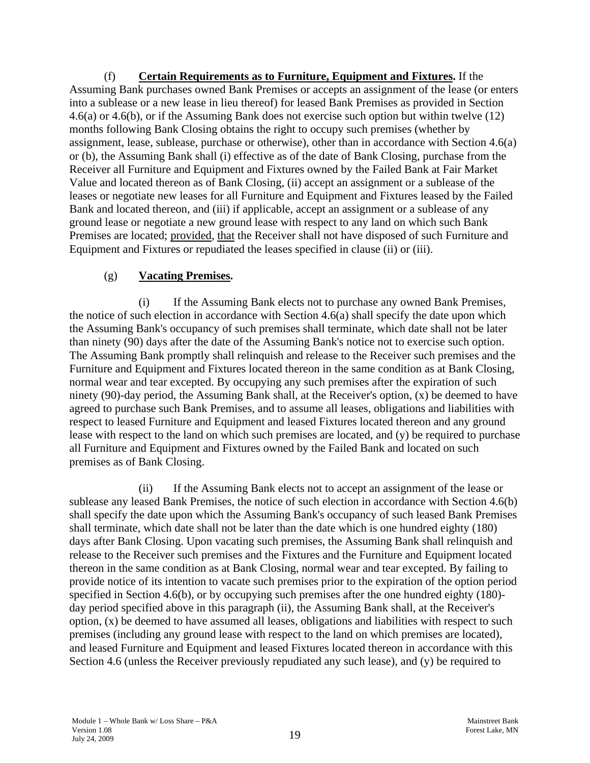(f) **Certain Requirements as to Furniture, Equipment and Fixtures.** If the Assuming Bank purchases owned Bank Premises or accepts an assignment of the lease (or enters into a sublease or a new lease in lieu thereof) for leased Bank Premises as provided in Section 4.6(a) or 4.6(b), or if the Assuming Bank does not exercise such option but within twelve (12) months following Bank Closing obtains the right to occupy such premises (whether by assignment, lease, sublease, purchase or otherwise), other than in accordance with Section 4.6(a) or (b), the Assuming Bank shall (i) effective as of the date of Bank Closing, purchase from the Receiver all Furniture and Equipment and Fixtures owned by the Failed Bank at Fair Market Value and located thereon as of Bank Closing, (ii) accept an assignment or a sublease of the leases or negotiate new leases for all Furniture and Equipment and Fixtures leased by the Failed Bank and located thereon, and (iii) if applicable, accept an assignment or a sublease of any ground lease or negotiate a new ground lease with respect to any land on which such Bank Premises are located; provided, that the Receiver shall not have disposed of such Furniture and Equipment and Fixtures or repudiated the leases specified in clause (ii) or (iii).

(g) **Vacating Premises.**

(i) If the Assuming Bank elects not to purchase any owned Bank Premises, the notice of such election in accordance with Section 4.6(a) shall specify the date upon which the Assuming Bank's occupancy of such premises shall terminate, which date shall not be later than ninety (90) days after the date of the Assuming Bank's notice not to exercise such option. The Assuming Bank promptly shall relinquish and release to the Receiver such premises and the Furniture and Equipment and Fixtures located thereon in the same condition as at Bank Closing, normal wear and tear excepted. By occupying any such premises after the expiration of such ninety (90)-day period, the Assuming Bank shall, at the Receiver's option, (x) be deemed to have agreed to purchase such Bank Premises, and to assume all leases, obligations and liabilities with respect to leased Furniture and Equipment and leased Fixtures located thereon and any ground lease with respect to the land on which such premises are located, and (y) be required to purchase all Furniture and Equipment and Fixtures owned by the Failed Bank and located on such premises as of Bank Closing.

(ii) If the Assuming Bank elects not to accept an assignment of the lease or sublease any leased Bank Premises, the notice of such election in accordance with Section 4.6(b) shall specify the date upon which the Assuming Bank's occupancy of such leased Bank Premises shall terminate, which date shall not be later than the date which is one hundred eighty (180) days after Bank Closing. Upon vacating such premises, the Assuming Bank shall relinquish and release to the Receiver such premises and the Fixtures and the Furniture and Equipment located thereon in the same condition as at Bank Closing, normal wear and tear excepted. By failing to provide notice of its intention to vacate such premises prior to the expiration of the option period specified in Section 4.6(b), or by occupying such premises after the one hundred eighty (180)-day period specified above in this paragraph (ii), the Assuming Bank shall, at the Receiver's option, (x) be deemed to have assumed all leases, obligations and liabilities with respect to such premises (including any ground lease with respect to the land on which premises are located), and leased Furniture and Equipment and leased Fixtures located thereon in accordance with this Section 4.6 (unless the Receiver previously repudiated any such lease), and (y) be required to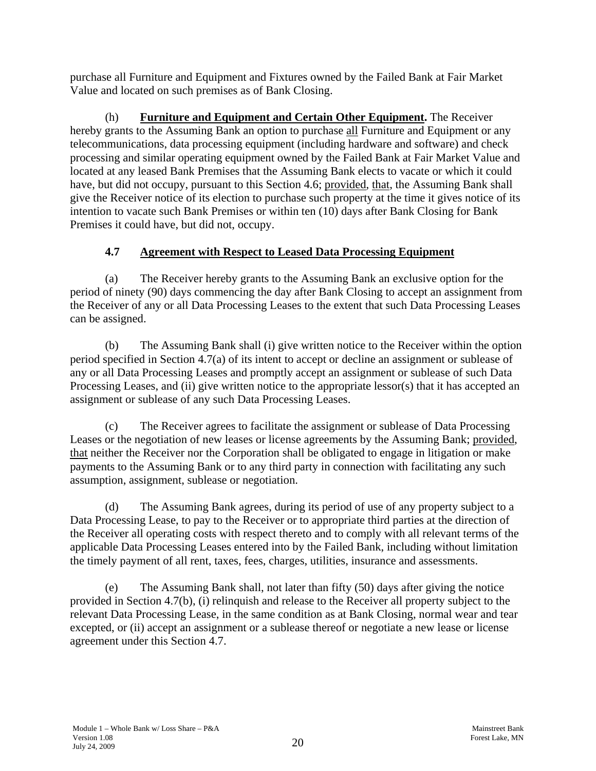purchase all Furniture and Equipment and Fixtures owned by the Failed Bank at Fair Market Value and located on such premises as of Bank Closing.

(h) **Furniture and Equipment and Certain Other Equipment.** The Receiver hereby grants to the Assuming Bank an option to purchase all Furniture and Equipment or any telecommunications, data processing equipment (including hardware and software) and check processing and similar operating equipment owned by the Failed Bank at Fair Market Value and located at any leased Bank Premises that the Assuming Bank elects to vacate or which it could have, but did not occupy, pursuant to this Section 4.6; provided, that, the Assuming Bank shall give the Receiver notice of its election to purchase such property at the time it gives notice of its intention to vacate such Bank Premises or within ten (10) days after Bank Closing for Bank Premises it could have, but did not, occupy.

### 4.7 Agreement with Respect to Leased Data Processing Equipment

(a) The Receiver hereby grants to the Assuming Bank an exclusive option for the period of ninety (90) days commencing the day after Bank Closing to accept an assignment from the Receiver of any or all Data Processing Leases to the extent that such Data Processing Leases can be assigned.

(b) The Assuming Bank shall (i) give written notice to the Receiver within the option period specified in Section 4.7(a) of its intent to accept or decline an assignment or sublease of any or all Data Processing Leases and promptly accept an assignment or sublease of such Data Processing Leases, and (ii) give written notice to the appropriate lessor(s) that it has accepted an assignment or sublease of any such Data Processing Leases.

(c) The Receiver agrees to facilitate the assignment or sublease of Data Processing Leases or the negotiation of new leases or license agreements by the Assuming Bank; provided, that neither the Receiver nor the Corporation shall be obligated to engage in litigation or make payments to the Assuming Bank or to any third party in connection with facilitating any such assumption, assignment, sublease or negotiation.

(d) The Assuming Bank agrees, during its period of use of any property subject to a Data Processing Lease, to pay to the Receiver or to appropriate third parties at the direction of the Receiver all operating costs with respect thereto and to comply with all relevant terms of the applicable Data Processing Leases entered into by the Failed Bank, including without limitation the timely payment of all rent, taxes, fees, charges, utilities, insurance and assessments.

(e) The Assuming Bank shall, not later than fifty (50) days after giving the notice provided in Section 4.7(b), (i) relinquish and release to the Receiver all property subject to the relevant Data Processing Lease, in the same condition as at Bank Closing, normal wear and tear excepted, or (ii) accept an assignment or a sublease thereof or negotiate a new lease or license agreement under this Section 4.7.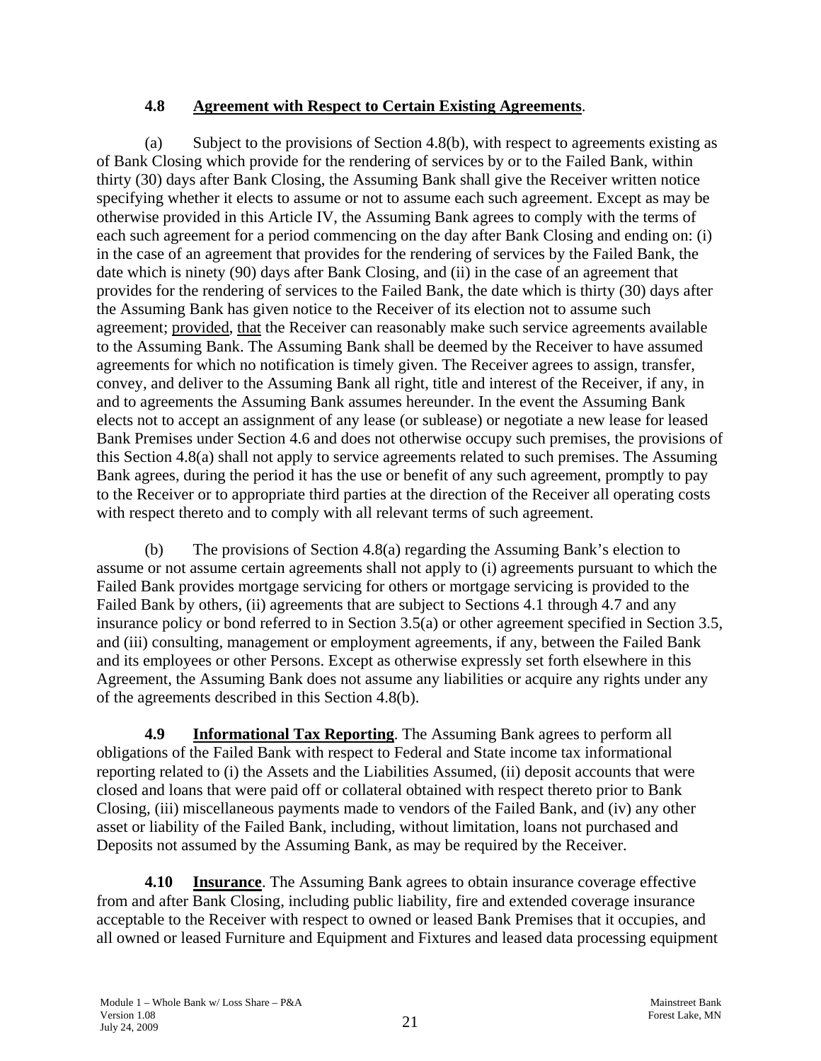### 4.8 **Agreement with Respect to Certain Existing Agreements**.

(a) Subject to the provisions of Section 4.8(b), with respect to agreements existing as of Bank Closing which provide for the rendering of services by or to the Failed Bank, within thirty (30) days after Bank Closing, the Assuming Bank shall give the Receiver written notice specifying whether it elects to assume or not to assume each such agreement. Except as may be otherwise provided in this Article IV, the Assuming Bank agrees to comply with the terms of each such agreement for a period commencing on the day after Bank Closing and ending on: (i) in the case of an agreement that provides for the rendering of services by the Failed Bank, the date which is ninety (90) days after Bank Closing, and (ii) in the case of an agreement that provides for the rendering of services to the Failed Bank, the date which is thirty (30) days after the Assuming Bank has given notice to the Receiver of its election not to assume such agreement; provided, that the Receiver can reasonably make such service agreements available to the Assuming Bank. The Assuming Bank shall be deemed by the Receiver to have assumed agreements for which no notification is timely given. The Receiver agrees to assign, transfer, convey, and deliver to the Assuming Bank all right, title and interest of the Receiver, if any, in and to agreements the Assuming Bank assumes hereunder. In the event the Assuming Bank elects not to accept an assignment of any lease (or sublease) or negotiate a new lease for leased Bank Premises under Section 4.6 and does not otherwise occupy such premises, the provisions of this Section 4.8(a) shall not apply to service agreements related to such premises. The Assuming Bank agrees, during the period it has the use or benefit of any such agreement, promptly to pay to the Receiver or to appropriate third parties at the direction of the Receiver all operating costs with respect thereto and to comply with all relevant terms of such agreement.

(b) The provisions of Section 4.8(a) regarding the Assuming Bank's election to assume or not assume certain agreements shall not apply to (i) agreements pursuant to which the Failed Bank provides mortgage servicing for others or mortgage servicing is provided to the Failed Bank by others, (ii) agreements that are subject to Sections 4.1 through 4.7 and any insurance policy or bond referred to in Section 3.5(a) or other agreement specified in Section 3.5, and (iii) consulting, management or employment agreements, if any, between the Failed Bank and its employees or other Persons. Except as otherwise expressly set forth elsewhere in this Agreement, the Assuming Bank does not assume any liabilities or acquire any rights under any of the agreements described in this Section 4.8(b).

**4.9 Informational Tax Reporting**. The Assuming Bank agrees to perform all obligations of the Failed Bank with respect to Federal and State income tax informational reporting related to (i) the Assets and the Liabilities Assumed, (ii) deposit accounts that were closed and loans that were paid off or collateral obtained with respect thereto prior to Bank Closing, (iii) miscellaneous payments made to vendors of the Failed Bank, and (iv) any other asset or liability of the Failed Bank, including, without limitation, loans not purchased and Deposits not assumed by the Assuming Bank, as may be required by the Receiver.

**4.10 Insurance**. The Assuming Bank agrees to obtain insurance coverage effective from and after Bank Closing, including public liability, fire and extended coverage insurance acceptable to the Receiver with respect to owned or leased Bank Premises that it occupies, and all owned or leased Furniture and Equipment and Fixtures and leased data processing equipment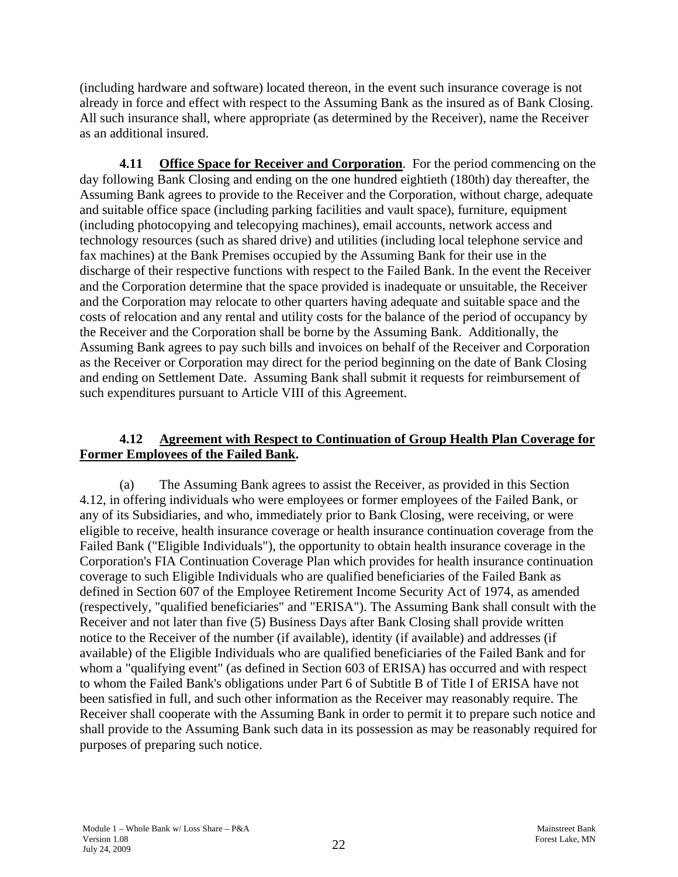(including hardware and software) located thereon, in the event such insurance coverage is not already in force and effect with respect to the Assuming Bank as the insured as of Bank Closing. All such insurance shall, where appropriate (as determined by the Receiver), name the Receiver as an additional insured.

**4.11 Office Space for Receiver and Corporation**. For the period commencing on the day following Bank Closing and ending on the one hundred eightieth (180th) day thereafter, the Assuming Bank agrees to provide to the Receiver and the Corporation, without charge, adequate and suitable office space (including parking facilities and vault space), furniture, equipment (including photocopying and telecopying machines), email accounts, network access and technology resources (such as shared drive) and utilities (including local telephone service and fax machines) at the Bank Premises occupied by the Assuming Bank for their use in the discharge of their respective functions with respect to the Failed Bank. In the event the Receiver and the Corporation determine that the space provided is inadequate or unsuitable, the Receiver and the Corporation may relocate to other quarters having adequate and suitable space and the costs of relocation and any rental and utility costs for the balance of the period of occupancy by the Receiver and the Corporation shall be borne by the Assuming Bank. Additionally, the Assuming Bank agrees to pay such bills and invoices on behalf of the Receiver and Corporation as the Receiver or Corporation may direct for the period beginning on the date of Bank Closing and ending on Settlement Date. Assuming Bank shall submit it requests for reimbursement of such expenditures pursuant to Article VIII of this Agreement.

**4.12 Agreement with Respect to Continuation of Group Health Plan Coverage for Former Employees of the Failed Bank.**

(a) The Assuming Bank agrees to assist the Receiver, as provided in this Section 4.12, in offering individuals who were employees or former employees of the Failed Bank, or any of its Subsidiaries, and who, immediately prior to Bank Closing, were receiving, or were eligible to receive, health insurance coverage or health insurance continuation coverage from the Failed Bank ("Eligible Individuals"), the opportunity to obtain health insurance coverage in the Corporation's FIA Continuation Coverage Plan which provides for health insurance continuation coverage to such Eligible Individuals who are qualified beneficiaries of the Failed Bank as defined in Section 607 of the Employee Retirement Income Security Act of 1974, as amended (respectively, "qualified beneficiaries" and "ERISA"). The Assuming Bank shall consult with the Receiver and not later than five (5) Business Days after Bank Closing shall provide written notice to the Receiver of the number (if available), identity (if available) and addresses (if available) of the Eligible Individuals who are qualified beneficiaries of the Failed Bank and for whom a "qualifying event" (as defined in Section 603 of ERISA) has occurred and with respect to whom the Failed Bank's obligations under Part 6 of Subtitle B of Title I of ERISA have not been satisfied in full, and such other information as the Receiver may reasonably require. The Receiver shall cooperate with the Assuming Bank in order to permit it to prepare such notice and shall provide to the Assuming Bank such data in its possession as may be reasonably required for purposes of preparing such notice.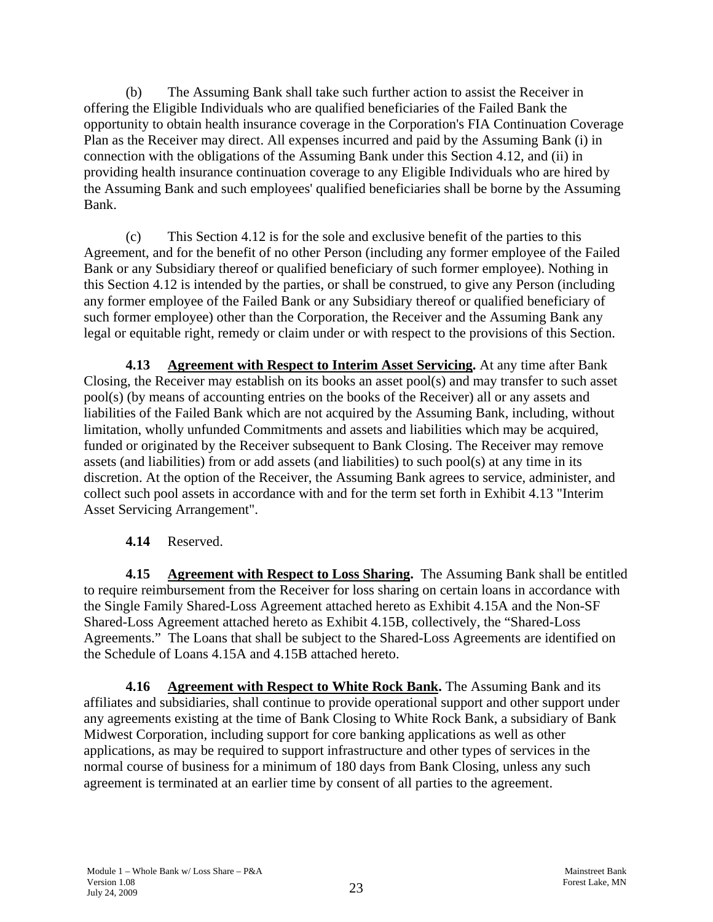(b) The Assuming Bank shall take such further action to assist the Receiver in offering the Eligible Individuals who are qualified beneficiaries of the Failed Bank the opportunity to obtain health insurance coverage in the Corporation's FIA Continuation Coverage Plan as the Receiver may direct. All expenses incurred and paid by the Assuming Bank (i) in connection with the obligations of the Assuming Bank under this Section 4.12, and (ii) in providing health insurance continuation coverage to any Eligible Individuals who are hired by the Assuming Bank and such employees' qualified beneficiaries shall be borne by the Assuming Bank.

(c) This Section 4.12 is for the sole and exclusive benefit of the parties to this Agreement, and for the benefit of no other Person (including any former employee of the Failed Bank or any Subsidiary thereof or qualified beneficiary of such former employee). Nothing in this Section 4.12 is intended by the parties, or shall be construed, to give any Person (including any former employee of the Failed Bank or any Subsidiary thereof or qualified beneficiary of such former employee) other than the Corporation, the Receiver and the Assuming Bank any legal or equitable right, remedy or claim under or with respect to the provisions of this Section.

**4.13 <u>Agreement with Respect to Interim Asset Servicing</u>.** At any time after Bank Closing, the Receiver may establish on its books an asset pool(s) and may transfer to such asset pool(s) (by means of accounting entries on the books of the Receiver) all or any assets and liabilities of the Failed Bank which are not acquired by the Assuming Bank, including, without limitation, wholly unfunded Commitments and assets and liabilities which may be acquired, funded or originated by the Receiver subsequent to Bank Closing. The Receiver may remove assets (and liabilities) from or add assets (and liabilities) to such pool(s) at any time in its discretion. At the option of the Receiver, the Assuming Bank agrees to service, administer, and collect such pool assets in accordance with and for the term set forth in Exhibit 4.13 "Interim Asset Servicing Arrangement".

**4.14** Reserved.

**4.15 <u>Agreement with Respect to Loss Sharing</u>.** The Assuming Bank shall be entitled to require reimbursement from the Receiver for loss sharing on certain loans in accordance with the Single Family Shared-Loss Agreement attached hereto as Exhibit 4.15A and the Non-SF Shared-Loss Agreement attached hereto as Exhibit 4.15B, collectively, the "Shared-Loss Agreements." The Loans that shall be subject to the Shared-Loss Agreements are identified on the Schedule of Loans 4.15A and 4.15B attached hereto.

**4.16 <u>Agreement with Respect to White Rock Bank</u>.** The Assuming Bank and its affiliates and subsidiaries, shall continue to provide operational support and other support under any agreements existing at the time of Bank Closing to White Rock Bank, a subsidiary of Bank Midwest Corporation, including support for core banking applications as well as other applications, as may be required to support infrastructure and other types of services in the normal course of business for a minimum of 180 days from Bank Closing, unless any such agreement is terminated at an earlier time by consent of all parties to the agreement.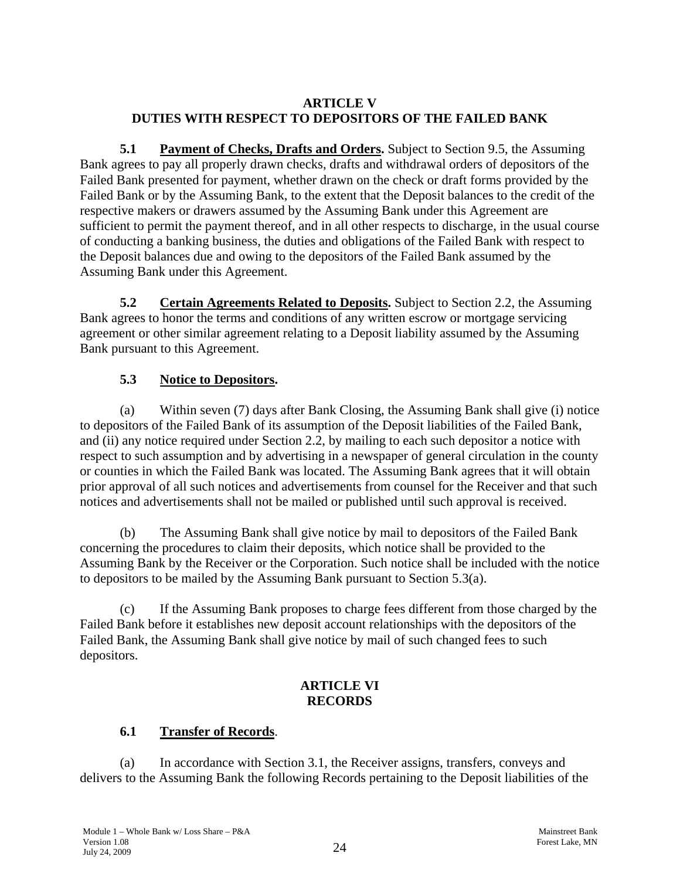## ARTICLE V
## DUTIES WITH RESPECT TO DEPOSITORS OF THE FAILED BANK

**5.1 Payment of Checks, Drafts and Orders.** Subject to Section 9.5, the Assuming Bank agrees to pay all properly drawn checks, drafts and withdrawal orders of depositors of the Failed Bank presented for payment, whether drawn on the check or draft forms provided by the Failed Bank or by the Assuming Bank, to the extent that the Deposit balances to the credit of the respective makers or drawers assumed by the Assuming Bank under this Agreement are sufficient to permit the payment thereof, and in all other respects to discharge, in the usual course of conducting a banking business, the duties and obligations of the Failed Bank with respect to the Deposit balances due and owing to the depositors of the Failed Bank assumed by the Assuming Bank under this Agreement.

**5.2 Certain Agreements Related to Deposits.** Subject to Section 2.2, the Assuming Bank agrees to honor the terms and conditions of any written escrow or mortgage servicing agreement or other similar agreement relating to a Deposit liability assumed by the Assuming Bank pursuant to this Agreement.

**5.3 Notice to Depositors.**

(a) Within seven (7) days after Bank Closing, the Assuming Bank shall give (i) notice to depositors of the Failed Bank of its assumption of the Deposit liabilities of the Failed Bank, and (ii) any notice required under Section 2.2, by mailing to each such depositor a notice with respect to such assumption and by advertising in a newspaper of general circulation in the county or counties in which the Failed Bank was located. The Assuming Bank agrees that it will obtain prior approval of all such notices and advertisements from counsel for the Receiver and that such notices and advertisements shall not be mailed or published until such approval is received.

(b) The Assuming Bank shall give notice by mail to depositors of the Failed Bank concerning the procedures to claim their deposits, which notice shall be provided to the Assuming Bank by the Receiver or the Corporation. Such notice shall be included with the notice to depositors to be mailed by the Assuming Bank pursuant to Section 5.3(a).

(c) If the Assuming Bank proposes to charge fees different from those charged by the Failed Bank before it establishes new deposit account relationships with the depositors of the Failed Bank, the Assuming Bank shall give notice by mail of such changed fees to such depositors.

## ARTICLE VI
## RECORDS

**6.1 Transfer of Records.**

(a) In accordance with Section 3.1, the Receiver assigns, transfers, conveys and delivers to the Assuming Bank the following Records pertaining to the Deposit liabilities of the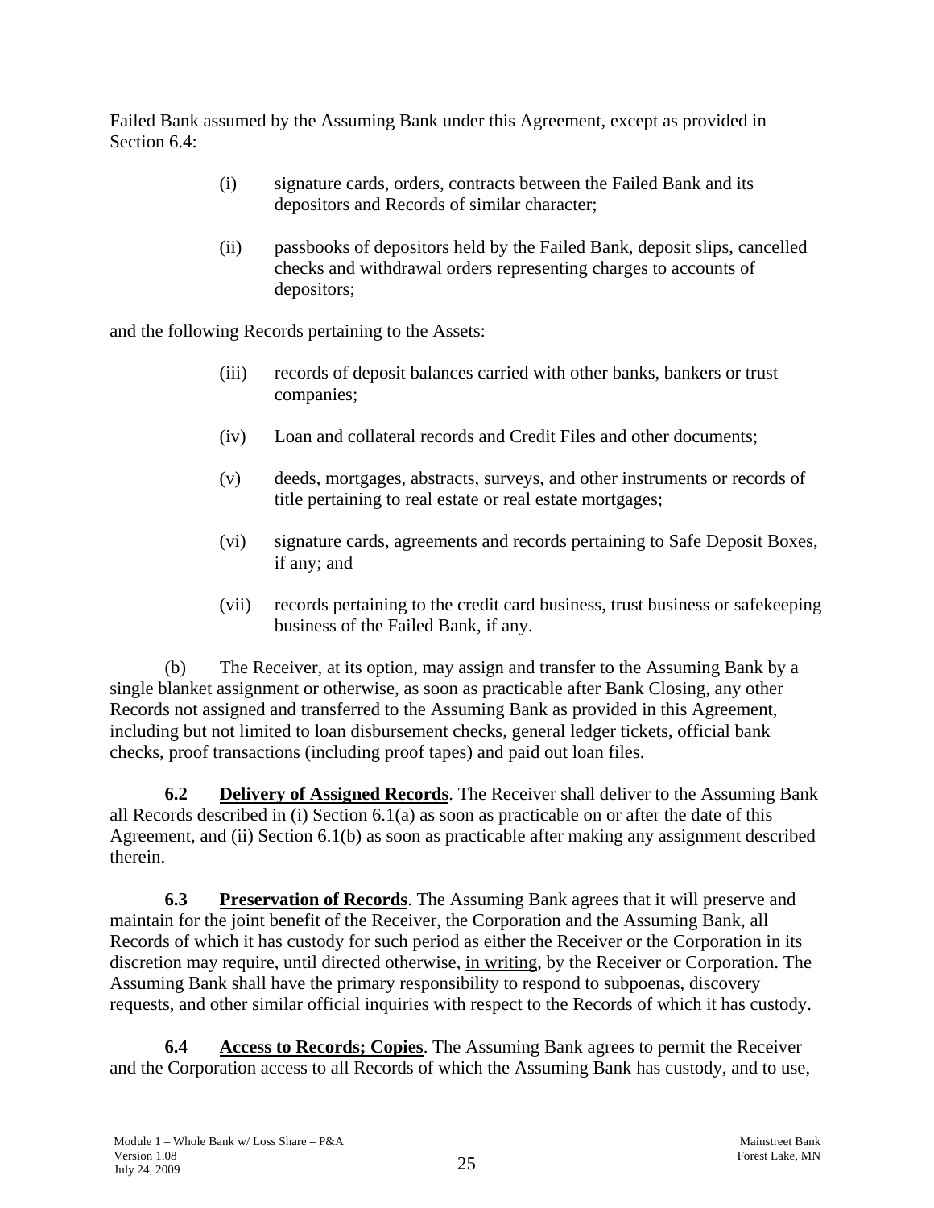Failed Bank assumed by the Assuming Bank under this Agreement, except as provided in Section 6.4:

(i) signature cards, orders, contracts between the Failed Bank and its depositors and Records of similar character;

(ii) passbooks of depositors held by the Failed Bank, deposit slips, cancelled checks and withdrawal orders representing charges to accounts of depositors;

and the following Records pertaining to the Assets:

(iii) records of deposit balances carried with other banks, bankers or trust companies;

(iv) Loan and collateral records and Credit Files and other documents;

(v) deeds, mortgages, abstracts, surveys, and other instruments or records of title pertaining to real estate or real estate mortgages;

(vi) signature cards, agreements and records pertaining to Safe Deposit Boxes, if any; and

(vii) records pertaining to the credit card business, trust business or safekeeping business of the Failed Bank, if any.

(b) The Receiver, at its option, may assign and transfer to the Assuming Bank by a single blanket assignment or otherwise, as soon as practicable after Bank Closing, any other Records not assigned and transferred to the Assuming Bank as provided in this Agreement, including but not limited to loan disbursement checks, general ledger tickets, official bank checks, proof transactions (including proof tapes) and paid out loan files.

**6.2 Delivery of Assigned Records**. The Receiver shall deliver to the Assuming Bank all Records described in (i) Section 6.1(a) as soon as practicable on or after the date of this Agreement, and (ii) Section 6.1(b) as soon as practicable after making any assignment described therein.

**6.3 Preservation of Records**. The Assuming Bank agrees that it will preserve and maintain for the joint benefit of the Receiver, the Corporation and the Assuming Bank, all Records of which it has custody for such period as either the Receiver or the Corporation in its discretion may require, until directed otherwise, in writing, by the Receiver or Corporation. The Assuming Bank shall have the primary responsibility to respond to subpoenas, discovery requests, and other similar official inquiries with respect to the Records of which it has custody.

**6.4 Access to Records; Copies**. The Assuming Bank agrees to permit the Receiver and the Corporation access to all Records of which the Assuming Bank has custody, and to use,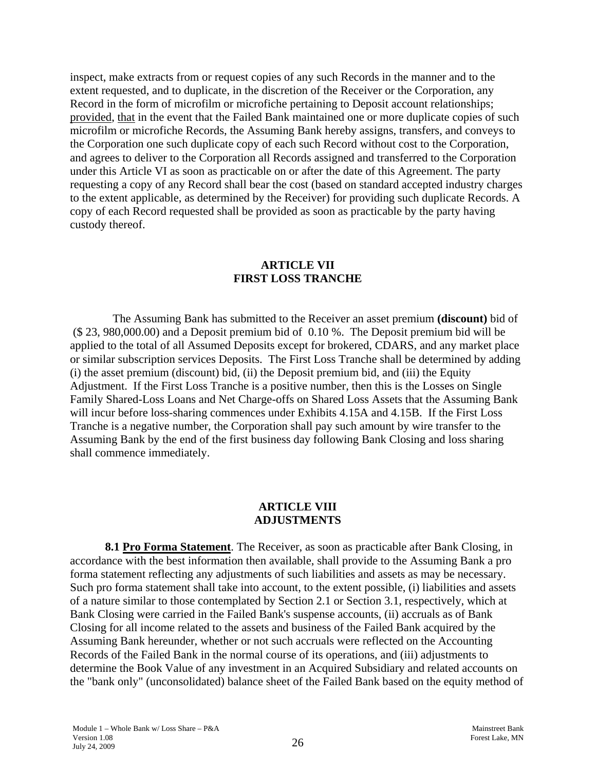inspect, make extracts from or request copies of any such Records in the manner and to the extent requested, and to duplicate, in the discretion of the Receiver or the Corporation, any Record in the form of microfilm or microfiche pertaining to Deposit account relationships; provided, that in the event that the Failed Bank maintained one or more duplicate copies of such microfilm or microfiche Records, the Assuming Bank hereby assigns, transfers, and conveys to the Corporation one such duplicate copy of each such Record without cost to the Corporation, and agrees to deliver to the Corporation all Records assigned and transferred to the Corporation under this Article VI as soon as practicable on or after the date of this Agreement. The party requesting a copy of any Record shall bear the cost (based on standard accepted industry charges to the extent applicable, as determined by the Receiver) for providing such duplicate Records. A copy of each Record requested shall be provided as soon as practicable by the party having custody thereof.

## ARTICLE VII
## FIRST LOSS TRANCHE

The Assuming Bank has submitted to the Receiver an asset premium **(discount)** bid of ($ 23, 980,000.00) and a Deposit premium bid of 0.10 %. The Deposit premium bid will be applied to the total of all Assumed Deposits except for brokered, CDARS, and any market place or similar subscription services Deposits. The First Loss Tranche shall be determined by adding (i) the asset premium (discount) bid, (ii) the Deposit premium bid, and (iii) the Equity Adjustment. If the First Loss Tranche is a positive number, then this is the Losses on Single Family Shared-Loss Loans and Net Charge-offs on Shared Loss Assets that the Assuming Bank will incur before loss-sharing commences under Exhibits 4.15A and 4.15B. If the First Loss Tranche is a negative number, the Corporation shall pay such amount by wire transfer to the Assuming Bank by the end of the first business day following Bank Closing and loss sharing shall commence immediately.

## ARTICLE VIII
## ADJUSTMENTS

**8.1 Pro Forma Statement**. The Receiver, as soon as practicable after Bank Closing, in accordance with the best information then available, shall provide to the Assuming Bank a pro forma statement reflecting any adjustments of such liabilities and assets as may be necessary. Such pro forma statement shall take into account, to the extent possible, (i) liabilities and assets of a nature similar to those contemplated by Section 2.1 or Section 3.1, respectively, which at Bank Closing were carried in the Failed Bank's suspense accounts, (ii) accruals as of Bank Closing for all income related to the assets and business of the Failed Bank acquired by the Assuming Bank hereunder, whether or not such accruals were reflected on the Accounting Records of the Failed Bank in the normal course of its operations, and (iii) adjustments to determine the Book Value of any investment in an Acquired Subsidiary and related accounts on the "bank only" (unconsolidated) balance sheet of the Failed Bank based on the equity method of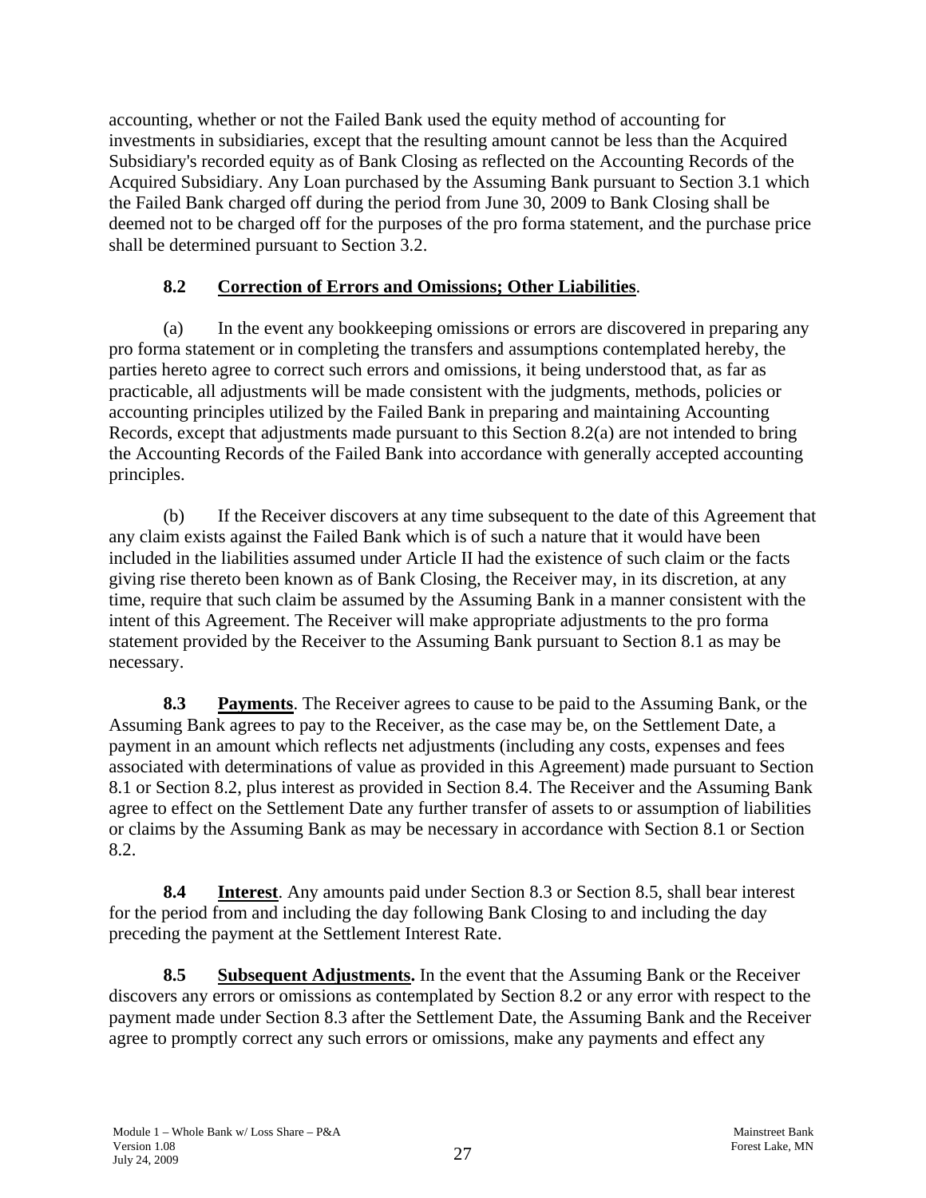accounting, whether or not the Failed Bank used the equity method of accounting for investments in subsidiaries, except that the resulting amount cannot be less than the Acquired Subsidiary's recorded equity as of Bank Closing as reflected on the Accounting Records of the Acquired Subsidiary. Any Loan purchased by the Assuming Bank pursuant to Section 3.1 which the Failed Bank charged off during the period from June 30, 2009 to Bank Closing shall be deemed not to be charged off for the purposes of the pro forma statement, and the purchase price shall be determined pursuant to Section 3.2.

### 8.2 Correction of Errors and Omissions; Other Liabilities.

(a) In the event any bookkeeping omissions or errors are discovered in preparing any pro forma statement or in completing the transfers and assumptions contemplated hereby, the parties hereto agree to correct such errors and omissions, it being understood that, as far as practicable, all adjustments will be made consistent with the judgments, methods, policies or accounting principles utilized by the Failed Bank in preparing and maintaining Accounting Records, except that adjustments made pursuant to this Section 8.2(a) are not intended to bring the Accounting Records of the Failed Bank into accordance with generally accepted accounting principles.

(b) If the Receiver discovers at any time subsequent to the date of this Agreement that any claim exists against the Failed Bank which is of such a nature that it would have been included in the liabilities assumed under Article II had the existence of such claim or the facts giving rise thereto been known as of Bank Closing, the Receiver may, in its discretion, at any time, require that such claim be assumed by the Assuming Bank in a manner consistent with the intent of this Agreement. The Receiver will make appropriate adjustments to the pro forma statement provided by the Receiver to the Assuming Bank pursuant to Section 8.1 as may be necessary.

**8.3 Payments**. The Receiver agrees to cause to be paid to the Assuming Bank, or the Assuming Bank agrees to pay to the Receiver, as the case may be, on the Settlement Date, a payment in an amount which reflects net adjustments (including any costs, expenses and fees associated with determinations of value as provided in this Agreement) made pursuant to Section 8.1 or Section 8.2, plus interest as provided in Section 8.4. The Receiver and the Assuming Bank agree to effect on the Settlement Date any further transfer of assets to or assumption of liabilities or claims by the Assuming Bank as may be necessary in accordance with Section 8.1 or Section 8.2.

**8.4 Interest**. Any amounts paid under Section 8.3 or Section 8.5, shall bear interest for the period from and including the day following Bank Closing to and including the day preceding the payment at the Settlement Interest Rate.

**8.5 Subsequent Adjustments.** In the event that the Assuming Bank or the Receiver discovers any errors or omissions as contemplated by Section 8.2 or any error with respect to the payment made under Section 8.3 after the Settlement Date, the Assuming Bank and the Receiver agree to promptly correct any such errors or omissions, make any payments and effect any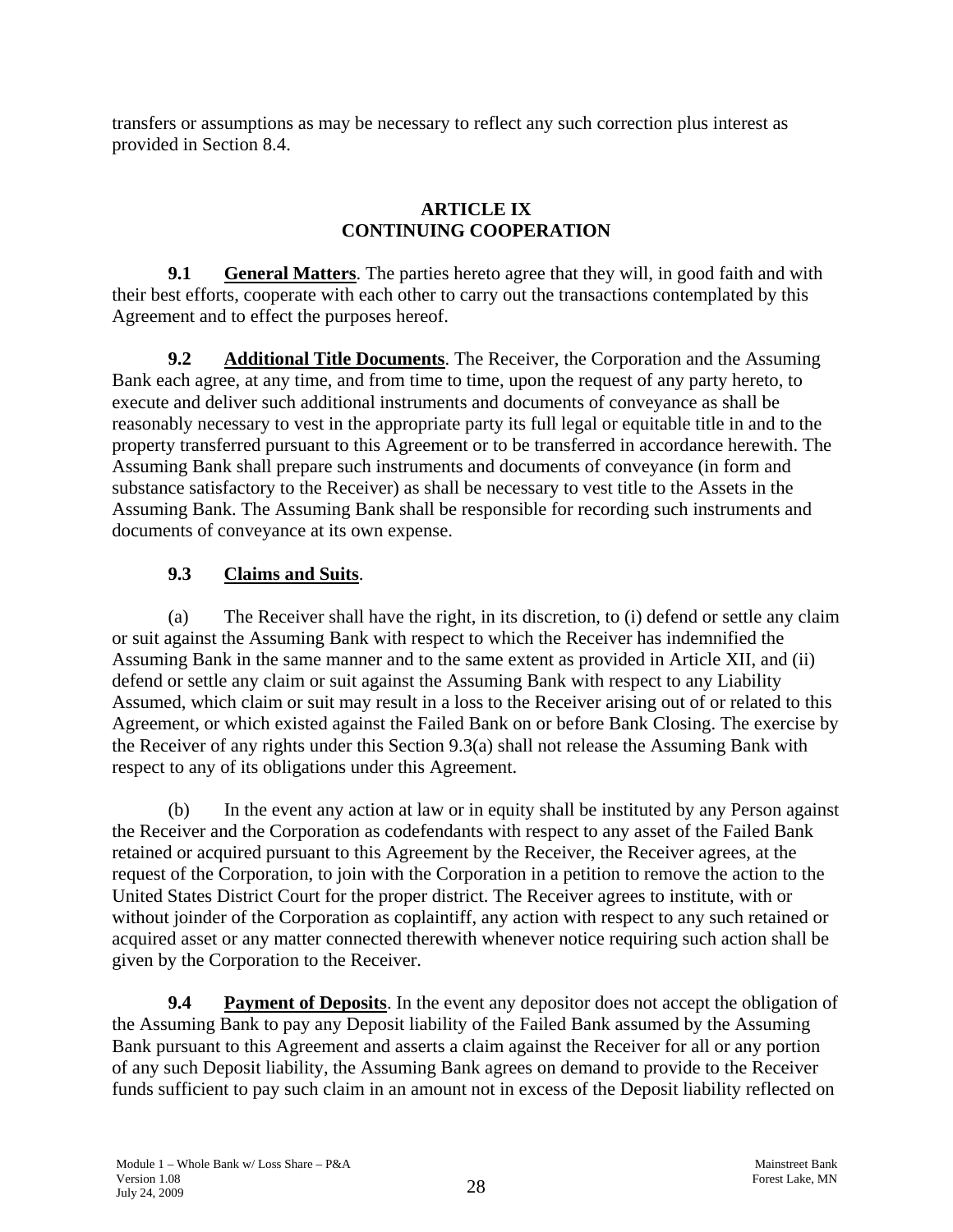transfers or assumptions as may be necessary to reflect any such correction plus interest as provided in Section 8.4.

## ARTICLE IX
## CONTINUING COOPERATION

**9.1 General Matters**. The parties hereto agree that they will, in good faith and with their best efforts, cooperate with each other to carry out the transactions contemplated by this Agreement and to effect the purposes hereof.

**9.2 Additional Title Documents**. The Receiver, the Corporation and the Assuming Bank each agree, at any time, and from time to time, upon the request of any party hereto, to execute and deliver such additional instruments and documents of conveyance as shall be reasonably necessary to vest in the appropriate party its full legal or equitable title in and to the property transferred pursuant to this Agreement or to be transferred in accordance herewith. The Assuming Bank shall prepare such instruments and documents of conveyance (in form and substance satisfactory to the Receiver) as shall be necessary to vest title to the Assets in the Assuming Bank. The Assuming Bank shall be responsible for recording such instruments and documents of conveyance at its own expense.

**9.3 Claims and Suits**.

(a) The Receiver shall have the right, in its discretion, to (i) defend or settle any claim or suit against the Assuming Bank with respect to which the Receiver has indemnified the Assuming Bank in the same manner and to the same extent as provided in Article XII, and (ii) defend or settle any claim or suit against the Assuming Bank with respect to any Liability Assumed, which claim or suit may result in a loss to the Receiver arising out of or related to this Agreement, or which existed against the Failed Bank on or before Bank Closing. The exercise by the Receiver of any rights under this Section 9.3(a) shall not release the Assuming Bank with respect to any of its obligations under this Agreement.

(b) In the event any action at law or in equity shall be instituted by any Person against the Receiver and the Corporation as codefendants with respect to any asset of the Failed Bank retained or acquired pursuant to this Agreement by the Receiver, the Receiver agrees, at the request of the Corporation, to join with the Corporation in a petition to remove the action to the United States District Court for the proper district. The Receiver agrees to institute, with or without joinder of the Corporation as coplaintiff, any action with respect to any such retained or acquired asset or any matter connected therewith whenever notice requiring such action shall be given by the Corporation to the Receiver.

**9.4 Payment of Deposits**. In the event any depositor does not accept the obligation of the Assuming Bank to pay any Deposit liability of the Failed Bank assumed by the Assuming Bank pursuant to this Agreement and asserts a claim against the Receiver for all or any portion of any such Deposit liability, the Assuming Bank agrees on demand to provide to the Receiver funds sufficient to pay such claim in an amount not in excess of the Deposit liability reflected on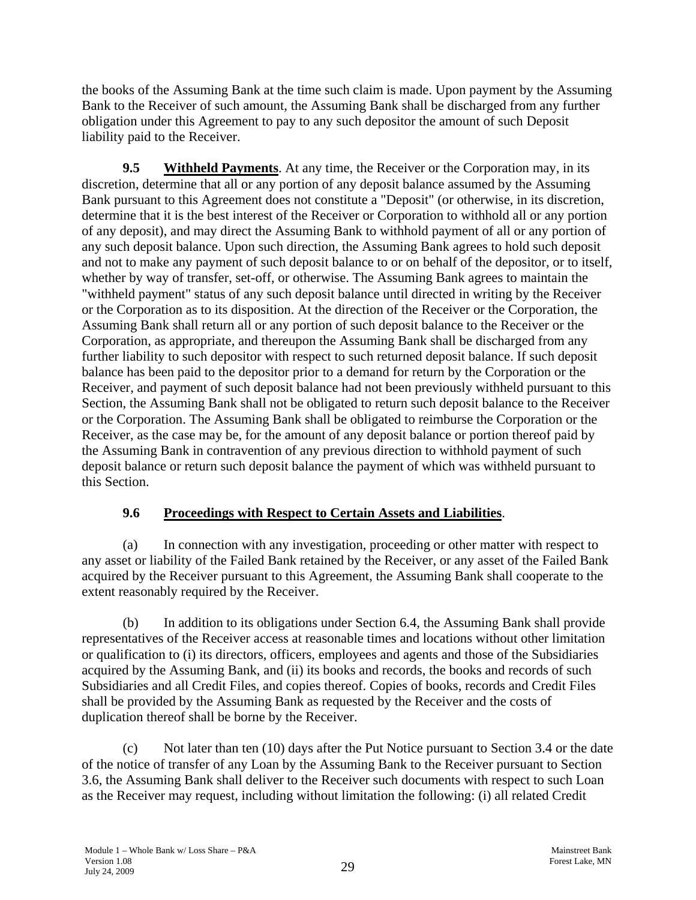the books of the Assuming Bank at the time such claim is made. Upon payment by the Assuming Bank to the Receiver of such amount, the Assuming Bank shall be discharged from any further obligation under this Agreement to pay to any such depositor the amount of such Deposit liability paid to the Receiver.

**9.5 Withheld Payments**. At any time, the Receiver or the Corporation may, in its discretion, determine that all or any portion of any deposit balance assumed by the Assuming Bank pursuant to this Agreement does not constitute a "Deposit" (or otherwise, in its discretion, determine that it is the best interest of the Receiver or Corporation to withhold all or any portion of any deposit), and may direct the Assuming Bank to withhold payment of all or any portion of any such deposit balance. Upon such direction, the Assuming Bank agrees to hold such deposit and not to make any payment of such deposit balance to or on behalf of the depositor, or to itself, whether by way of transfer, set-off, or otherwise. The Assuming Bank agrees to maintain the "withheld payment" status of any such deposit balance until directed in writing by the Receiver or the Corporation as to its disposition. At the direction of the Receiver or the Corporation, the Assuming Bank shall return all or any portion of such deposit balance to the Receiver or the Corporation, as appropriate, and thereupon the Assuming Bank shall be discharged from any further liability to such depositor with respect to such returned deposit balance. If such deposit balance has been paid to the depositor prior to a demand for return by the Corporation or the Receiver, and payment of such deposit balance had not been previously withheld pursuant to this Section, the Assuming Bank shall not be obligated to return such deposit balance to the Receiver or the Corporation. The Assuming Bank shall be obligated to reimburse the Corporation or the Receiver, as the case may be, for the amount of any deposit balance or portion thereof paid by the Assuming Bank in contravention of any previous direction to withhold payment of such deposit balance or return such deposit balance the payment of which was withheld pursuant to this Section.

**9.6 Proceedings with Respect to Certain Assets and Liabilities**.

(a) In connection with any investigation, proceeding or other matter with respect to any asset or liability of the Failed Bank retained by the Receiver, or any asset of the Failed Bank acquired by the Receiver pursuant to this Agreement, the Assuming Bank shall cooperate to the extent reasonably required by the Receiver.

(b) In addition to its obligations under Section 6.4, the Assuming Bank shall provide representatives of the Receiver access at reasonable times and locations without other limitation or qualification to (i) its directors, officers, employees and agents and those of the Subsidiaries acquired by the Assuming Bank, and (ii) its books and records, the books and records of such Subsidiaries and all Credit Files, and copies thereof. Copies of books, records and Credit Files shall be provided by the Assuming Bank as requested by the Receiver and the costs of duplication thereof shall be borne by the Receiver.

(c) Not later than ten (10) days after the Put Notice pursuant to Section 3.4 or the date of the notice of transfer of any Loan by the Assuming Bank to the Receiver pursuant to Section 3.6, the Assuming Bank shall deliver to the Receiver such documents with respect to such Loan as the Receiver may request, including without limitation the following: (i) all related Credit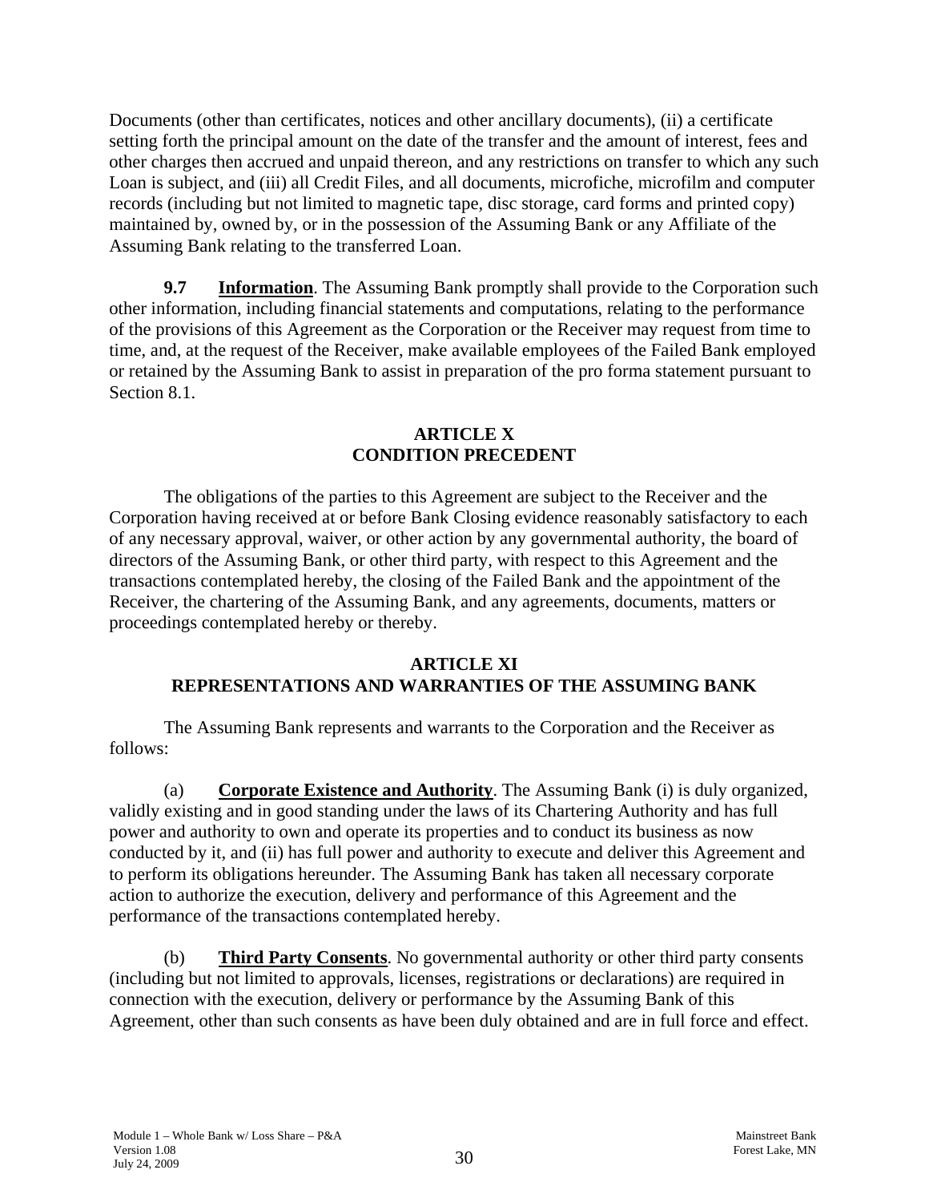Documents (other than certificates, notices and other ancillary documents), (ii) a certificate setting forth the principal amount on the date of the transfer and the amount of interest, fees and other charges then accrued and unpaid thereon, and any restrictions on transfer to which any such Loan is subject, and (iii) all Credit Files, and all documents, microfiche, microfilm and computer records (including but not limited to magnetic tape, disc storage, card forms and printed copy) maintained by, owned by, or in the possession of the Assuming Bank or any Affiliate of the Assuming Bank relating to the transferred Loan.

**9.7 Information**. The Assuming Bank promptly shall provide to the Corporation such other information, including financial statements and computations, relating to the performance of the provisions of this Agreement as the Corporation or the Receiver may request from time to time, and, at the request of the Receiver, make available employees of the Failed Bank employed or retained by the Assuming Bank to assist in preparation of the pro forma statement pursuant to Section 8.1.

## ARTICLE X
## CONDITION PRECEDENT

The obligations of the parties to this Agreement are subject to the Receiver and the Corporation having received at or before Bank Closing evidence reasonably satisfactory to each of any necessary approval, waiver, or other action by any governmental authority, the board of directors of the Assuming Bank, or other third party, with respect to this Agreement and the transactions contemplated hereby, the closing of the Failed Bank and the appointment of the Receiver, the chartering of the Assuming Bank, and any agreements, documents, matters or proceedings contemplated hereby or thereby.

## ARTICLE XI
## REPRESENTATIONS AND WARRANTIES OF THE ASSUMING BANK

The Assuming Bank represents and warrants to the Corporation and the Receiver as follows:

(a) **Corporate Existence and Authority**. The Assuming Bank (i) is duly organized, validly existing and in good standing under the laws of its Chartering Authority and has full power and authority to own and operate its properties and to conduct its business as now conducted by it, and (ii) has full power and authority to execute and deliver this Agreement and to perform its obligations hereunder. The Assuming Bank has taken all necessary corporate action to authorize the execution, delivery and performance of this Agreement and the performance of the transactions contemplated hereby.

(b) **Third Party Consents**. No governmental authority or other third party consents (including but not limited to approvals, licenses, registrations or declarations) are required in connection with the execution, delivery or performance by the Assuming Bank of this Agreement, other than such consents as have been duly obtained and are in full force and effect.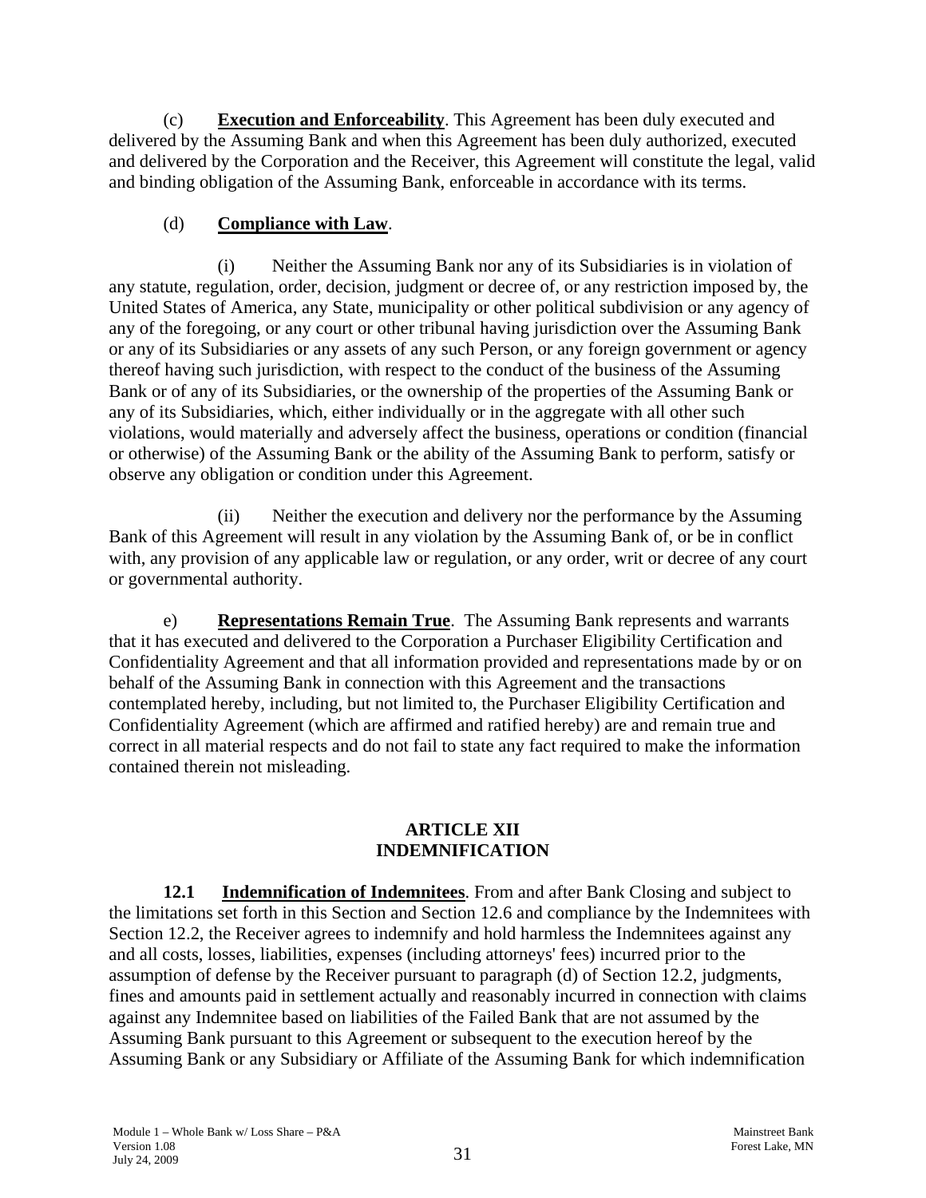(c) **Execution and Enforceability**. This Agreement has been duly executed and delivered by the Assuming Bank and when this Agreement has been duly authorized, executed and delivered by the Corporation and the Receiver, this Agreement will constitute the legal, valid and binding obligation of the Assuming Bank, enforceable in accordance with its terms.

(d) **Compliance with Law**.

(i) Neither the Assuming Bank nor any of its Subsidiaries is in violation of any statute, regulation, order, decision, judgment or decree of, or any restriction imposed by, the United States of America, any State, municipality or other political subdivision or any agency of any of the foregoing, or any court or other tribunal having jurisdiction over the Assuming Bank or any of its Subsidiaries or any assets of any such Person, or any foreign government or agency thereof having such jurisdiction, with respect to the conduct of the business of the Assuming Bank or of any of its Subsidiaries, or the ownership of the properties of the Assuming Bank or any of its Subsidiaries, which, either individually or in the aggregate with all other such violations, would materially and adversely affect the business, operations or condition (financial or otherwise) of the Assuming Bank or the ability of the Assuming Bank to perform, satisfy or observe any obligation or condition under this Agreement.

(ii) Neither the execution and delivery nor the performance by the Assuming Bank of this Agreement will result in any violation by the Assuming Bank of, or be in conflict with, any provision of any applicable law or regulation, or any order, writ or decree of any court or governmental authority.

e) **Representations Remain True**. The Assuming Bank represents and warrants that it has executed and delivered to the Corporation a Purchaser Eligibility Certification and Confidentiality Agreement and that all information provided and representations made by or on behalf of the Assuming Bank in connection with this Agreement and the transactions contemplated hereby, including, but not limited to, the Purchaser Eligibility Certification and Confidentiality Agreement (which are affirmed and ratified hereby) are and remain true and correct in all material respects and do not fail to state any fact required to make the information contained therein not misleading.

## ARTICLE XII
## INDEMNIFICATION

**12.1 Indemnification of Indemnitees**. From and after Bank Closing and subject to the limitations set forth in this Section and Section 12.6 and compliance by the Indemnitees with Section 12.2, the Receiver agrees to indemnify and hold harmless the Indemnitees against any and all costs, losses, liabilities, expenses (including attorneys' fees) incurred prior to the assumption of defense by the Receiver pursuant to paragraph (d) of Section 12.2, judgments, fines and amounts paid in settlement actually and reasonably incurred in connection with claims against any Indemnitee based on liabilities of the Failed Bank that are not assumed by the Assuming Bank pursuant to this Agreement or subsequent to the execution hereof by the Assuming Bank or any Subsidiary or Affiliate of the Assuming Bank for which indemnification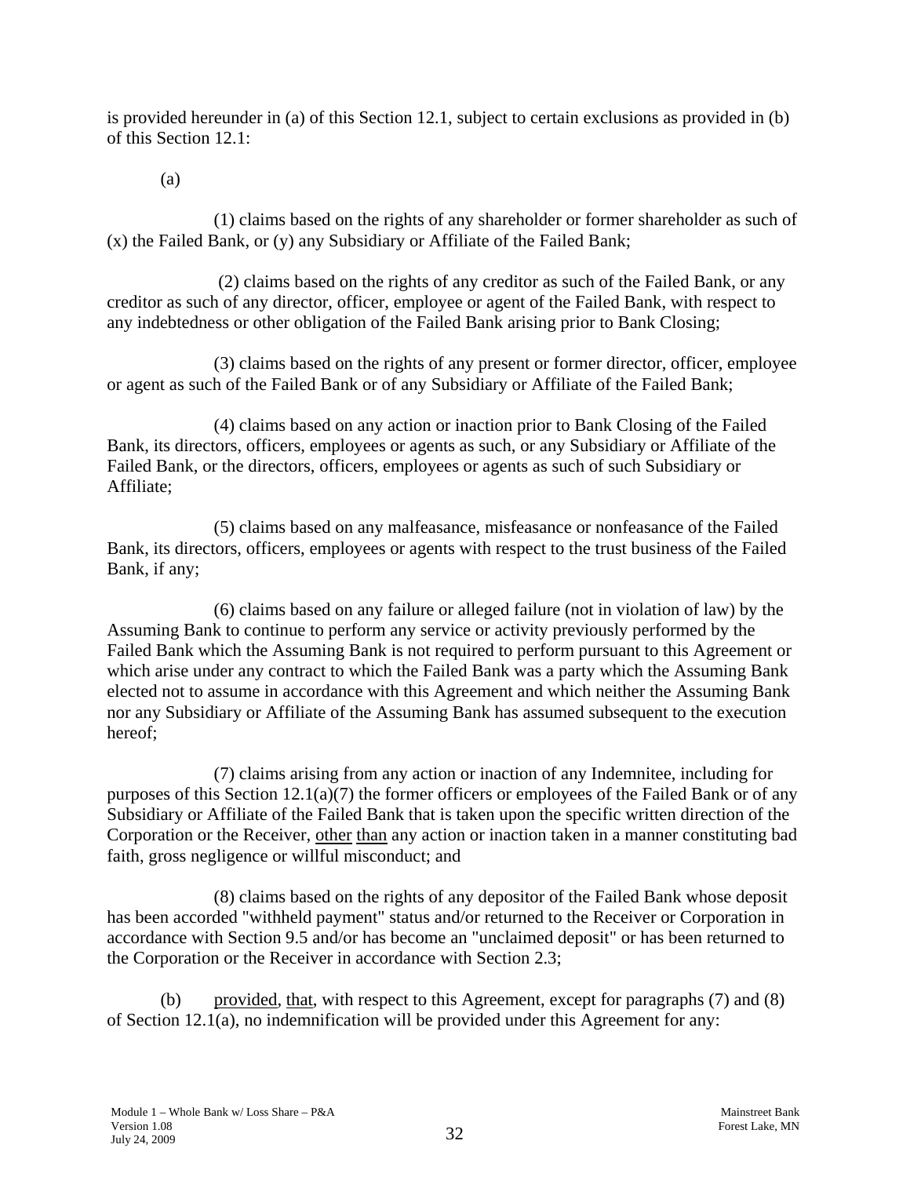is provided hereunder in (a) of this Section 12.1, subject to certain exclusions as provided in (b) of this Section 12.1:

(a)

(1) claims based on the rights of any shareholder or former shareholder as such of (x) the Failed Bank, or (y) any Subsidiary or Affiliate of the Failed Bank;

(2) claims based on the rights of any creditor as such of the Failed Bank, or any creditor as such of any director, officer, employee or agent of the Failed Bank, with respect to any indebtedness or other obligation of the Failed Bank arising prior to Bank Closing;

(3) claims based on the rights of any present or former director, officer, employee or agent as such of the Failed Bank or of any Subsidiary or Affiliate of the Failed Bank;

(4) claims based on any action or inaction prior to Bank Closing of the Failed Bank, its directors, officers, employees or agents as such, or any Subsidiary or Affiliate of the Failed Bank, or the directors, officers, employees or agents as such of such Subsidiary or Affiliate;

(5) claims based on any malfeasance, misfeasance or nonfeasance of the Failed Bank, its directors, officers, employees or agents with respect to the trust business of the Failed Bank, if any;

(6) claims based on any failure or alleged failure (not in violation of law) by the Assuming Bank to continue to perform any service or activity previously performed by the Failed Bank which the Assuming Bank is not required to perform pursuant to this Agreement or which arise under any contract to which the Failed Bank was a party which the Assuming Bank elected not to assume in accordance with this Agreement and which neither the Assuming Bank nor any Subsidiary or Affiliate of the Assuming Bank has assumed subsequent to the execution hereof;

(7) claims arising from any action or inaction of any Indemnitee, including for purposes of this Section 12.1(a)(7) the former officers or employees of the Failed Bank or of any Subsidiary or Affiliate of the Failed Bank that is taken upon the specific written direction of the Corporation or the Receiver, other than any action or inaction taken in a manner constituting bad faith, gross negligence or willful misconduct; and

(8) claims based on the rights of any depositor of the Failed Bank whose deposit has been accorded "withheld payment" status and/or returned to the Receiver or Corporation in accordance with Section 9.5 and/or has become an "unclaimed deposit" or has been returned to the Corporation or the Receiver in accordance with Section 2.3;

(b) provided, that, with respect to this Agreement, except for paragraphs (7) and (8) of Section 12.1(a), no indemnification will be provided under this Agreement for any: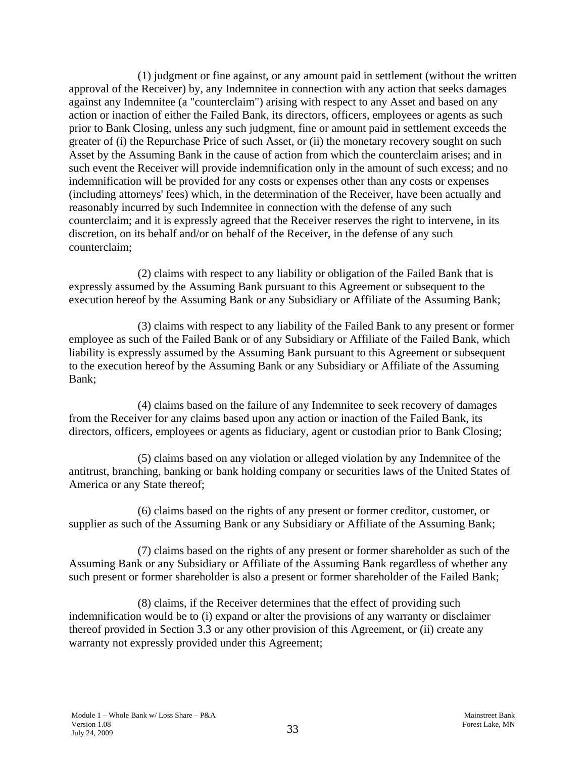(1) judgment or fine against, or any amount paid in settlement (without the written approval of the Receiver) by, any Indemnitee in connection with any action that seeks damages against any Indemnitee (a "counterclaim") arising with respect to any Asset and based on any action or inaction of either the Failed Bank, its directors, officers, employees or agents as such prior to Bank Closing, unless any such judgment, fine or amount paid in settlement exceeds the greater of (i) the Repurchase Price of such Asset, or (ii) the monetary recovery sought on such Asset by the Assuming Bank in the cause of action from which the counterclaim arises; and in such event the Receiver will provide indemnification only in the amount of such excess; and no indemnification will be provided for any costs or expenses other than any costs or expenses (including attorneys' fees) which, in the determination of the Receiver, have been actually and reasonably incurred by such Indemnitee in connection with the defense of any such counterclaim; and it is expressly agreed that the Receiver reserves the right to intervene, in its discretion, on its behalf and/or on behalf of the Receiver, in the defense of any such counterclaim;

(2) claims with respect to any liability or obligation of the Failed Bank that is expressly assumed by the Assuming Bank pursuant to this Agreement or subsequent to the execution hereof by the Assuming Bank or any Subsidiary or Affiliate of the Assuming Bank;

(3) claims with respect to any liability of the Failed Bank to any present or former employee as such of the Failed Bank or of any Subsidiary or Affiliate of the Failed Bank, which liability is expressly assumed by the Assuming Bank pursuant to this Agreement or subsequent to the execution hereof by the Assuming Bank or any Subsidiary or Affiliate of the Assuming Bank;

(4) claims based on the failure of any Indemnitee to seek recovery of damages from the Receiver for any claims based upon any action or inaction of the Failed Bank, its directors, officers, employees or agents as fiduciary, agent or custodian prior to Bank Closing;

(5) claims based on any violation or alleged violation by any Indemnitee of the antitrust, branching, banking or bank holding company or securities laws of the United States of America or any State thereof;

(6) claims based on the rights of any present or former creditor, customer, or supplier as such of the Assuming Bank or any Subsidiary or Affiliate of the Assuming Bank;

(7) claims based on the rights of any present or former shareholder as such of the Assuming Bank or any Subsidiary or Affiliate of the Assuming Bank regardless of whether any such present or former shareholder is also a present or former shareholder of the Failed Bank;

(8) claims, if the Receiver determines that the effect of providing such indemnification would be to (i) expand or alter the provisions of any warranty or disclaimer thereof provided in Section 3.3 or any other provision of this Agreement, or (ii) create any warranty not expressly provided under this Agreement;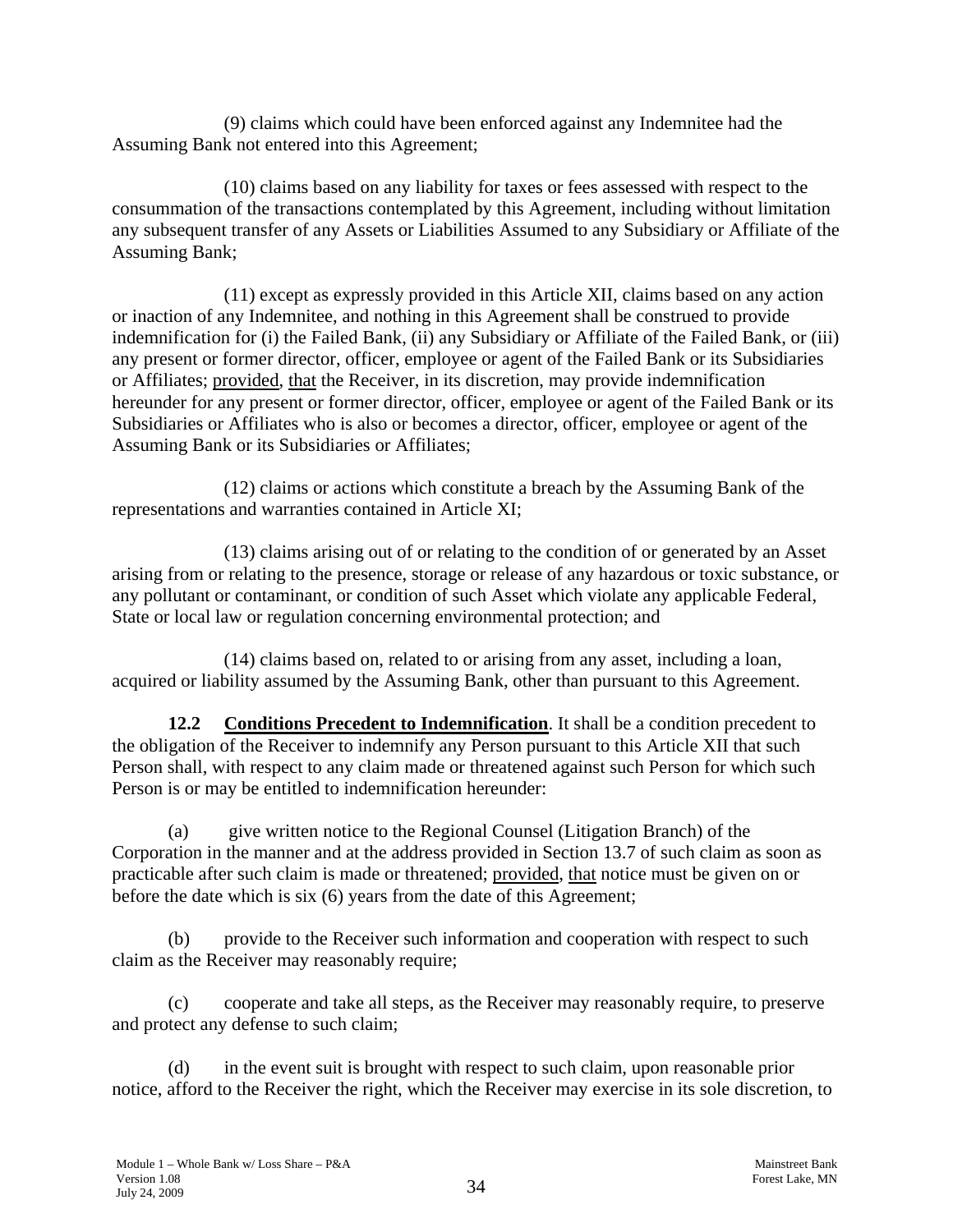(9) claims which could have been enforced against any Indemnitee had the Assuming Bank not entered into this Agreement;

(10) claims based on any liability for taxes or fees assessed with respect to the consummation of the transactions contemplated by this Agreement, including without limitation any subsequent transfer of any Assets or Liabilities Assumed to any Subsidiary or Affiliate of the Assuming Bank;

(11) except as expressly provided in this Article XII, claims based on any action or inaction of any Indemnitee, and nothing in this Agreement shall be construed to provide indemnification for (i) the Failed Bank, (ii) any Subsidiary or Affiliate of the Failed Bank, or (iii) any present or former director, officer, employee or agent of the Failed Bank or its Subsidiaries or Affiliates; provided, that the Receiver, in its discretion, may provide indemnification hereunder for any present or former director, officer, employee or agent of the Failed Bank or its Subsidiaries or Affiliates who is also or becomes a director, officer, employee or agent of the Assuming Bank or its Subsidiaries or Affiliates;

(12) claims or actions which constitute a breach by the Assuming Bank of the representations and warranties contained in Article XI;

(13) claims arising out of or relating to the condition of or generated by an Asset arising from or relating to the presence, storage or release of any hazardous or toxic substance, or any pollutant or contaminant, or condition of such Asset which violate any applicable Federal, State or local law or regulation concerning environmental protection; and

(14) claims based on, related to or arising from any asset, including a loan, acquired or liability assumed by the Assuming Bank, other than pursuant to this Agreement.

**12.2 Conditions Precedent to Indemnification**. It shall be a condition precedent to the obligation of the Receiver to indemnify any Person pursuant to this Article XII that such Person shall, with respect to any claim made or threatened against such Person for which such Person is or may be entitled to indemnification hereunder:

(a) give written notice to the Regional Counsel (Litigation Branch) of the Corporation in the manner and at the address provided in Section 13.7 of such claim as soon as practicable after such claim is made or threatened; provided, that notice must be given on or before the date which is six (6) years from the date of this Agreement;

(b) provide to the Receiver such information and cooperation with respect to such claim as the Receiver may reasonably require;

(c) cooperate and take all steps, as the Receiver may reasonably require, to preserve and protect any defense to such claim;

(d) in the event suit is brought with respect to such claim, upon reasonable prior notice, afford to the Receiver the right, which the Receiver may exercise in its sole discretion, to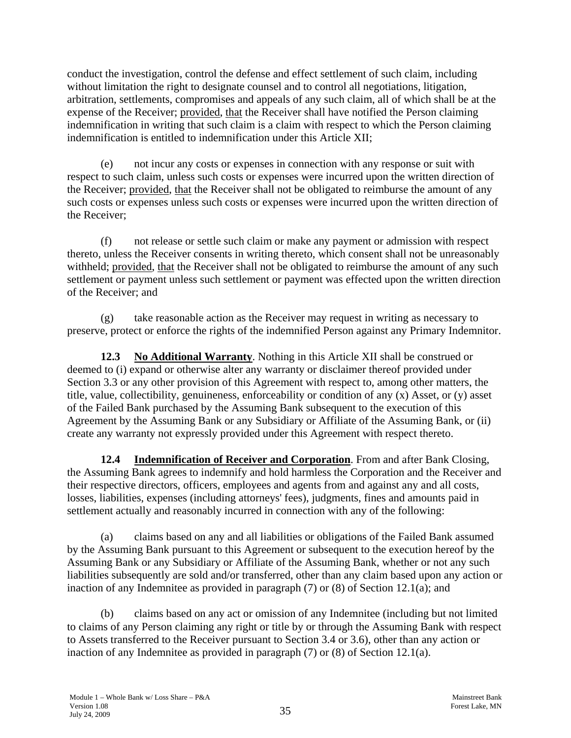conduct the investigation, control the defense and effect settlement of such claim, including without limitation the right to designate counsel and to control all negotiations, litigation, arbitration, settlements, compromises and appeals of any such claim, all of which shall be at the expense of the Receiver; provided, that the Receiver shall have notified the Person claiming indemnification in writing that such claim is a claim with respect to which the Person claiming indemnification is entitled to indemnification under this Article XII;

(e) not incur any costs or expenses in connection with any response or suit with respect to such claim, unless such costs or expenses were incurred upon the written direction of the Receiver; provided, that the Receiver shall not be obligated to reimburse the amount of any such costs or expenses unless such costs or expenses were incurred upon the written direction of the Receiver;

(f) not release or settle such claim or make any payment or admission with respect thereto, unless the Receiver consents in writing thereto, which consent shall not be unreasonably withheld; provided, that the Receiver shall not be obligated to reimburse the amount of any such settlement or payment unless such settlement or payment was effected upon the written direction of the Receiver; and

(g) take reasonable action as the Receiver may request in writing as necessary to preserve, protect or enforce the rights of the indemnified Person against any Primary Indemnitor.

**12.3 No Additional Warranty**. Nothing in this Article XII shall be construed or deemed to (i) expand or otherwise alter any warranty or disclaimer thereof provided under Section 3.3 or any other provision of this Agreement with respect to, among other matters, the title, value, collectibility, genuineness, enforceability or condition of any (x) Asset, or (y) asset of the Failed Bank purchased by the Assuming Bank subsequent to the execution of this Agreement by the Assuming Bank or any Subsidiary or Affiliate of the Assuming Bank, or (ii) create any warranty not expressly provided under this Agreement with respect thereto.

**12.4 Indemnification of Receiver and Corporation**. From and after Bank Closing, the Assuming Bank agrees to indemnify and hold harmless the Corporation and the Receiver and their respective directors, officers, employees and agents from and against any and all costs, losses, liabilities, expenses (including attorneys' fees), judgments, fines and amounts paid in settlement actually and reasonably incurred in connection with any of the following:

(a) claims based on any and all liabilities or obligations of the Failed Bank assumed by the Assuming Bank pursuant to this Agreement or subsequent to the execution hereof by the Assuming Bank or any Subsidiary or Affiliate of the Assuming Bank, whether or not any such liabilities subsequently are sold and/or transferred, other than any claim based upon any action or inaction of any Indemnitee as provided in paragraph (7) or (8) of Section 12.1(a); and

(b) claims based on any act or omission of any Indemnitee (including but not limited to claims of any Person claiming any right or title by or through the Assuming Bank with respect to Assets transferred to the Receiver pursuant to Section 3.4 or 3.6), other than any action or inaction of any Indemnitee as provided in paragraph (7) or (8) of Section 12.1(a).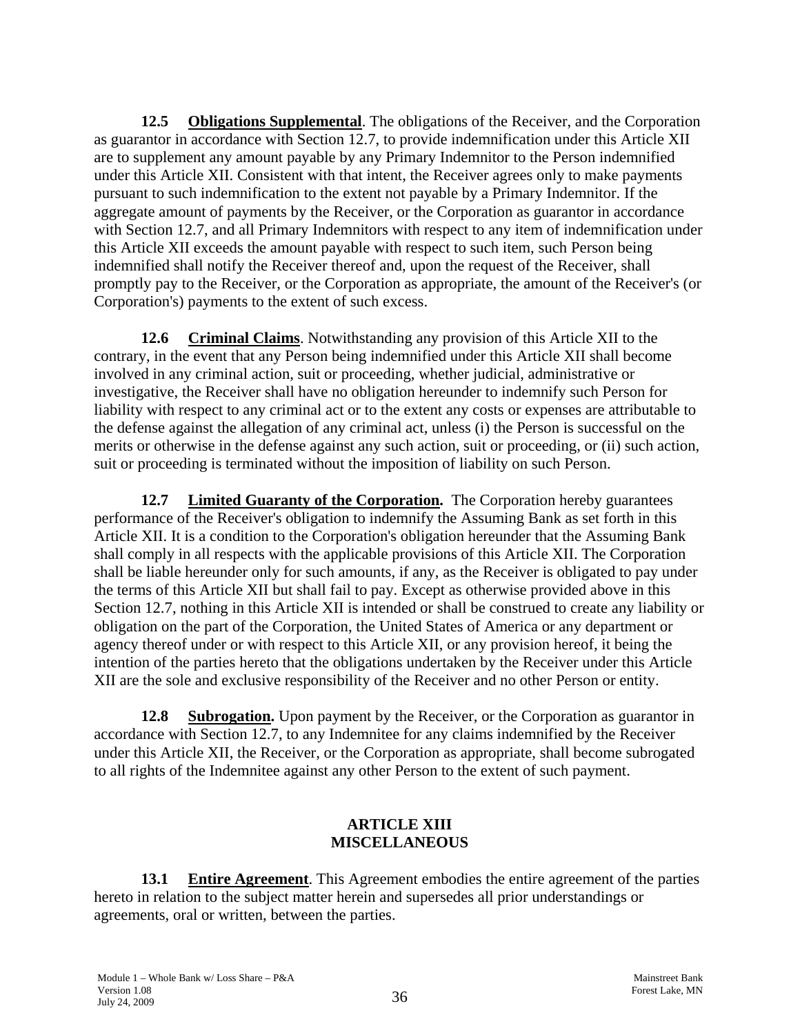**12.5 Obligations Supplemental**. The obligations of the Receiver, and the Corporation as guarantor in accordance with Section 12.7, to provide indemnification under this Article XII are to supplement any amount payable by any Primary Indemnitor to the Person indemnified under this Article XII. Consistent with that intent, the Receiver agrees only to make payments pursuant to such indemnification to the extent not payable by a Primary Indemnitor. If the aggregate amount of payments by the Receiver, or the Corporation as guarantor in accordance with Section 12.7, and all Primary Indemnitors with respect to any item of indemnification under this Article XII exceeds the amount payable with respect to such item, such Person being indemnified shall notify the Receiver thereof and, upon the request of the Receiver, shall promptly pay to the Receiver, or the Corporation as appropriate, the amount of the Receiver's (or Corporation's) payments to the extent of such excess.

**12.6 Criminal Claims**. Notwithstanding any provision of this Article XII to the contrary, in the event that any Person being indemnified under this Article XII shall become involved in any criminal action, suit or proceeding, whether judicial, administrative or investigative, the Receiver shall have no obligation hereunder to indemnify such Person for liability with respect to any criminal act or to the extent any costs or expenses are attributable to the defense against the allegation of any criminal act, unless (i) the Person is successful on the merits or otherwise in the defense against any such action, suit or proceeding, or (ii) such action, suit or proceeding is terminated without the imposition of liability on such Person.

**12.7 Limited Guaranty of the Corporation.** The Corporation hereby guarantees performance of the Receiver's obligation to indemnify the Assuming Bank as set forth in this Article XII. It is a condition to the Corporation's obligation hereunder that the Assuming Bank shall comply in all respects with the applicable provisions of this Article XII. The Corporation shall be liable hereunder only for such amounts, if any, as the Receiver is obligated to pay under the terms of this Article XII but shall fail to pay. Except as otherwise provided above in this Section 12.7, nothing in this Article XII is intended or shall be construed to create any liability or obligation on the part of the Corporation, the United States of America or any department or agency thereof under or with respect to this Article XII, or any provision hereof, it being the intention of the parties hereto that the obligations undertaken by the Receiver under this Article XII are the sole and exclusive responsibility of the Receiver and no other Person or entity.

**12.8 Subrogation.** Upon payment by the Receiver, or the Corporation as guarantor in accordance with Section 12.7, to any Indemnitee for any claims indemnified by the Receiver under this Article XII, the Receiver, or the Corporation as appropriate, shall become subrogated to all rights of the Indemnitee against any other Person to the extent of such payment.

## ARTICLE XIII
## MISCELLANEOUS

**13.1 Entire Agreement**. This Agreement embodies the entire agreement of the parties hereto in relation to the subject matter herein and supersedes all prior understandings or agreements, oral or written, between the parties.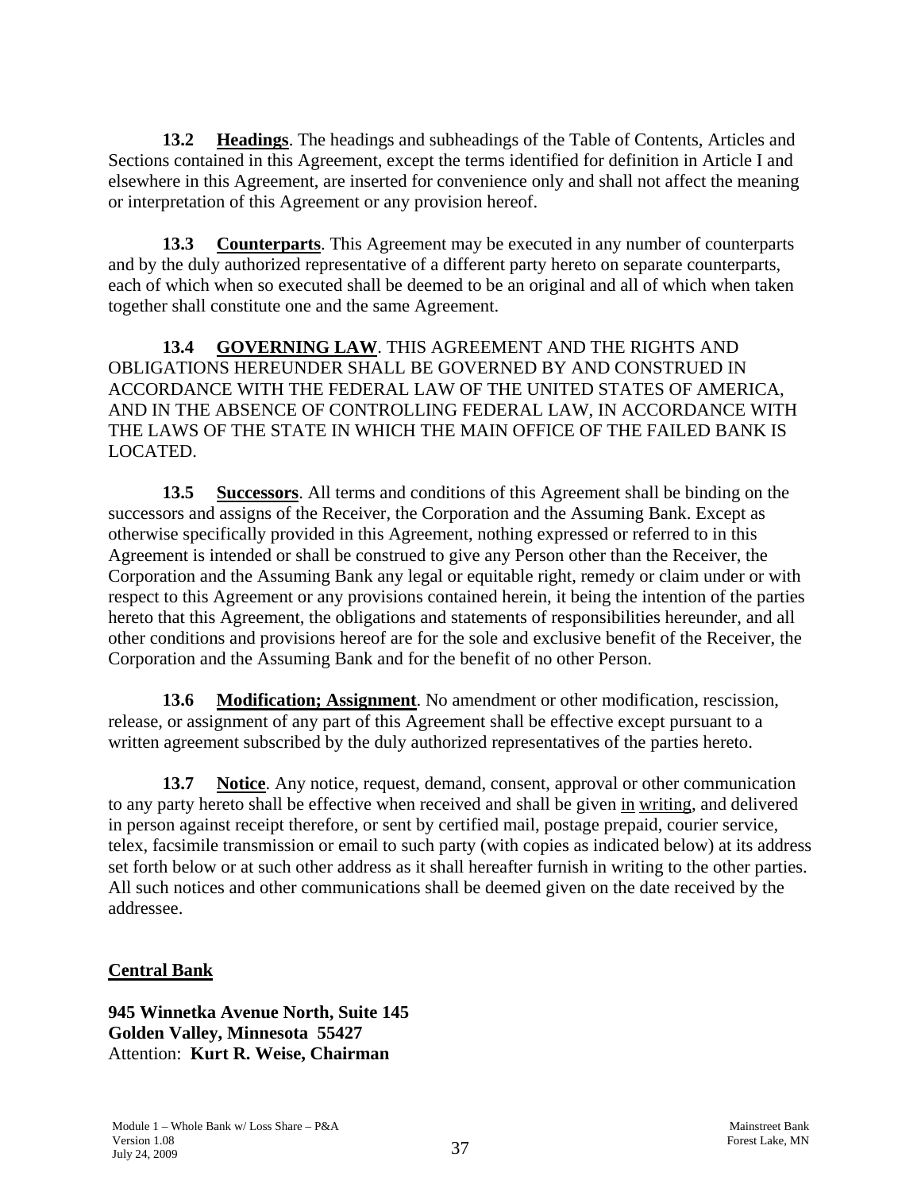**13.2 Headings**. The headings and subheadings of the Table of Contents, Articles and Sections contained in this Agreement, except the terms identified for definition in Article I and elsewhere in this Agreement, are inserted for convenience only and shall not affect the meaning or interpretation of this Agreement or any provision hereof.

**13.3 Counterparts**. This Agreement may be executed in any number of counterparts and by the duly authorized representative of a different party hereto on separate counterparts, each of which when so executed shall be deemed to be an original and all of which when taken together shall constitute one and the same Agreement.

**13.4 GOVERNING LAW**. THIS AGREEMENT AND THE RIGHTS AND OBLIGATIONS HEREUNDER SHALL BE GOVERNED BY AND CONSTRUED IN ACCORDANCE WITH THE FEDERAL LAW OF THE UNITED STATES OF AMERICA, AND IN THE ABSENCE OF CONTROLLING FEDERAL LAW, IN ACCORDANCE WITH THE LAWS OF THE STATE IN WHICH THE MAIN OFFICE OF THE FAILED BANK IS LOCATED.

**13.5 Successors**. All terms and conditions of this Agreement shall be binding on the successors and assigns of the Receiver, the Corporation and the Assuming Bank. Except as otherwise specifically provided in this Agreement, nothing expressed or referred to in this Agreement is intended or shall be construed to give any Person other than the Receiver, the Corporation and the Assuming Bank any legal or equitable right, remedy or claim under or with respect to this Agreement or any provisions contained herein, it being the intention of the parties hereto that this Agreement, the obligations and statements of responsibilities hereunder, and all other conditions and provisions hereof are for the sole and exclusive benefit of the Receiver, the Corporation and the Assuming Bank and for the benefit of no other Person.

**13.6 Modification; Assignment**. No amendment or other modification, rescission, release, or assignment of any part of this Agreement shall be effective except pursuant to a written agreement subscribed by the duly authorized representatives of the parties hereto.

**13.7 Notice**. Any notice, request, demand, consent, approval or other communication to any party hereto shall be effective when received and shall be given in writing, and delivered in person against receipt therefore, or sent by certified mail, postage prepaid, courier service, telex, facsimile transmission or email to such party (with copies as indicated below) at its address set forth below or at such other address as it shall hereafter furnish in writing to the other parties. All such notices and other communications shall be deemed given on the date received by the addressee.

**Central Bank**

**945 Winnetka Avenue North, Suite 145**
**Golden Valley, Minnesota 55427**
Attention: **Kurt R. Weise, Chairman**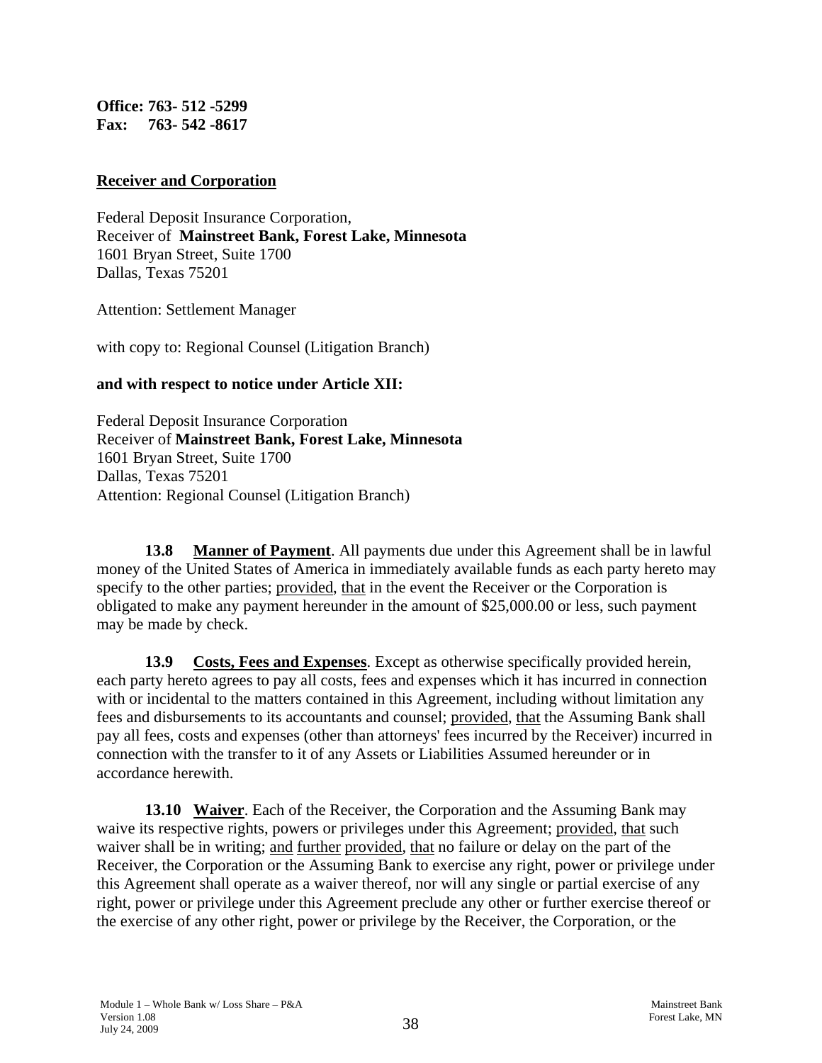**Office: 763- 512 -5299**
**Fax: 763- 542 -8617**

**Receiver and Corporation**

Federal Deposit Insurance Corporation,
Receiver of **Mainstreet Bank, Forest Lake, Minnesota**
1601 Bryan Street, Suite 1700
Dallas, Texas 75201

Attention: Settlement Manager

with copy to: Regional Counsel (Litigation Branch)

**and with respect to notice under Article XII:**

Federal Deposit Insurance Corporation
Receiver of **Mainstreet Bank, Forest Lake, Minnesota**
1601 Bryan Street, Suite 1700
Dallas, Texas 75201
Attention: Regional Counsel (Litigation Branch)

**13.8 Manner of Payment**. All payments due under this Agreement shall be in lawful money of the United States of America in immediately available funds as each party hereto may specify to the other parties; provided, that in the event the Receiver or the Corporation is obligated to make any payment hereunder in the amount of $25,000.00 or less, such payment may be made by check.

**13.9 Costs, Fees and Expenses**. Except as otherwise specifically provided herein, each party hereto agrees to pay all costs, fees and expenses which it has incurred in connection with or incidental to the matters contained in this Agreement, including without limitation any fees and disbursements to its accountants and counsel; provided, that the Assuming Bank shall pay all fees, costs and expenses (other than attorneys' fees incurred by the Receiver) incurred in connection with the transfer to it of any Assets or Liabilities Assumed hereunder or in accordance herewith.

**13.10 Waiver**. Each of the Receiver, the Corporation and the Assuming Bank may waive its respective rights, powers or privileges under this Agreement; provided, that such waiver shall be in writing; and further provided, that no failure or delay on the part of the Receiver, the Corporation or the Assuming Bank to exercise any right, power or privilege under this Agreement shall operate as a waiver thereof, nor will any single or partial exercise of any right, power or privilege under this Agreement preclude any other or further exercise thereof or the exercise of any other right, power or privilege by the Receiver, the Corporation, or the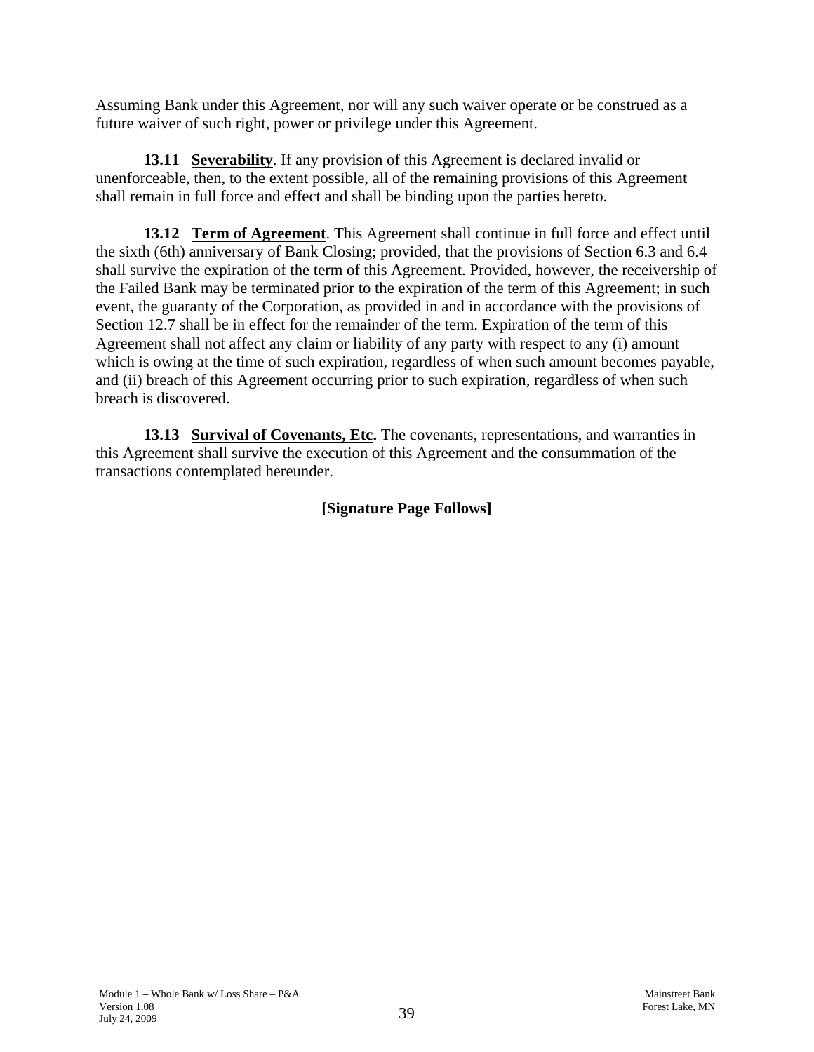Assuming Bank under this Agreement, nor will any such waiver operate or be construed as a future waiver of such right, power or privilege under this Agreement.

**13.11 Severability**. If any provision of this Agreement is declared invalid or unenforceable, then, to the extent possible, all of the remaining provisions of this Agreement shall remain in full force and effect and shall be binding upon the parties hereto.

**13.12 Term of Agreement**. This Agreement shall continue in full force and effect until the sixth (6th) anniversary of Bank Closing; provided, that the provisions of Section 6.3 and 6.4 shall survive the expiration of the term of this Agreement. Provided, however, the receivership of the Failed Bank may be terminated prior to the expiration of the term of this Agreement; in such event, the guaranty of the Corporation, as provided in and in accordance with the provisions of Section 12.7 shall be in effect for the remainder of the term. Expiration of the term of this Agreement shall not affect any claim or liability of any party with respect to any (i) amount which is owing at the time of such expiration, regardless of when such amount becomes payable, and (ii) breach of this Agreement occurring prior to such expiration, regardless of when such breach is discovered.

**13.13 Survival of Covenants, Etc.** The covenants, representations, and warranties in this Agreement shall survive the execution of this Agreement and the consummation of the transactions contemplated hereunder.

**[Signature Page Follows]**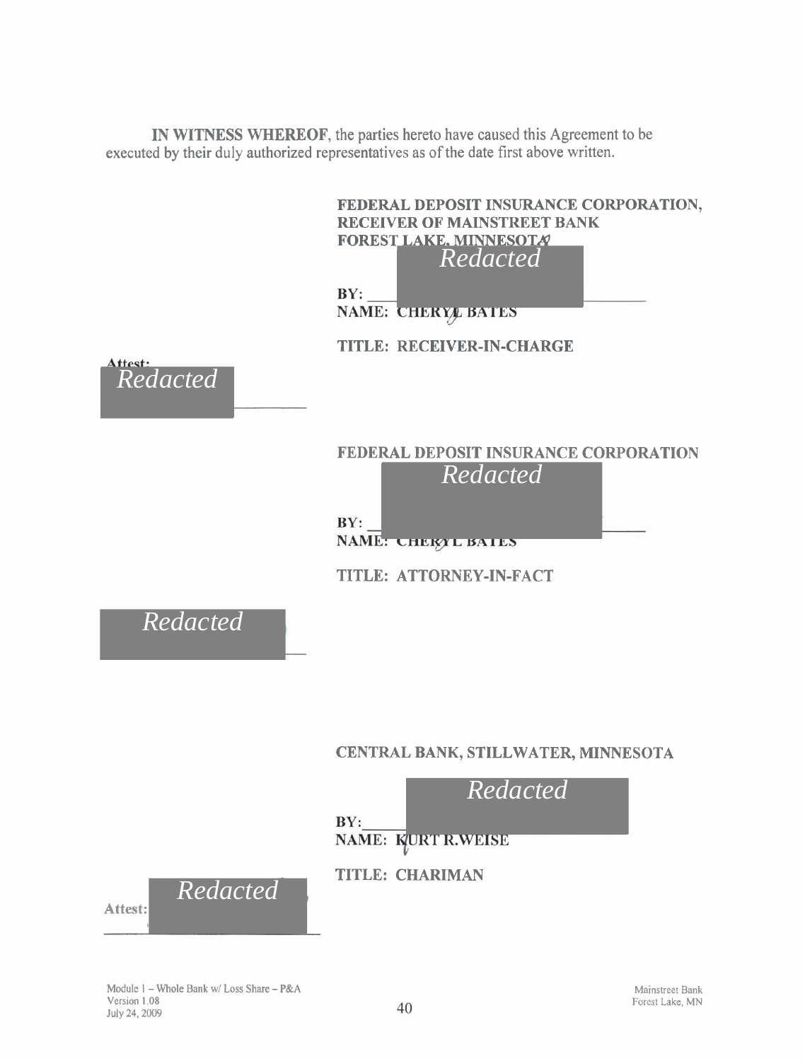**IN WITNESS WHEREOF**, the parties hereto have caused this Agreement to be executed by their duly authorized representatives as of the date first above written.

**FEDERAL DEPOSIT INSURANCE CORPORATION, RECEIVER OF MAINSTREET BANK FOREST LAKE, MINNESOTA**

*Redacted*

**BY:** \_\_\_\_\_\_\_\_\_\_\_\_\_\_\_\_\_\_\_\_

**NAME: CHERYL BATES**

**TITLE: RECEIVER-IN-CHARGE**

**Attest:**

*Redacted*

\_\_\_\_\_\_\_\_\_\_\_\_\_\_\_\_\_\_\_\_

**FEDERAL DEPOSIT INSURANCE CORPORATION**

*Redacted*

**BY:** \_\_\_\_\_\_\_\_\_\_\_\_\_\_\_\_\_\_\_\_

**NAME: CHERYL BATES**

**TITLE: ATTORNEY-IN-FACT**

*Redacted*

\_\_\_\_\_\_\_\_\_\_\_\_\_\_\_\_\_\_\_\_

**CENTRAL BANK, STILLWATER, MINNESOTA**

*Redacted*

**BY:** \_\_\_\_\_\_\_\_\_\_\_\_\_\_\_\_\_\_\_\_

**NAME: KURT R.WEISE**

**TITLE: CHARIMAN**

**Attest:**

*Redacted*

\_\_\_\_\_\_\_\_\_\_\_\_\_\_\_\_\_\_\_\_

Module 1 – Whole Bank w/ Loss Share – P&A
Version 1.08
July 24, 2009

Mainstreet Bank
Forest Lake, MN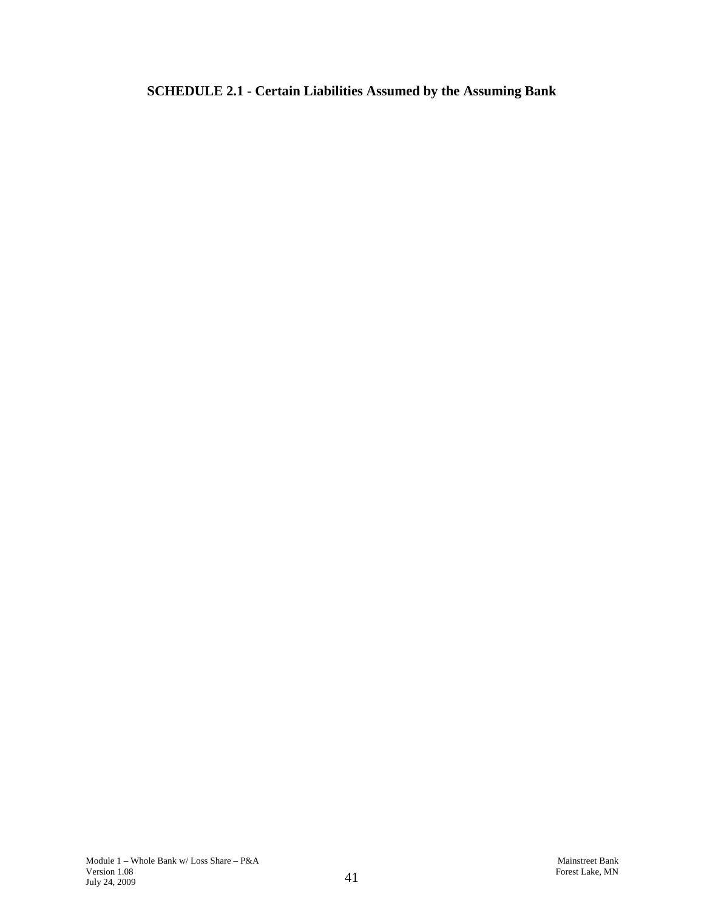# SCHEDULE 2.1 - Certain Liabilities Assumed by the Assuming Bank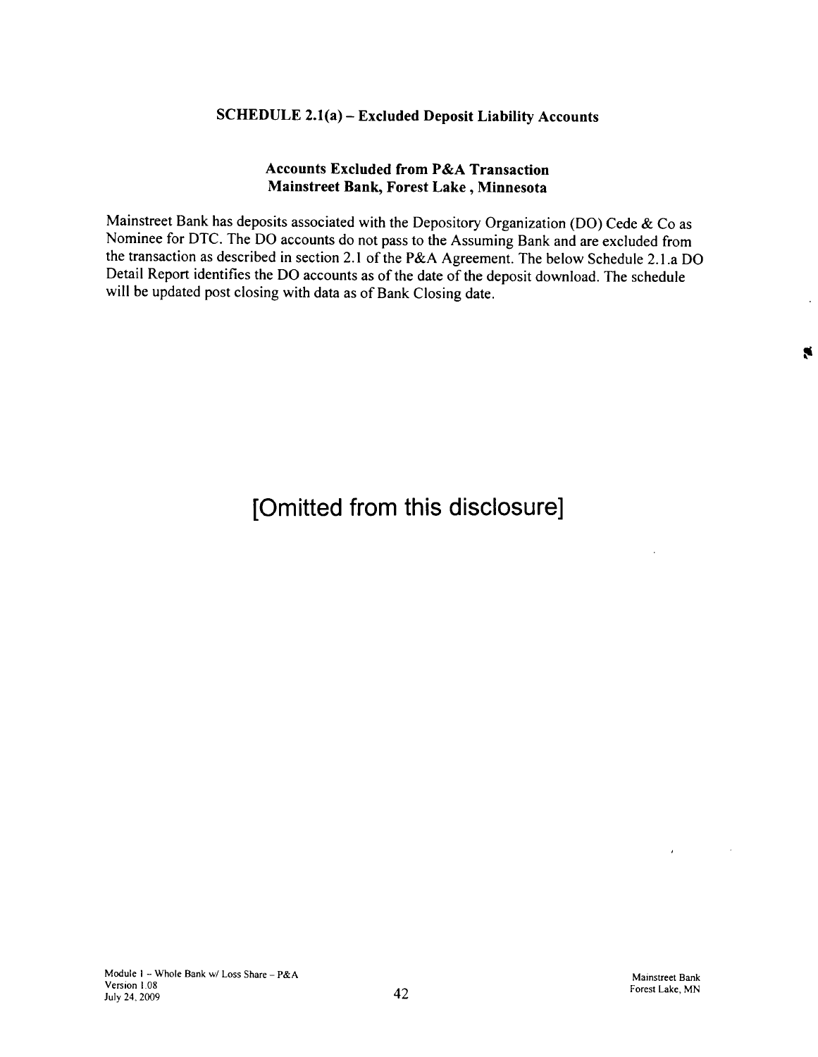## SCHEDULE 2.1(a) – Excluded Deposit Liability Accounts

### Accounts Excluded from P&A Transaction
### Mainstreet Bank, Forest Lake , Minnesota

Mainstreet Bank has deposits associated with the Depository Organization (DO) Cede & Co as Nominee for DTC. The DO accounts do not pass to the Assuming Bank and are excluded from the transaction as described in section 2.1 of the P&A Agreement. The below Schedule 2.1.a DO Detail Report identifies the DO accounts as of the date of the deposit download. The schedule will be updated post closing with data as of Bank Closing date.

# [Omitted from this disclosure]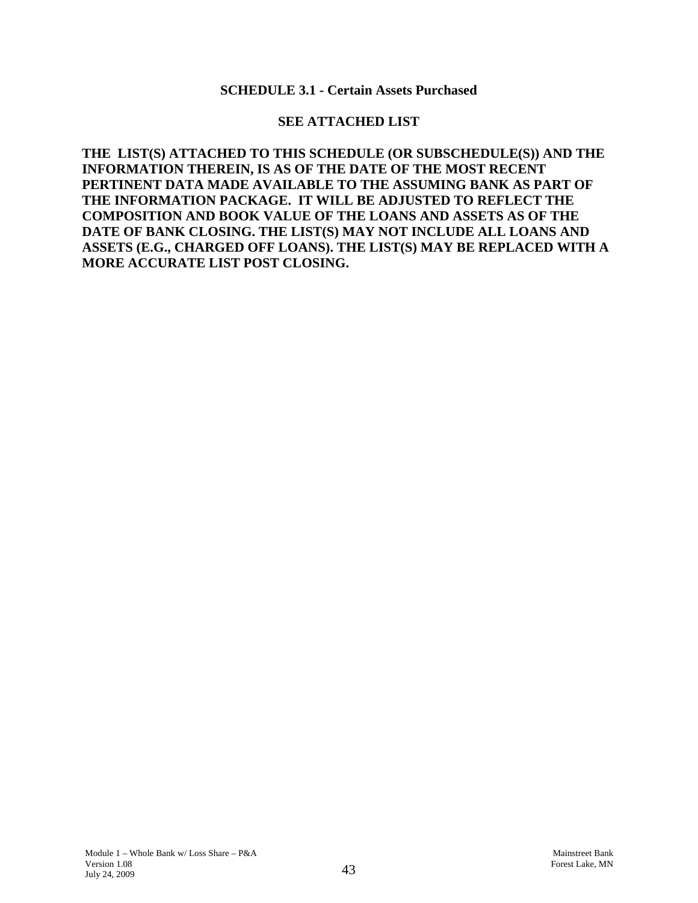**SCHEDULE 3.1 - Certain Assets Purchased**

**SEE ATTACHED LIST**

**THE LIST(S) ATTACHED TO THIS SCHEDULE (OR SUBSCHEDULE(S)) AND THE INFORMATION THEREIN, IS AS OF THE DATE OF THE MOST RECENT PERTINENT DATA MADE AVAILABLE TO THE ASSUMING BANK AS PART OF THE INFORMATION PACKAGE. IT WILL BE ADJUSTED TO REFLECT THE COMPOSITION AND BOOK VALUE OF THE LOANS AND ASSETS AS OF THE DATE OF BANK CLOSING. THE LIST(S) MAY NOT INCLUDE ALL LOANS AND ASSETS (E.G., CHARGED OFF LOANS). THE LIST(S) MAY BE REPLACED WITH A MORE ACCURATE LIST POST CLOSING.**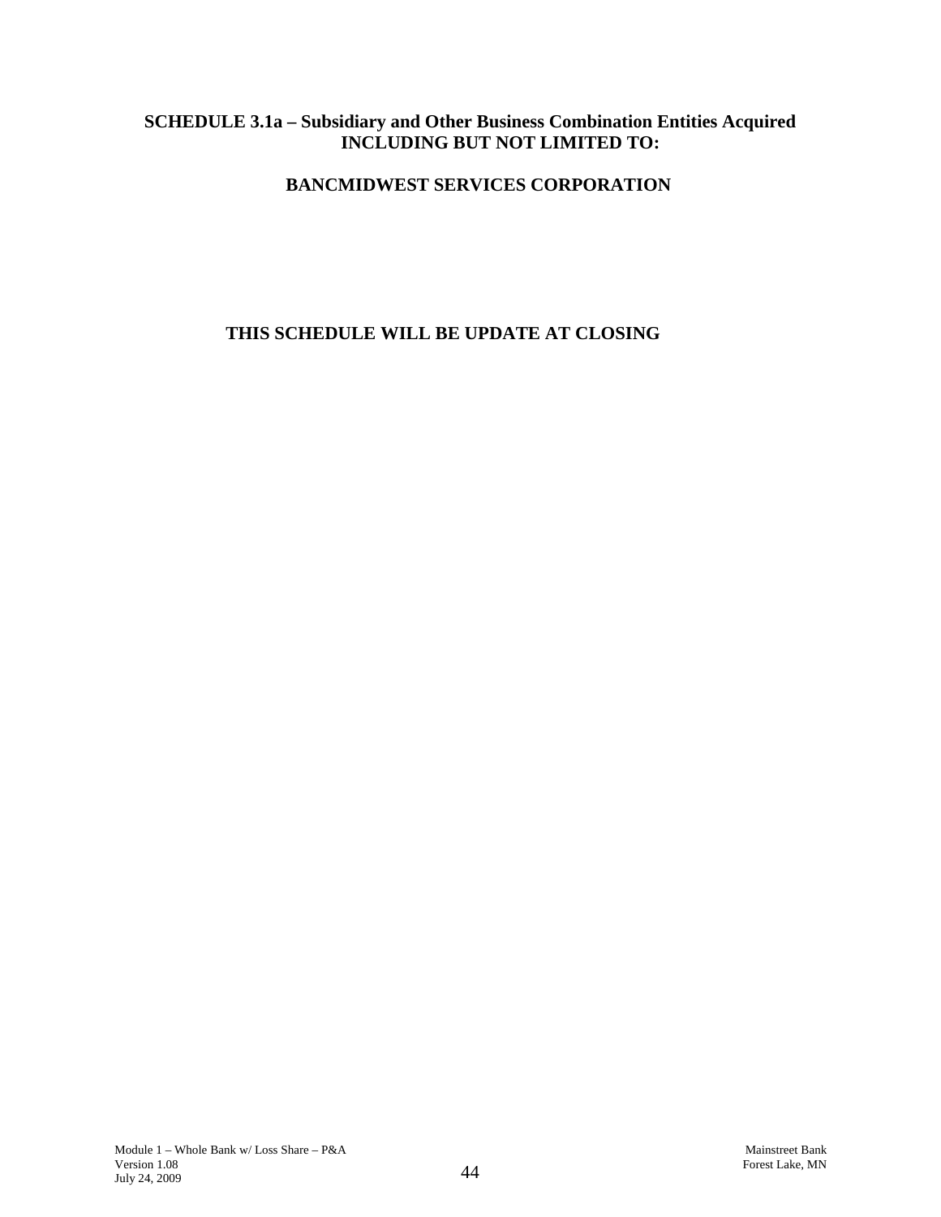**SCHEDULE 3.1a – Subsidiary and Other Business Combination Entities Acquired INCLUDING BUT NOT LIMITED TO:**

**BANCMIDWEST SERVICES CORPORATION**

**THIS SCHEDULE WILL BE UPDATE AT CLOSING**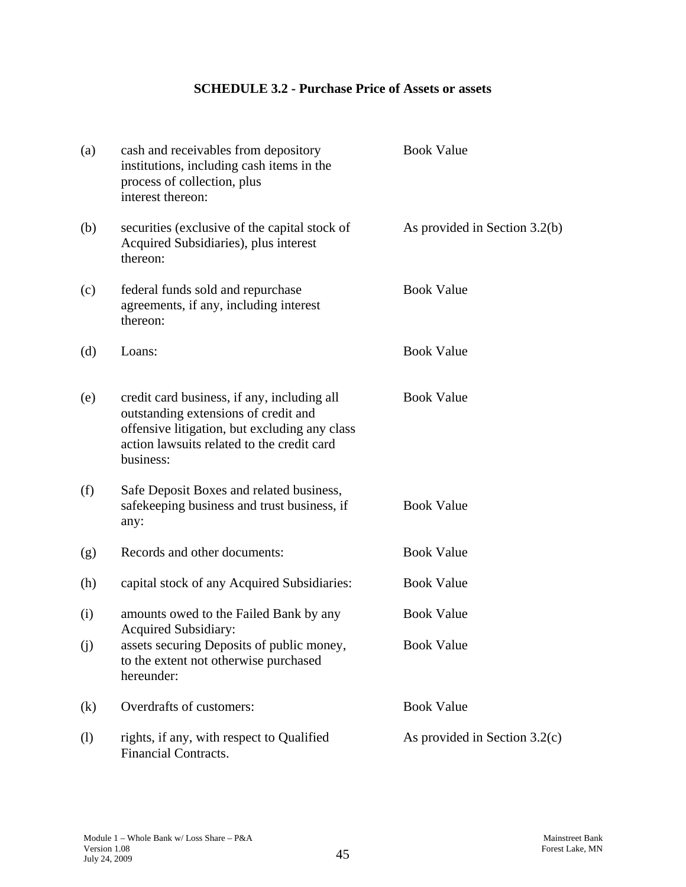## SCHEDULE 3.2 - Purchase Price of Assets or assets

| | | |
|---|---|---|
| (a) | cash and receivables from depository institutions, including cash items in the process of collection, plus interest thereon: | Book Value |
| (b) | securities (exclusive of the capital stock of Acquired Subsidiaries), plus interest thereon: | As provided in Section 3.2(b) |
| (c) | federal funds sold and repurchase agreements, if any, including interest thereon: | Book Value |
| (d) | Loans: | Book Value |
| (e) | credit card business, if any, including all outstanding extensions of credit and offensive litigation, but excluding any class action lawsuits related to the credit card business: | Book Value |
| (f) | Safe Deposit Boxes and related business, safekeeping business and trust business, if any: | Book Value |
| (g) | Records and other documents: | Book Value |
| (h) | capital stock of any Acquired Subsidiaries: | Book Value |
| (i) | amounts owed to the Failed Bank by any Acquired Subsidiary: | Book Value |
| (j) | assets securing Deposits of public money, to the extent not otherwise purchased hereunder: | Book Value |
| (k) | Overdrafts of customers: | Book Value |
| (l) | rights, if any, with respect to Qualified Financial Contracts. | As provided in Section 3.2(c) |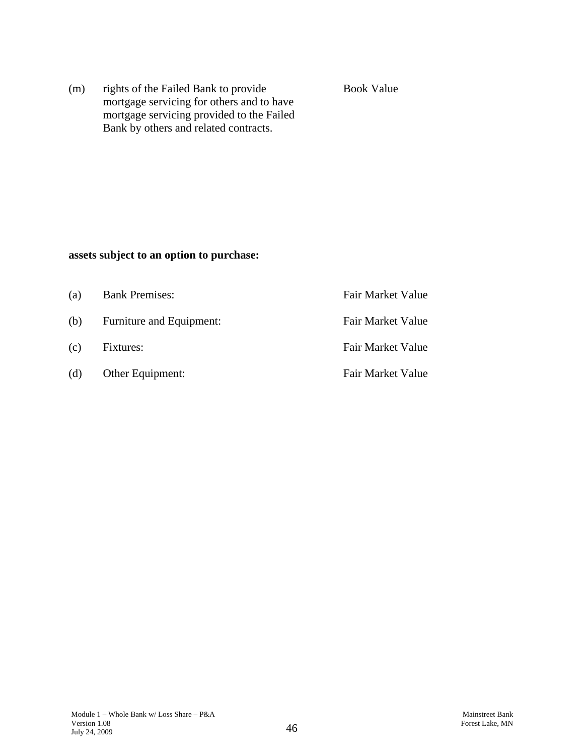| | | |
|---|---|---|
| (m) | rights of the Failed Bank to provide mortgage servicing for others and to have mortgage servicing provided to the Failed Bank by others and related contracts. | Book Value |

**assets subject to an option to purchase:**

| | | |
|---|---|---|
| (a) | Bank Premises: | Fair Market Value |
| (b) | Furniture and Equipment: | Fair Market Value |
| (c) | Fixtures: | Fair Market Value |
| (d) | Other Equipment: | Fair Market Value |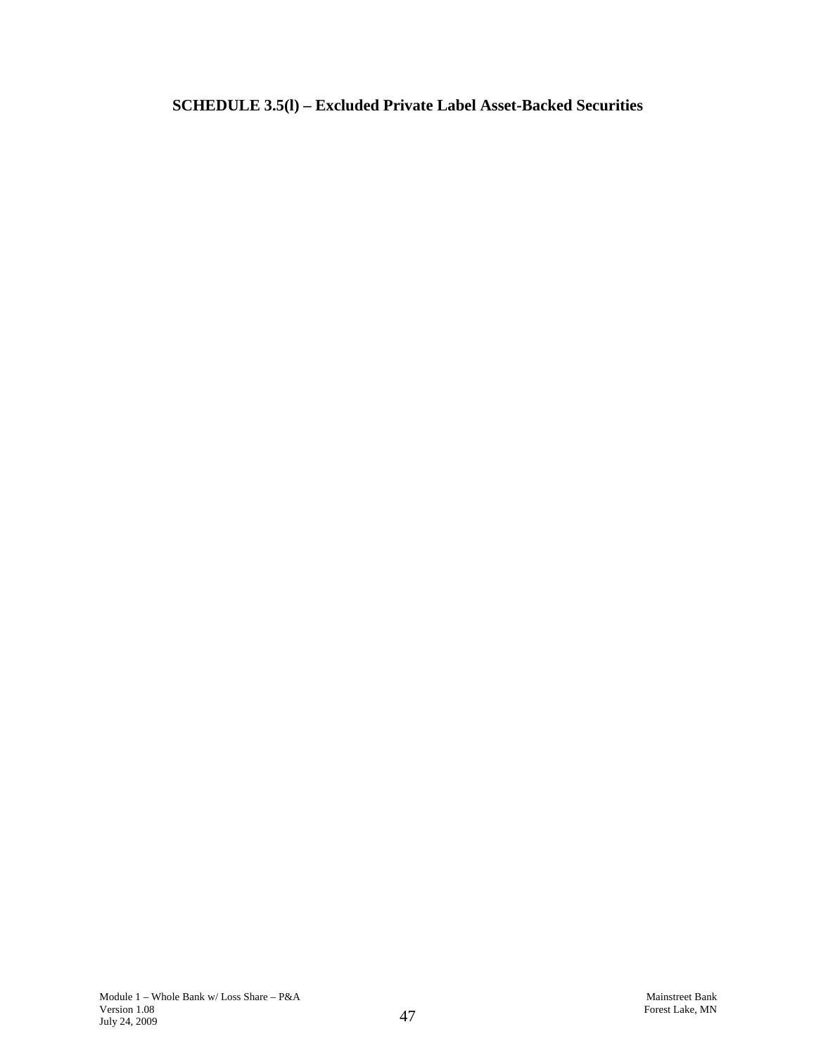# SCHEDULE 3.5(l) – Excluded Private Label Asset-Backed Securities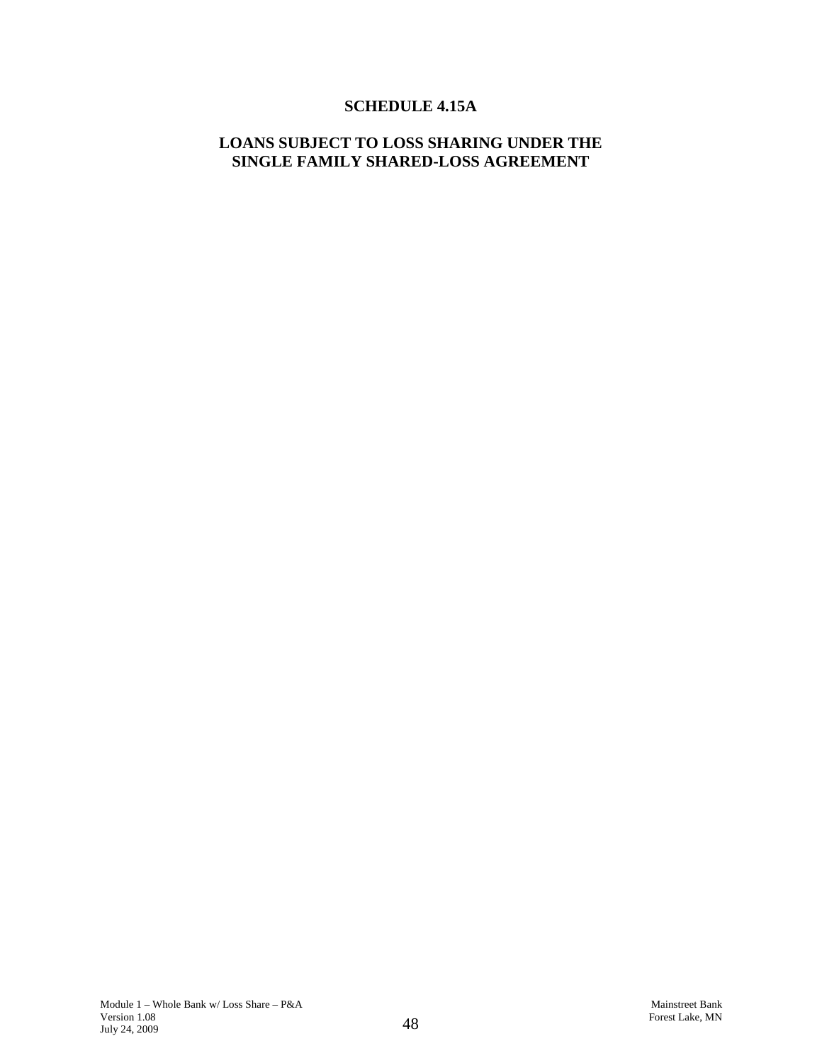# SCHEDULE 4.15A

## LOANS SUBJECT TO LOSS SHARING UNDER THE SINGLE FAMILY SHARED-LOSS AGREEMENT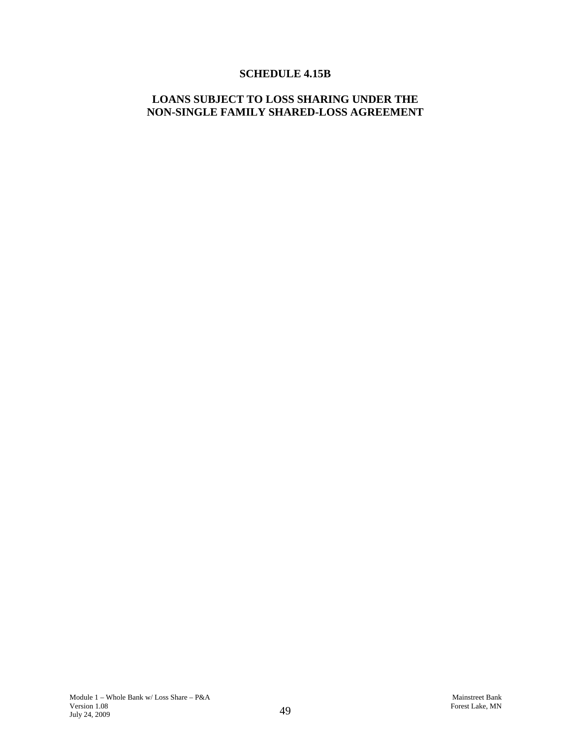# SCHEDULE 4.15B

## LOANS SUBJECT TO LOSS SHARING UNDER THE NON-SINGLE FAMILY SHARED-LOSS AGREEMENT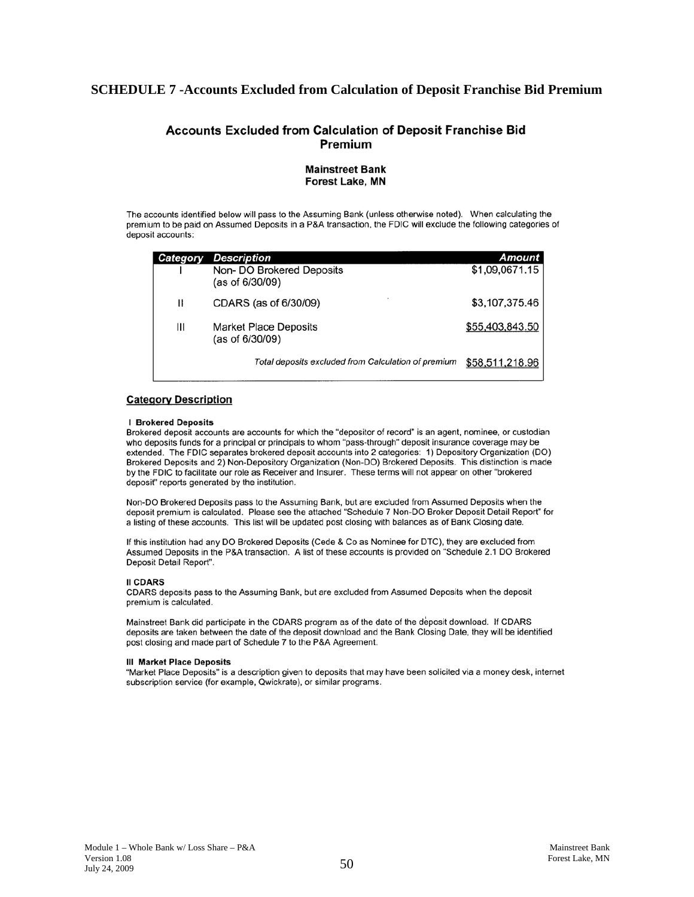# SCHEDULE 7 -Accounts Excluded from Calculation of Deposit Franchise Bid Premium

## Accounts Excluded from Calculation of Deposit Franchise Bid Premium

**Mainstreet Bank**
**Forest Lake, MN**

The accounts identified below will pass to the Assuming Bank (unless otherwise noted). When calculating the premium to be paid on Assumed Deposits in a P&A transaction, the FDIC will exclude the following categories of deposit accounts:

| Category | Description | Amount |
|---|---|---|
| I | Non- DO Brokered Deposits (as of 6/30/09) | \$1,09,0671.15 |
| II | CDARS (as of 6/30/09) | \$3,107,375.46 |
| III | Market Place Deposits (as of 6/30/09) | \$55,403,843.50 |
| | *Total deposits excluded from Calculation of premium* | \$58,511,218.96 |

### Category Description

**I Brokered Deposits**

Brokered deposit accounts are accounts for which the "depositor of record" is an agent, nominee, or custodian who deposits funds for a principal or principals to whom "pass-through" deposit insurance coverage may be extended. The FDIC separates brokered deposit accounts into 2 categories: 1) Depository Organization (DO) Brokered Deposits and 2) Non-Depository Organization (Non-DO) Brokered Deposits. This distinction is made by the FDIC to facilitate our role as Receiver and Insurer. These terms will not appear on other "brokered deposit" reports generated by the institution.

Non-DO Brokered Deposits pass to the Assuming Bank, but are excluded from Assumed Deposits when the deposit premium is calculated. Please see the attached "Schedule 7 Non-DO Broker Deposit Detail Report" for a listing of these accounts. This list will be updated post closing with balances as of Bank Closing date.

If this institution had any DO Brokered Deposits (Cede & Co as Nominee for DTC), they are excluded from Assumed Deposits in the P&A transaction. A list of these accounts is provided on "Schedule 2.1 DO Brokered Deposit Detail Report".

**II CDARS**

CDARS deposits pass to the Assuming Bank, but are excluded from Assumed Deposits when the deposit premium is calculated.

Mainstreet Bank did participate in the CDARS program as of the date of the deposit download. If CDARS deposits are taken between the date of the deposit download and the Bank Closing Date, they will be identified post closing and made part of Schedule 7 to the P&A Agreement.

**III Market Place Deposits**

"Market Place Deposits" is a description given to deposits that may have been solicited via a money desk, internet subscription service (for example, Qwickrate), or similar programs.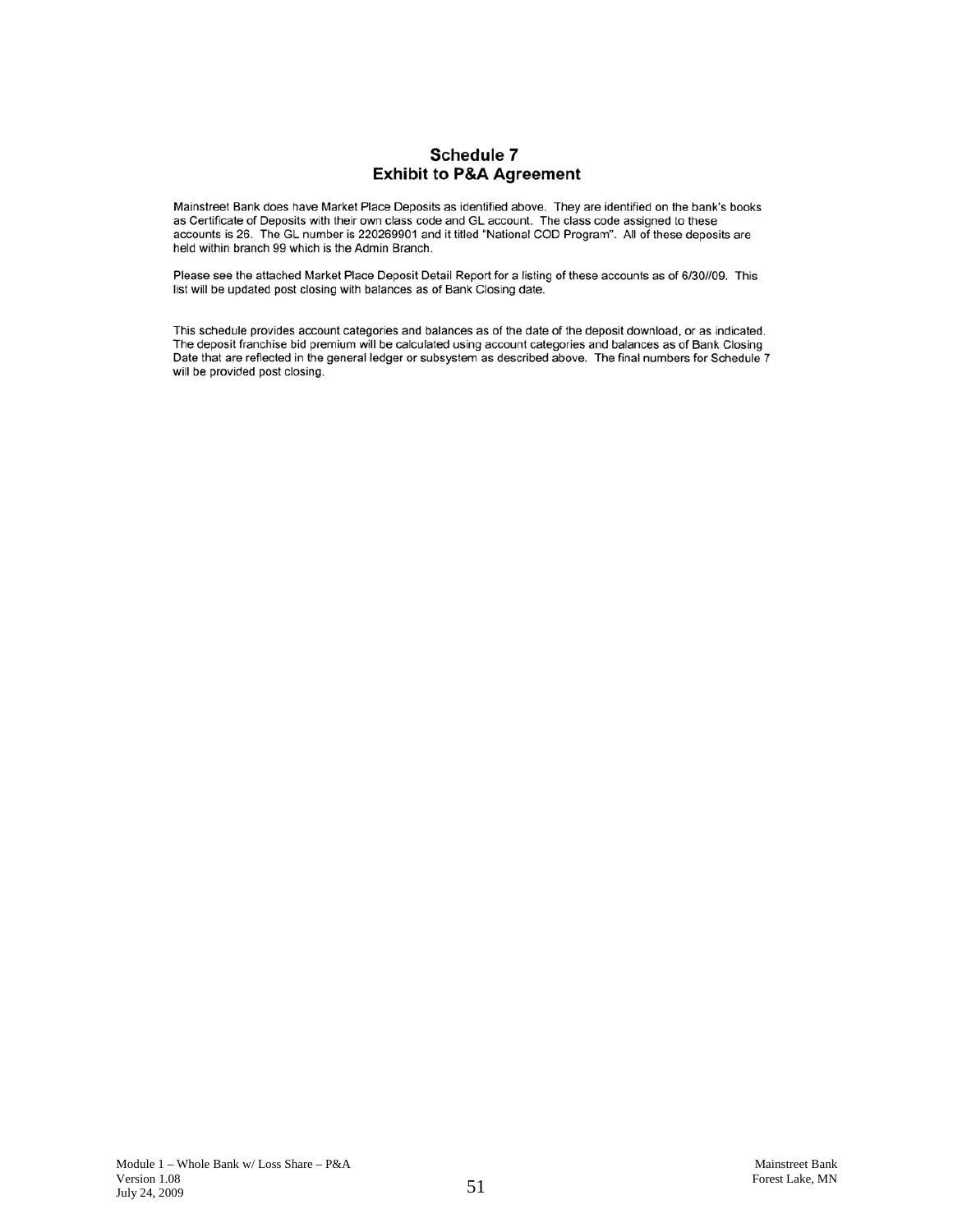# Schedule 7
## Exhibit to P&A Agreement

Mainstreet Bank does have Market Place Deposits as identified above. They are identified on the bank's books as Certificate of Deposits with their own class code and GL account. The class code assigned to these accounts is 26. The GL number is 220269901 and it titled "National COD Program". All of these deposits are held within branch 99 which is the Admin Branch.

Please see the attached Market Place Deposit Detail Report for a listing of these accounts as of 6/30//09. This list will be updated post closing with balances as of Bank Closing date.

This schedule provides account categories and balances as of the date of the deposit download, or as indicated. The deposit franchise bid premium will be calculated using account categories and balances as of Bank Closing Date that are reflected in the general ledger or subsystem as described above. The final numbers for Schedule 7 will be provided post closing.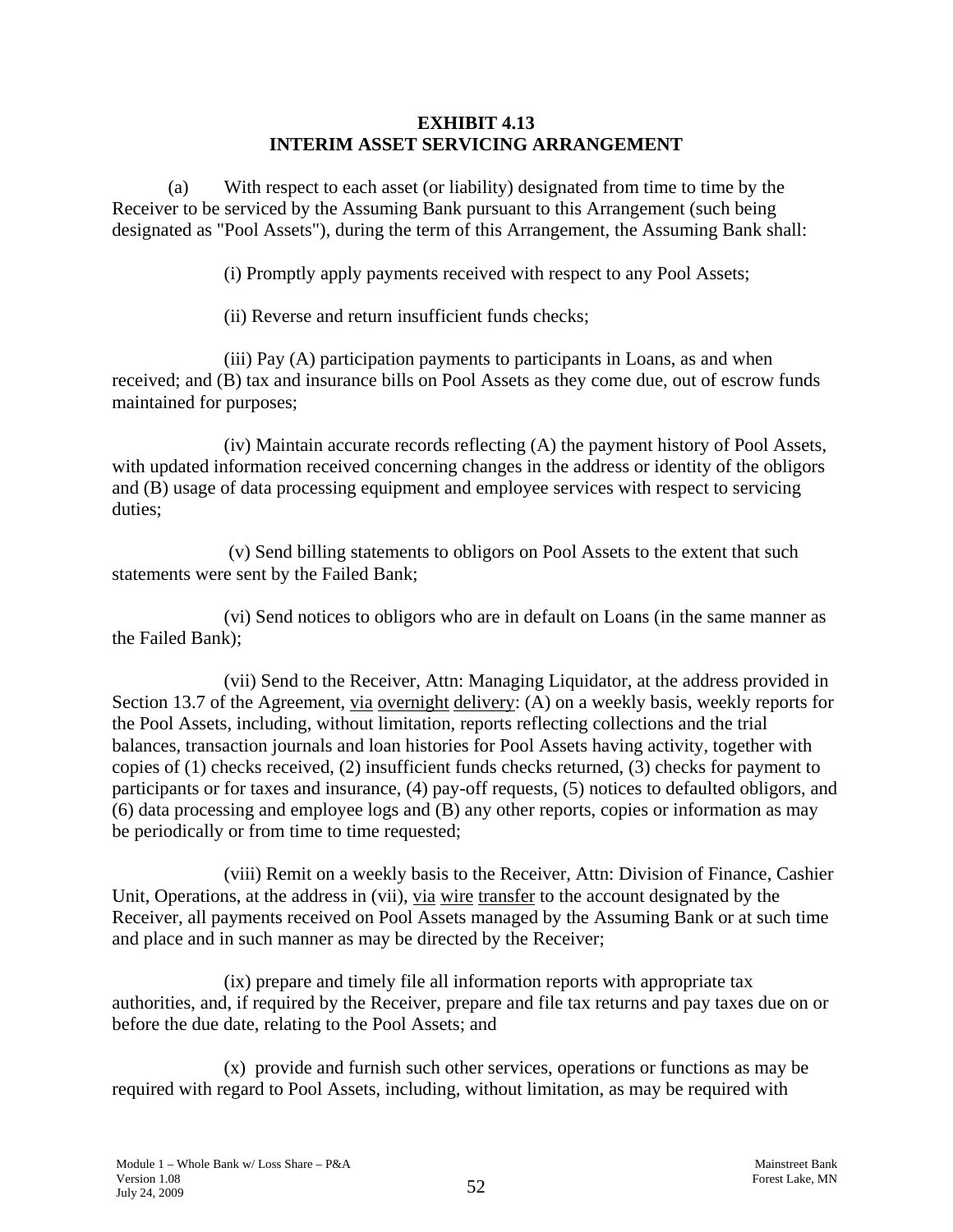# EXHIBIT 4.13
# INTERIM ASSET SERVICING ARRANGEMENT

(a) With respect to each asset (or liability) designated from time to time by the Receiver to be serviced by the Assuming Bank pursuant to this Arrangement (such being designated as "Pool Assets"), during the term of this Arrangement, the Assuming Bank shall:

(i) Promptly apply payments received with respect to any Pool Assets;

(ii) Reverse and return insufficient funds checks;

(iii) Pay (A) participation payments to participants in Loans, as and when received; and (B) tax and insurance bills on Pool Assets as they come due, out of escrow funds maintained for purposes;

(iv) Maintain accurate records reflecting (A) the payment history of Pool Assets, with updated information received concerning changes in the address or identity of the obligors and (B) usage of data processing equipment and employee services with respect to servicing duties;

(v) Send billing statements to obligors on Pool Assets to the extent that such statements were sent by the Failed Bank;

(vi) Send notices to obligors who are in default on Loans (in the same manner as the Failed Bank);

(vii) Send to the Receiver, Attn: Managing Liquidator, at the address provided in Section 13.7 of the Agreement, via overnight delivery: (A) on a weekly basis, weekly reports for the Pool Assets, including, without limitation, reports reflecting collections and the trial balances, transaction journals and loan histories for Pool Assets having activity, together with copies of (1) checks received, (2) insufficient funds checks returned, (3) checks for payment to participants or for taxes and insurance, (4) pay-off requests, (5) notices to defaulted obligors, and (6) data processing and employee logs and (B) any other reports, copies or information as may be periodically or from time to time requested;

(viii) Remit on a weekly basis to the Receiver, Attn: Division of Finance, Cashier Unit, Operations, at the address in (vii), via wire transfer to the account designated by the Receiver, all payments received on Pool Assets managed by the Assuming Bank or at such time and place and in such manner as may be directed by the Receiver;

(ix) prepare and timely file all information reports with appropriate tax authorities, and, if required by the Receiver, prepare and file tax returns and pay taxes due on or before the due date, relating to the Pool Assets; and

(x) provide and furnish such other services, operations or functions as may be required with regard to Pool Assets, including, without limitation, as may be required with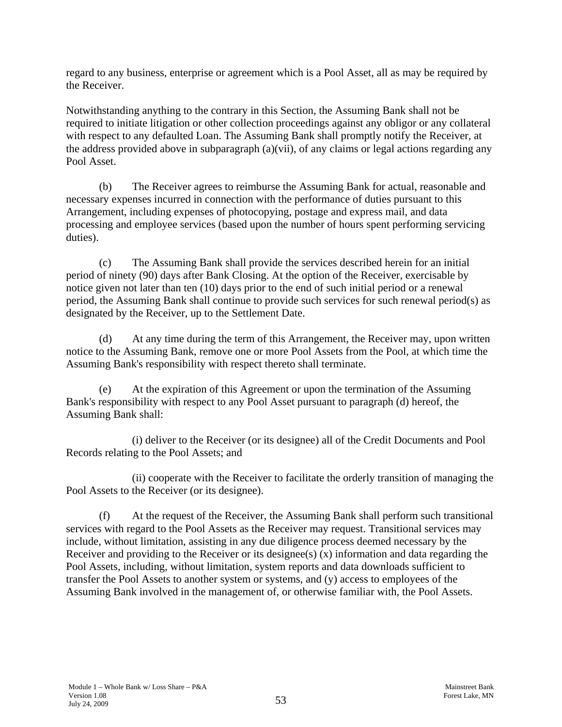regard to any business, enterprise or agreement which is a Pool Asset, all as may be required by the Receiver.

Notwithstanding anything to the contrary in this Section, the Assuming Bank shall not be required to initiate litigation or other collection proceedings against any obligor or any collateral with respect to any defaulted Loan. The Assuming Bank shall promptly notify the Receiver, at the address provided above in subparagraph (a)(vii), of any claims or legal actions regarding any Pool Asset.

(b) The Receiver agrees to reimburse the Assuming Bank for actual, reasonable and necessary expenses incurred in connection with the performance of duties pursuant to this Arrangement, including expenses of photocopying, postage and express mail, and data processing and employee services (based upon the number of hours spent performing servicing duties).

(c) The Assuming Bank shall provide the services described herein for an initial period of ninety (90) days after Bank Closing. At the option of the Receiver, exercisable by notice given not later than ten (10) days prior to the end of such initial period or a renewal period, the Assuming Bank shall continue to provide such services for such renewal period(s) as designated by the Receiver, up to the Settlement Date.

(d) At any time during the term of this Arrangement, the Receiver may, upon written notice to the Assuming Bank, remove one or more Pool Assets from the Pool, at which time the Assuming Bank's responsibility with respect thereto shall terminate.

(e) At the expiration of this Agreement or upon the termination of the Assuming Bank's responsibility with respect to any Pool Asset pursuant to paragraph (d) hereof, the Assuming Bank shall:

(i) deliver to the Receiver (or its designee) all of the Credit Documents and Pool Records relating to the Pool Assets; and

(ii) cooperate with the Receiver to facilitate the orderly transition of managing the Pool Assets to the Receiver (or its designee).

(f) At the request of the Receiver, the Assuming Bank shall perform such transitional services with regard to the Pool Assets as the Receiver may request. Transitional services may include, without limitation, assisting in any due diligence process deemed necessary by the Receiver and providing to the Receiver or its designee(s) (x) information and data regarding the Pool Assets, including, without limitation, system reports and data downloads sufficient to transfer the Pool Assets to another system or systems, and (y) access to employees of the Assuming Bank involved in the management of, or otherwise familiar with, the Pool Assets.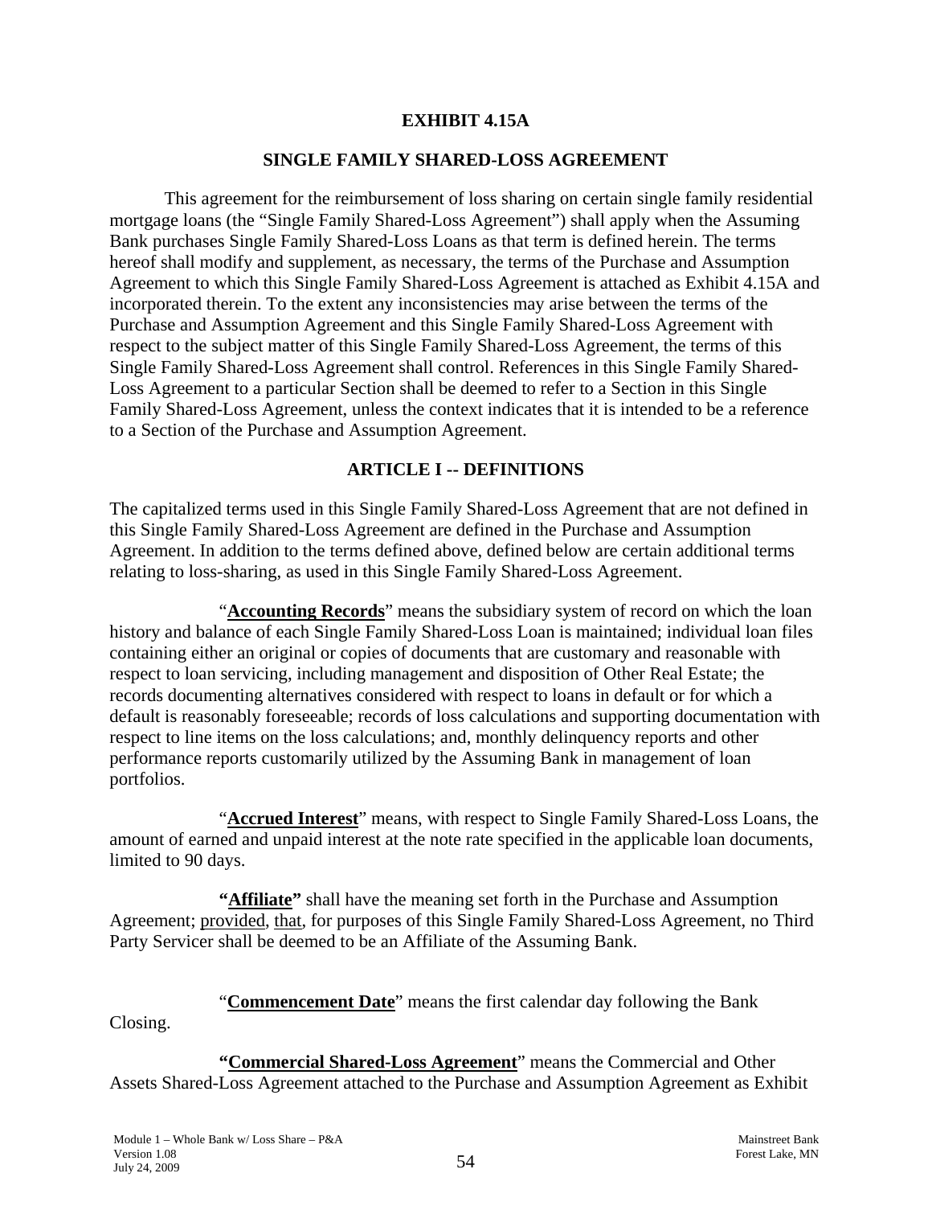# EXHIBIT 4.15A

## SINGLE FAMILY SHARED-LOSS AGREEMENT

This agreement for the reimbursement of loss sharing on certain single family residential mortgage loans (the "Single Family Shared-Loss Agreement") shall apply when the Assuming Bank purchases Single Family Shared-Loss Loans as that term is defined herein. The terms hereof shall modify and supplement, as necessary, the terms of the Purchase and Assumption Agreement to which this Single Family Shared-Loss Agreement is attached as Exhibit 4.15A and incorporated therein. To the extent any inconsistencies may arise between the terms of the Purchase and Assumption Agreement and this Single Family Shared-Loss Agreement with respect to the subject matter of this Single Family Shared-Loss Agreement, the terms of this Single Family Shared-Loss Agreement shall control. References in this Single Family Shared-Loss Agreement to a particular Section shall be deemed to refer to a Section in this Single Family Shared-Loss Agreement, unless the context indicates that it is intended to be a reference to a Section of the Purchase and Assumption Agreement.

## ARTICLE I -- DEFINITIONS

The capitalized terms used in this Single Family Shared-Loss Agreement that are not defined in this Single Family Shared-Loss Agreement are defined in the Purchase and Assumption Agreement. In addition to the terms defined above, defined below are certain additional terms relating to loss-sharing, as used in this Single Family Shared-Loss Agreement.

"**Accounting Records**" means the subsidiary system of record on which the loan history and balance of each Single Family Shared-Loss Loan is maintained; individual loan files containing either an original or copies of documents that are customary and reasonable with respect to loan servicing, including management and disposition of Other Real Estate; the records documenting alternatives considered with respect to loans in default or for which a default is reasonably foreseeable; records of loss calculations and supporting documentation with respect to line items on the loss calculations; and, monthly delinquency reports and other performance reports customarily utilized by the Assuming Bank in management of loan portfolios.

"**Accrued Interest**" means, with respect to Single Family Shared-Loss Loans, the amount of earned and unpaid interest at the note rate specified in the applicable loan documents, limited to 90 days.

**"Affiliate"** shall have the meaning set forth in the Purchase and Assumption Agreement; provided, that, for purposes of this Single Family Shared-Loss Agreement, no Third Party Servicer shall be deemed to be an Affiliate of the Assuming Bank.

"**Commencement Date**" means the first calendar day following the Bank Closing.

**"Commercial Shared-Loss Agreement"** means the Commercial and Other Assets Shared-Loss Agreement attached to the Purchase and Assumption Agreement as Exhibit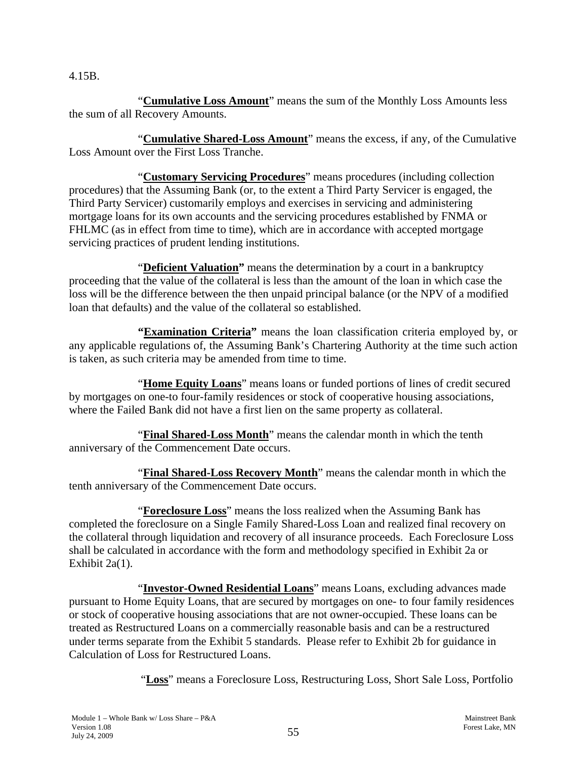4.15B.

"**Cumulative Loss Amount**" means the sum of the Monthly Loss Amounts less the sum of all Recovery Amounts.

"**Cumulative Shared-Loss Amount**" means the excess, if any, of the Cumulative Loss Amount over the First Loss Tranche.

"**Customary Servicing Procedures**" means procedures (including collection procedures) that the Assuming Bank (or, to the extent a Third Party Servicer is engaged, the Third Party Servicer) customarily employs and exercises in servicing and administering mortgage loans for its own accounts and the servicing procedures established by FNMA or FHLMC (as in effect from time to time), which are in accordance with accepted mortgage servicing practices of prudent lending institutions.

"**Deficient Valuation"** means the determination by a court in a bankruptcy proceeding that the value of the collateral is less than the amount of the loan in which case the loss will be the difference between the then unpaid principal balance (or the NPV of a modified loan that defaults) and the value of the collateral so established.

**"Examination Criteria"** means the loan classification criteria employed by, or any applicable regulations of, the Assuming Bank's Chartering Authority at the time such action is taken, as such criteria may be amended from time to time.

"**Home Equity Loans**" means loans or funded portions of lines of credit secured by mortgages on one-to four-family residences or stock of cooperative housing associations, where the Failed Bank did not have a first lien on the same property as collateral.

"**Final Shared-Loss Month**" means the calendar month in which the tenth anniversary of the Commencement Date occurs.

"**Final Shared-Loss Recovery Month**" means the calendar month in which the tenth anniversary of the Commencement Date occurs.

"**Foreclosure Loss**" means the loss realized when the Assuming Bank has completed the foreclosure on a Single Family Shared-Loss Loan and realized final recovery on the collateral through liquidation and recovery of all insurance proceeds. Each Foreclosure Loss shall be calculated in accordance with the form and methodology specified in Exhibit 2a or Exhibit 2a(1).

"**Investor-Owned Residential Loans**" means Loans, excluding advances made pursuant to Home Equity Loans, that are secured by mortgages on one- to four family residences or stock of cooperative housing associations that are not owner-occupied. These loans can be treated as Restructured Loans on a commercially reasonable basis and can be a restructured under terms separate from the Exhibit 5 standards. Please refer to Exhibit 2b for guidance in Calculation of Loss for Restructured Loans.

"**Loss**" means a Foreclosure Loss, Restructuring Loss, Short Sale Loss, Portfolio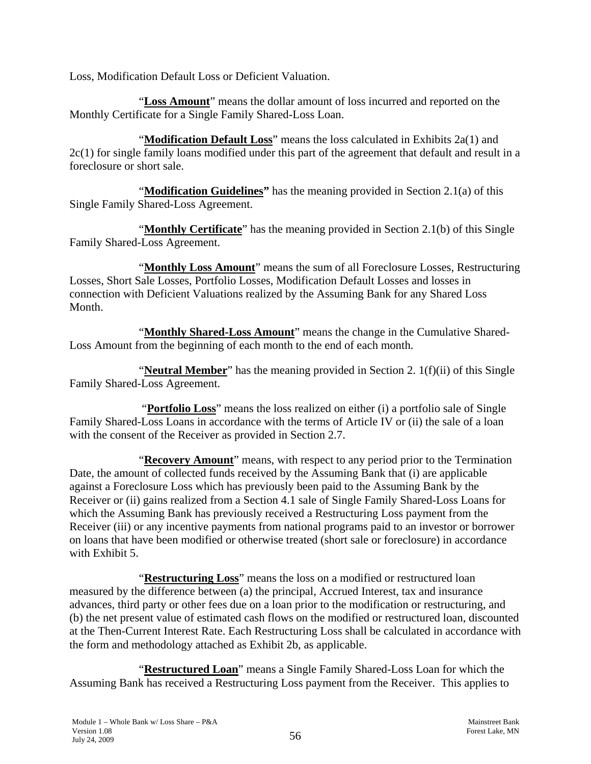Loss, Modification Default Loss or Deficient Valuation.

"**Loss Amount**" means the dollar amount of loss incurred and reported on the Monthly Certificate for a Single Family Shared-Loss Loan.

"**Modification Default Loss**" means the loss calculated in Exhibits 2a(1) and 2c(1) for single family loans modified under this part of the agreement that default and result in a foreclosure or short sale.

"**Modification Guidelines"** has the meaning provided in Section 2.1(a) of this Single Family Shared-Loss Agreement.

"**Monthly Certificate**" has the meaning provided in Section 2.1(b) of this Single Family Shared-Loss Agreement.

"**Monthly Loss Amount**" means the sum of all Foreclosure Losses, Restructuring Losses, Short Sale Losses, Portfolio Losses, Modification Default Losses and losses in connection with Deficient Valuations realized by the Assuming Bank for any Shared Loss Month.

"**Monthly Shared-Loss Amount**" means the change in the Cumulative Shared-Loss Amount from the beginning of each month to the end of each month.

"**Neutral Member**" has the meaning provided in Section 2. 1(f)(ii) of this Single Family Shared-Loss Agreement.

"**Portfolio Loss**" means the loss realized on either (i) a portfolio sale of Single Family Shared-Loss Loans in accordance with the terms of Article IV or (ii) the sale of a loan with the consent of the Receiver as provided in Section 2.7.

"**Recovery Amount**" means, with respect to any period prior to the Termination Date, the amount of collected funds received by the Assuming Bank that (i) are applicable against a Foreclosure Loss which has previously been paid to the Assuming Bank by the Receiver or (ii) gains realized from a Section 4.1 sale of Single Family Shared-Loss Loans for which the Assuming Bank has previously received a Restructuring Loss payment from the Receiver (iii) or any incentive payments from national programs paid to an investor or borrower on loans that have been modified or otherwise treated (short sale or foreclosure) in accordance with Exhibit 5.

"**Restructuring Loss**" means the loss on a modified or restructured loan measured by the difference between (a) the principal, Accrued Interest, tax and insurance advances, third party or other fees due on a loan prior to the modification or restructuring, and (b) the net present value of estimated cash flows on the modified or restructured loan, discounted at the Then-Current Interest Rate. Each Restructuring Loss shall be calculated in accordance with the form and methodology attached as Exhibit 2b, as applicable.

"**Restructured Loan**" means a Single Family Shared-Loss Loan for which the Assuming Bank has received a Restructuring Loss payment from the Receiver. This applies to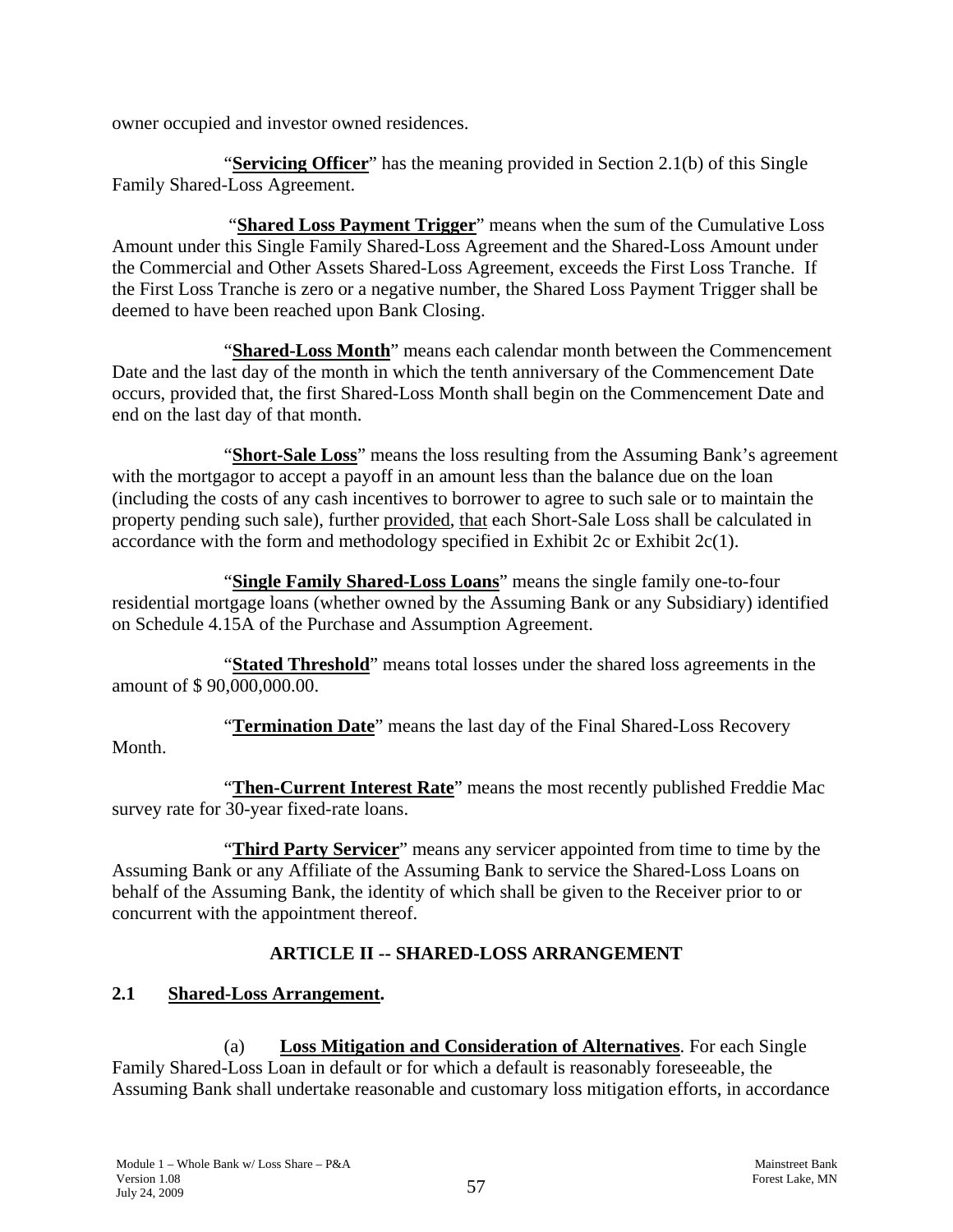owner occupied and investor owned residences.

"**Servicing Officer**" has the meaning provided in Section 2.1(b) of this Single Family Shared-Loss Agreement.

"**Shared Loss Payment Trigger**" means when the sum of the Cumulative Loss Amount under this Single Family Shared-Loss Agreement and the Shared-Loss Amount under the Commercial and Other Assets Shared-Loss Agreement, exceeds the First Loss Tranche. If the First Loss Tranche is zero or a negative number, the Shared Loss Payment Trigger shall be deemed to have been reached upon Bank Closing.

"**Shared-Loss Month**" means each calendar month between the Commencement Date and the last day of the month in which the tenth anniversary of the Commencement Date occurs, provided that, the first Shared-Loss Month shall begin on the Commencement Date and end on the last day of that month.

"**Short-Sale Loss**" means the loss resulting from the Assuming Bank's agreement with the mortgagor to accept a payoff in an amount less than the balance due on the loan (including the costs of any cash incentives to borrower to agree to such sale or to maintain the property pending such sale), further provided, that each Short-Sale Loss shall be calculated in accordance with the form and methodology specified in Exhibit 2c or Exhibit 2c(1).

"**Single Family Shared-Loss Loans**" means the single family one-to-four residential mortgage loans (whether owned by the Assuming Bank or any Subsidiary) identified on Schedule 4.15A of the Purchase and Assumption Agreement.

"**Stated Threshold**" means total losses under the shared loss agreements in the amount of $ 90,000,000.00.

"**Termination Date**" means the last day of the Final Shared-Loss Recovery Month.

"**Then-Current Interest Rate**" means the most recently published Freddie Mac survey rate for 30-year fixed-rate loans.

"**Third Party Servicer**" means any servicer appointed from time to time by the Assuming Bank or any Affiliate of the Assuming Bank to service the Shared-Loss Loans on behalf of the Assuming Bank, the identity of which shall be given to the Receiver prior to or concurrent with the appointment thereof.

## ARTICLE II -- SHARED-LOSS ARRANGEMENT

### 2.1 Shared-Loss Arrangement.

(a) **Loss Mitigation and Consideration of Alternatives**. For each Single Family Shared-Loss Loan in default or for which a default is reasonably foreseeable, the Assuming Bank shall undertake reasonable and customary loss mitigation efforts, in accordance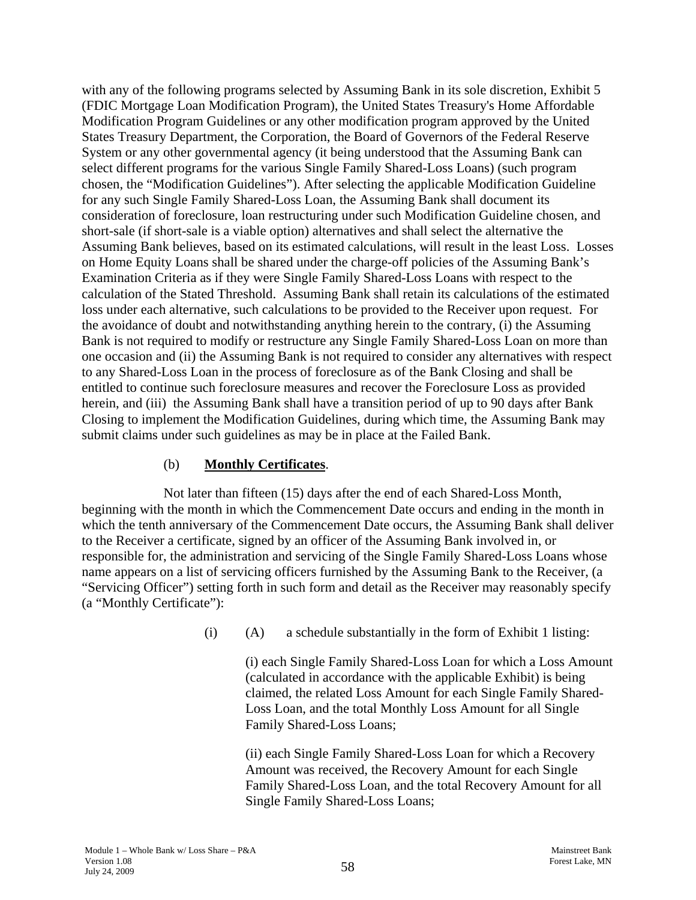with any of the following programs selected by Assuming Bank in its sole discretion, Exhibit 5 (FDIC Mortgage Loan Modification Program), the United States Treasury's Home Affordable Modification Program Guidelines or any other modification program approved by the United States Treasury Department, the Corporation, the Board of Governors of the Federal Reserve System or any other governmental agency (it being understood that the Assuming Bank can select different programs for the various Single Family Shared-Loss Loans) (such program chosen, the "Modification Guidelines"). After selecting the applicable Modification Guideline for any such Single Family Shared-Loss Loan, the Assuming Bank shall document its consideration of foreclosure, loan restructuring under such Modification Guideline chosen, and short-sale (if short-sale is a viable option) alternatives and shall select the alternative the Assuming Bank believes, based on its estimated calculations, will result in the least Loss. Losses on Home Equity Loans shall be shared under the charge-off policies of the Assuming Bank's Examination Criteria as if they were Single Family Shared-Loss Loans with respect to the calculation of the Stated Threshold. Assuming Bank shall retain its calculations of the estimated loss under each alternative, such calculations to be provided to the Receiver upon request. For the avoidance of doubt and notwithstanding anything herein to the contrary, (i) the Assuming Bank is not required to modify or restructure any Single Family Shared-Loss Loan on more than one occasion and (ii) the Assuming Bank is not required to consider any alternatives with respect to any Shared-Loss Loan in the process of foreclosure as of the Bank Closing and shall be entitled to continue such foreclosure measures and recover the Foreclosure Loss as provided herein, and (iii) the Assuming Bank shall have a transition period of up to 90 days after Bank Closing to implement the Modification Guidelines, during which time, the Assuming Bank may submit claims under such guidelines as may be in place at the Failed Bank.

(b) **Monthly Certificates**.

Not later than fifteen (15) days after the end of each Shared-Loss Month, beginning with the month in which the Commencement Date occurs and ending in the month in which the tenth anniversary of the Commencement Date occurs, the Assuming Bank shall deliver to the Receiver a certificate, signed by an officer of the Assuming Bank involved in, or responsible for, the administration and servicing of the Single Family Shared-Loss Loans whose name appears on a list of servicing officers furnished by the Assuming Bank to the Receiver, (a "Servicing Officer") setting forth in such form and detail as the Receiver may reasonably specify (a "Monthly Certificate"):

(i) (A) a schedule substantially in the form of Exhibit 1 listing:

(i) each Single Family Shared-Loss Loan for which a Loss Amount (calculated in accordance with the applicable Exhibit) is being claimed, the related Loss Amount for each Single Family Shared-Loss Loan, and the total Monthly Loss Amount for all Single Family Shared-Loss Loans;

(ii) each Single Family Shared-Loss Loan for which a Recovery Amount was received, the Recovery Amount for each Single Family Shared-Loss Loan, and the total Recovery Amount for all Single Family Shared-Loss Loans;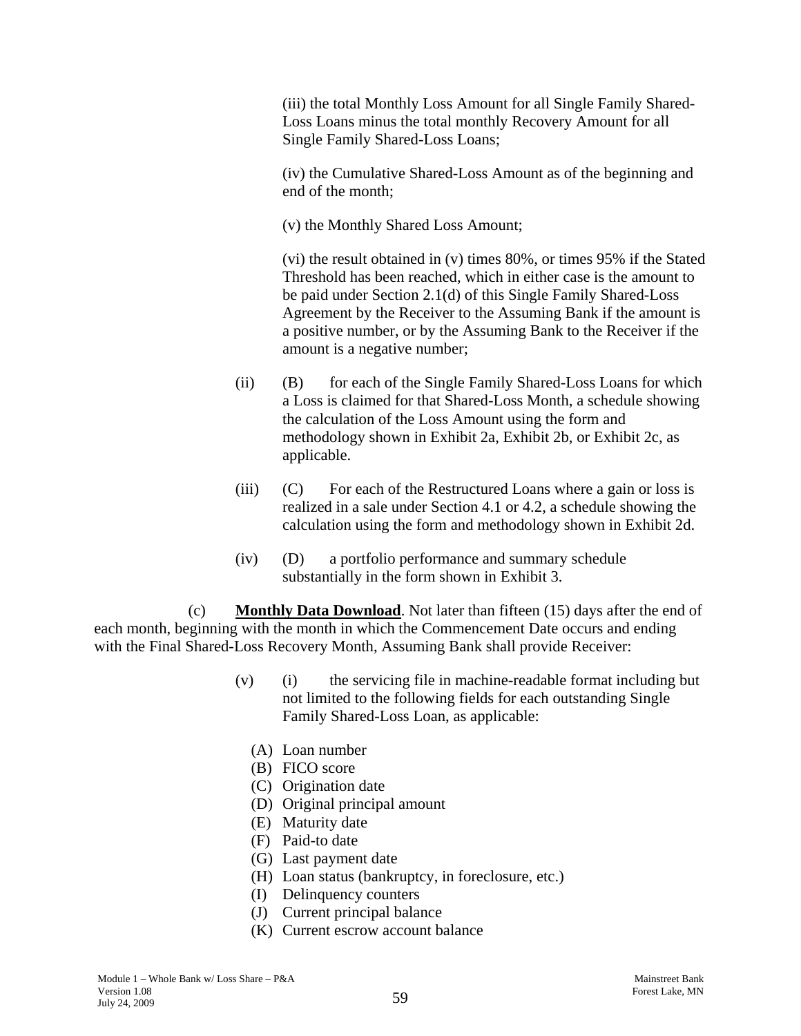(iii) the total Monthly Loss Amount for all Single Family Shared-Loss Loans minus the total monthly Recovery Amount for all Single Family Shared-Loss Loans;

(iv) the Cumulative Shared-Loss Amount as of the beginning and end of the month;

(v) the Monthly Shared Loss Amount;

(vi) the result obtained in (v) times 80%, or times 95% if the Stated Threshold has been reached, which in either case is the amount to be paid under Section 2.1(d) of this Single Family Shared-Loss Agreement by the Receiver to the Assuming Bank if the amount is a positive number, or by the Assuming Bank to the Receiver if the amount is a negative number;

(ii) (B) for each of the Single Family Shared-Loss Loans for which a Loss is claimed for that Shared-Loss Month, a schedule showing the calculation of the Loss Amount using the form and methodology shown in Exhibit 2a, Exhibit 2b, or Exhibit 2c, as applicable.

(iii) (C) For each of the Restructured Loans where a gain or loss is realized in a sale under Section 4.1 or 4.2, a schedule showing the calculation using the form and methodology shown in Exhibit 2d.

(iv) (D) a portfolio performance and summary schedule substantially in the form shown in Exhibit 3.

(c) **Monthly Data Download**. Not later than fifteen (15) days after the end of each month, beginning with the month in which the Commencement Date occurs and ending with the Final Shared-Loss Recovery Month, Assuming Bank shall provide Receiver:

(v) (i) the servicing file in machine-readable format including but not limited to the following fields for each outstanding Single Family Shared-Loss Loan, as applicable:

(A) Loan number
(B) FICO score
(C) Origination date
(D) Original principal amount
(E) Maturity date
(F) Paid-to date
(G) Last payment date
(H) Loan status (bankruptcy, in foreclosure, etc.)
(I) Delinquency counters
(J) Current principal balance
(K) Current escrow account balance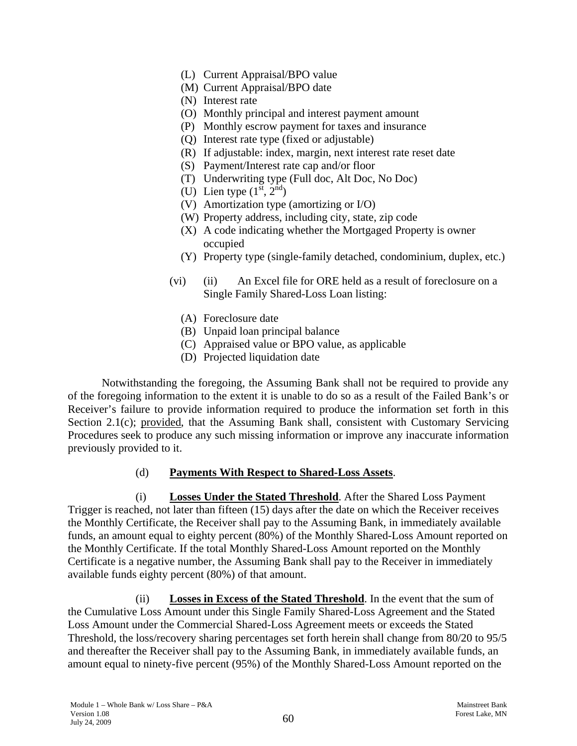(L) Current Appraisal/BPO value
(M) Current Appraisal/BPO date
(N) Interest rate
(O) Monthly principal and interest payment amount
(P) Monthly escrow payment for taxes and insurance
(Q) Interest rate type (fixed or adjustable)
(R) If adjustable: index, margin, next interest rate reset date
(S) Payment/Interest rate cap and/or floor
(T) Underwriting type (Full doc, Alt Doc, No Doc)
(U) Lien type (1st, 2nd)
(V) Amortization type (amortizing or I/O)
(W) Property address, including city, state, zip code
(X) A code indicating whether the Mortgaged Property is owner occupied
(Y) Property type (single-family detached, condominium, duplex, etc.)

(vi) (ii) An Excel file for ORE held as a result of foreclosure on a Single Family Shared-Loss Loan listing:

(A) Foreclosure date
(B) Unpaid loan principal balance
(C) Appraised value or BPO value, as applicable
(D) Projected liquidation date

Notwithstanding the foregoing, the Assuming Bank shall not be required to provide any of the foregoing information to the extent it is unable to do so as a result of the Failed Bank's or Receiver's failure to provide information required to produce the information set forth in this Section 2.1(c); provided, that the Assuming Bank shall, consistent with Customary Servicing Procedures seek to produce any such missing information or improve any inaccurate information previously provided to it.

(d) **Payments With Respect to Shared-Loss Assets**.

(i) **Losses Under the Stated Threshold**. After the Shared Loss Payment Trigger is reached, not later than fifteen (15) days after the date on which the Receiver receives the Monthly Certificate, the Receiver shall pay to the Assuming Bank, in immediately available funds, an amount equal to eighty percent (80%) of the Monthly Shared-Loss Amount reported on the Monthly Certificate. If the total Monthly Shared-Loss Amount reported on the Monthly Certificate is a negative number, the Assuming Bank shall pay to the Receiver in immediately available funds eighty percent (80%) of that amount.

(ii) **Losses in Excess of the Stated Threshold**. In the event that the sum of the Cumulative Loss Amount under this Single Family Shared-Loss Agreement and the Stated Loss Amount under the Commercial Shared-Loss Agreement meets or exceeds the Stated Threshold, the loss/recovery sharing percentages set forth herein shall change from 80/20 to 95/5 and thereafter the Receiver shall pay to the Assuming Bank, in immediately available funds, an amount equal to ninety-five percent (95%) of the Monthly Shared-Loss Amount reported on the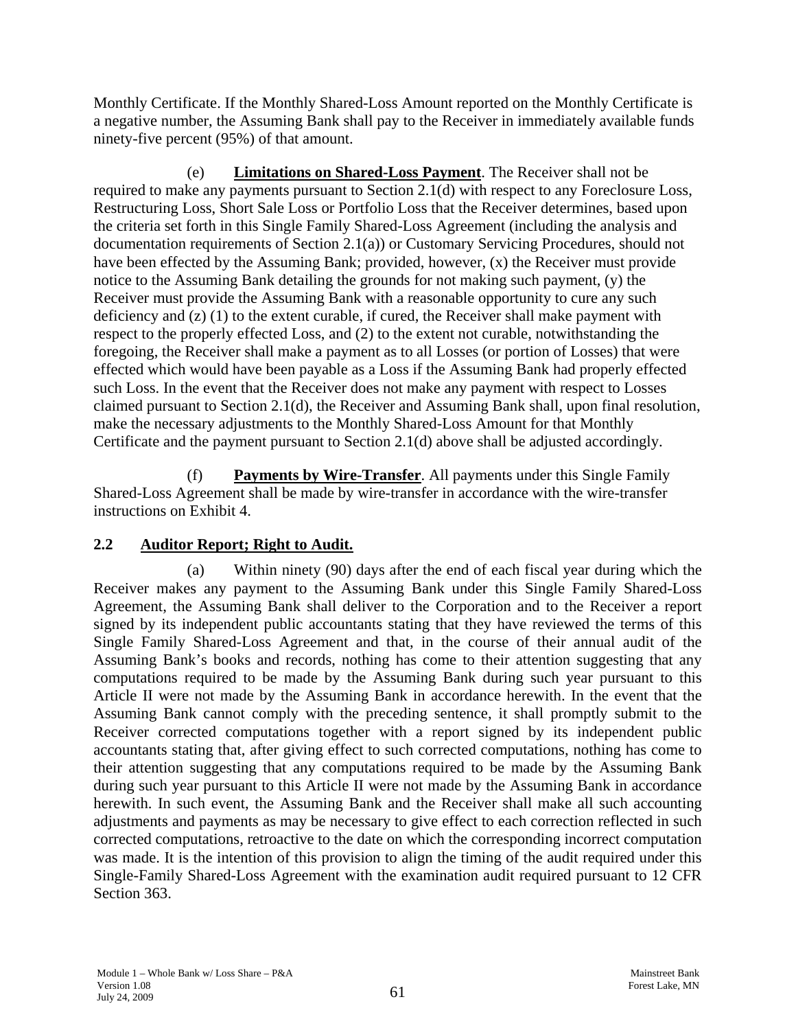Monthly Certificate. If the Monthly Shared-Loss Amount reported on the Monthly Certificate is a negative number, the Assuming Bank shall pay to the Receiver in immediately available funds ninety-five percent (95%) of that amount.

(e) **Limitations on Shared-Loss Payment**. The Receiver shall not be required to make any payments pursuant to Section 2.1(d) with respect to any Foreclosure Loss, Restructuring Loss, Short Sale Loss or Portfolio Loss that the Receiver determines, based upon the criteria set forth in this Single Family Shared-Loss Agreement (including the analysis and documentation requirements of Section 2.1(a)) or Customary Servicing Procedures, should not have been effected by the Assuming Bank; provided, however, (x) the Receiver must provide notice to the Assuming Bank detailing the grounds for not making such payment, (y) the Receiver must provide the Assuming Bank with a reasonable opportunity to cure any such deficiency and (z) (1) to the extent curable, if cured, the Receiver shall make payment with respect to the properly effected Loss, and (2) to the extent not curable, notwithstanding the foregoing, the Receiver shall make a payment as to all Losses (or portion of Losses) that were effected which would have been payable as a Loss if the Assuming Bank had properly effected such Loss. In the event that the Receiver does not make any payment with respect to Losses claimed pursuant to Section 2.1(d), the Receiver and Assuming Bank shall, upon final resolution, make the necessary adjustments to the Monthly Shared-Loss Amount for that Monthly Certificate and the payment pursuant to Section 2.1(d) above shall be adjusted accordingly.

(f) **Payments by Wire-Transfer**. All payments under this Single Family Shared-Loss Agreement shall be made by wire-transfer in accordance with the wire-transfer instructions on Exhibit 4.

## 2.2 Auditor Report; Right to Audit.

(a) Within ninety (90) days after the end of each fiscal year during which the Receiver makes any payment to the Assuming Bank under this Single Family Shared-Loss Agreement, the Assuming Bank shall deliver to the Corporation and to the Receiver a report signed by its independent public accountants stating that they have reviewed the terms of this Single Family Shared-Loss Agreement and that, in the course of their annual audit of the Assuming Bank's books and records, nothing has come to their attention suggesting that any computations required to be made by the Assuming Bank during such year pursuant to this Article II were not made by the Assuming Bank in accordance herewith. In the event that the Assuming Bank cannot comply with the preceding sentence, it shall promptly submit to the Receiver corrected computations together with a report signed by its independent public accountants stating that, after giving effect to such corrected computations, nothing has come to their attention suggesting that any computations required to be made by the Assuming Bank during such year pursuant to this Article II were not made by the Assuming Bank in accordance herewith. In such event, the Assuming Bank and the Receiver shall make all such accounting adjustments and payments as may be necessary to give effect to each correction reflected in such corrected computations, retroactive to the date on which the corresponding incorrect computation was made. It is the intention of this provision to align the timing of the audit required under this Single-Family Shared-Loss Agreement with the examination audit required pursuant to 12 CFR Section 363.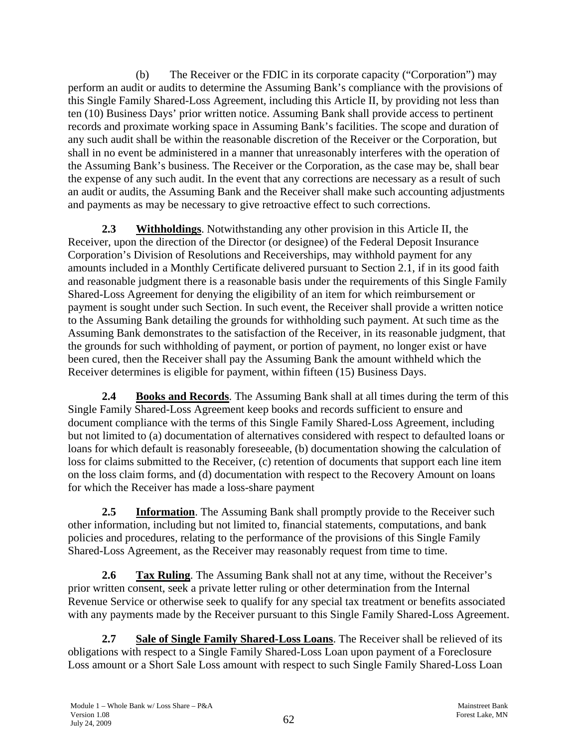(b) The Receiver or the FDIC in its corporate capacity ("Corporation") may perform an audit or audits to determine the Assuming Bank's compliance with the provisions of this Single Family Shared-Loss Agreement, including this Article II, by providing not less than ten (10) Business Days' prior written notice. Assuming Bank shall provide access to pertinent records and proximate working space in Assuming Bank's facilities. The scope and duration of any such audit shall be within the reasonable discretion of the Receiver or the Corporation, but shall in no event be administered in a manner that unreasonably interferes with the operation of the Assuming Bank's business. The Receiver or the Corporation, as the case may be, shall bear the expense of any such audit. In the event that any corrections are necessary as a result of such an audit or audits, the Assuming Bank and the Receiver shall make such accounting adjustments and payments as may be necessary to give retroactive effect to such corrections.

**2.3 Withholdings**. Notwithstanding any other provision in this Article II, the Receiver, upon the direction of the Director (or designee) of the Federal Deposit Insurance Corporation's Division of Resolutions and Receiverships, may withhold payment for any amounts included in a Monthly Certificate delivered pursuant to Section 2.1, if in its good faith and reasonable judgment there is a reasonable basis under the requirements of this Single Family Shared-Loss Agreement for denying the eligibility of an item for which reimbursement or payment is sought under such Section. In such event, the Receiver shall provide a written notice to the Assuming Bank detailing the grounds for withholding such payment. At such time as the Assuming Bank demonstrates to the satisfaction of the Receiver, in its reasonable judgment, that the grounds for such withholding of payment, or portion of payment, no longer exist or have been cured, then the Receiver shall pay the Assuming Bank the amount withheld which the Receiver determines is eligible for payment, within fifteen (15) Business Days.

**2.4 Books and Records**. The Assuming Bank shall at all times during the term of this Single Family Shared-Loss Agreement keep books and records sufficient to ensure and document compliance with the terms of this Single Family Shared-Loss Agreement, including but not limited to (a) documentation of alternatives considered with respect to defaulted loans or loans for which default is reasonably foreseeable, (b) documentation showing the calculation of loss for claims submitted to the Receiver, (c) retention of documents that support each line item on the loss claim forms, and (d) documentation with respect to the Recovery Amount on loans for which the Receiver has made a loss-share payment

**2.5 Information**. The Assuming Bank shall promptly provide to the Receiver such other information, including but not limited to, financial statements, computations, and bank policies and procedures, relating to the performance of the provisions of this Single Family Shared-Loss Agreement, as the Receiver may reasonably request from time to time.

**2.6 Tax Ruling**. The Assuming Bank shall not at any time, without the Receiver's prior written consent, seek a private letter ruling or other determination from the Internal Revenue Service or otherwise seek to qualify for any special tax treatment or benefits associated with any payments made by the Receiver pursuant to this Single Family Shared-Loss Agreement.

**2.7 Sale of Single Family Shared-Loss Loans**. The Receiver shall be relieved of its obligations with respect to a Single Family Shared-Loss Loan upon payment of a Foreclosure Loss amount or a Short Sale Loss amount with respect to such Single Family Shared-Loss Loan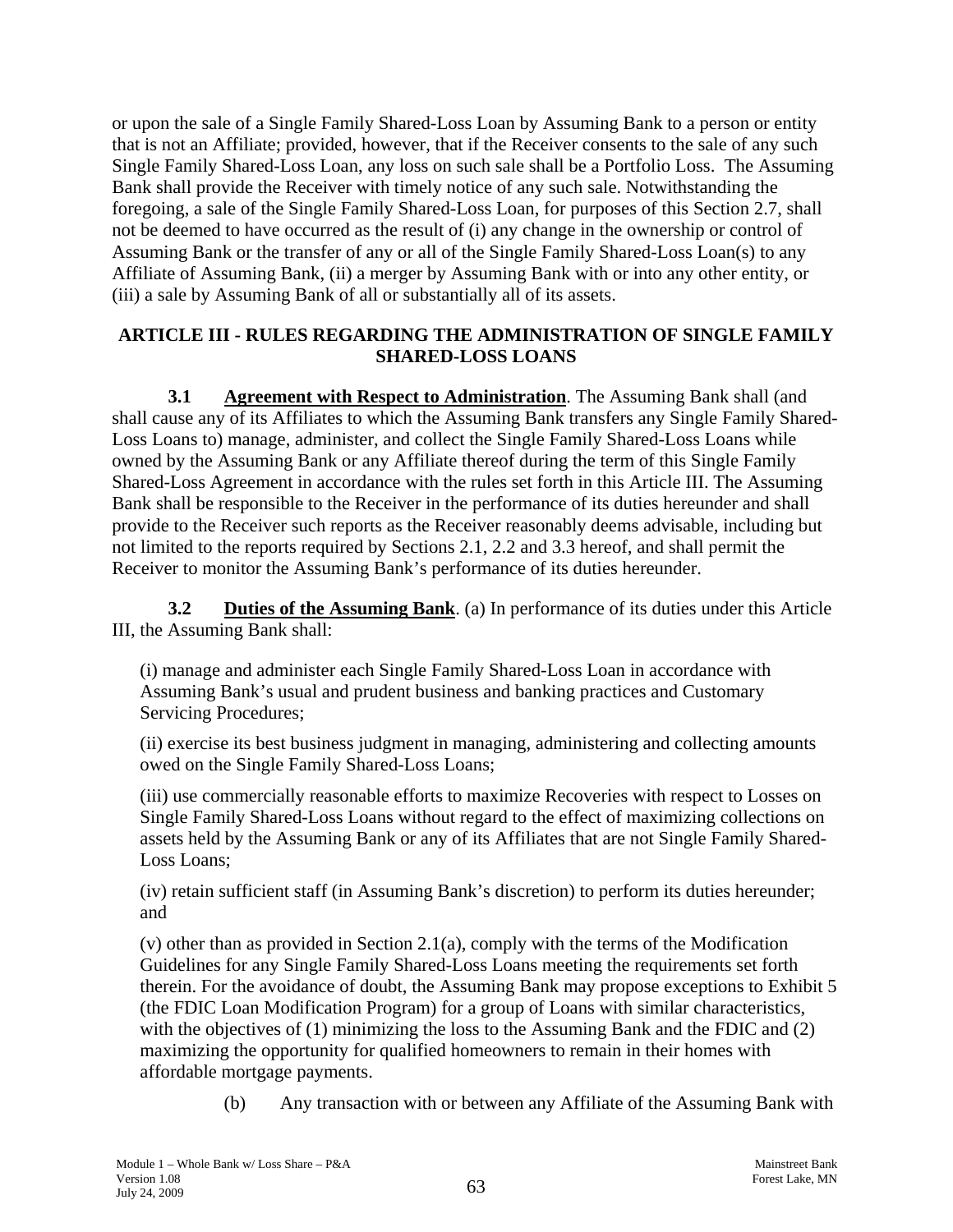or upon the sale of a Single Family Shared-Loss Loan by Assuming Bank to a person or entity that is not an Affiliate; provided, however, that if the Receiver consents to the sale of any such Single Family Shared-Loss Loan, any loss on such sale shall be a Portfolio Loss. The Assuming Bank shall provide the Receiver with timely notice of any such sale. Notwithstanding the foregoing, a sale of the Single Family Shared-Loss Loan, for purposes of this Section 2.7, shall not be deemed to have occurred as the result of (i) any change in the ownership or control of Assuming Bank or the transfer of any or all of the Single Family Shared-Loss Loan(s) to any Affiliate of Assuming Bank, (ii) a merger by Assuming Bank with or into any other entity, or (iii) a sale by Assuming Bank of all or substantially all of its assets.

## ARTICLE III - RULES REGARDING THE ADMINISTRATION OF SINGLE FAMILY SHARED-LOSS LOANS

**3.1 Agreement with Respect to Administration**. The Assuming Bank shall (and shall cause any of its Affiliates to which the Assuming Bank transfers any Single Family Shared-Loss Loans to) manage, administer, and collect the Single Family Shared-Loss Loans while owned by the Assuming Bank or any Affiliate thereof during the term of this Single Family Shared-Loss Agreement in accordance with the rules set forth in this Article III. The Assuming Bank shall be responsible to the Receiver in the performance of its duties hereunder and shall provide to the Receiver such reports as the Receiver reasonably deems advisable, including but not limited to the reports required by Sections 2.1, 2.2 and 3.3 hereof, and shall permit the Receiver to monitor the Assuming Bank's performance of its duties hereunder.

**3.2 Duties of the Assuming Bank**. (a) In performance of its duties under this Article III, the Assuming Bank shall:

(i) manage and administer each Single Family Shared-Loss Loan in accordance with Assuming Bank's usual and prudent business and banking practices and Customary Servicing Procedures;

(ii) exercise its best business judgment in managing, administering and collecting amounts owed on the Single Family Shared-Loss Loans;

(iii) use commercially reasonable efforts to maximize Recoveries with respect to Losses on Single Family Shared-Loss Loans without regard to the effect of maximizing collections on assets held by the Assuming Bank or any of its Affiliates that are not Single Family Shared-Loss Loans;

(iv) retain sufficient staff (in Assuming Bank's discretion) to perform its duties hereunder; and

(v) other than as provided in Section 2.1(a), comply with the terms of the Modification Guidelines for any Single Family Shared-Loss Loans meeting the requirements set forth therein. For the avoidance of doubt, the Assuming Bank may propose exceptions to Exhibit 5 (the FDIC Loan Modification Program) for a group of Loans with similar characteristics, with the objectives of (1) minimizing the loss to the Assuming Bank and the FDIC and (2) maximizing the opportunity for qualified homeowners to remain in their homes with affordable mortgage payments.

(b) Any transaction with or between any Affiliate of the Assuming Bank with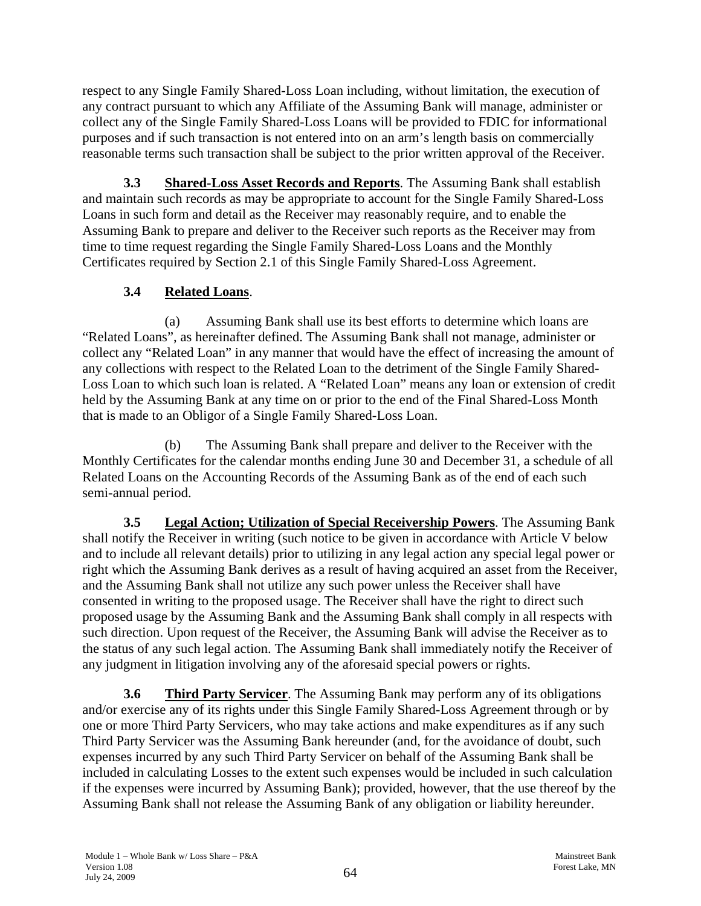respect to any Single Family Shared-Loss Loan including, without limitation, the execution of any contract pursuant to which any Affiliate of the Assuming Bank will manage, administer or collect any of the Single Family Shared-Loss Loans will be provided to FDIC for informational purposes and if such transaction is not entered into on an arm's length basis on commercially reasonable terms such transaction shall be subject to the prior written approval of the Receiver.

**3.3 Shared-Loss Asset Records and Reports**. The Assuming Bank shall establish and maintain such records as may be appropriate to account for the Single Family Shared-Loss Loans in such form and detail as the Receiver may reasonably require, and to enable the Assuming Bank to prepare and deliver to the Receiver such reports as the Receiver may from time to time request regarding the Single Family Shared-Loss Loans and the Monthly Certificates required by Section 2.1 of this Single Family Shared-Loss Agreement.

**3.4 Related Loans**.

(a) Assuming Bank shall use its best efforts to determine which loans are "Related Loans", as hereinafter defined. The Assuming Bank shall not manage, administer or collect any "Related Loan" in any manner that would have the effect of increasing the amount of any collections with respect to the Related Loan to the detriment of the Single Family Shared-Loss Loan to which such loan is related. A "Related Loan" means any loan or extension of credit held by the Assuming Bank at any time on or prior to the end of the Final Shared-Loss Month that is made to an Obligor of a Single Family Shared-Loss Loan.

(b) The Assuming Bank shall prepare and deliver to the Receiver with the Monthly Certificates for the calendar months ending June 30 and December 31, a schedule of all Related Loans on the Accounting Records of the Assuming Bank as of the end of each such semi-annual period.

**3.5 Legal Action; Utilization of Special Receivership Powers**. The Assuming Bank shall notify the Receiver in writing (such notice to be given in accordance with Article V below and to include all relevant details) prior to utilizing in any legal action any special legal power or right which the Assuming Bank derives as a result of having acquired an asset from the Receiver, and the Assuming Bank shall not utilize any such power unless the Receiver shall have consented in writing to the proposed usage. The Receiver shall have the right to direct such proposed usage by the Assuming Bank and the Assuming Bank shall comply in all respects with such direction. Upon request of the Receiver, the Assuming Bank will advise the Receiver as to the status of any such legal action. The Assuming Bank shall immediately notify the Receiver of any judgment in litigation involving any of the aforesaid special powers or rights.

**3.6 Third Party Servicer**. The Assuming Bank may perform any of its obligations and/or exercise any of its rights under this Single Family Shared-Loss Agreement through or by one or more Third Party Servicers, who may take actions and make expenditures as if any such Third Party Servicer was the Assuming Bank hereunder (and, for the avoidance of doubt, such expenses incurred by any such Third Party Servicer on behalf of the Assuming Bank shall be included in calculating Losses to the extent such expenses would be included in such calculation if the expenses were incurred by Assuming Bank); provided, however, that the use thereof by the Assuming Bank shall not release the Assuming Bank of any obligation or liability hereunder.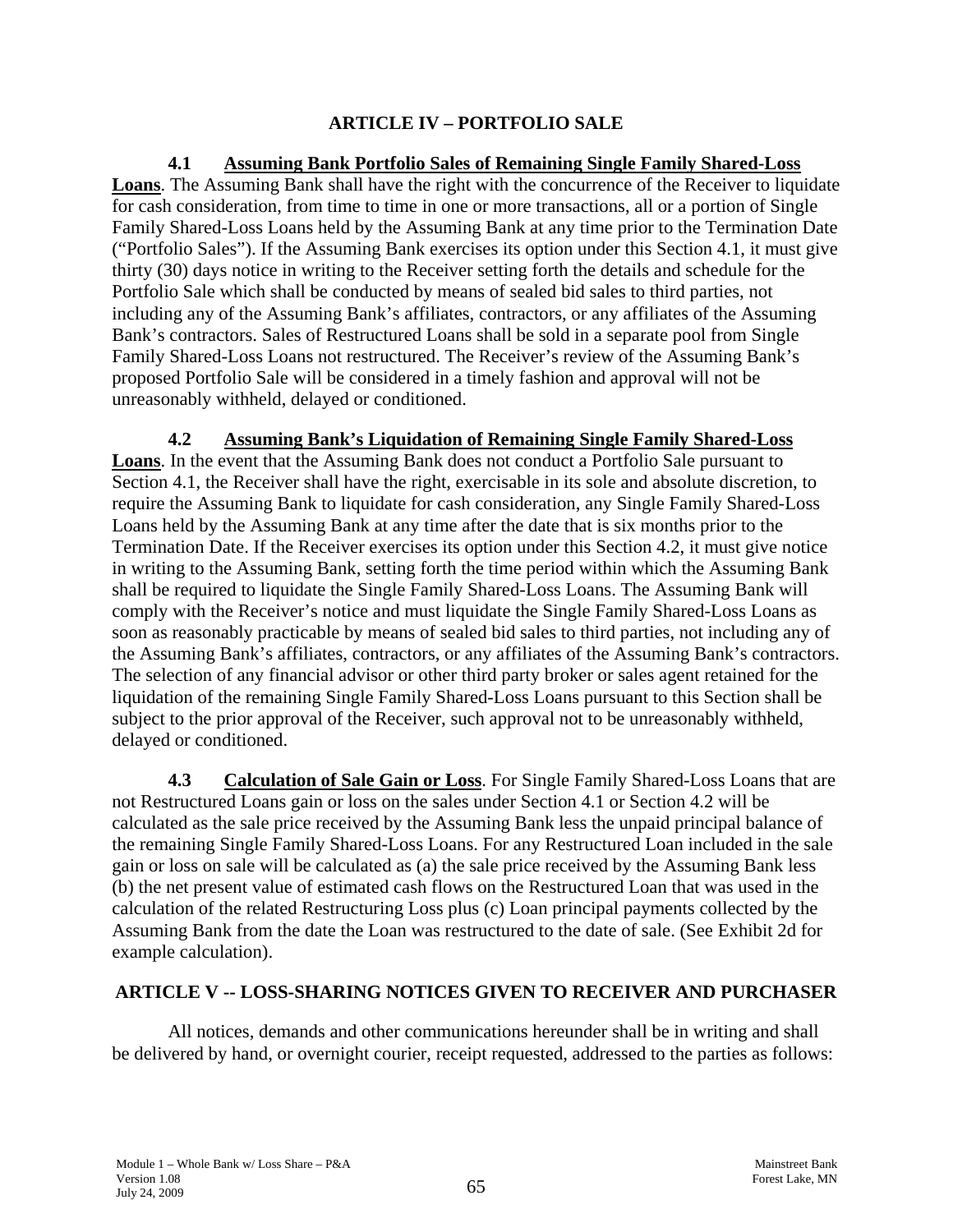## ARTICLE IV – PORTFOLIO SALE

**4.1 Assuming Bank Portfolio Sales of Remaining Single Family Shared-Loss Loans**. The Assuming Bank shall have the right with the concurrence of the Receiver to liquidate for cash consideration, from time to time in one or more transactions, all or a portion of Single Family Shared-Loss Loans held by the Assuming Bank at any time prior to the Termination Date ("Portfolio Sales"). If the Assuming Bank exercises its option under this Section 4.1, it must give thirty (30) days notice in writing to the Receiver setting forth the details and schedule for the Portfolio Sale which shall be conducted by means of sealed bid sales to third parties, not including any of the Assuming Bank's affiliates, contractors, or any affiliates of the Assuming Bank's contractors. Sales of Restructured Loans shall be sold in a separate pool from Single Family Shared-Loss Loans not restructured. The Receiver's review of the Assuming Bank's proposed Portfolio Sale will be considered in a timely fashion and approval will not be unreasonably withheld, delayed or conditioned.

**4.2 Assuming Bank's Liquidation of Remaining Single Family Shared-Loss Loans**. In the event that the Assuming Bank does not conduct a Portfolio Sale pursuant to Section 4.1, the Receiver shall have the right, exercisable in its sole and absolute discretion, to require the Assuming Bank to liquidate for cash consideration, any Single Family Shared-Loss Loans held by the Assuming Bank at any time after the date that is six months prior to the Termination Date. If the Receiver exercises its option under this Section 4.2, it must give notice in writing to the Assuming Bank, setting forth the time period within which the Assuming Bank shall be required to liquidate the Single Family Shared-Loss Loans. The Assuming Bank will comply with the Receiver's notice and must liquidate the Single Family Shared-Loss Loans as soon as reasonably practicable by means of sealed bid sales to third parties, not including any of the Assuming Bank's affiliates, contractors, or any affiliates of the Assuming Bank's contractors. The selection of any financial advisor or other third party broker or sales agent retained for the liquidation of the remaining Single Family Shared-Loss Loans pursuant to this Section shall be subject to the prior approval of the Receiver, such approval not to be unreasonably withheld, delayed or conditioned.

**4.3 Calculation of Sale Gain or Loss**. For Single Family Shared-Loss Loans that are not Restructured Loans gain or loss on the sales under Section 4.1 or Section 4.2 will be calculated as the sale price received by the Assuming Bank less the unpaid principal balance of the remaining Single Family Shared-Loss Loans. For any Restructured Loan included in the sale gain or loss on sale will be calculated as (a) the sale price received by the Assuming Bank less (b) the net present value of estimated cash flows on the Restructured Loan that was used in the calculation of the related Restructuring Loss plus (c) Loan principal payments collected by the Assuming Bank from the date the Loan was restructured to the date of sale. (See Exhibit 2d for example calculation).

## ARTICLE V -- LOSS-SHARING NOTICES GIVEN TO RECEIVER AND PURCHASER

All notices, demands and other communications hereunder shall be in writing and shall be delivered by hand, or overnight courier, receipt requested, addressed to the parties as follows: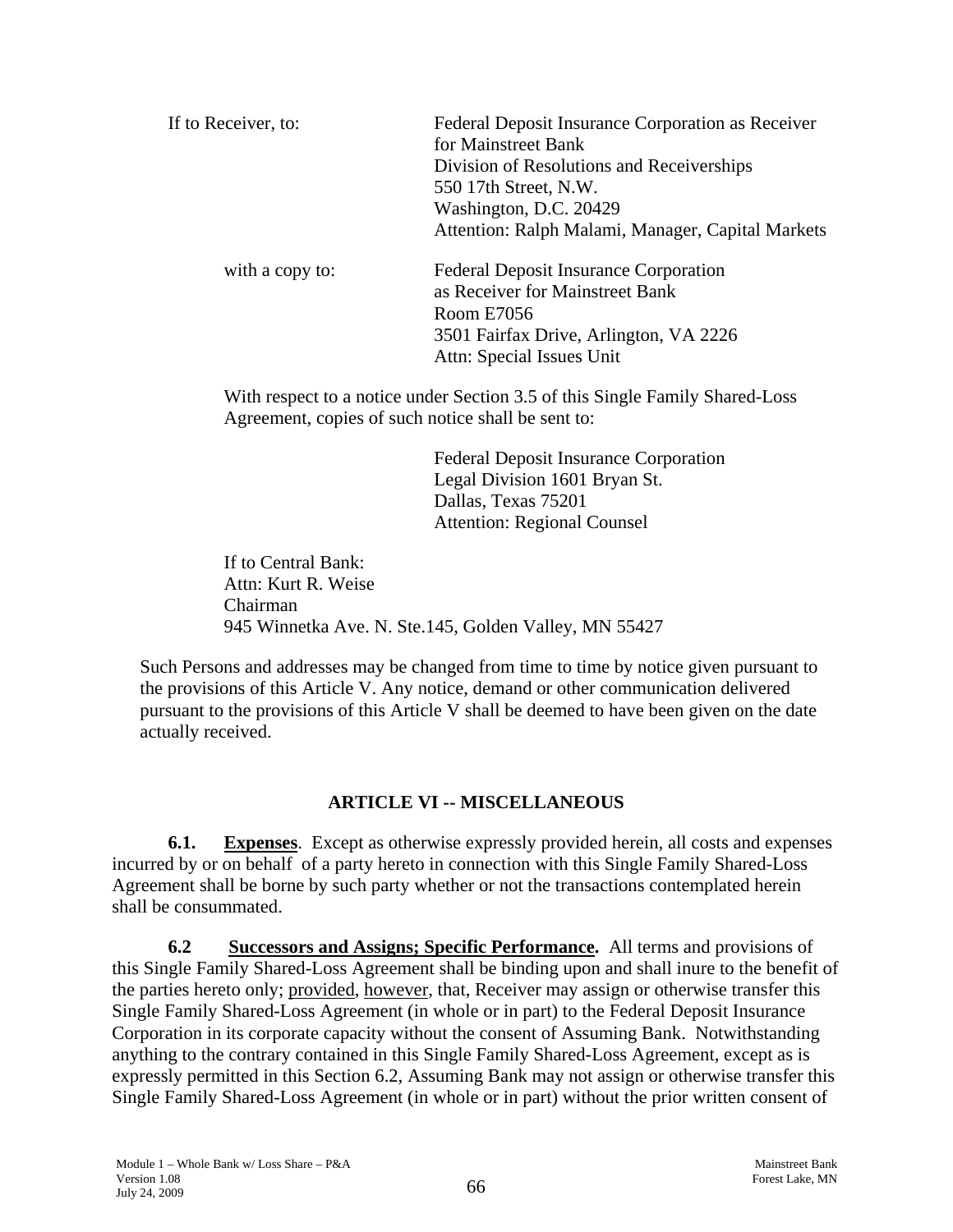If to Receiver, to: Federal Deposit Insurance Corporation as Receiver for Mainstreet Bank
Division of Resolutions and Receiverships
550 17th Street, N.W.
Washington, D.C. 20429
Attention: Ralph Malami, Manager, Capital Markets

with a copy to: Federal Deposit Insurance Corporation
as Receiver for Mainstreet Bank
Room E7056
3501 Fairfax Drive, Arlington, VA 2226
Attn: Special Issues Unit

With respect to a notice under Section 3.5 of this Single Family Shared-Loss Agreement, copies of such notice shall be sent to:

Federal Deposit Insurance Corporation
Legal Division 1601 Bryan St.
Dallas, Texas 75201
Attention: Regional Counsel

If to Central Bank:
Attn: Kurt R. Weise
Chairman
945 Winnetka Ave. N. Ste.145, Golden Valley, MN 55427

Such Persons and addresses may be changed from time to time by notice given pursuant to the provisions of this Article V. Any notice, demand or other communication delivered pursuant to the provisions of this Article V shall be deemed to have been given on the date actually received.

## ARTICLE VI -- MISCELLANEOUS

**6.1. Expenses**. Except as otherwise expressly provided herein, all costs and expenses incurred by or on behalf of a party hereto in connection with this Single Family Shared-Loss Agreement shall be borne by such party whether or not the transactions contemplated herein shall be consummated.

**6.2 Successors and Assigns; Specific Performance.** All terms and provisions of this Single Family Shared-Loss Agreement shall be binding upon and shall inure to the benefit of the parties hereto only; provided, however, that, Receiver may assign or otherwise transfer this Single Family Shared-Loss Agreement (in whole or in part) to the Federal Deposit Insurance Corporation in its corporate capacity without the consent of Assuming Bank. Notwithstanding anything to the contrary contained in this Single Family Shared-Loss Agreement, except as is expressly permitted in this Section 6.2, Assuming Bank may not assign or otherwise transfer this Single Family Shared-Loss Agreement (in whole or in part) without the prior written consent of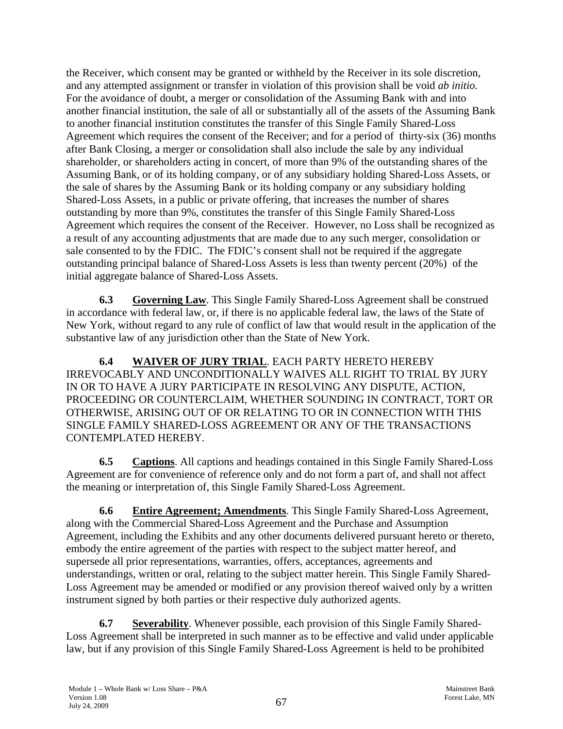the Receiver, which consent may be granted or withheld by the Receiver in its sole discretion, and any attempted assignment or transfer in violation of this provision shall be void *ab initio.* For the avoidance of doubt, a merger or consolidation of the Assuming Bank with and into another financial institution, the sale of all or substantially all of the assets of the Assuming Bank to another financial institution constitutes the transfer of this Single Family Shared-Loss Agreement which requires the consent of the Receiver; and for a period of thirty-six (36) months after Bank Closing, a merger or consolidation shall also include the sale by any individual shareholder, or shareholders acting in concert, of more than 9% of the outstanding shares of the Assuming Bank, or of its holding company, or of any subsidiary holding Shared-Loss Assets, or the sale of shares by the Assuming Bank or its holding company or any subsidiary holding Shared-Loss Assets, in a public or private offering, that increases the number of shares outstanding by more than 9%, constitutes the transfer of this Single Family Shared-Loss Agreement which requires the consent of the Receiver. However, no Loss shall be recognized as a result of any accounting adjustments that are made due to any such merger, consolidation or sale consented to by the FDIC. The FDIC's consent shall not be required if the aggregate outstanding principal balance of Shared-Loss Assets is less than twenty percent (20%) of the initial aggregate balance of Shared-Loss Assets.

**6.3 Governing Law**. This Single Family Shared-Loss Agreement shall be construed in accordance with federal law, or, if there is no applicable federal law, the laws of the State of New York, without regard to any rule of conflict of law that would result in the application of the substantive law of any jurisdiction other than the State of New York.

**6.4 WAIVER OF JURY TRIAL**. EACH PARTY HERETO HEREBY IRREVOCABLY AND UNCONDITIONALLY WAIVES ALL RIGHT TO TRIAL BY JURY IN OR TO HAVE A JURY PARTICIPATE IN RESOLVING ANY DISPUTE, ACTION, PROCEEDING OR COUNTERCLAIM, WHETHER SOUNDING IN CONTRACT, TORT OR OTHERWISE, ARISING OUT OF OR RELATING TO OR IN CONNECTION WITH THIS SINGLE FAMILY SHARED-LOSS AGREEMENT OR ANY OF THE TRANSACTIONS CONTEMPLATED HEREBY.

**6.5 Captions**. All captions and headings contained in this Single Family Shared-Loss Agreement are for convenience of reference only and do not form a part of, and shall not affect the meaning or interpretation of, this Single Family Shared-Loss Agreement.

**6.6 Entire Agreement; Amendments**. This Single Family Shared-Loss Agreement, along with the Commercial Shared-Loss Agreement and the Purchase and Assumption Agreement, including the Exhibits and any other documents delivered pursuant hereto or thereto, embody the entire agreement of the parties with respect to the subject matter hereof, and supersede all prior representations, warranties, offers, acceptances, agreements and understandings, written or oral, relating to the subject matter herein. This Single Family Shared-Loss Agreement may be amended or modified or any provision thereof waived only by a written instrument signed by both parties or their respective duly authorized agents.

**6.7 Severability**. Whenever possible, each provision of this Single Family Shared-Loss Agreement shall be interpreted in such manner as to be effective and valid under applicable law, but if any provision of this Single Family Shared-Loss Agreement is held to be prohibited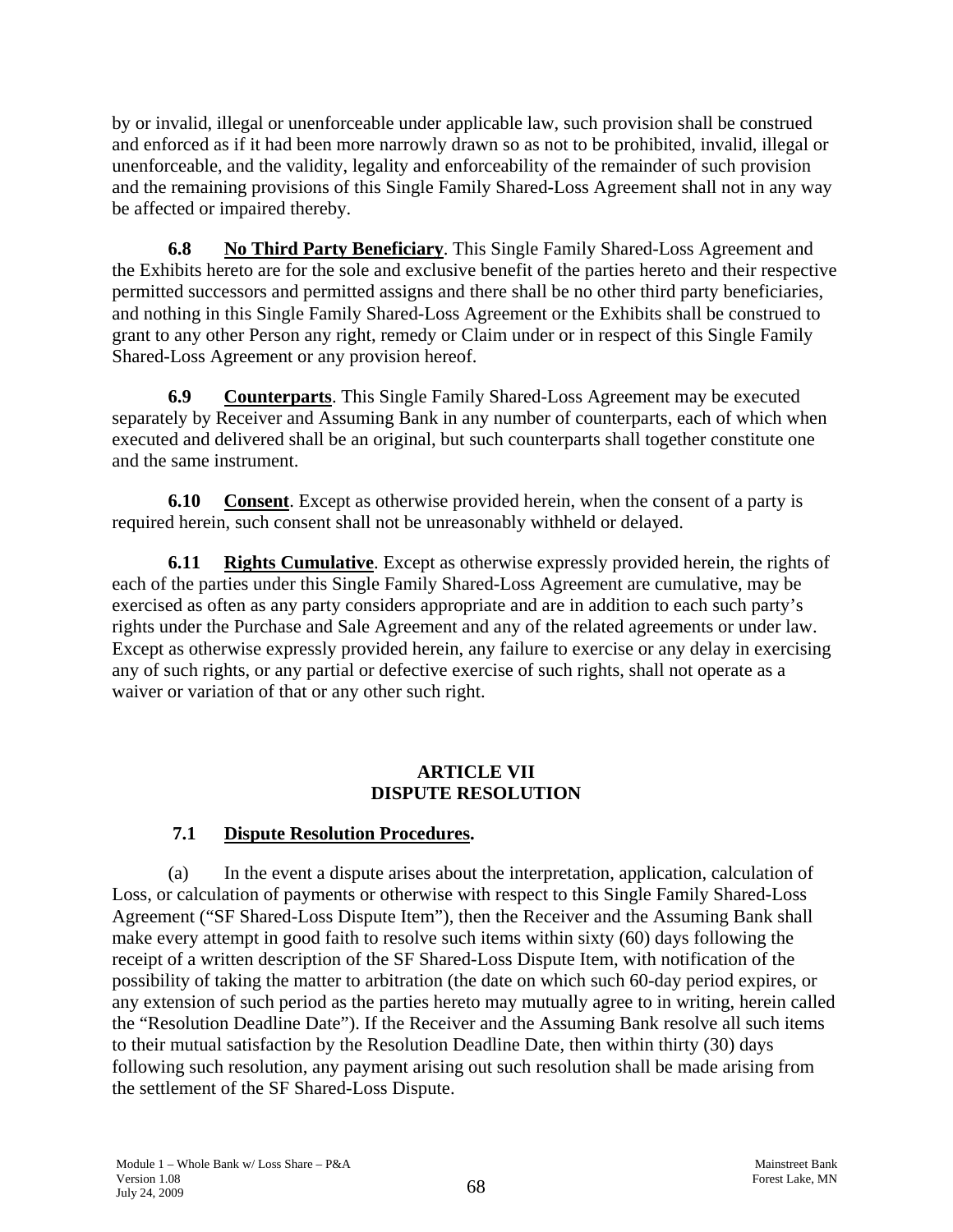by or invalid, illegal or unenforceable under applicable law, such provision shall be construed and enforced as if it had been more narrowly drawn so as not to be prohibited, invalid, illegal or unenforceable, and the validity, legality and enforceability of the remainder of such provision and the remaining provisions of this Single Family Shared-Loss Agreement shall not in any way be affected or impaired thereby.

**6.8 No Third Party Beneficiary**. This Single Family Shared-Loss Agreement and the Exhibits hereto are for the sole and exclusive benefit of the parties hereto and their respective permitted successors and permitted assigns and there shall be no other third party beneficiaries, and nothing in this Single Family Shared-Loss Agreement or the Exhibits shall be construed to grant to any other Person any right, remedy or Claim under or in respect of this Single Family Shared-Loss Agreement or any provision hereof.

**6.9 Counterparts**. This Single Family Shared-Loss Agreement may be executed separately by Receiver and Assuming Bank in any number of counterparts, each of which when executed and delivered shall be an original, but such counterparts shall together constitute one and the same instrument.

**6.10 Consent**. Except as otherwise provided herein, when the consent of a party is required herein, such consent shall not be unreasonably withheld or delayed.

**6.11 Rights Cumulative**. Except as otherwise expressly provided herein, the rights of each of the parties under this Single Family Shared-Loss Agreement are cumulative, may be exercised as often as any party considers appropriate and are in addition to each such party's rights under the Purchase and Sale Agreement and any of the related agreements or under law. Except as otherwise expressly provided herein, any failure to exercise or any delay in exercising any of such rights, or any partial or defective exercise of such rights, shall not operate as a waiver or variation of that or any other such right.

## ARTICLE VII
## DISPUTE RESOLUTION

**7.1 Dispute Resolution Procedures.**

(a) In the event a dispute arises about the interpretation, application, calculation of Loss, or calculation of payments or otherwise with respect to this Single Family Shared-Loss Agreement ("SF Shared-Loss Dispute Item"), then the Receiver and the Assuming Bank shall make every attempt in good faith to resolve such items within sixty (60) days following the receipt of a written description of the SF Shared-Loss Dispute Item, with notification of the possibility of taking the matter to arbitration (the date on which such 60-day period expires, or any extension of such period as the parties hereto may mutually agree to in writing, herein called the "Resolution Deadline Date"). If the Receiver and the Assuming Bank resolve all such items to their mutual satisfaction by the Resolution Deadline Date, then within thirty (30) days following such resolution, any payment arising out such resolution shall be made arising from the settlement of the SF Shared-Loss Dispute.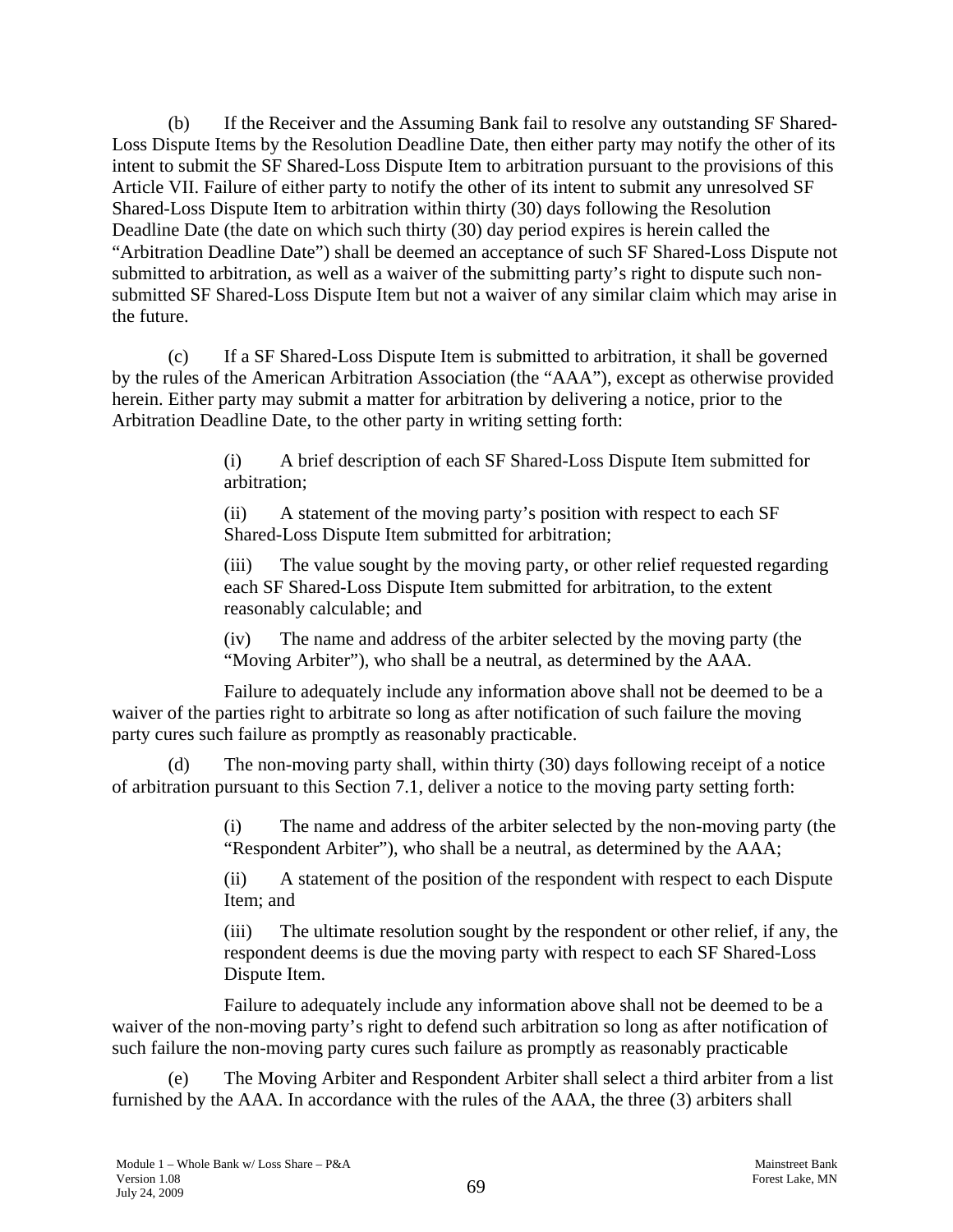(b) If the Receiver and the Assuming Bank fail to resolve any outstanding SF Shared-Loss Dispute Items by the Resolution Deadline Date, then either party may notify the other of its intent to submit the SF Shared-Loss Dispute Item to arbitration pursuant to the provisions of this Article VII. Failure of either party to notify the other of its intent to submit any unresolved SF Shared-Loss Dispute Item to arbitration within thirty (30) days following the Resolution Deadline Date (the date on which such thirty (30) day period expires is herein called the "Arbitration Deadline Date") shall be deemed an acceptance of such SF Shared-Loss Dispute not submitted to arbitration, as well as a waiver of the submitting party's right to dispute such non-submitted SF Shared-Loss Dispute Item but not a waiver of any similar claim which may arise in the future.

(c) If a SF Shared-Loss Dispute Item is submitted to arbitration, it shall be governed by the rules of the American Arbitration Association (the "AAA"), except as otherwise provided herein. Either party may submit a matter for arbitration by delivering a notice, prior to the Arbitration Deadline Date, to the other party in writing setting forth:

> (i) A brief description of each SF Shared-Loss Dispute Item submitted for arbitration;
>
> (ii) A statement of the moving party's position with respect to each SF Shared-Loss Dispute Item submitted for arbitration;
>
> (iii) The value sought by the moving party, or other relief requested regarding each SF Shared-Loss Dispute Item submitted for arbitration, to the extent reasonably calculable; and
>
> (iv) The name and address of the arbiter selected by the moving party (the "Moving Arbiter"), who shall be a neutral, as determined by the AAA.

Failure to adequately include any information above shall not be deemed to be a waiver of the parties right to arbitrate so long as after notification of such failure the moving party cures such failure as promptly as reasonably practicable.

(d) The non-moving party shall, within thirty (30) days following receipt of a notice of arbitration pursuant to this Section 7.1, deliver a notice to the moving party setting forth:

> (i) The name and address of the arbiter selected by the non-moving party (the "Respondent Arbiter"), who shall be a neutral, as determined by the AAA;
>
> (ii) A statement of the position of the respondent with respect to each Dispute Item; and
>
> (iii) The ultimate resolution sought by the respondent or other relief, if any, the respondent deems is due the moving party with respect to each SF Shared-Loss Dispute Item.

Failure to adequately include any information above shall not be deemed to be a waiver of the non-moving party's right to defend such arbitration so long as after notification of such failure the non-moving party cures such failure as promptly as reasonably practicable

(e) The Moving Arbiter and Respondent Arbiter shall select a third arbiter from a list furnished by the AAA. In accordance with the rules of the AAA, the three (3) arbiters shall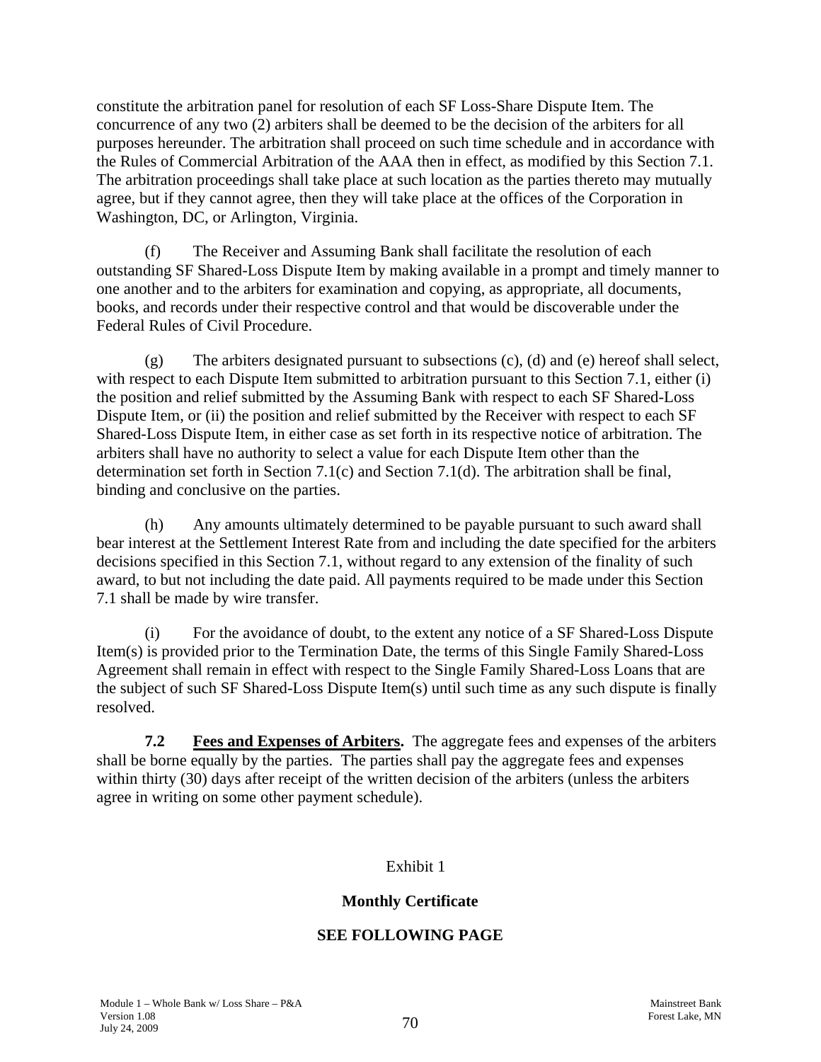constitute the arbitration panel for resolution of each SF Loss-Share Dispute Item. The concurrence of any two (2) arbiters shall be deemed to be the decision of the arbiters for all purposes hereunder. The arbitration shall proceed on such time schedule and in accordance with the Rules of Commercial Arbitration of the AAA then in effect, as modified by this Section 7.1. The arbitration proceedings shall take place at such location as the parties thereto may mutually agree, but if they cannot agree, then they will take place at the offices of the Corporation in Washington, DC, or Arlington, Virginia.

(f) The Receiver and Assuming Bank shall facilitate the resolution of each outstanding SF Shared-Loss Dispute Item by making available in a prompt and timely manner to one another and to the arbiters for examination and copying, as appropriate, all documents, books, and records under their respective control and that would be discoverable under the Federal Rules of Civil Procedure.

(g) The arbiters designated pursuant to subsections (c), (d) and (e) hereof shall select, with respect to each Dispute Item submitted to arbitration pursuant to this Section 7.1, either (i) the position and relief submitted by the Assuming Bank with respect to each SF Shared-Loss Dispute Item, or (ii) the position and relief submitted by the Receiver with respect to each SF Shared-Loss Dispute Item, in either case as set forth in its respective notice of arbitration. The arbiters shall have no authority to select a value for each Dispute Item other than the determination set forth in Section 7.1(c) and Section 7.1(d). The arbitration shall be final, binding and conclusive on the parties.

(h) Any amounts ultimately determined to be payable pursuant to such award shall bear interest at the Settlement Interest Rate from and including the date specified for the arbiters decisions specified in this Section 7.1, without regard to any extension of the finality of such award, to but not including the date paid. All payments required to be made under this Section 7.1 shall be made by wire transfer.

(i) For the avoidance of doubt, to the extent any notice of a SF Shared-Loss Dispute Item(s) is provided prior to the Termination Date, the terms of this Single Family Shared-Loss Agreement shall remain in effect with respect to the Single Family Shared-Loss Loans that are the subject of such SF Shared-Loss Dispute Item(s) until such time as any such dispute is finally resolved.

**7.2 <u>Fees and Expenses of Arbiters</u>.** The aggregate fees and expenses of the arbiters shall be borne equally by the parties. The parties shall pay the aggregate fees and expenses within thirty (30) days after receipt of the written decision of the arbiters (unless the arbiters agree in writing on some other payment schedule).

Exhibit 1

**Monthly Certificate**

**SEE FOLLOWING PAGE**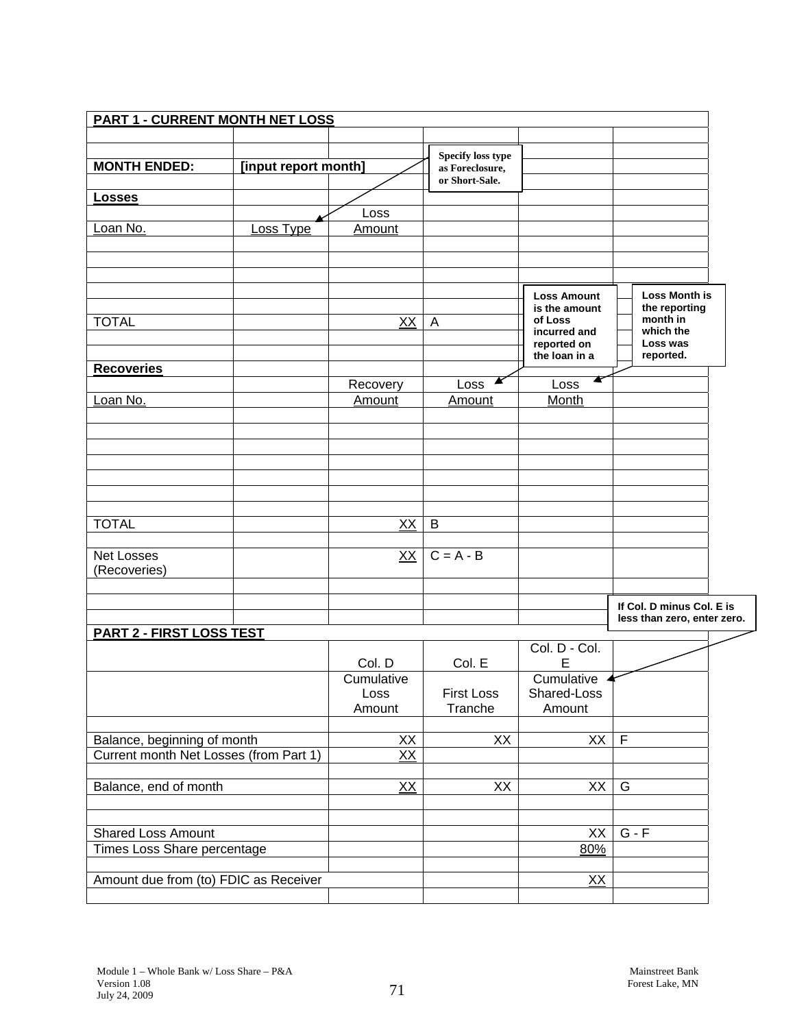**PART 1 - CURRENT MONTH NET LOSS**

| | | | | | |
|---|---|---|---|---|---|
| **MONTH ENDED:** | **[input report month]** | | | | |
| **Losses** | | | | | |
| Loan No. | Loss Type | Loss Amount | | | |
| | | | | | |
| | | | | | |
| | | | | | |
| TOTAL | | XX | A | | |

*Specify loss type as Foreclosure, or Short-Sale.*

| | | | | | |
|---|---|---|---|---|---|
| **Recoveries** | | | | | |
| Loan No. | | Recovery Amount | Loss Amount | Loss Month | |
| | | | | | |
| | | | | | |
| | | | | | |
| | | | | | |
| | | | | | |
| | | | | | |
| TOTAL | | XX | B | | |
| | | | | | |
| Net Losses (Recoveries) | | XX | C = A - B | | |

*Loss Amount is the amount of Loss incurred and reported on the loan in a*

*Loss Month is the reporting month in which the Loss was reported.*

**PART 2 - FIRST LOSS TEST**

| | Col. D | Col. E | Col. D - Col. E | |
|---|---|---|---|---|
| | Cumulative Loss Amount | First Loss Tranche | Cumulative Shared-Loss Amount | |
| | | | | |
| Balance, beginning of month | XX | XX | XX | F |
| Current month Net Losses (from Part 1) | XX | | | |
| | | | | |
| Balance, end of month | XX | XX | XX | G |
| | | | | |
| | | | | |
| Shared Loss Amount | | | XX | G - F |
| Times Loss Share percentage | | | 80% | |
| | | | | |
| Amount due from (to) FDIC as Receiver | | | XX | |

*If Col. D minus Col. E is less than zero, enter zero.*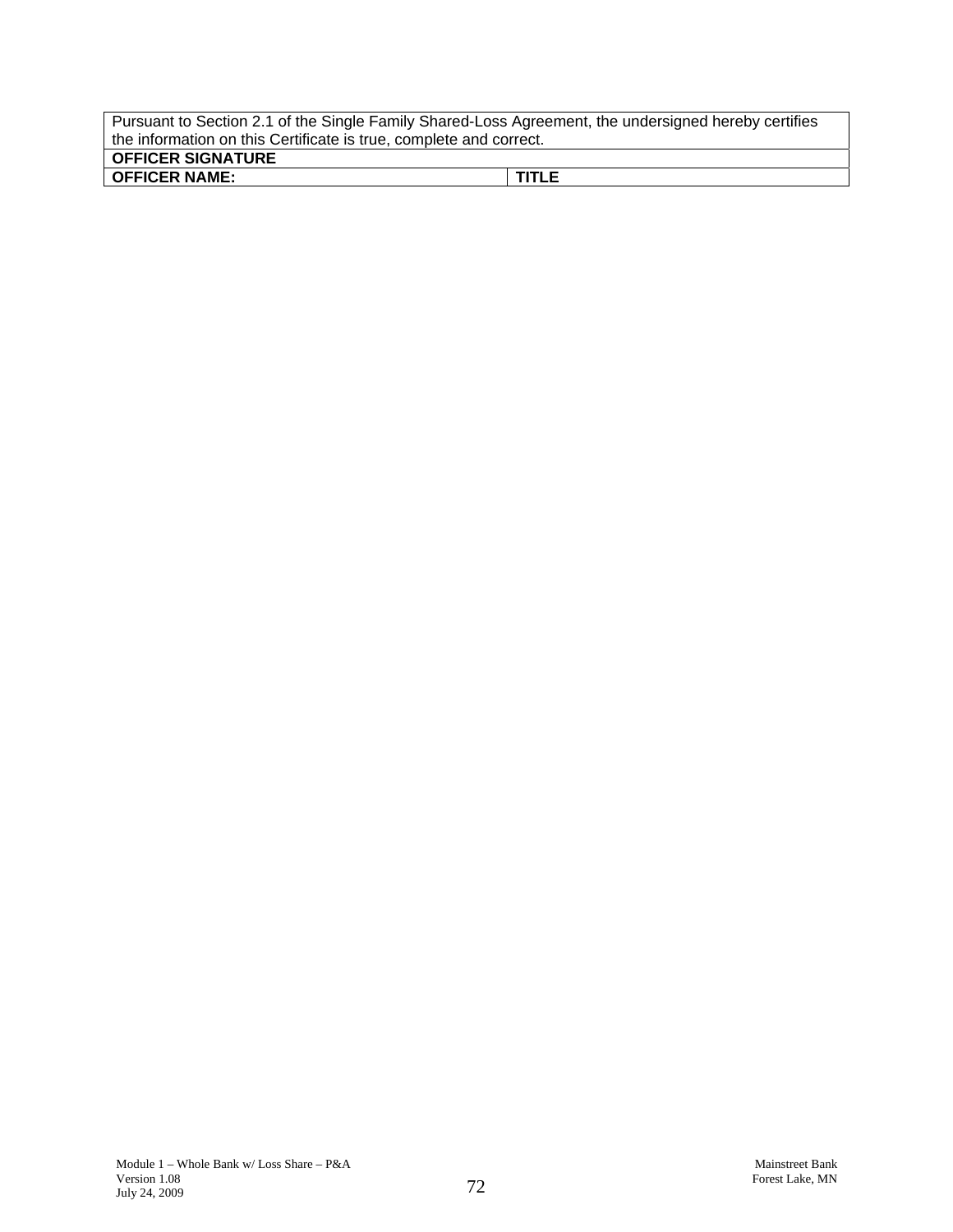| Pursuant to Section 2.1 of the Single Family Shared-Loss Agreement, the undersigned hereby certifies the information on this Certificate is true, complete and correct. | |
|---|---|
| **OFFICER SIGNATURE** | |
| **OFFICER NAME:** | **TITLE** |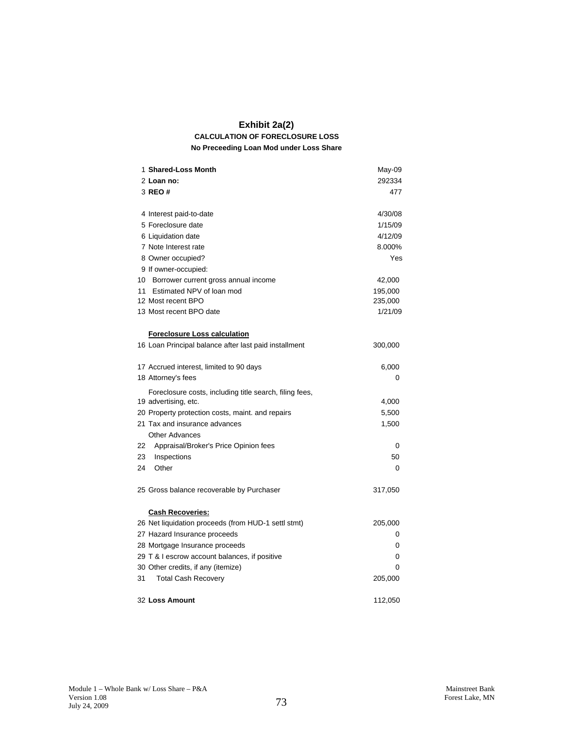# Exhibit 2a(2)

### CALCULATION OF FORECLOSURE LOSS

#### No Preceeding Loan Mod under Loss Share

| # | Item | Value |
|---|---|---|
| 1 | **Shared-Loss Month** | May-09 |
| 2 | **Loan no:** | 292334 |
| 3 | **REO #** | 477 |
| | | |
| 4 | Interest paid-to-date | 4/30/08 |
| 5 | Foreclosure date | 1/15/09 |
| 6 | Liquidation date | 4/12/09 |
| 7 | Note Interest rate | 8.000% |
| 8 | Owner occupied? | Yes |
| 9 | If owner-occupied: | |
| 10 | Borrower current gross annual income | 42,000 |
| 11 | Estimated NPV of loan mod | 195,000 |
| 12 | Most recent BPO | 235,000 |
| 13 | Most recent BPO date | 1/21/09 |
| | | |
| | **Foreclosure Loss calculation** | |
| 16 | Loan Principal balance after last paid installment | 300,000 |
| | | |
| 17 | Accrued interest, limited to 90 days | 6,000 |
| 18 | Attorney's fees | 0 |
| 19 | Foreclosure costs, including title search, filing fees, advertising, etc. | 4,000 |
| 20 | Property protection costs, maint. and repairs | 5,500 |
| 21 | Tax and insurance advances | 1,500 |
| | Other Advances | |
| 22 | Appraisal/Broker's Price Opinion fees | 0 |
| 23 | Inspections | 50 |
| 24 | Other | 0 |
| | | |
| 25 | Gross balance recoverable by Purchaser | 317,050 |
| | | |
| | **Cash Recoveries:** | |
| 26 | Net liquidation proceeds (from HUD-1 settl stmt) | 205,000 |
| 27 | Hazard Insurance proceeds | 0 |
| 28 | Mortgage Insurance proceeds | 0 |
| 29 | T & I escrow account balances, if positive | 0 |
| 30 | Other credits, if any (itemize) | 0 |
| 31 | Total Cash Recovery | 205,000 |
| | | |
| 32 | **Loss Amount** | 112,050 |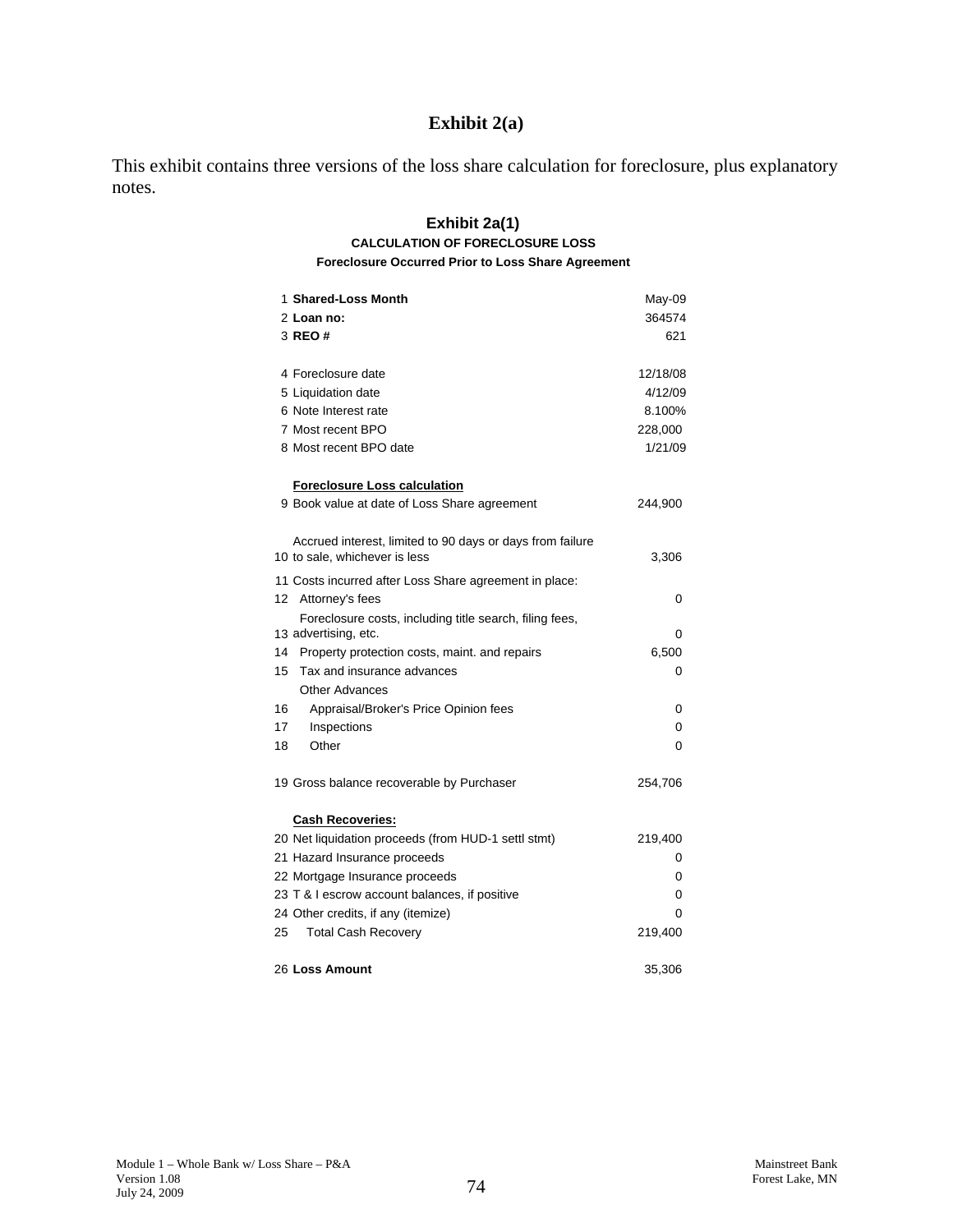# Exhibit 2(a)

This exhibit contains three versions of the loss share calculation for foreclosure, plus explanatory notes.

## Exhibit 2a(1)

### CALCULATION OF FORECLOSURE LOSS

**Foreclosure Occurred Prior to Loss Share Agreement**

| No. | Item | Amount |
|---|---|---|
| 1 | **Shared-Loss Month** | May-09 |
| 2 | **Loan no:** | 364574 |
| 3 | **REO #** | 621 |
| | | |
| 4 | Foreclosure date | 12/18/08 |
| 5 | Liquidation date | 4/12/09 |
| 6 | Note Interest rate | 8.100% |
| 7 | Most recent BPO | 228,000 |
| 8 | Most recent BPO date | 1/21/09 |
| | | |
| | **Foreclosure Loss calculation** | |
| 9 | Book value at date of Loss Share agreement | 244,900 |
| 10 | Accrued interest, limited to 90 days or days from failure to sale, whichever is less | 3,306 |
| 11 | Costs incurred after Loss Share agreement in place: | |
| 12 | Attorney's fees | 0 |
| 13 | Foreclosure costs, including title search, filing fees, advertising, etc. | 0 |
| 14 | Property protection costs, maint. and repairs | 6,500 |
| 15 | Tax and insurance advances | 0 |
| | Other Advances | |
| 16 | Appraisal/Broker's Price Opinion fees | 0 |
| 17 | Inspections | 0 |
| 18 | Other | 0 |
| | | |
| 19 | Gross balance recoverable by Purchaser | 254,706 |
| | | |
| | **Cash Recoveries:** | |
| 20 | Net liquidation proceeds (from HUD-1 settl stmt) | 219,400 |
| 21 | Hazard Insurance proceeds | 0 |
| 22 | Mortgage Insurance proceeds | 0 |
| 23 | T & I escrow account balances, if positive | 0 |
| 24 | Other credits, if any (itemize) | 0 |
| 25 | Total Cash Recovery | 219,400 |
| | | |
| 26 | **Loss Amount** | 35,306 |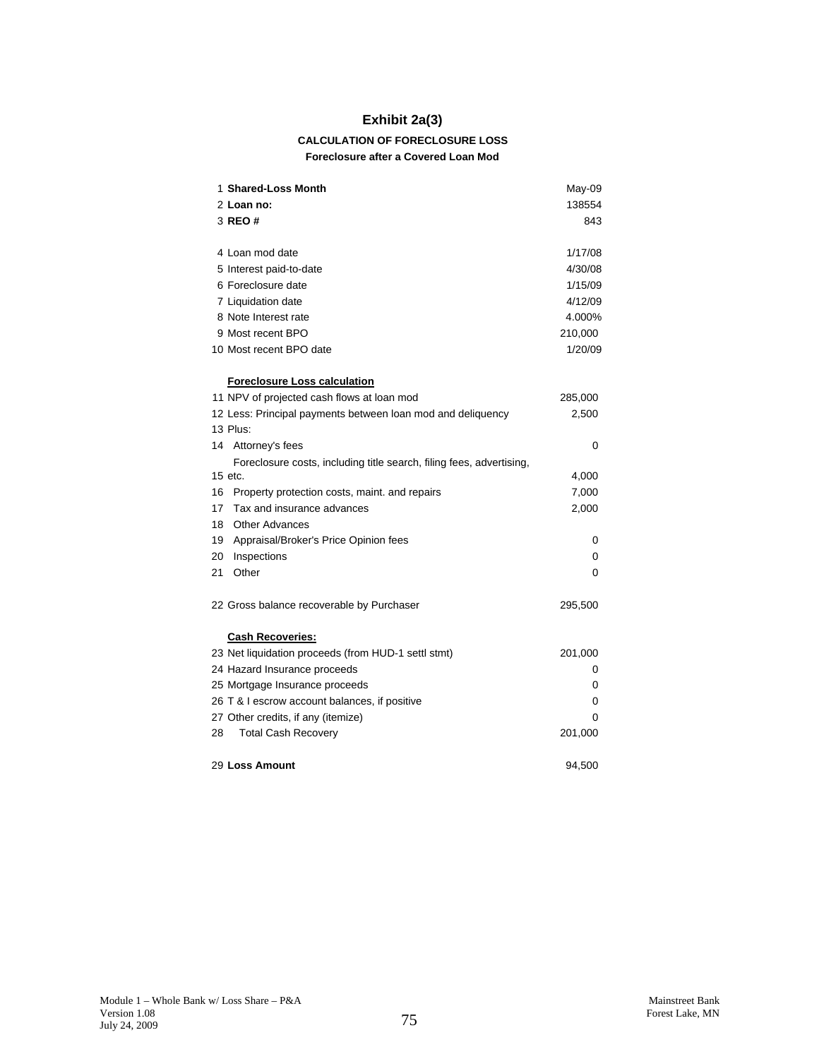# Exhibit 2a(3)

### CALCULATION OF FORECLOSURE LOSS

#### Foreclosure after a Covered Loan Mod

| | | |
|---|---|---|
| 1 | **Shared-Loss Month** | May-09 |
| 2 | **Loan no:** | 138554 |
| 3 | **REO #** | 843 |
| | | |
| 4 | Loan mod date | 1/17/08 |
| 5 | Interest paid-to-date | 4/30/08 |
| 6 | Foreclosure date | 1/15/09 |
| 7 | Liquidation date | 4/12/09 |
| 8 | Note Interest rate | 4.000% |
| 9 | Most recent BPO | 210,000 |
| 10 | Most recent BPO date | 1/20/09 |
| | | |
| | **Foreclosure Loss calculation** | |
| 11 | NPV of projected cash flows at loan mod | 285,000 |
| 12 | Less: Principal payments between loan mod and deliquency | 2,500 |
| 13 | Plus: | |
| 14 | Attorney's fees | 0 |
| 15 | Foreclosure costs, including title search, filing fees, advertising, etc. | 4,000 |
| 16 | Property protection costs, maint. and repairs | 7,000 |
| 17 | Tax and insurance advances | 2,000 |
| 18 | Other Advances | |
| 19 | Appraisal/Broker's Price Opinion fees | 0 |
| 20 | Inspections | 0 |
| 21 | Other | 0 |
| | | |
| 22 | Gross balance recoverable by Purchaser | 295,500 |
| | | |
| | **Cash Recoveries:** | |
| 23 | Net liquidation proceeds (from HUD-1 settl stmt) | 201,000 |
| 24 | Hazard Insurance proceeds | 0 |
| 25 | Mortgage Insurance proceeds | 0 |
| 26 | T & I escrow account balances, if positive | 0 |
| 27 | Other credits, if any (itemize) | 0 |
| 28 | Total Cash Recovery | 201,000 |
| | | |
| 29 | **Loss Amount** | 94,500 |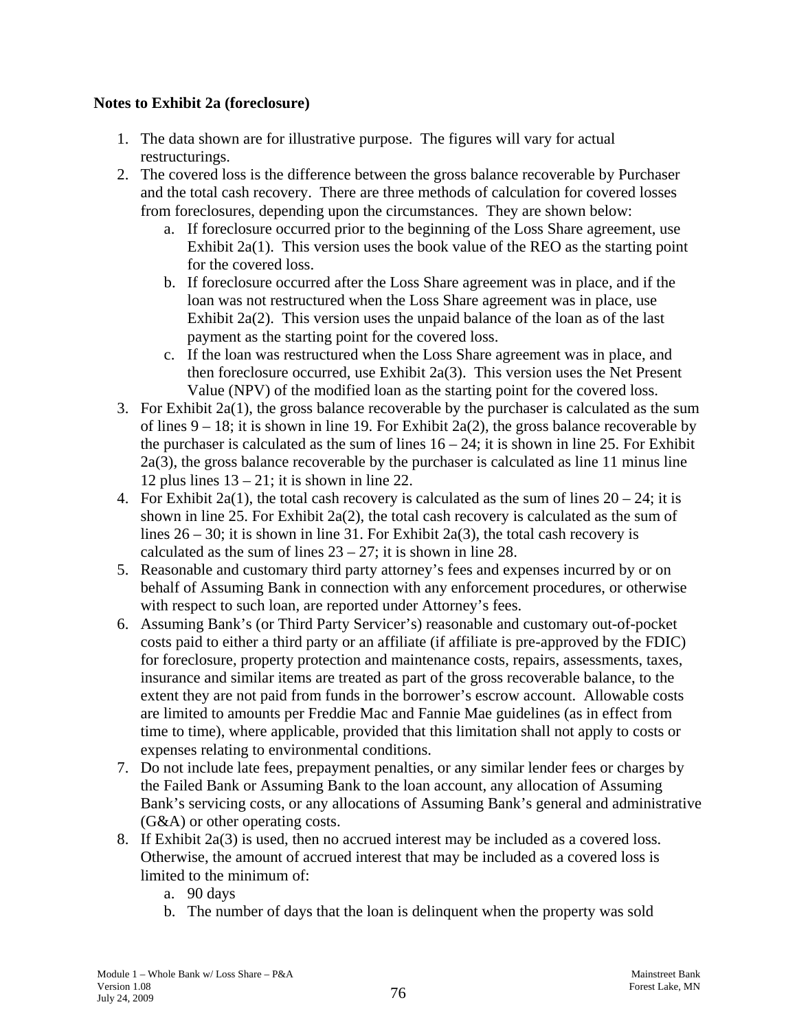**Notes to Exhibit 2a (foreclosure)**

1. The data shown are for illustrative purpose. The figures will vary for actual restructurings.
2. The covered loss is the difference between the gross balance recoverable by Purchaser and the total cash recovery. There are three methods of calculation for covered losses from foreclosures, depending upon the circumstances. They are shown below:
   a. If foreclosure occurred prior to the beginning of the Loss Share agreement, use Exhibit 2a(1). This version uses the book value of the REO as the starting point for the covered loss.
   b. If foreclosure occurred after the Loss Share agreement was in place, and if the loan was not restructured when the Loss Share agreement was in place, use Exhibit 2a(2). This version uses the unpaid balance of the loan as of the last payment as the starting point for the covered loss.
   c. If the loan was restructured when the Loss Share agreement was in place, and then foreclosure occurred, use Exhibit 2a(3). This version uses the Net Present Value (NPV) of the modified loan as the starting point for the covered loss.
3. For Exhibit 2a(1), the gross balance recoverable by the purchaser is calculated as the sum of lines 9 – 18; it is shown in line 19. For Exhibit 2a(2), the gross balance recoverable by the purchaser is calculated as the sum of lines 16 – 24; it is shown in line 25. For Exhibit 2a(3), the gross balance recoverable by the purchaser is calculated as line 11 minus line 12 plus lines 13 – 21; it is shown in line 22.
4. For Exhibit 2a(1), the total cash recovery is calculated as the sum of lines 20 – 24; it is shown in line 25. For Exhibit 2a(2), the total cash recovery is calculated as the sum of lines 26 – 30; it is shown in line 31. For Exhibit 2a(3), the total cash recovery is calculated as the sum of lines 23 – 27; it is shown in line 28.
5. Reasonable and customary third party attorney's fees and expenses incurred by or on behalf of Assuming Bank in connection with any enforcement procedures, or otherwise with respect to such loan, are reported under Attorney's fees.
6. Assuming Bank's (or Third Party Servicer's) reasonable and customary out-of-pocket costs paid to either a third party or an affiliate (if affiliate is pre-approved by the FDIC) for foreclosure, property protection and maintenance costs, repairs, assessments, taxes, insurance and similar items are treated as part of the gross recoverable balance, to the extent they are not paid from funds in the borrower's escrow account. Allowable costs are limited to amounts per Freddie Mac and Fannie Mae guidelines (as in effect from time to time), where applicable, provided that this limitation shall not apply to costs or expenses relating to environmental conditions.
7. Do not include late fees, prepayment penalties, or any similar lender fees or charges by the Failed Bank or Assuming Bank to the loan account, any allocation of Assuming Bank's servicing costs, or any allocations of Assuming Bank's general and administrative (G&A) or other operating costs.
8. If Exhibit 2a(3) is used, then no accrued interest may be included as a covered loss. Otherwise, the amount of accrued interest that may be included as a covered loss is limited to the minimum of:
   a. 90 days
   b. The number of days that the loan is delinquent when the property was sold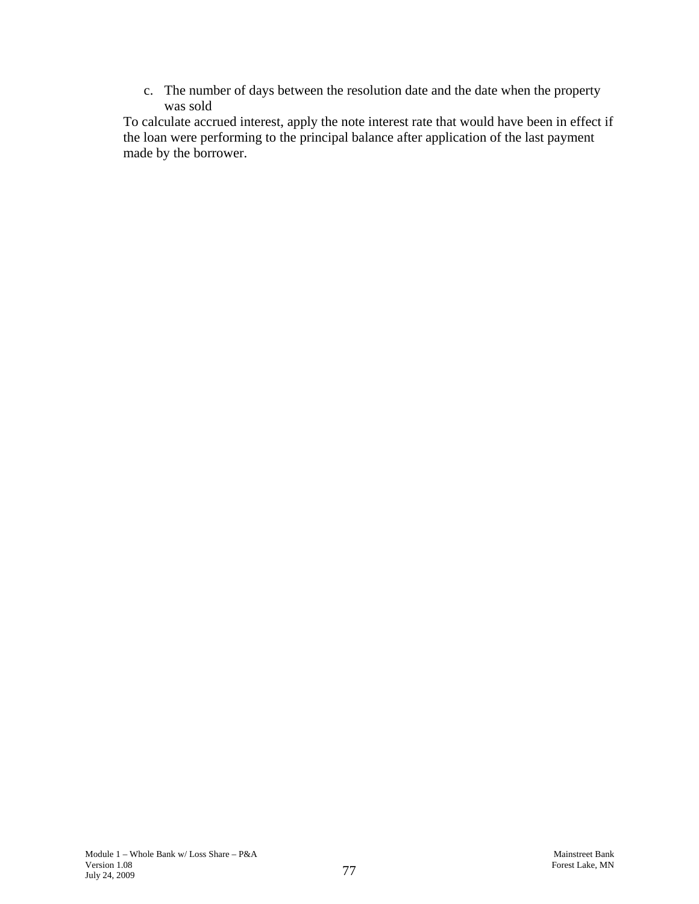c. The number of days between the resolution date and the date when the property was sold

To calculate accrued interest, apply the note interest rate that would have been in effect if the loan were performing to the principal balance after application of the last payment made by the borrower.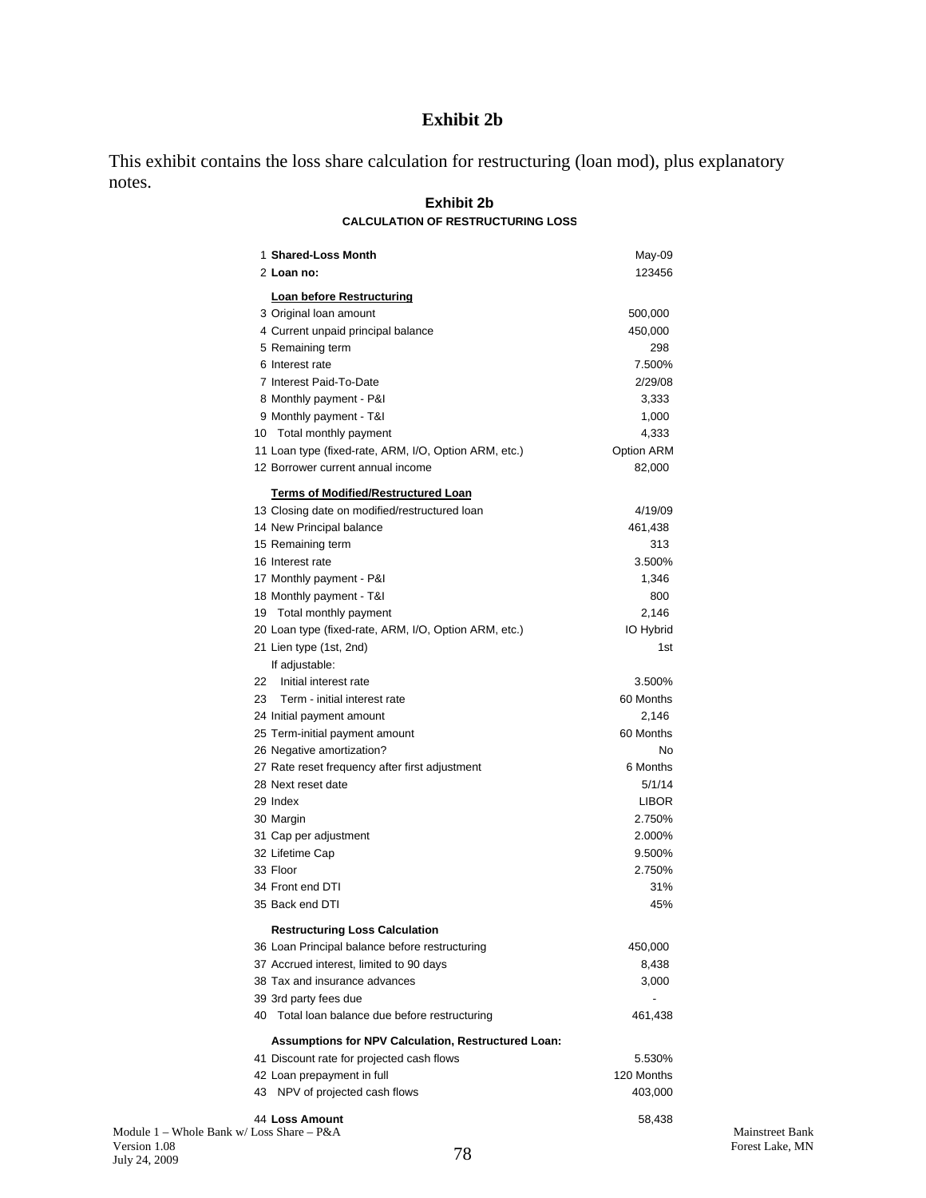# Exhibit 2b

This exhibit contains the loss share calculation for restructuring (loan mod), plus explanatory notes.

## Exhibit 2b

### CALCULATION OF RESTRUCTURING LOSS

| # | Item | Value |
|---|---|---|
| 1 | **Shared-Loss Month** | May-09 |
| 2 | **Loan no:** | 123456 |
| | **Loan before Restructuring** | |
| 3 | Original loan amount | 500,000 |
| 4 | Current unpaid principal balance | 450,000 |
| 5 | Remaining term | 298 |
| 6 | Interest rate | 7.500% |
| 7 | Interest Paid-To-Date | 2/29/08 |
| 8 | Monthly payment - P&I | 3,333 |
| 9 | Monthly payment - T&I | 1,000 |
| 10 | Total monthly payment | 4,333 |
| 11 | Loan type (fixed-rate, ARM, I/O, Option ARM, etc.) | Option ARM |
| 12 | Borrower current annual income | 82,000 |
| | **Terms of Modified/Restructured Loan** | |
| 13 | Closing date on modified/restructured loan | 4/19/09 |
| 14 | New Principal balance | 461,438 |
| 15 | Remaining term | 313 |
| 16 | Interest rate | 3.500% |
| 17 | Monthly payment - P&I | 1,346 |
| 18 | Monthly payment - T&I | 800 |
| 19 | Total monthly payment | 2,146 |
| 20 | Loan type (fixed-rate, ARM, I/O, Option ARM, etc.) | IO Hybrid |
| 21 | Lien type (1st, 2nd) | 1st |
| | If adjustable: | |
| 22 | Initial interest rate | 3.500% |
| 23 | Term - initial interest rate | 60 Months |
| 24 | Initial payment amount | 2,146 |
| 25 | Term-initial payment amount | 60 Months |
| 26 | Negative amortization? | No |
| 27 | Rate reset frequency after first adjustment | 6 Months |
| 28 | Next reset date | 5/1/14 |
| 29 | Index | LIBOR |
| 30 | Margin | 2.750% |
| 31 | Cap per adjustment | 2.000% |
| 32 | Lifetime Cap | 9.500% |
| 33 | Floor | 2.750% |
| 34 | Front end DTI | 31% |
| 35 | Back end DTI | 45% |
| | **Restructuring Loss Calculation** | |
| 36 | Loan Principal balance before restructuring | 450,000 |
| 37 | Accrued interest, limited to 90 days | 8,438 |
| 38 | Tax and insurance advances | 3,000 |
| 39 | 3rd party fees due | - |
| 40 | Total loan balance due before restructuring | 461,438 |
| | **Assumptions for NPV Calculation, Restructured Loan:** | |
| 41 | Discount rate for projected cash flows | 5.530% |
| 42 | Loan prepayment in full | 120 Months |
| 43 | NPV of projected cash flows | 403,000 |
| 44 | **Loss Amount** | 58,438 |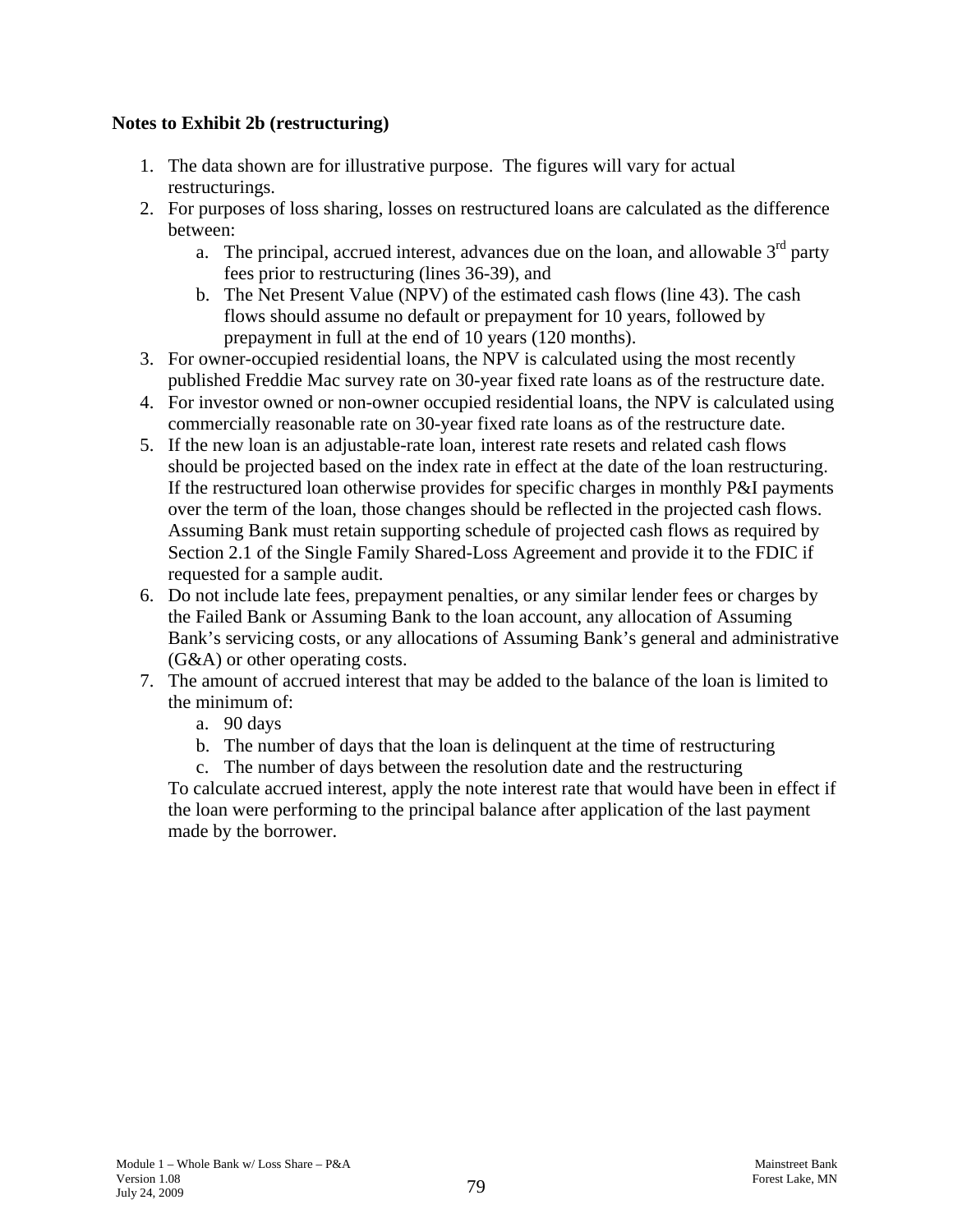**Notes to Exhibit 2b (restructuring)**

1. The data shown are for illustrative purpose. The figures will vary for actual restructurings.
2. For purposes of loss sharing, losses on restructured loans are calculated as the difference between:
   a. The principal, accrued interest, advances due on the loan, and allowable 3rd party fees prior to restructuring (lines 36-39), and
   b. The Net Present Value (NPV) of the estimated cash flows (line 43). The cash flows should assume no default or prepayment for 10 years, followed by prepayment in full at the end of 10 years (120 months).
3. For owner-occupied residential loans, the NPV is calculated using the most recently published Freddie Mac survey rate on 30-year fixed rate loans as of the restructure date.
4. For investor owned or non-owner occupied residential loans, the NPV is calculated using commercially reasonable rate on 30-year fixed rate loans as of the restructure date.
5. If the new loan is an adjustable-rate loan, interest rate resets and related cash flows should be projected based on the index rate in effect at the date of the loan restructuring. If the restructured loan otherwise provides for specific charges in monthly P&I payments over the term of the loan, those changes should be reflected in the projected cash flows. Assuming Bank must retain supporting schedule of projected cash flows as required by Section 2.1 of the Single Family Shared-Loss Agreement and provide it to the FDIC if requested for a sample audit.
6. Do not include late fees, prepayment penalties, or any similar lender fees or charges by the Failed Bank or Assuming Bank to the loan account, any allocation of Assuming Bank's servicing costs, or any allocations of Assuming Bank's general and administrative (G&A) or other operating costs.
7. The amount of accrued interest that may be added to the balance of the loan is limited to the minimum of:
   a. 90 days
   b. The number of days that the loan is delinquent at the time of restructuring
   c. The number of days between the resolution date and the restructuring

   To calculate accrued interest, apply the note interest rate that would have been in effect if the loan were performing to the principal balance after application of the last payment made by the borrower.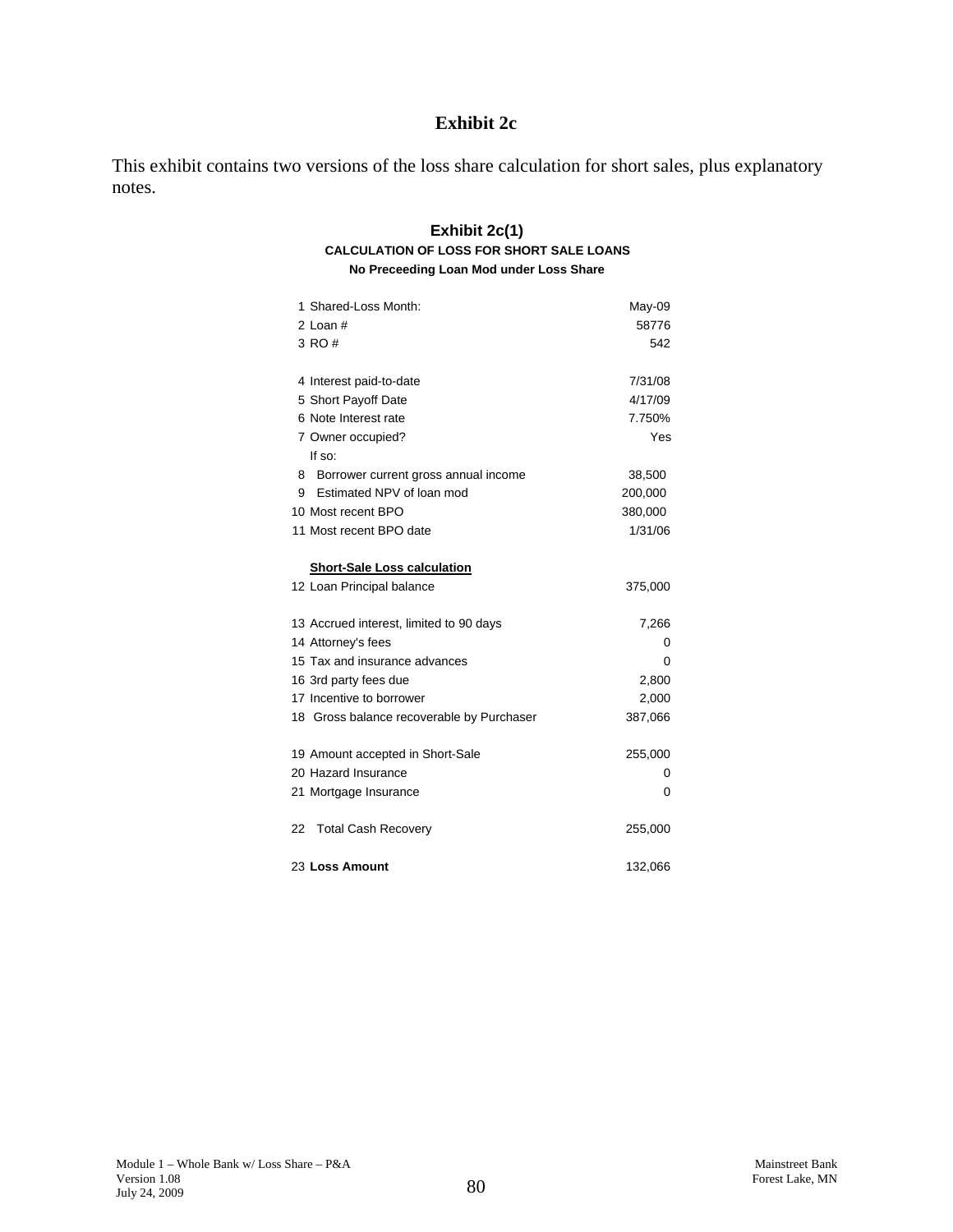# Exhibit 2c

This exhibit contains two versions of the loss share calculation for short sales, plus explanatory notes.

## Exhibit 2c(1)

### CALCULATION OF LOSS FOR SHORT SALE LOANS

**No Preceeding Loan Mod under Loss Share**

| # | Item | Value |
|---|---|---|
| 1 | Shared-Loss Month: | May-09 |
| 2 | Loan # | 58776 |
| 3 | RO # | 542 |
| | | |
| 4 | Interest paid-to-date | 7/31/08 |
| 5 | Short Payoff Date | 4/17/09 |
| 6 | Note Interest rate | 7.750% |
| 7 | Owner occupied? | Yes |
| | If so: | |
| 8 | Borrower current gross annual income | 38,500 |
| 9 | Estimated NPV of loan mod | 200,000 |
| 10 | Most recent BPO | 380,000 |
| 11 | Most recent BPO date | 1/31/06 |
| | | |
| | **Short-Sale Loss calculation** | |
| 12 | Loan Principal balance | 375,000 |
| | | |
| 13 | Accrued interest, limited to 90 days | 7,266 |
| 14 | Attorney's fees | 0 |
| 15 | Tax and insurance advances | 0 |
| 16 | 3rd party fees due | 2,800 |
| 17 | Incentive to borrower | 2,000 |
| 18 | Gross balance recoverable by Purchaser | 387,066 |
| | | |
| 19 | Amount accepted in Short-Sale | 255,000 |
| 20 | Hazard Insurance | 0 |
| 21 | Mortgage Insurance | 0 |
| | | |
| 22 | Total Cash Recovery | 255,000 |
| | | |
| 23 | **Loss Amount** | 132,066 |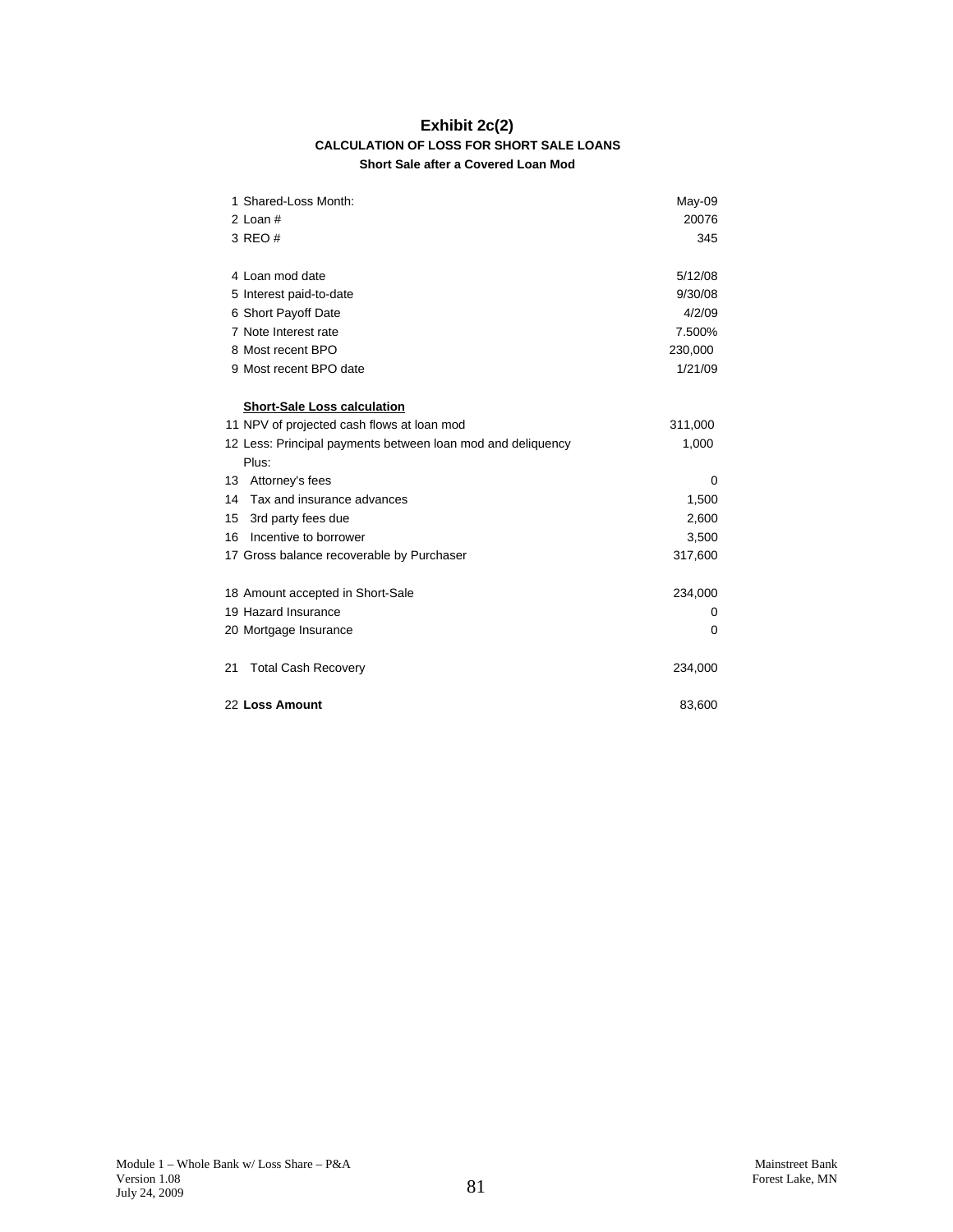# Exhibit 2c(2)

### CALCULATION OF LOSS FOR SHORT SALE LOANS

**Short Sale after a Covered Loan Mod**

| | | |
|---|---|---|
| 1 | Shared-Loss Month: | May-09 |
| 2 | Loan # | 20076 |
| 3 | REO # | 345 |
| | | |
| 4 | Loan mod date | 5/12/08 |
| 5 | Interest paid-to-date | 9/30/08 |
| 6 | Short Payoff Date | 4/2/09 |
| 7 | Note Interest rate | 7.500% |
| 8 | Most recent BPO | 230,000 |
| 9 | Most recent BPO date | 1/21/09 |
| | | |
| | **Short-Sale Loss calculation** | |
| 11 | NPV of projected cash flows at loan mod | 311,000 |
| 12 | Less: Principal payments between loan mod and deliquency | 1,000 |
| | Plus: | |
| 13 | Attorney's fees | 0 |
| 14 | Tax and insurance advances | 1,500 |
| 15 | 3rd party fees due | 2,600 |
| 16 | Incentive to borrower | 3,500 |
| 17 | Gross balance recoverable by Purchaser | 317,600 |
| | | |
| 18 | Amount accepted in Short-Sale | 234,000 |
| 19 | Hazard Insurance | 0 |
| 20 | Mortgage Insurance | 0 |
| | | |
| 21 | Total Cash Recovery | 234,000 |
| | | |
| 22 | **Loss Amount** | 83,600 |

Module 1 – Whole Bank w/ Loss Share – P&A
Version 1.08
July 24, 2009

Mainstreet Bank
Forest Lake, MN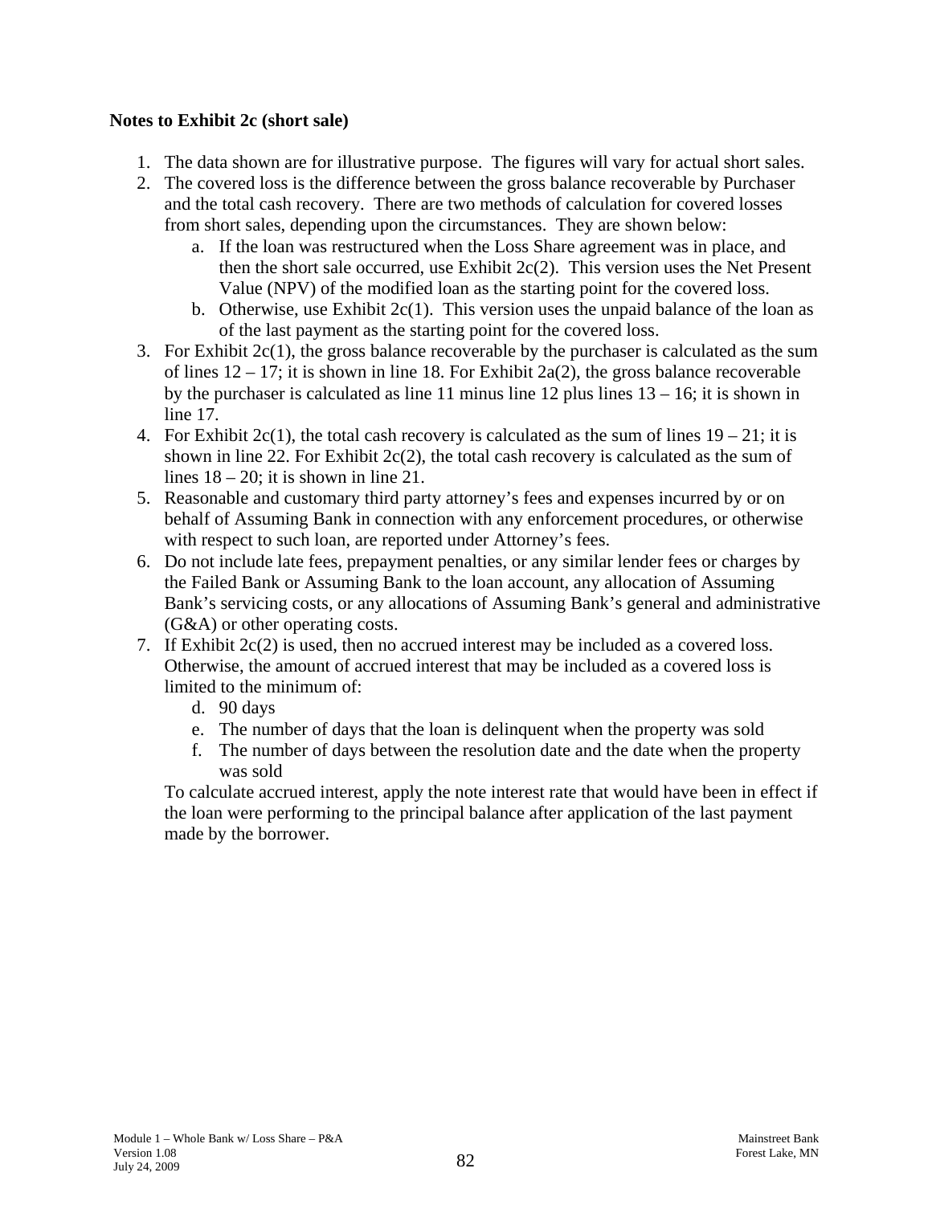**Notes to Exhibit 2c (short sale)**

1. The data shown are for illustrative purpose. The figures will vary for actual short sales.
2. The covered loss is the difference between the gross balance recoverable by Purchaser and the total cash recovery. There are two methods of calculation for covered losses from short sales, depending upon the circumstances. They are shown below:
   a. If the loan was restructured when the Loss Share agreement was in place, and then the short sale occurred, use Exhibit 2c(2). This version uses the Net Present Value (NPV) of the modified loan as the starting point for the covered loss.
   b. Otherwise, use Exhibit 2c(1). This version uses the unpaid balance of the loan as of the last payment as the starting point for the covered loss.
3. For Exhibit 2c(1), the gross balance recoverable by the purchaser is calculated as the sum of lines 12 – 17; it is shown in line 18. For Exhibit 2a(2), the gross balance recoverable by the purchaser is calculated as line 11 minus line 12 plus lines 13 – 16; it is shown in line 17.
4. For Exhibit 2c(1), the total cash recovery is calculated as the sum of lines 19 – 21; it is shown in line 22. For Exhibit 2c(2), the total cash recovery is calculated as the sum of lines 18 – 20; it is shown in line 21.
5. Reasonable and customary third party attorney's fees and expenses incurred by or on behalf of Assuming Bank in connection with any enforcement procedures, or otherwise with respect to such loan, are reported under Attorney's fees.
6. Do not include late fees, prepayment penalties, or any similar lender fees or charges by the Failed Bank or Assuming Bank to the loan account, any allocation of Assuming Bank's servicing costs, or any allocations of Assuming Bank's general and administrative (G&A) or other operating costs.
7. If Exhibit 2c(2) is used, then no accrued interest may be included as a covered loss. Otherwise, the amount of accrued interest that may be included as a covered loss is limited to the minimum of:
   d. 90 days
   e. The number of days that the loan is delinquent when the property was sold
   f. The number of days between the resolution date and the date when the property was sold

   To calculate accrued interest, apply the note interest rate that would have been in effect if the loan were performing to the principal balance after application of the last payment made by the borrower.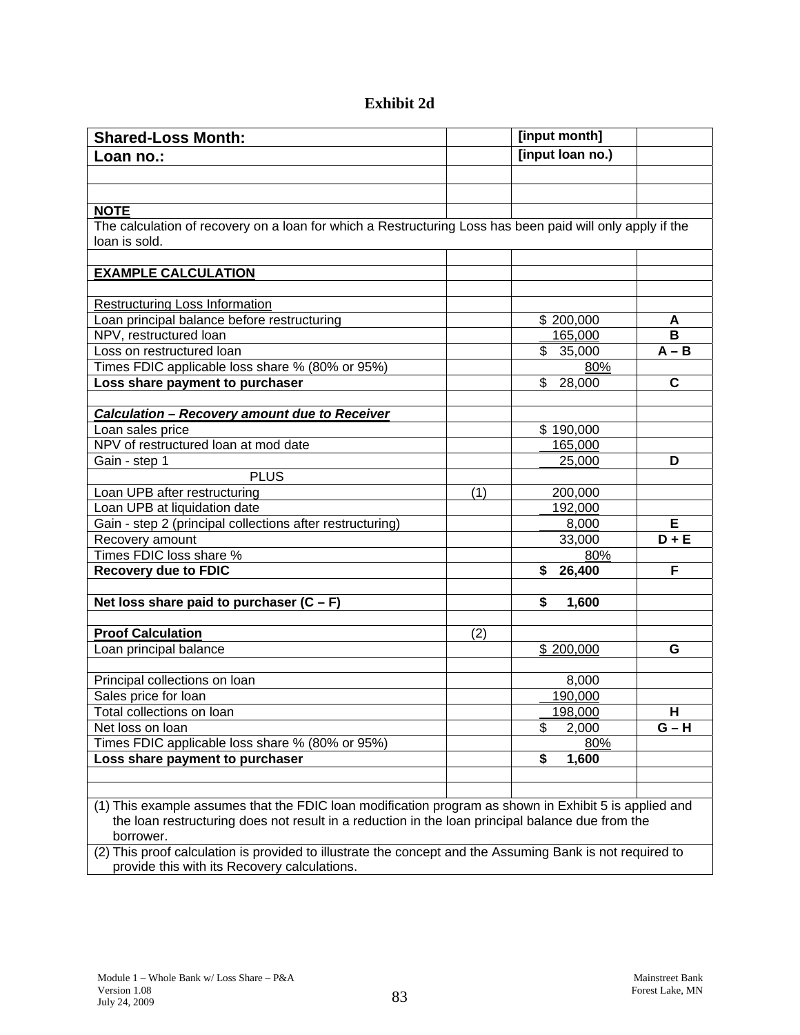# Exhibit 2d

| Shared-Loss Month: | | [input month] | |
|---|---|---|---|
| **Loan no.:** | | [input loan no.) | |
| | | | |
| | | | |
| **NOTE** | | | |
| The calculation of recovery on a loan for which a Restructuring Loss has been paid will only apply if the loan is sold. | | | |
| | | | |
| **EXAMPLE CALCULATION** | | | |
| | | | |
| Restructuring Loss Information | | | |
| Loan principal balance before restructuring | | $ 200,000 | **A** |
| NPV, restructured loan | | 165,000 | **B** |
| Loss on restructured loan | | $ 35,000 | **A – B** |
| Times FDIC applicable loss share % (80% or 95%) | | 80% | |
| **Loss share payment to purchaser** | | $ 28,000 | **C** |
| | | | |
| ***Calculation – Recovery amount due to Receiver*** | | | |
| Loan sales price | | $ 190,000 | |
| NPV of restructured loan at mod date | | 165,000 | |
| Gain - step 1 | | 25,000 | **D** |
| PLUS | | | |
| Loan UPB after restructuring | (1) | 200,000 | |
| Loan UPB at liquidation date | | 192,000 | |
| Gain - step 2 (principal collections after restructuring) | | 8,000 | **E** |
| Recovery amount | | 33,000 | **D + E** |
| Times FDIC loss share % | | 80% | |
| **Recovery due to FDIC** | | **$ 26,400** | **F** |
| | | | |
| **Net loss share paid to purchaser (C – F)** | | **$ 1,600** | |
| | | | |
| **Proof Calculation** | (2) | | |
| Loan principal balance | | $ 200,000 | **G** |
| | | | |
| Principal collections on loan | | 8,000 | |
| Sales price for loan | | 190,000 | |
| Total collections on loan | | 198,000 | **H** |
| Net loss on loan | | $ 2,000 | **G – H** |
| Times FDIC applicable loss share % (80% or 95%) | | 80% | |
| **Loss share payment to purchaser** | | **$ 1,600** | |
| | | | |
| | | | |

(1) This example assumes that the FDIC loan modification program as shown in Exhibit 5 is applied and the loan restructuring does not result in a reduction in the loan principal balance due from the borrower.

(2) This proof calculation is provided to illustrate the concept and the Assuming Bank is not required to provide this with its Recovery calculations.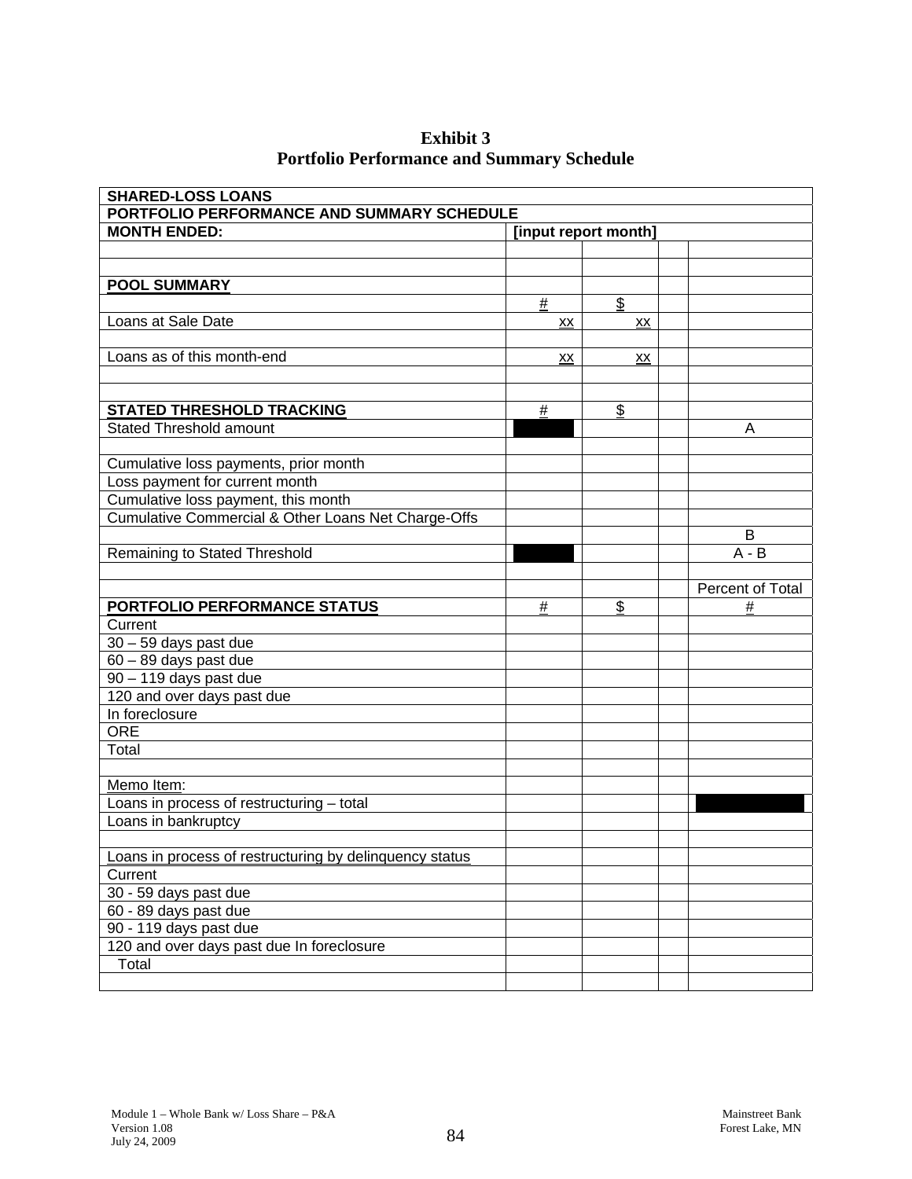# Exhibit 3
## Portfolio Performance and Summary Schedule

| SHARED-LOSS LOANS | | | | |
|---|---|---|---|---|
| PORTFOLIO PERFORMANCE AND SUMMARY SCHEDULE | | | | |
| MONTH ENDED: | [input report month] | | | |
| | | | | |
| | | | | |
| POOL SUMMARY | | | | |
| | # | $ | | |
| Loans at Sale Date | xx | xx | | |
| | | | | |
| Loans as of this month-end | xx | xx | | |
| | | | | |
| | | | | |
| STATED THRESHOLD TRACKING | # | $ | | |
| Stated Threshold amount | | | | A |
| | | | | |
| Cumulative loss payments, prior month | | | | |
| Loss payment for current month | | | | |
| Cumulative loss payment, this month | | | | |
| Cumulative Commercial & Other Loans Net Charge-Offs | | | | |
| | | | | B |
| Remaining to Stated Threshold | | | | A - B |
| | | | | |
| | | | | Percent of Total |
| PORTFOLIO PERFORMANCE STATUS | # | $ | | # |
| Current | | | | |
| 30 – 59 days past due | | | | |
| 60 – 89 days past due | | | | |
| 90 – 119 days past due | | | | |
| 120 and over days past due | | | | |
| In foreclosure | | | | |
| ORE | | | | |
| Total | | | | |
| | | | | |
| Memo Item: | | | | |
| Loans in process of restructuring – total | | | | |
| Loans in bankruptcy | | | | |
| | | | | |
| Loans in process of restructuring by delinquency status | | | | |
| Current | | | | |
| 30 - 59 days past due | | | | |
| 60 - 89 days past due | | | | |
| 90 - 119 days past due | | | | |
| 120 and over days past due In foreclosure | | | | |
| Total | | | | |
| | | | | |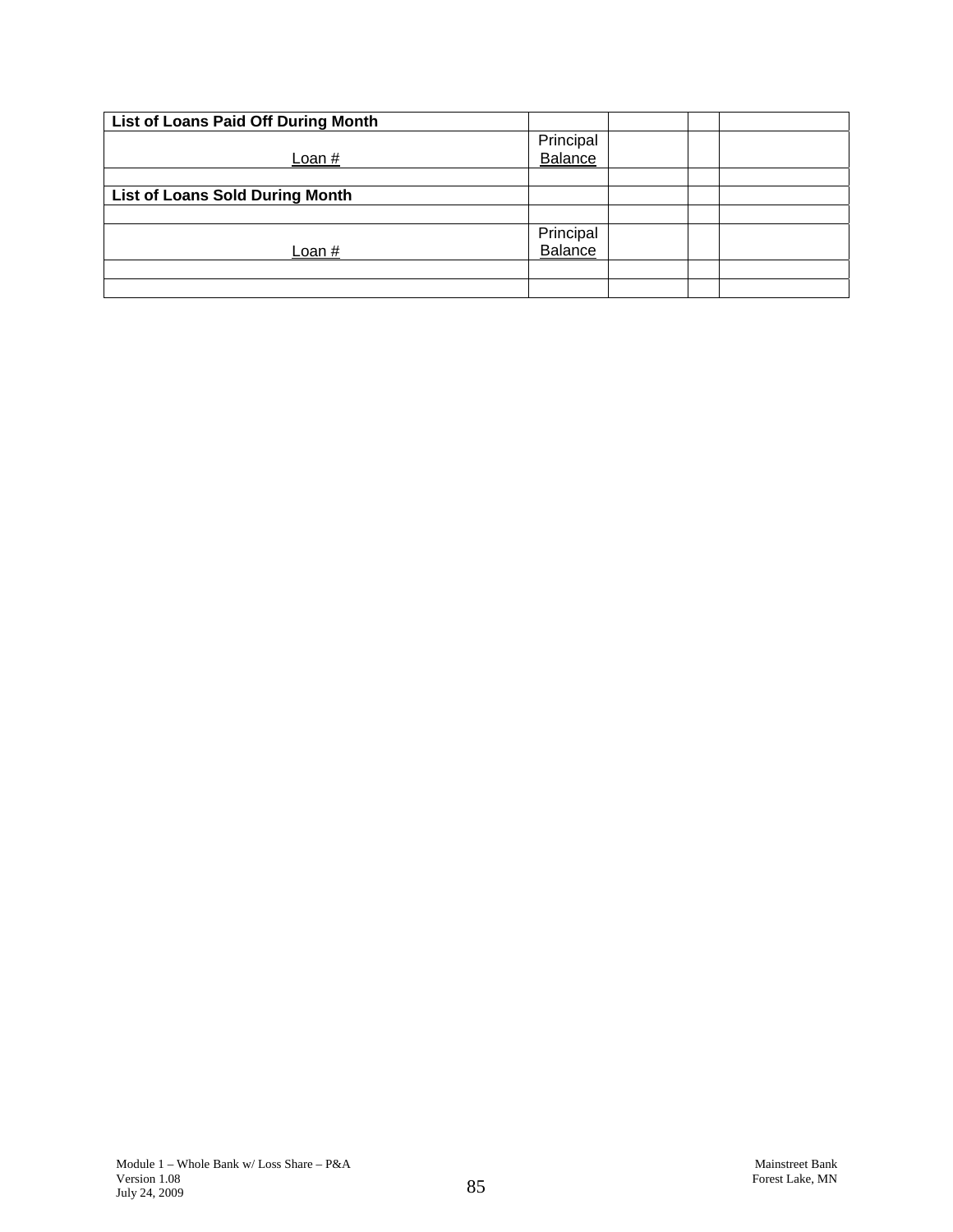| List of Loans Paid Off During Month | | | | |
|---|---|---|---|---|
| Loan # | Principal Balance | | | |
| | | | | |
| **List of Loans Sold During Month** | | | | |
| | | | | |
| Loan # | Principal Balance | | | |
| | | | | |
| | | | | |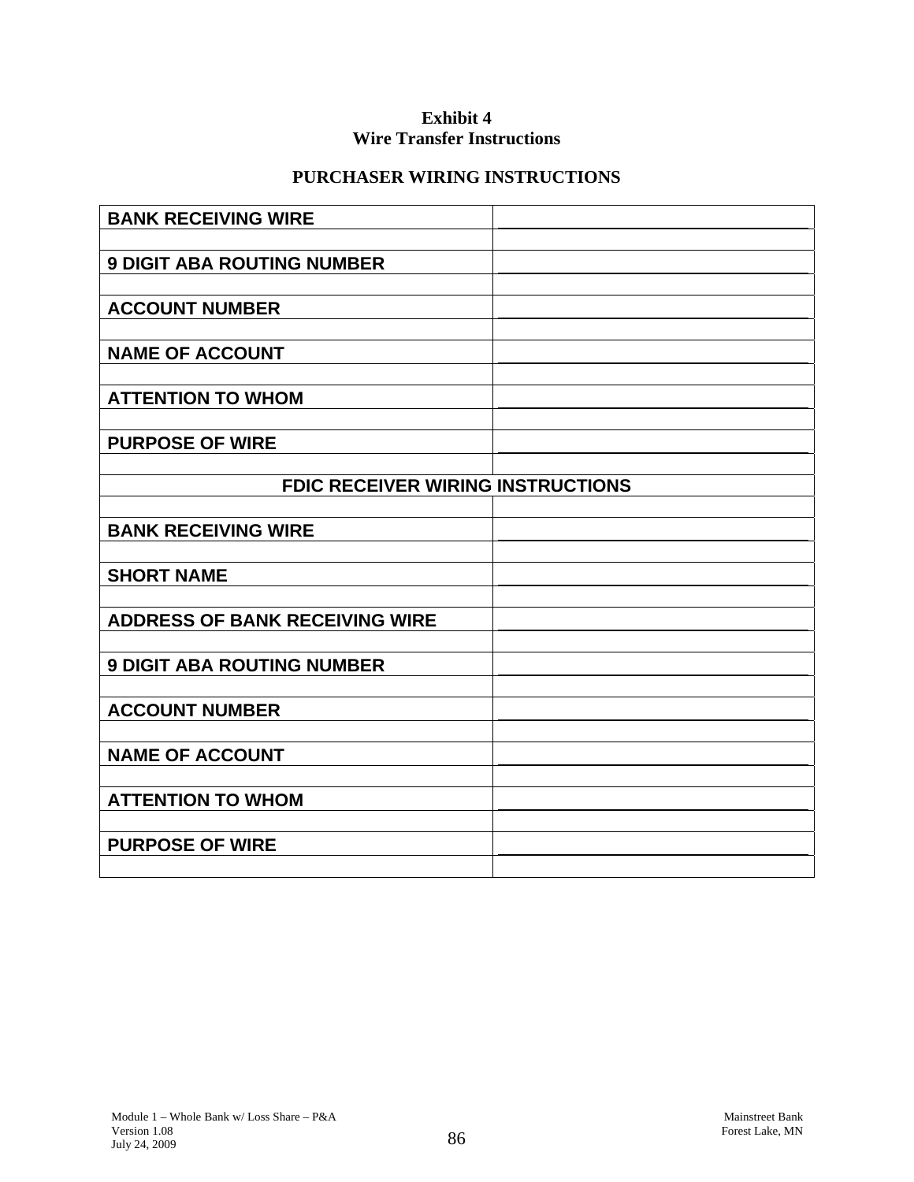**Exhibit 4**
**Wire Transfer Instructions**

## PURCHASER WIRING INSTRUCTIONS

| | |
|---|---|
| **BANK RECEIVING WIRE** | |
| | |
| **9 DIGIT ABA ROUTING NUMBER** | |
| | |
| **ACCOUNT NUMBER** | |
| | |
| **NAME OF ACCOUNT** | |
| | |
| **ATTENTION TO WHOM** | |
| | |
| **PURPOSE OF WIRE** | |
| | |
| **FDIC RECEIVER WIRING INSTRUCTIONS** | |
| | |
| **BANK RECEIVING WIRE** | |
| | |
| **SHORT NAME** | |
| | |
| **ADDRESS OF BANK RECEIVING WIRE** | |
| | |
| **9 DIGIT ABA ROUTING NUMBER** | |
| | |
| **ACCOUNT NUMBER** | |
| | |
| **NAME OF ACCOUNT** | |
| | |
| **ATTENTION TO WHOM** | |
| | |
| **PURPOSE OF WIRE** | |
| | |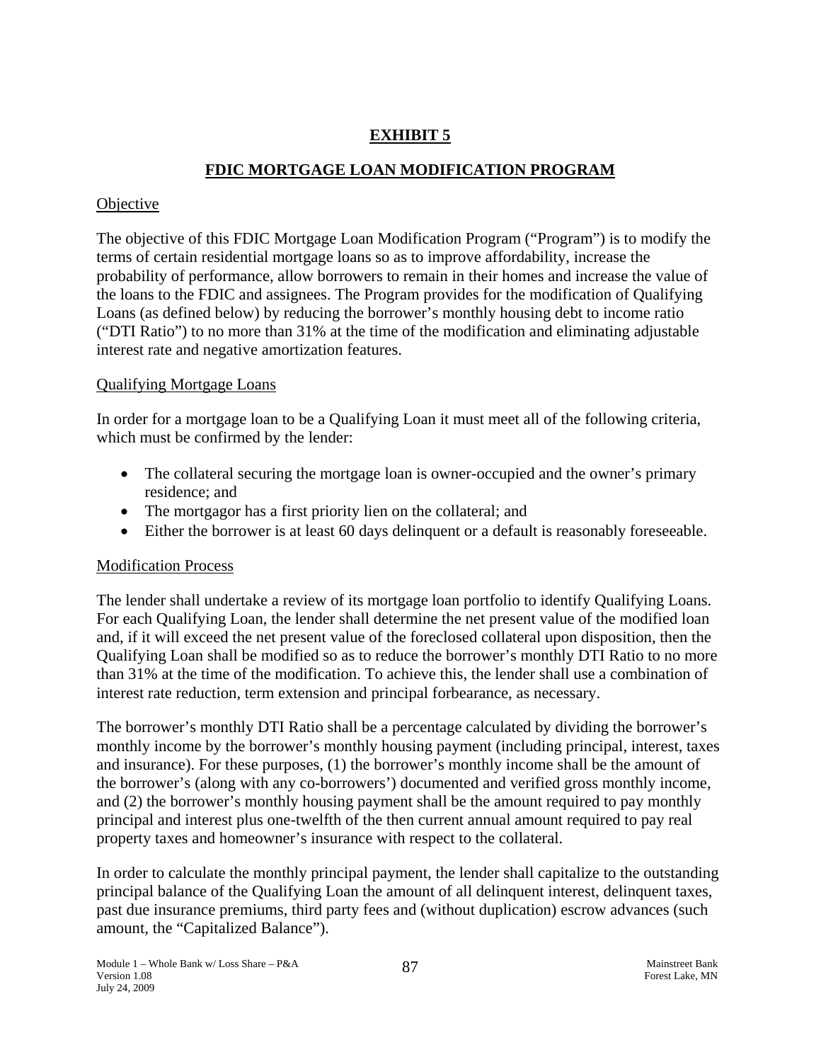# EXHIBIT 5

## FDIC MORTGAGE LOAN MODIFICATION PROGRAM

### Objective

The objective of this FDIC Mortgage Loan Modification Program ("Program") is to modify the terms of certain residential mortgage loans so as to improve affordability, increase the probability of performance, allow borrowers to remain in their homes and increase the value of the loans to the FDIC and assignees. The Program provides for the modification of Qualifying Loans (as defined below) by reducing the borrower's monthly housing debt to income ratio ("DTI Ratio") to no more than 31% at the time of the modification and eliminating adjustable interest rate and negative amortization features.

### Qualifying Mortgage Loans

In order for a mortgage loan to be a Qualifying Loan it must meet all of the following criteria, which must be confirmed by the lender:

- The collateral securing the mortgage loan is owner-occupied and the owner's primary residence; and
- The mortgagor has a first priority lien on the collateral; and
- Either the borrower is at least 60 days delinquent or a default is reasonably foreseeable.

### Modification Process

The lender shall undertake a review of its mortgage loan portfolio to identify Qualifying Loans. For each Qualifying Loan, the lender shall determine the net present value of the modified loan and, if it will exceed the net present value of the foreclosed collateral upon disposition, then the Qualifying Loan shall be modified so as to reduce the borrower's monthly DTI Ratio to no more than 31% at the time of the modification. To achieve this, the lender shall use a combination of interest rate reduction, term extension and principal forbearance, as necessary.

The borrower's monthly DTI Ratio shall be a percentage calculated by dividing the borrower's monthly income by the borrower's monthly housing payment (including principal, interest, taxes and insurance). For these purposes, (1) the borrower's monthly income shall be the amount of the borrower's (along with any co-borrowers') documented and verified gross monthly income, and (2) the borrower's monthly housing payment shall be the amount required to pay monthly principal and interest plus one-twelfth of the then current annual amount required to pay real property taxes and homeowner's insurance with respect to the collateral.

In order to calculate the monthly principal payment, the lender shall capitalize to the outstanding principal balance of the Qualifying Loan the amount of all delinquent interest, delinquent taxes, past due insurance premiums, third party fees and (without duplication) escrow advances (such amount, the "Capitalized Balance").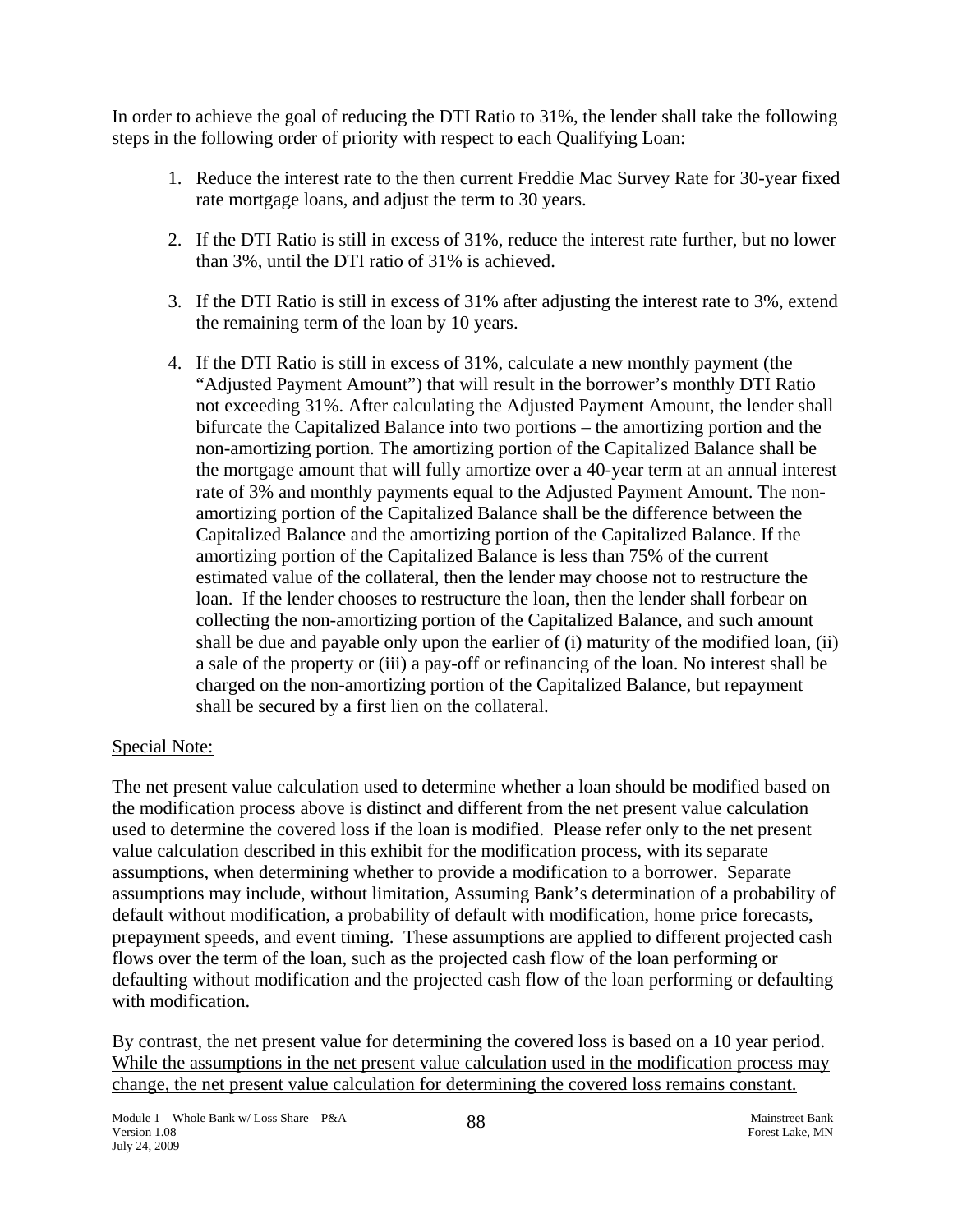In order to achieve the goal of reducing the DTI Ratio to 31%, the lender shall take the following steps in the following order of priority with respect to each Qualifying Loan:

1. Reduce the interest rate to the then current Freddie Mac Survey Rate for 30-year fixed rate mortgage loans, and adjust the term to 30 years.

2. If the DTI Ratio is still in excess of 31%, reduce the interest rate further, but no lower than 3%, until the DTI ratio of 31% is achieved.

3. If the DTI Ratio is still in excess of 31% after adjusting the interest rate to 3%, extend the remaining term of the loan by 10 years.

4. If the DTI Ratio is still in excess of 31%, calculate a new monthly payment (the "Adjusted Payment Amount") that will result in the borrower's monthly DTI Ratio not exceeding 31%. After calculating the Adjusted Payment Amount, the lender shall bifurcate the Capitalized Balance into two portions – the amortizing portion and the non-amortizing portion. The amortizing portion of the Capitalized Balance shall be the mortgage amount that will fully amortize over a 40-year term at an annual interest rate of 3% and monthly payments equal to the Adjusted Payment Amount. The non-amortizing portion of the Capitalized Balance shall be the difference between the Capitalized Balance and the amortizing portion of the Capitalized Balance. If the amortizing portion of the Capitalized Balance is less than 75% of the current estimated value of the collateral, then the lender may choose not to restructure the loan. If the lender chooses to restructure the loan, then the lender shall forbear on collecting the non-amortizing portion of the Capitalized Balance, and such amount shall be due and payable only upon the earlier of (i) maturity of the modified loan, (ii) a sale of the property or (iii) a pay-off or refinancing of the loan. No interest shall be charged on the non-amortizing portion of the Capitalized Balance, but repayment shall be secured by a first lien on the collateral.

Special Note:

The net present value calculation used to determine whether a loan should be modified based on the modification process above is distinct and different from the net present value calculation used to determine the covered loss if the loan is modified. Please refer only to the net present value calculation described in this exhibit for the modification process, with its separate assumptions, when determining whether to provide a modification to a borrower. Separate assumptions may include, without limitation, Assuming Bank's determination of a probability of default without modification, a probability of default with modification, home price forecasts, prepayment speeds, and event timing. These assumptions are applied to different projected cash flows over the term of the loan, such as the projected cash flow of the loan performing or defaulting without modification and the projected cash flow of the loan performing or defaulting with modification.

By contrast, the net present value for determining the covered loss is based on a 10 year period. While the assumptions in the net present value calculation used in the modification process may change, the net present value calculation for determining the covered loss remains constant.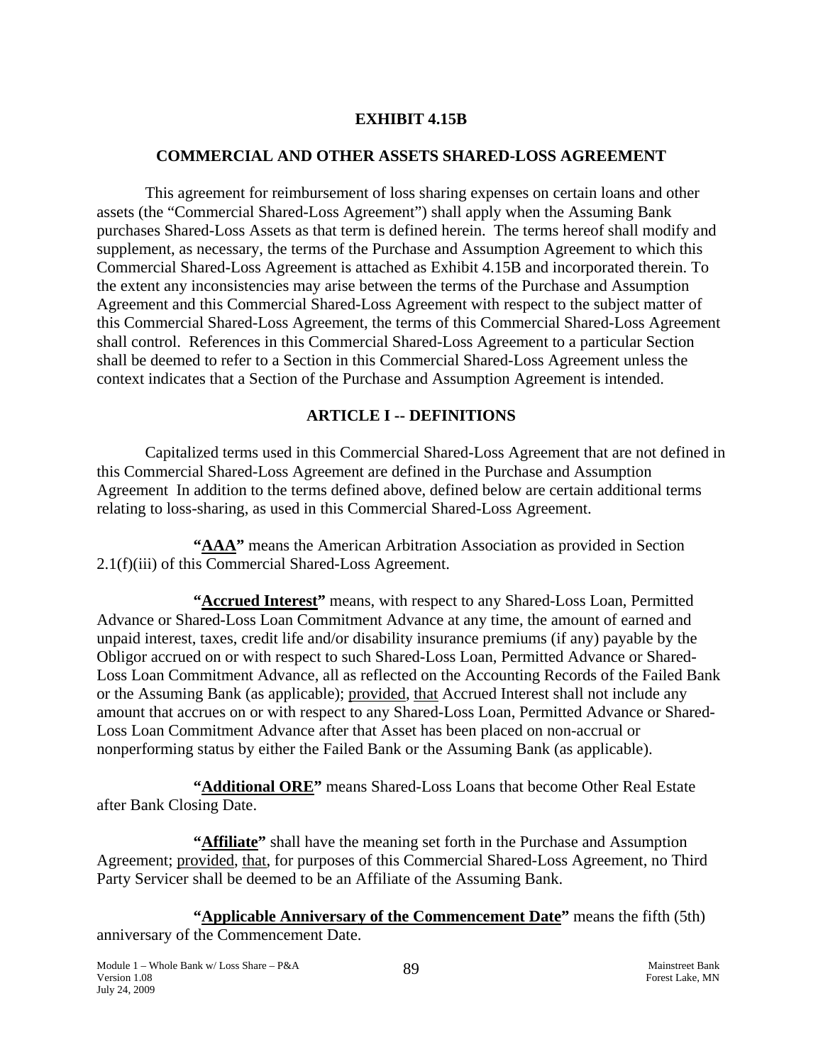# EXHIBIT 4.15B

## COMMERCIAL AND OTHER ASSETS SHARED-LOSS AGREEMENT

This agreement for reimbursement of loss sharing expenses on certain loans and other assets (the "Commercial Shared-Loss Agreement") shall apply when the Assuming Bank purchases Shared-Loss Assets as that term is defined herein. The terms hereof shall modify and supplement, as necessary, the terms of the Purchase and Assumption Agreement to which this Commercial Shared-Loss Agreement is attached as Exhibit 4.15B and incorporated therein. To the extent any inconsistencies may arise between the terms of the Purchase and Assumption Agreement and this Commercial Shared-Loss Agreement with respect to the subject matter of this Commercial Shared-Loss Agreement, the terms of this Commercial Shared-Loss Agreement shall control. References in this Commercial Shared-Loss Agreement to a particular Section shall be deemed to refer to a Section in this Commercial Shared-Loss Agreement unless the context indicates that a Section of the Purchase and Assumption Agreement is intended.

## ARTICLE I -- DEFINITIONS

Capitalized terms used in this Commercial Shared-Loss Agreement that are not defined in this Commercial Shared-Loss Agreement are defined in the Purchase and Assumption Agreement In addition to the terms defined above, defined below are certain additional terms relating to loss-sharing, as used in this Commercial Shared-Loss Agreement.

**"AAA"** means the American Arbitration Association as provided in Section 2.1(f)(iii) of this Commercial Shared-Loss Agreement.

**"Accrued Interest"** means, with respect to any Shared-Loss Loan, Permitted Advance or Shared-Loss Loan Commitment Advance at any time, the amount of earned and unpaid interest, taxes, credit life and/or disability insurance premiums (if any) payable by the Obligor accrued on or with respect to such Shared-Loss Loan, Permitted Advance or Shared-Loss Loan Commitment Advance, all as reflected on the Accounting Records of the Failed Bank or the Assuming Bank (as applicable); provided, that Accrued Interest shall not include any amount that accrues on or with respect to any Shared-Loss Loan, Permitted Advance or Shared-Loss Loan Commitment Advance after that Asset has been placed on non-accrual or nonperforming status by either the Failed Bank or the Assuming Bank (as applicable).

**"Additional ORE"** means Shared-Loss Loans that become Other Real Estate after Bank Closing Date.

**"Affiliate"** shall have the meaning set forth in the Purchase and Assumption Agreement; provided, that, for purposes of this Commercial Shared-Loss Agreement, no Third Party Servicer shall be deemed to be an Affiliate of the Assuming Bank.

**"Applicable Anniversary of the Commencement Date"** means the fifth (5th) anniversary of the Commencement Date.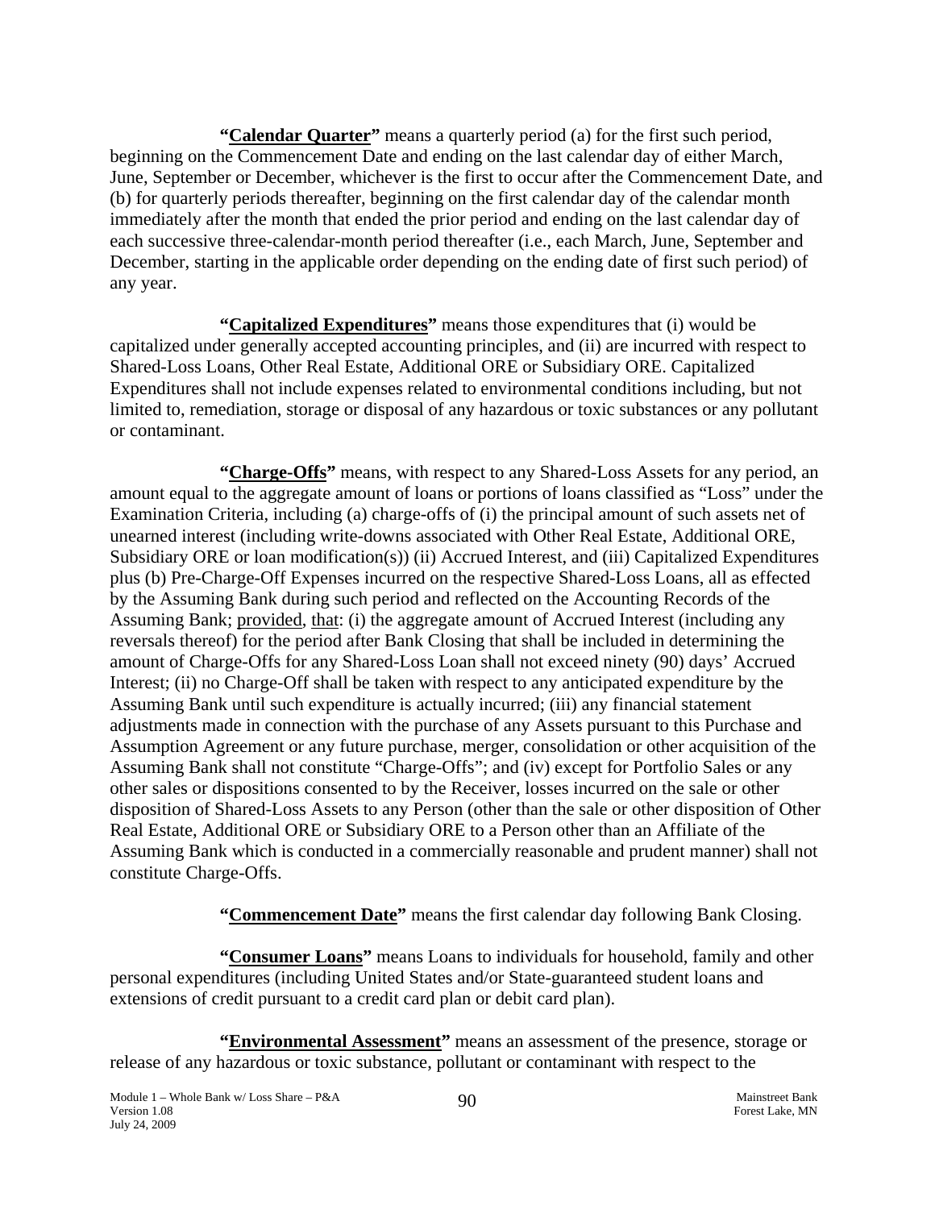**"Calendar Quarter"** means a quarterly period (a) for the first such period, beginning on the Commencement Date and ending on the last calendar day of either March, June, September or December, whichever is the first to occur after the Commencement Date, and (b) for quarterly periods thereafter, beginning on the first calendar day of the calendar month immediately after the month that ended the prior period and ending on the last calendar day of each successive three-calendar-month period thereafter (i.e., each March, June, September and December, starting in the applicable order depending on the ending date of first such period) of any year.

**"Capitalized Expenditures"** means those expenditures that (i) would be capitalized under generally accepted accounting principles, and (ii) are incurred with respect to Shared-Loss Loans, Other Real Estate, Additional ORE or Subsidiary ORE. Capitalized Expenditures shall not include expenses related to environmental conditions including, but not limited to, remediation, storage or disposal of any hazardous or toxic substances or any pollutant or contaminant.

**"Charge-Offs"** means, with respect to any Shared-Loss Assets for any period, an amount equal to the aggregate amount of loans or portions of loans classified as "Loss" under the Examination Criteria, including (a) charge-offs of (i) the principal amount of such assets net of unearned interest (including write-downs associated with Other Real Estate, Additional ORE, Subsidiary ORE or loan modification(s)) (ii) Accrued Interest, and (iii) Capitalized Expenditures plus (b) Pre-Charge-Off Expenses incurred on the respective Shared-Loss Loans, all as effected by the Assuming Bank during such period and reflected on the Accounting Records of the Assuming Bank; provided, that: (i) the aggregate amount of Accrued Interest (including any reversals thereof) for the period after Bank Closing that shall be included in determining the amount of Charge-Offs for any Shared-Loss Loan shall not exceed ninety (90) days' Accrued Interest; (ii) no Charge-Off shall be taken with respect to any anticipated expenditure by the Assuming Bank until such expenditure is actually incurred; (iii) any financial statement adjustments made in connection with the purchase of any Assets pursuant to this Purchase and Assumption Agreement or any future purchase, merger, consolidation or other acquisition of the Assuming Bank shall not constitute "Charge-Offs"; and (iv) except for Portfolio Sales or any other sales or dispositions consented to by the Receiver, losses incurred on the sale or other disposition of Shared-Loss Assets to any Person (other than the sale or other disposition of Other Real Estate, Additional ORE or Subsidiary ORE to a Person other than an Affiliate of the Assuming Bank which is conducted in a commercially reasonable and prudent manner) shall not constitute Charge-Offs.

**"Commencement Date"** means the first calendar day following Bank Closing.

**"Consumer Loans"** means Loans to individuals for household, family and other personal expenditures (including United States and/or State-guaranteed student loans and extensions of credit pursuant to a credit card plan or debit card plan).

**"Environmental Assessment"** means an assessment of the presence, storage or release of any hazardous or toxic substance, pollutant or contaminant with respect to the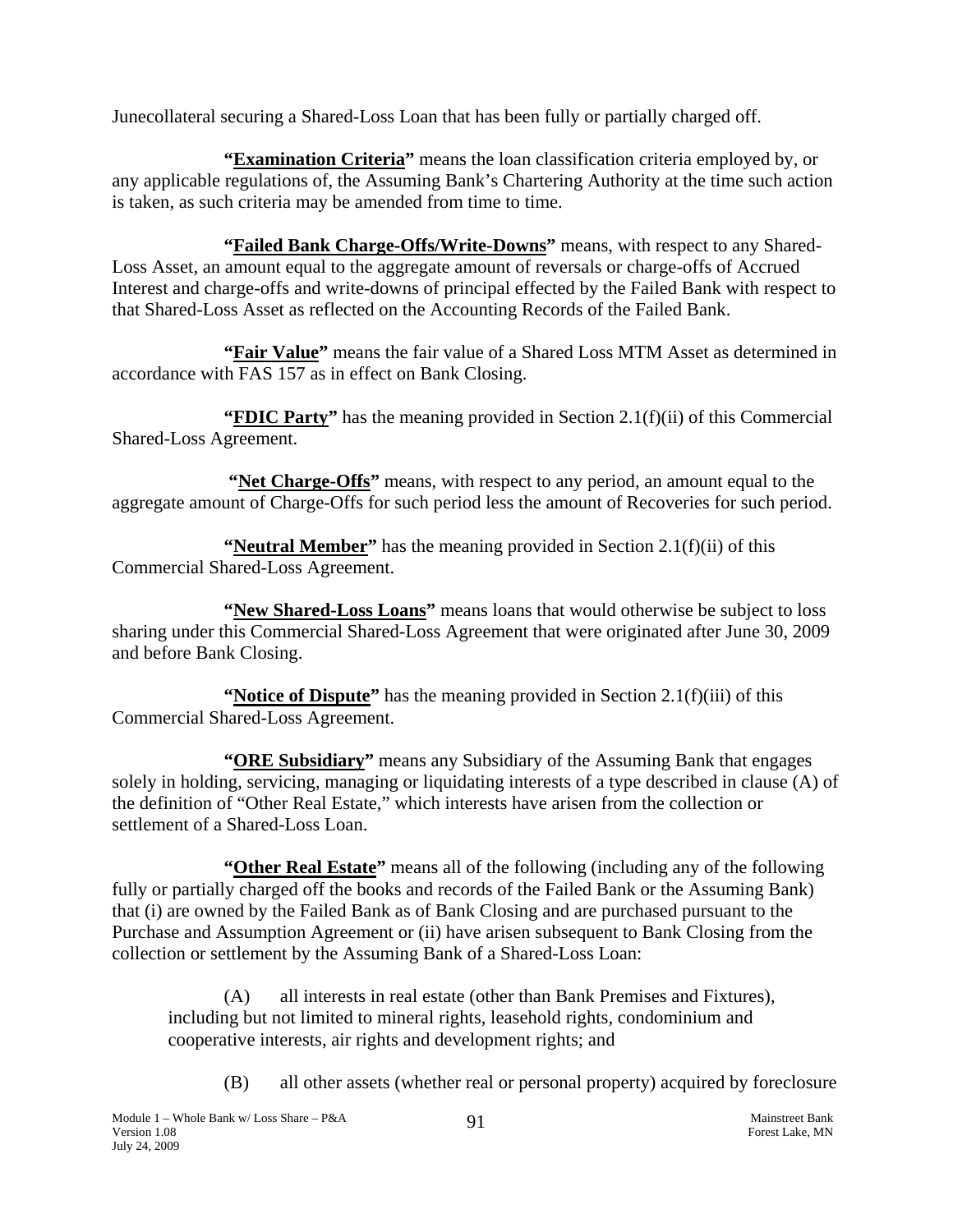Junecollateral securing a Shared-Loss Loan that has been fully or partially charged off.

**"Examination Criteria"** means the loan classification criteria employed by, or any applicable regulations of, the Assuming Bank's Chartering Authority at the time such action is taken, as such criteria may be amended from time to time.

**"Failed Bank Charge-Offs/Write-Downs"** means, with respect to any Shared-Loss Asset, an amount equal to the aggregate amount of reversals or charge-offs of Accrued Interest and charge-offs and write-downs of principal effected by the Failed Bank with respect to that Shared-Loss Asset as reflected on the Accounting Records of the Failed Bank.

**"Fair Value"** means the fair value of a Shared Loss MTM Asset as determined in accordance with FAS 157 as in effect on Bank Closing.

**"FDIC Party"** has the meaning provided in Section 2.1(f)(ii) of this Commercial Shared-Loss Agreement.

**"Net Charge-Offs"** means, with respect to any period, an amount equal to the aggregate amount of Charge-Offs for such period less the amount of Recoveries for such period.

**"Neutral Member"** has the meaning provided in Section 2.1(f)(ii) of this Commercial Shared-Loss Agreement.

**"New Shared-Loss Loans"** means loans that would otherwise be subject to loss sharing under this Commercial Shared-Loss Agreement that were originated after June 30, 2009 and before Bank Closing.

**"Notice of Dispute"** has the meaning provided in Section 2.1(f)(iii) of this Commercial Shared-Loss Agreement.

**"ORE Subsidiary"** means any Subsidiary of the Assuming Bank that engages solely in holding, servicing, managing or liquidating interests of a type described in clause (A) of the definition of "Other Real Estate," which interests have arisen from the collection or settlement of a Shared-Loss Loan.

**"Other Real Estate"** means all of the following (including any of the following fully or partially charged off the books and records of the Failed Bank or the Assuming Bank) that (i) are owned by the Failed Bank as of Bank Closing and are purchased pursuant to the Purchase and Assumption Agreement or (ii) have arisen subsequent to Bank Closing from the collection or settlement by the Assuming Bank of a Shared-Loss Loan:

(A) all interests in real estate (other than Bank Premises and Fixtures), including but not limited to mineral rights, leasehold rights, condominium and cooperative interests, air rights and development rights; and

(B) all other assets (whether real or personal property) acquired by foreclosure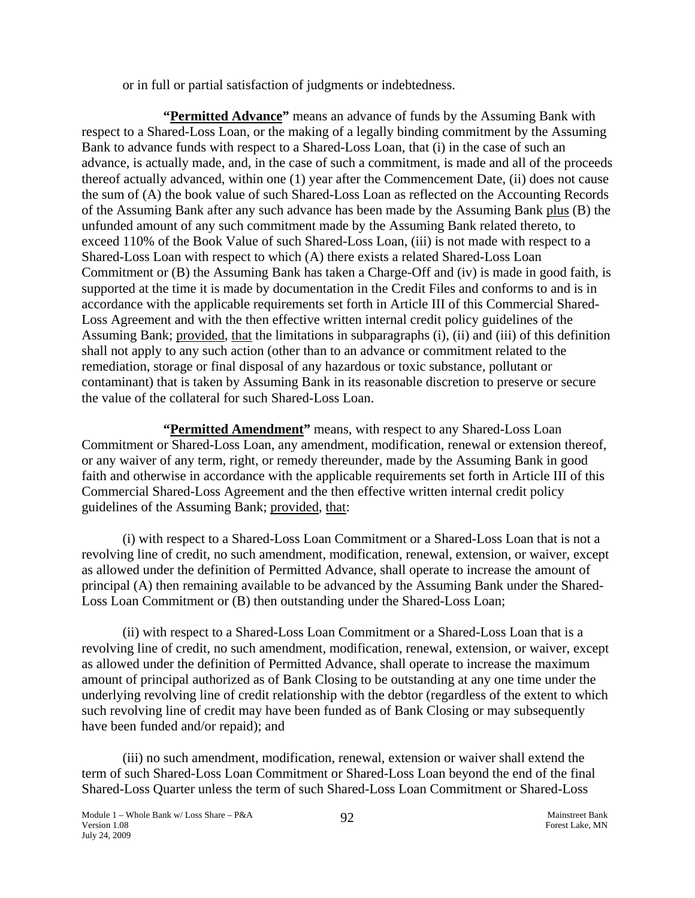or in full or partial satisfaction of judgments or indebtedness.

**"Permitted Advance"** means an advance of funds by the Assuming Bank with respect to a Shared-Loss Loan, or the making of a legally binding commitment by the Assuming Bank to advance funds with respect to a Shared-Loss Loan, that (i) in the case of such an advance, is actually made, and, in the case of such a commitment, is made and all of the proceeds thereof actually advanced, within one (1) year after the Commencement Date, (ii) does not cause the sum of (A) the book value of such Shared-Loss Loan as reflected on the Accounting Records of the Assuming Bank after any such advance has been made by the Assuming Bank plus (B) the unfunded amount of any such commitment made by the Assuming Bank related thereto, to exceed 110% of the Book Value of such Shared-Loss Loan, (iii) is not made with respect to a Shared-Loss Loan with respect to which (A) there exists a related Shared-Loss Loan Commitment or (B) the Assuming Bank has taken a Charge-Off and (iv) is made in good faith, is supported at the time it is made by documentation in the Credit Files and conforms to and is in accordance with the applicable requirements set forth in Article III of this Commercial Shared-Loss Agreement and with the then effective written internal credit policy guidelines of the Assuming Bank; provided, that the limitations in subparagraphs (i), (ii) and (iii) of this definition shall not apply to any such action (other than to an advance or commitment related to the remediation, storage or final disposal of any hazardous or toxic substance, pollutant or contaminant) that is taken by Assuming Bank in its reasonable discretion to preserve or secure the value of the collateral for such Shared-Loss Loan.

**"Permitted Amendment"** means, with respect to any Shared-Loss Loan Commitment or Shared-Loss Loan, any amendment, modification, renewal or extension thereof, or any waiver of any term, right, or remedy thereunder, made by the Assuming Bank in good faith and otherwise in accordance with the applicable requirements set forth in Article III of this Commercial Shared-Loss Agreement and the then effective written internal credit policy guidelines of the Assuming Bank; provided, that:

(i) with respect to a Shared-Loss Loan Commitment or a Shared-Loss Loan that is not a revolving line of credit, no such amendment, modification, renewal, extension, or waiver, except as allowed under the definition of Permitted Advance, shall operate to increase the amount of principal (A) then remaining available to be advanced by the Assuming Bank under the Shared-Loss Loan Commitment or (B) then outstanding under the Shared-Loss Loan;

(ii) with respect to a Shared-Loss Loan Commitment or a Shared-Loss Loan that is a revolving line of credit, no such amendment, modification, renewal, extension, or waiver, except as allowed under the definition of Permitted Advance, shall operate to increase the maximum amount of principal authorized as of Bank Closing to be outstanding at any one time under the underlying revolving line of credit relationship with the debtor (regardless of the extent to which such revolving line of credit may have been funded as of Bank Closing or may subsequently have been funded and/or repaid); and

(iii) no such amendment, modification, renewal, extension or waiver shall extend the term of such Shared-Loss Loan Commitment or Shared-Loss Loan beyond the end of the final Shared-Loss Quarter unless the term of such Shared-Loss Loan Commitment or Shared-Loss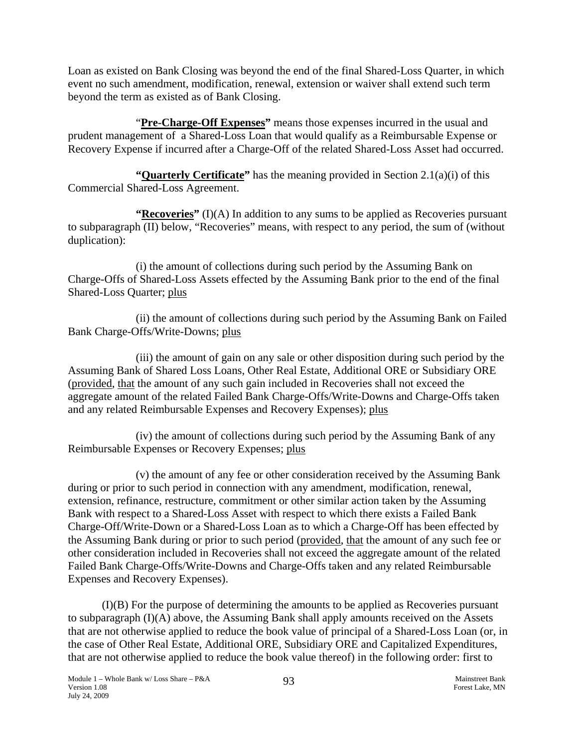Loan as existed on Bank Closing was beyond the end of the final Shared-Loss Quarter, in which event no such amendment, modification, renewal, extension or waiver shall extend such term beyond the term as existed as of Bank Closing.

"**Pre-Charge-Off Expenses"** means those expenses incurred in the usual and prudent management of a Shared-Loss Loan that would qualify as a Reimbursable Expense or Recovery Expense if incurred after a Charge-Off of the related Shared-Loss Asset had occurred.

**"Quarterly Certificate"** has the meaning provided in Section 2.1(a)(i) of this Commercial Shared-Loss Agreement.

**"Recoveries"** (I)(A) In addition to any sums to be applied as Recoveries pursuant to subparagraph (II) below, "Recoveries" means, with respect to any period, the sum of (without duplication):

(i) the amount of collections during such period by the Assuming Bank on Charge-Offs of Shared-Loss Assets effected by the Assuming Bank prior to the end of the final Shared-Loss Quarter; plus

(ii) the amount of collections during such period by the Assuming Bank on Failed Bank Charge-Offs/Write-Downs; plus

(iii) the amount of gain on any sale or other disposition during such period by the Assuming Bank of Shared Loss Loans, Other Real Estate, Additional ORE or Subsidiary ORE (provided, that the amount of any such gain included in Recoveries shall not exceed the aggregate amount of the related Failed Bank Charge-Offs/Write-Downs and Charge-Offs taken and any related Reimbursable Expenses and Recovery Expenses); plus

(iv) the amount of collections during such period by the Assuming Bank of any Reimbursable Expenses or Recovery Expenses; plus

(v) the amount of any fee or other consideration received by the Assuming Bank during or prior to such period in connection with any amendment, modification, renewal, extension, refinance, restructure, commitment or other similar action taken by the Assuming Bank with respect to a Shared-Loss Asset with respect to which there exists a Failed Bank Charge-Off/Write-Down or a Shared-Loss Loan as to which a Charge-Off has been effected by the Assuming Bank during or prior to such period (provided, that the amount of any such fee or other consideration included in Recoveries shall not exceed the aggregate amount of the related Failed Bank Charge-Offs/Write-Downs and Charge-Offs taken and any related Reimbursable Expenses and Recovery Expenses).

(I)(B) For the purpose of determining the amounts to be applied as Recoveries pursuant to subparagraph (I)(A) above, the Assuming Bank shall apply amounts received on the Assets that are not otherwise applied to reduce the book value of principal of a Shared-Loss Loan (or, in the case of Other Real Estate, Additional ORE, Subsidiary ORE and Capitalized Expenditures, that are not otherwise applied to reduce the book value thereof) in the following order: first to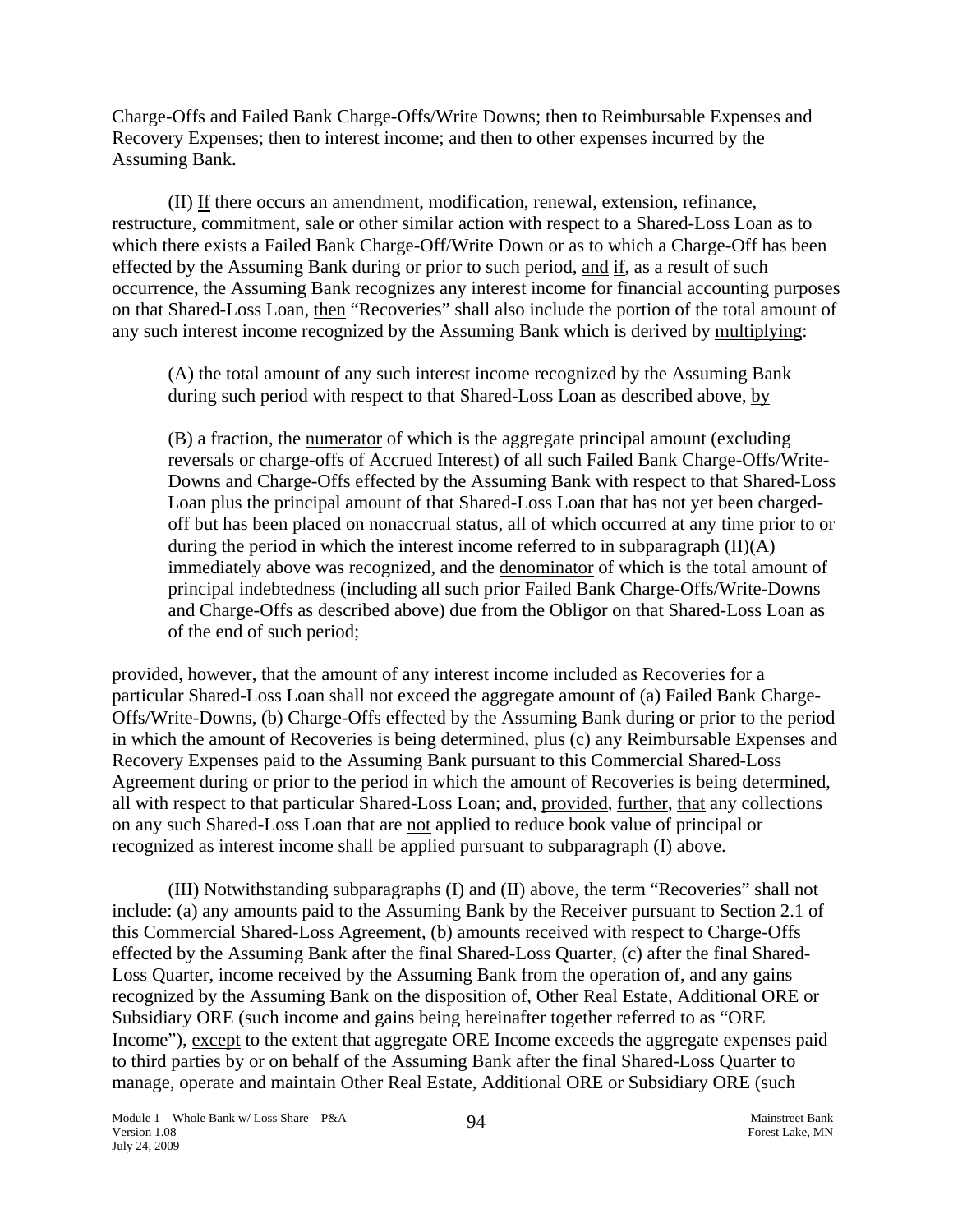Charge-Offs and Failed Bank Charge-Offs/Write Downs; then to Reimbursable Expenses and Recovery Expenses; then to interest income; and then to other expenses incurred by the Assuming Bank.

(II) If there occurs an amendment, modification, renewal, extension, refinance, restructure, commitment, sale or other similar action with respect to a Shared-Loss Loan as to which there exists a Failed Bank Charge-Off/Write Down or as to which a Charge-Off has been effected by the Assuming Bank during or prior to such period, and if, as a result of such occurrence, the Assuming Bank recognizes any interest income for financial accounting purposes on that Shared-Loss Loan, then "Recoveries" shall also include the portion of the total amount of any such interest income recognized by the Assuming Bank which is derived by multiplying:

> (A) the total amount of any such interest income recognized by the Assuming Bank during such period with respect to that Shared-Loss Loan as described above, by
>
> (B) a fraction, the numerator of which is the aggregate principal amount (excluding reversals or charge-offs of Accrued Interest) of all such Failed Bank Charge-Offs/Write-Downs and Charge-Offs effected by the Assuming Bank with respect to that Shared-Loss Loan plus the principal amount of that Shared-Loss Loan that has not yet been charged-off but has been placed on nonaccrual status, all of which occurred at any time prior to or during the period in which the interest income referred to in subparagraph (II)(A) immediately above was recognized, and the denominator of which is the total amount of principal indebtedness (including all such prior Failed Bank Charge-Offs/Write-Downs and Charge-Offs as described above) due from the Obligor on that Shared-Loss Loan as of the end of such period;

provided, however, that the amount of any interest income included as Recoveries for a particular Shared-Loss Loan shall not exceed the aggregate amount of (a) Failed Bank Charge-Offs/Write-Downs, (b) Charge-Offs effected by the Assuming Bank during or prior to the period in which the amount of Recoveries is being determined, plus (c) any Reimbursable Expenses and Recovery Expenses paid to the Assuming Bank pursuant to this Commercial Shared-Loss Agreement during or prior to the period in which the amount of Recoveries is being determined, all with respect to that particular Shared-Loss Loan; and, provided, further, that any collections on any such Shared-Loss Loan that are not applied to reduce book value of principal or recognized as interest income shall be applied pursuant to subparagraph (I) above.

(III) Notwithstanding subparagraphs (I) and (II) above, the term "Recoveries" shall not include: (a) any amounts paid to the Assuming Bank by the Receiver pursuant to Section 2.1 of this Commercial Shared-Loss Agreement, (b) amounts received with respect to Charge-Offs effected by the Assuming Bank after the final Shared-Loss Quarter, (c) after the final Shared-Loss Quarter, income received by the Assuming Bank from the operation of, and any gains recognized by the Assuming Bank on the disposition of, Other Real Estate, Additional ORE or Subsidiary ORE (such income and gains being hereinafter together referred to as "ORE Income"), except to the extent that aggregate ORE Income exceeds the aggregate expenses paid to third parties by or on behalf of the Assuming Bank after the final Shared-Loss Quarter to manage, operate and maintain Other Real Estate, Additional ORE or Subsidiary ORE (such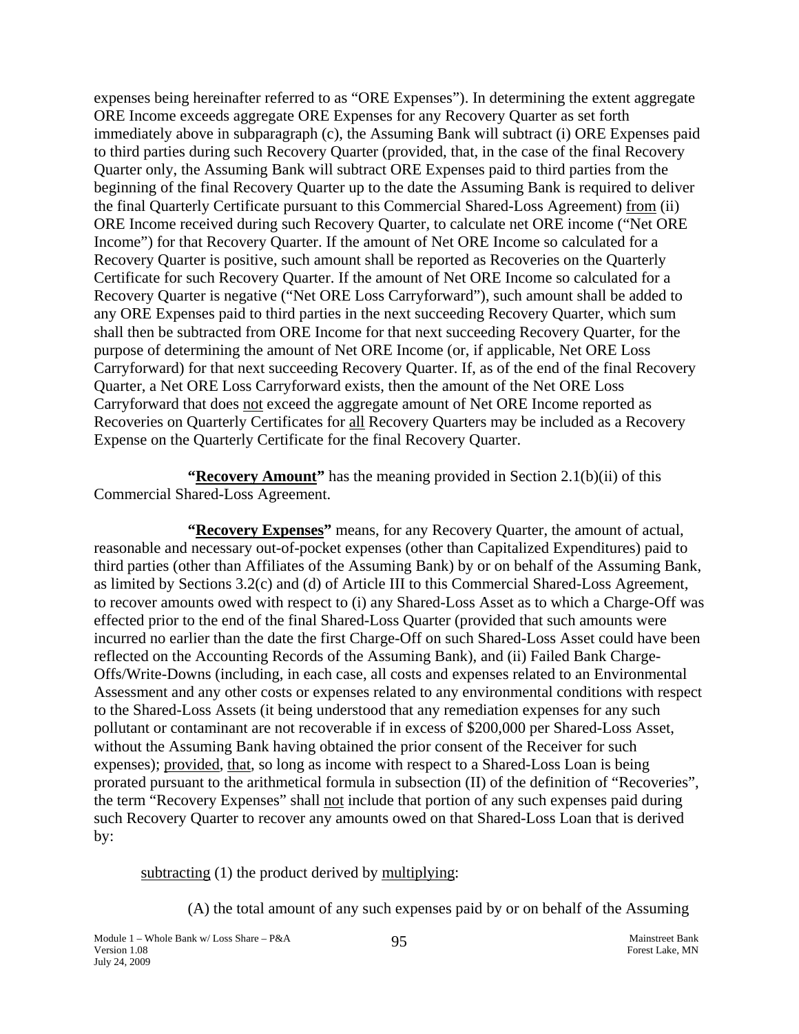expenses being hereinafter referred to as "ORE Expenses"). In determining the extent aggregate ORE Income exceeds aggregate ORE Expenses for any Recovery Quarter as set forth immediately above in subparagraph (c), the Assuming Bank will subtract (i) ORE Expenses paid to third parties during such Recovery Quarter (provided, that, in the case of the final Recovery Quarter only, the Assuming Bank will subtract ORE Expenses paid to third parties from the beginning of the final Recovery Quarter up to the date the Assuming Bank is required to deliver the final Quarterly Certificate pursuant to this Commercial Shared-Loss Agreement) from (ii) ORE Income received during such Recovery Quarter, to calculate net ORE income ("Net ORE Income") for that Recovery Quarter. If the amount of Net ORE Income so calculated for a Recovery Quarter is positive, such amount shall be reported as Recoveries on the Quarterly Certificate for such Recovery Quarter. If the amount of Net ORE Income so calculated for a Recovery Quarter is negative ("Net ORE Loss Carryforward"), such amount shall be added to any ORE Expenses paid to third parties in the next succeeding Recovery Quarter, which sum shall then be subtracted from ORE Income for that next succeeding Recovery Quarter, for the purpose of determining the amount of Net ORE Income (or, if applicable, Net ORE Loss Carryforward) for that next succeeding Recovery Quarter. If, as of the end of the final Recovery Quarter, a Net ORE Loss Carryforward exists, then the amount of the Net ORE Loss Carryforward that does not exceed the aggregate amount of Net ORE Income reported as Recoveries on Quarterly Certificates for all Recovery Quarters may be included as a Recovery Expense on the Quarterly Certificate for the final Recovery Quarter.

**"Recovery Amount"** has the meaning provided in Section 2.1(b)(ii) of this Commercial Shared-Loss Agreement.

**"Recovery Expenses"** means, for any Recovery Quarter, the amount of actual, reasonable and necessary out-of-pocket expenses (other than Capitalized Expenditures) paid to third parties (other than Affiliates of the Assuming Bank) by or on behalf of the Assuming Bank, as limited by Sections 3.2(c) and (d) of Article III to this Commercial Shared-Loss Agreement, to recover amounts owed with respect to (i) any Shared-Loss Asset as to which a Charge-Off was effected prior to the end of the final Shared-Loss Quarter (provided that such amounts were incurred no earlier than the date the first Charge-Off on such Shared-Loss Asset could have been reflected on the Accounting Records of the Assuming Bank), and (ii) Failed Bank Charge-Offs/Write-Downs (including, in each case, all costs and expenses related to an Environmental Assessment and any other costs or expenses related to any environmental conditions with respect to the Shared-Loss Assets (it being understood that any remediation expenses for any such pollutant or contaminant are not recoverable if in excess of $200,000 per Shared-Loss Asset, without the Assuming Bank having obtained the prior consent of the Receiver for such expenses); provided, that, so long as income with respect to a Shared-Loss Loan is being prorated pursuant to the arithmetical formula in subsection (II) of the definition of "Recoveries", the term "Recovery Expenses" shall not include that portion of any such expenses paid during such Recovery Quarter to recover any amounts owed on that Shared-Loss Loan that is derived by:

subtracting (1) the product derived by multiplying:

(A) the total amount of any such expenses paid by or on behalf of the Assuming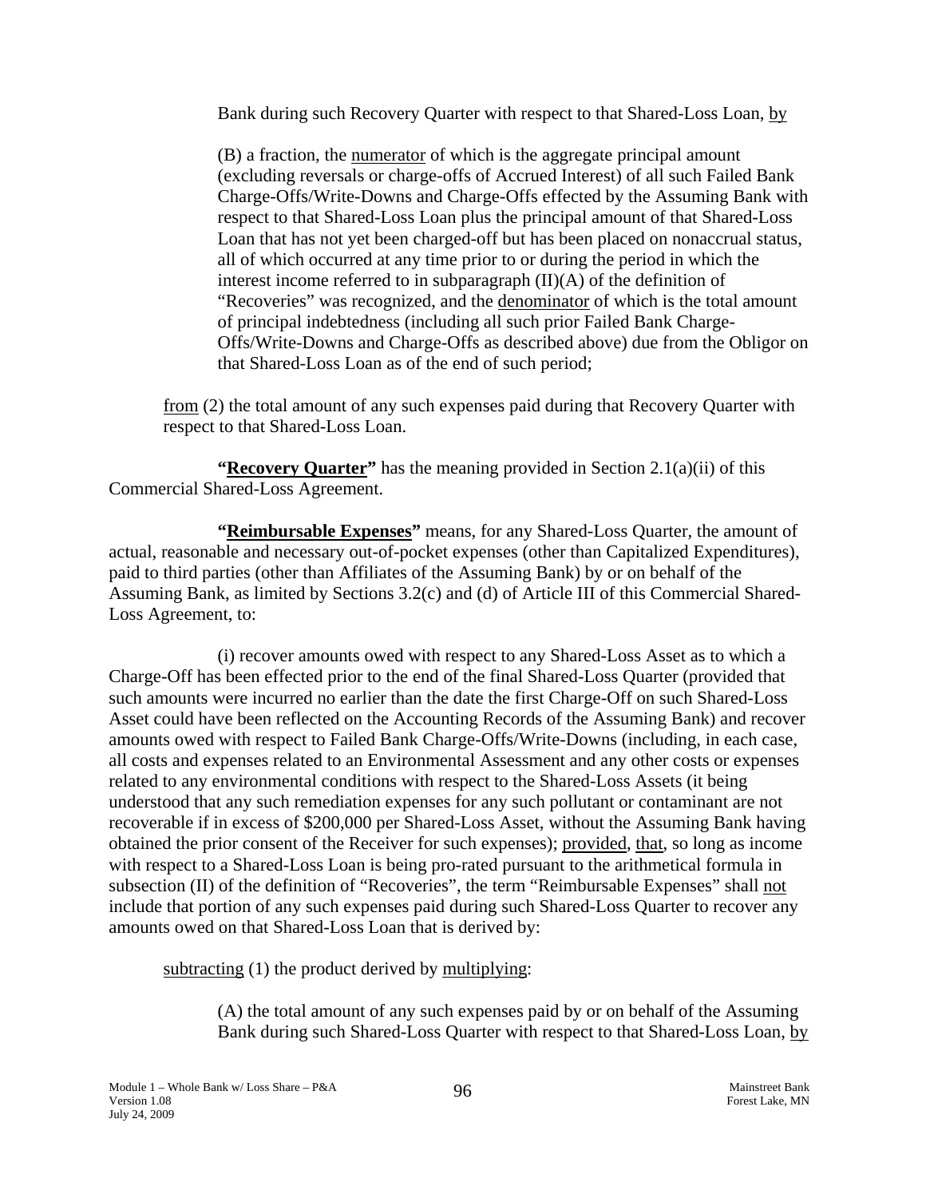Bank during such Recovery Quarter with respect to that Shared-Loss Loan, by

(B) a fraction, the numerator of which is the aggregate principal amount (excluding reversals or charge-offs of Accrued Interest) of all such Failed Bank Charge-Offs/Write-Downs and Charge-Offs effected by the Assuming Bank with respect to that Shared-Loss Loan plus the principal amount of that Shared-Loss Loan that has not yet been charged-off but has been placed on nonaccrual status, all of which occurred at any time prior to or during the period in which the interest income referred to in subparagraph (II)(A) of the definition of "Recoveries" was recognized, and the denominator of which is the total amount of principal indebtedness (including all such prior Failed Bank Charge-Offs/Write-Downs and Charge-Offs as described above) due from the Obligor on that Shared-Loss Loan as of the end of such period;

from (2) the total amount of any such expenses paid during that Recovery Quarter with respect to that Shared-Loss Loan.

**"Recovery Quarter"** has the meaning provided in Section 2.1(a)(ii) of this Commercial Shared-Loss Agreement.

**"Reimbursable Expenses"** means, for any Shared-Loss Quarter, the amount of actual, reasonable and necessary out-of-pocket expenses (other than Capitalized Expenditures), paid to third parties (other than Affiliates of the Assuming Bank) by or on behalf of the Assuming Bank, as limited by Sections 3.2(c) and (d) of Article III of this Commercial Shared-Loss Agreement, to:

(i) recover amounts owed with respect to any Shared-Loss Asset as to which a Charge-Off has been effected prior to the end of the final Shared-Loss Quarter (provided that such amounts were incurred no earlier than the date the first Charge-Off on such Shared-Loss Asset could have been reflected on the Accounting Records of the Assuming Bank) and recover amounts owed with respect to Failed Bank Charge-Offs/Write-Downs (including, in each case, all costs and expenses related to an Environmental Assessment and any other costs or expenses related to any environmental conditions with respect to the Shared-Loss Assets (it being understood that any such remediation expenses for any such pollutant or contaminant are not recoverable if in excess of $200,000 per Shared-Loss Asset, without the Assuming Bank having obtained the prior consent of the Receiver for such expenses); provided, that, so long as income with respect to a Shared-Loss Loan is being pro-rated pursuant to the arithmetical formula in subsection (II) of the definition of "Recoveries", the term "Reimbursable Expenses" shall not include that portion of any such expenses paid during such Shared-Loss Quarter to recover any amounts owed on that Shared-Loss Loan that is derived by:

subtracting (1) the product derived by multiplying:

(A) the total amount of any such expenses paid by or on behalf of the Assuming Bank during such Shared-Loss Quarter with respect to that Shared-Loss Loan, by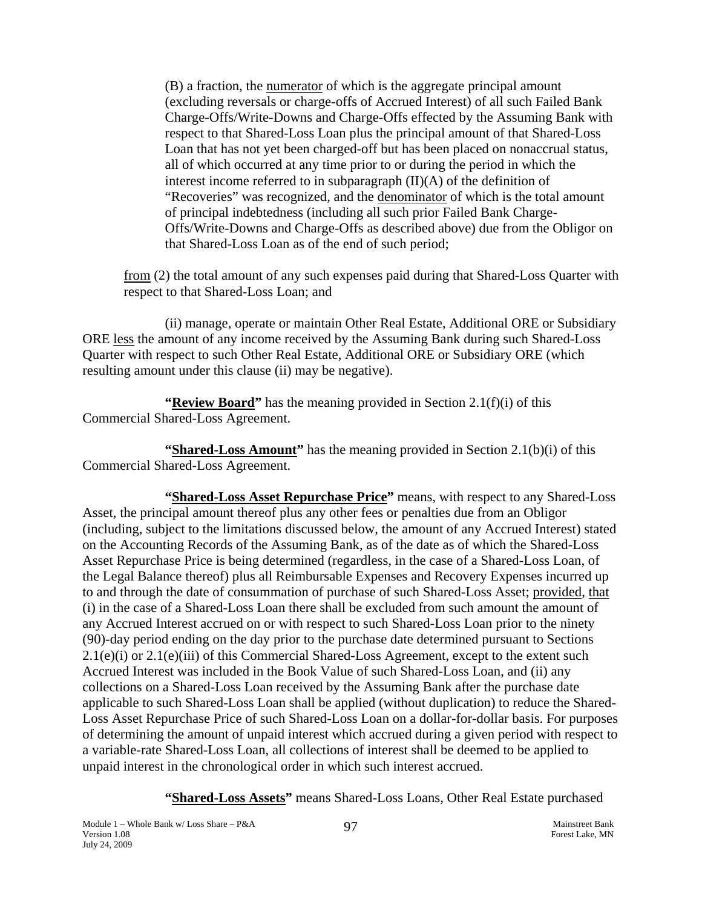(B) a fraction, the numerator of which is the aggregate principal amount (excluding reversals or charge-offs of Accrued Interest) of all such Failed Bank Charge-Offs/Write-Downs and Charge-Offs effected by the Assuming Bank with respect to that Shared-Loss Loan plus the principal amount of that Shared-Loss Loan that has not yet been charged-off but has been placed on nonaccrual status, all of which occurred at any time prior to or during the period in which the interest income referred to in subparagraph (II)(A) of the definition of "Recoveries" was recognized, and the denominator of which is the total amount of principal indebtedness (including all such prior Failed Bank Charge-Offs/Write-Downs and Charge-Offs as described above) due from the Obligor on that Shared-Loss Loan as of the end of such period;

from (2) the total amount of any such expenses paid during that Shared-Loss Quarter with respect to that Shared-Loss Loan; and

(ii) manage, operate or maintain Other Real Estate, Additional ORE or Subsidiary ORE less the amount of any income received by the Assuming Bank during such Shared-Loss Quarter with respect to such Other Real Estate, Additional ORE or Subsidiary ORE (which resulting amount under this clause (ii) may be negative).

**"Review Board"** has the meaning provided in Section 2.1(f)(i) of this Commercial Shared-Loss Agreement.

**"Shared-Loss Amount"** has the meaning provided in Section 2.1(b)(i) of this Commercial Shared-Loss Agreement.

**"Shared-Loss Asset Repurchase Price"** means, with respect to any Shared-Loss Asset, the principal amount thereof plus any other fees or penalties due from an Obligor (including, subject to the limitations discussed below, the amount of any Accrued Interest) stated on the Accounting Records of the Assuming Bank, as of the date as of which the Shared-Loss Asset Repurchase Price is being determined (regardless, in the case of a Shared-Loss Loan, of the Legal Balance thereof) plus all Reimbursable Expenses and Recovery Expenses incurred up to and through the date of consummation of purchase of such Shared-Loss Asset; provided, that (i) in the case of a Shared-Loss Loan there shall be excluded from such amount the amount of any Accrued Interest accrued on or with respect to such Shared-Loss Loan prior to the ninety (90)-day period ending on the day prior to the purchase date determined pursuant to Sections 2.1(e)(i) or 2.1(e)(iii) of this Commercial Shared-Loss Agreement, except to the extent such Accrued Interest was included in the Book Value of such Shared-Loss Loan, and (ii) any collections on a Shared-Loss Loan received by the Assuming Bank after the purchase date applicable to such Shared-Loss Loan shall be applied (without duplication) to reduce the Shared-Loss Asset Repurchase Price of such Shared-Loss Loan on a dollar-for-dollar basis. For purposes of determining the amount of unpaid interest which accrued during a given period with respect to a variable-rate Shared-Loss Loan, all collections of interest shall be deemed to be applied to unpaid interest in the chronological order in which such interest accrued.

**"Shared-Loss Assets"** means Shared-Loss Loans, Other Real Estate purchased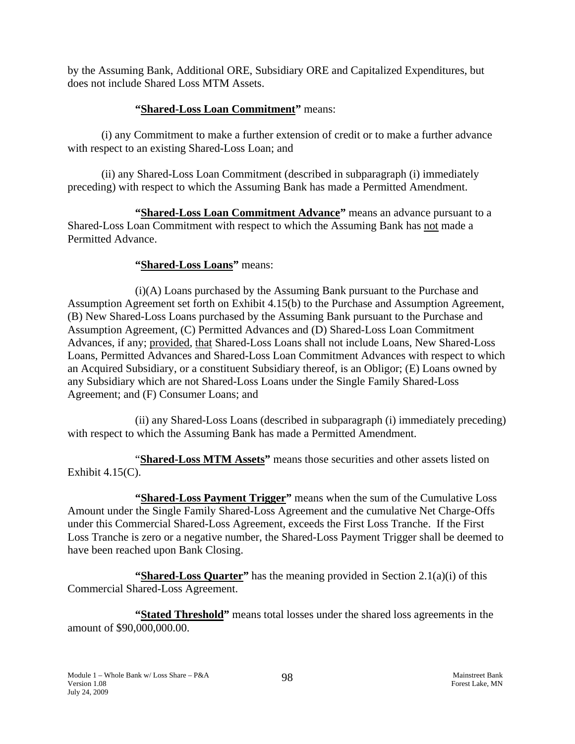by the Assuming Bank, Additional ORE, Subsidiary ORE and Capitalized Expenditures, but does not include Shared Loss MTM Assets.

**"Shared-Loss Loan Commitment"** means:

(i) any Commitment to make a further extension of credit or to make a further advance with respect to an existing Shared-Loss Loan; and

(ii) any Shared-Loss Loan Commitment (described in subparagraph (i) immediately preceding) with respect to which the Assuming Bank has made a Permitted Amendment.

**"Shared-Loss Loan Commitment Advance"** means an advance pursuant to a Shared-Loss Loan Commitment with respect to which the Assuming Bank has not made a Permitted Advance.

**"Shared-Loss Loans"** means:

(i)(A) Loans purchased by the Assuming Bank pursuant to the Purchase and Assumption Agreement set forth on Exhibit 4.15(b) to the Purchase and Assumption Agreement, (B) New Shared-Loss Loans purchased by the Assuming Bank pursuant to the Purchase and Assumption Agreement, (C) Permitted Advances and (D) Shared-Loss Loan Commitment Advances, if any; provided, that Shared-Loss Loans shall not include Loans, New Shared-Loss Loans, Permitted Advances and Shared-Loss Loan Commitment Advances with respect to which an Acquired Subsidiary, or a constituent Subsidiary thereof, is an Obligor; (E) Loans owned by any Subsidiary which are not Shared-Loss Loans under the Single Family Shared-Loss Agreement; and (F) Consumer Loans; and

(ii) any Shared-Loss Loans (described in subparagraph (i) immediately preceding) with respect to which the Assuming Bank has made a Permitted Amendment.

"**Shared-Loss MTM Assets"** means those securities and other assets listed on Exhibit 4.15(C).

**"Shared-Loss Payment Trigger"** means when the sum of the Cumulative Loss Amount under the Single Family Shared-Loss Agreement and the cumulative Net Charge-Offs under this Commercial Shared-Loss Agreement, exceeds the First Loss Tranche. If the First Loss Tranche is zero or a negative number, the Shared-Loss Payment Trigger shall be deemed to have been reached upon Bank Closing.

**"Shared-Loss Quarter"** has the meaning provided in Section 2.1(a)(i) of this Commercial Shared-Loss Agreement.

**"Stated Threshold"** means total losses under the shared loss agreements in the amount of $90,000,000.00.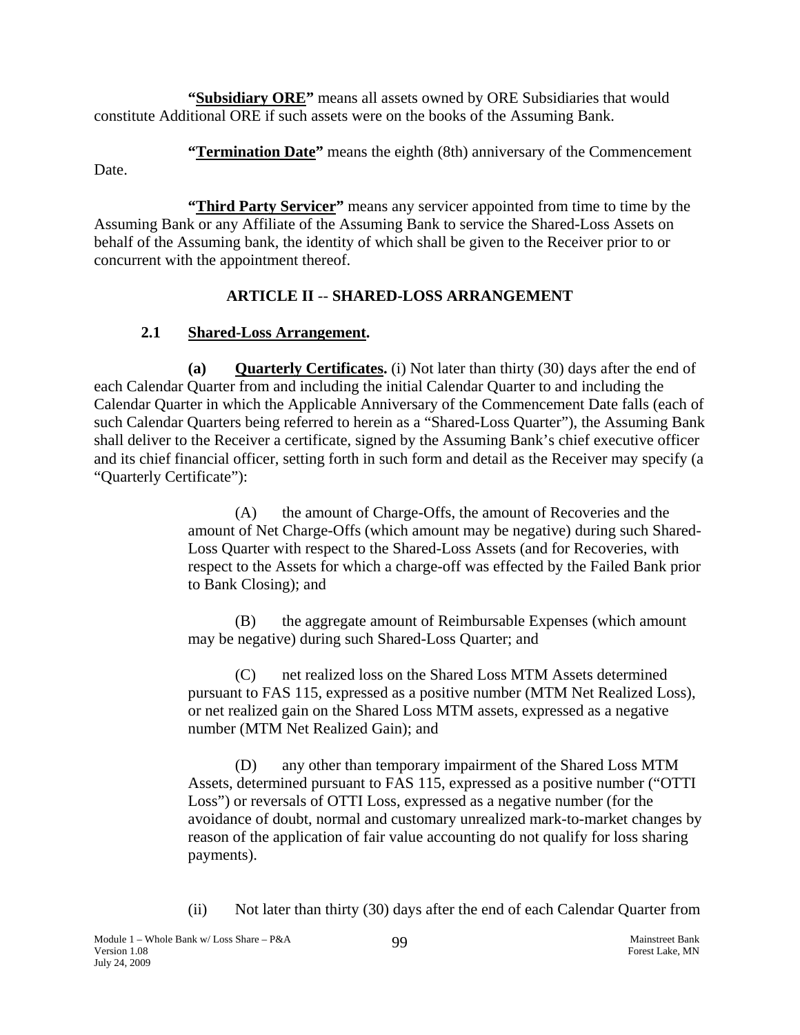**"Subsidiary ORE"** means all assets owned by ORE Subsidiaries that would constitute Additional ORE if such assets were on the books of the Assuming Bank.

**"Termination Date"** means the eighth (8th) anniversary of the Commencement Date.

**"Third Party Servicer"** means any servicer appointed from time to time by the Assuming Bank or any Affiliate of the Assuming Bank to service the Shared-Loss Assets on behalf of the Assuming bank, the identity of which shall be given to the Receiver prior to or concurrent with the appointment thereof.

## ARTICLE II -- SHARED-LOSS ARRANGEMENT

### 2.1 Shared-Loss Arrangement.

**(a) Quarterly Certificates.** (i) Not later than thirty (30) days after the end of each Calendar Quarter from and including the initial Calendar Quarter to and including the Calendar Quarter in which the Applicable Anniversary of the Commencement Date falls (each of such Calendar Quarters being referred to herein as a "Shared-Loss Quarter"), the Assuming Bank shall deliver to the Receiver a certificate, signed by the Assuming Bank's chief executive officer and its chief financial officer, setting forth in such form and detail as the Receiver may specify (a "Quarterly Certificate"):

(A) the amount of Charge-Offs, the amount of Recoveries and the amount of Net Charge-Offs (which amount may be negative) during such Shared-Loss Quarter with respect to the Shared-Loss Assets (and for Recoveries, with respect to the Assets for which a charge-off was effected by the Failed Bank prior to Bank Closing); and

(B) the aggregate amount of Reimbursable Expenses (which amount may be negative) during such Shared-Loss Quarter; and

(C) net realized loss on the Shared Loss MTM Assets determined pursuant to FAS 115, expressed as a positive number (MTM Net Realized Loss), or net realized gain on the Shared Loss MTM assets, expressed as a negative number (MTM Net Realized Gain); and

(D) any other than temporary impairment of the Shared Loss MTM Assets, determined pursuant to FAS 115, expressed as a positive number ("OTTI Loss") or reversals of OTTI Loss, expressed as a negative number (for the avoidance of doubt, normal and customary unrealized mark-to-market changes by reason of the application of fair value accounting do not qualify for loss sharing payments).

(ii) Not later than thirty (30) days after the end of each Calendar Quarter from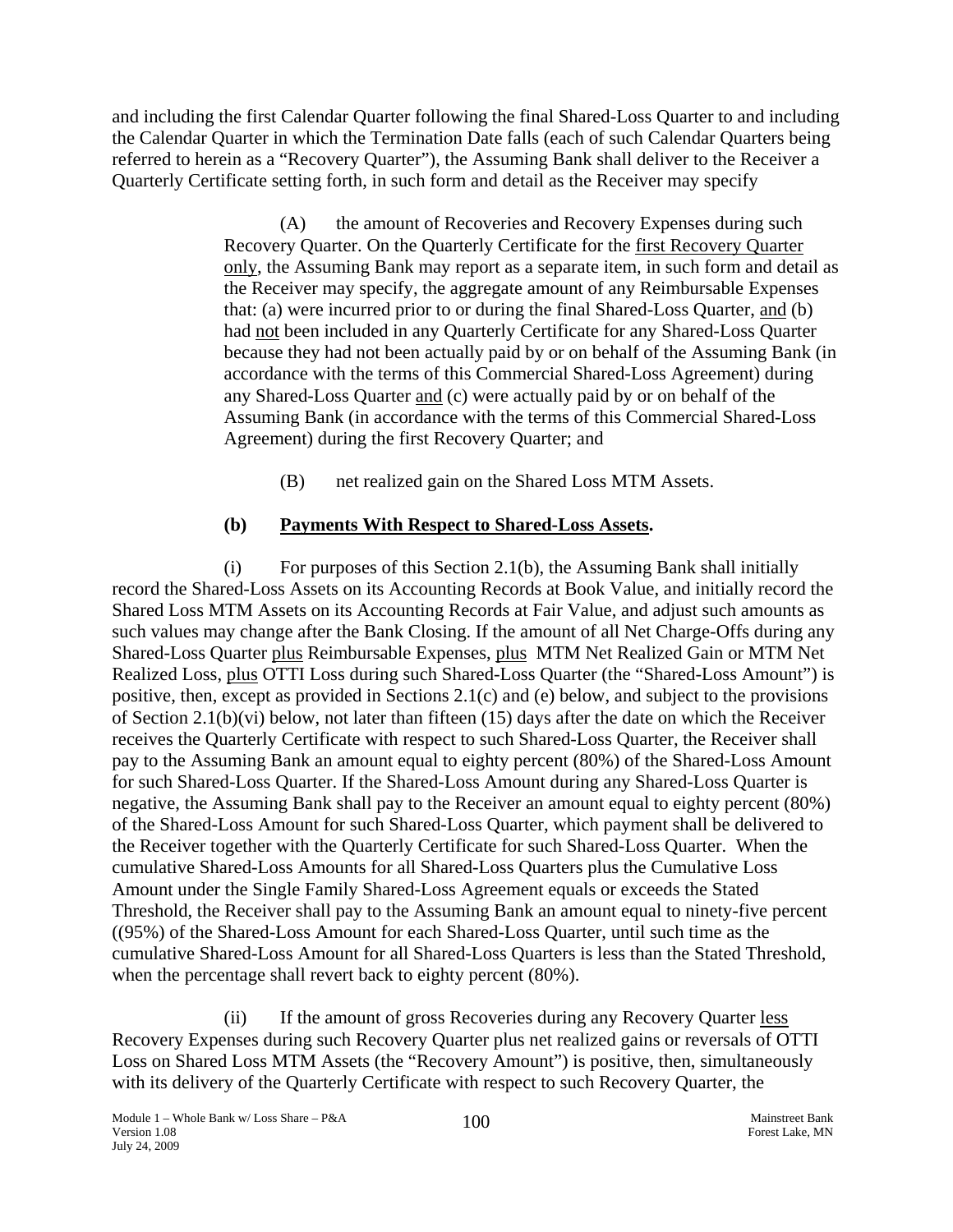and including the first Calendar Quarter following the final Shared-Loss Quarter to and including the Calendar Quarter in which the Termination Date falls (each of such Calendar Quarters being referred to herein as a "Recovery Quarter"), the Assuming Bank shall deliver to the Receiver a Quarterly Certificate setting forth, in such form and detail as the Receiver may specify

> (A) the amount of Recoveries and Recovery Expenses during such Recovery Quarter. On the Quarterly Certificate for the first Recovery Quarter only, the Assuming Bank may report as a separate item, in such form and detail as the Receiver may specify, the aggregate amount of any Reimbursable Expenses that: (a) were incurred prior to or during the final Shared-Loss Quarter, and (b) had not been included in any Quarterly Certificate for any Shared-Loss Quarter because they had not been actually paid by or on behalf of the Assuming Bank (in accordance with the terms of this Commercial Shared-Loss Agreement) during any Shared-Loss Quarter and (c) were actually paid by or on behalf of the Assuming Bank (in accordance with the terms of this Commercial Shared-Loss Agreement) during the first Recovery Quarter; and
>
> (B) net realized gain on the Shared Loss MTM Assets.

**(b) Payments With Respect to Shared-Loss Assets.**

(i) For purposes of this Section 2.1(b), the Assuming Bank shall initially record the Shared-Loss Assets on its Accounting Records at Book Value, and initially record the Shared Loss MTM Assets on its Accounting Records at Fair Value, and adjust such amounts as such values may change after the Bank Closing. If the amount of all Net Charge-Offs during any Shared-Loss Quarter plus Reimbursable Expenses, plus MTM Net Realized Gain or MTM Net Realized Loss, plus OTTI Loss during such Shared-Loss Quarter (the "Shared-Loss Amount") is positive, then, except as provided in Sections 2.1(c) and (e) below, and subject to the provisions of Section 2.1(b)(vi) below, not later than fifteen (15) days after the date on which the Receiver receives the Quarterly Certificate with respect to such Shared-Loss Quarter, the Receiver shall pay to the Assuming Bank an amount equal to eighty percent (80%) of the Shared-Loss Amount for such Shared-Loss Quarter. If the Shared-Loss Amount during any Shared-Loss Quarter is negative, the Assuming Bank shall pay to the Receiver an amount equal to eighty percent (80%) of the Shared-Loss Amount for such Shared-Loss Quarter, which payment shall be delivered to the Receiver together with the Quarterly Certificate for such Shared-Loss Quarter. When the cumulative Shared-Loss Amounts for all Shared-Loss Quarters plus the Cumulative Loss Amount under the Single Family Shared-Loss Agreement equals or exceeds the Stated Threshold, the Receiver shall pay to the Assuming Bank an amount equal to ninety-five percent ((95%) of the Shared-Loss Amount for each Shared-Loss Quarter, until such time as the cumulative Shared-Loss Amount for all Shared-Loss Quarters is less than the Stated Threshold, when the percentage shall revert back to eighty percent (80%).

(ii) If the amount of gross Recoveries during any Recovery Quarter less Recovery Expenses during such Recovery Quarter plus net realized gains or reversals of OTTI Loss on Shared Loss MTM Assets (the "Recovery Amount") is positive, then, simultaneously with its delivery of the Quarterly Certificate with respect to such Recovery Quarter, the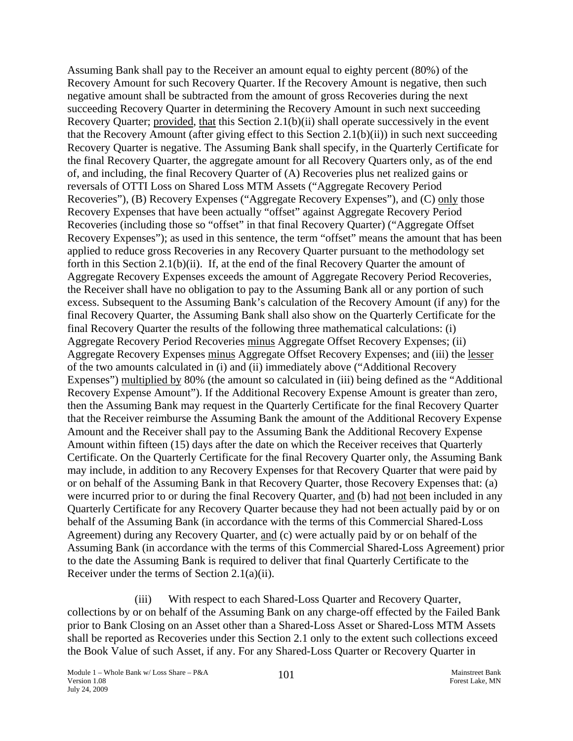Assuming Bank shall pay to the Receiver an amount equal to eighty percent (80%) of the Recovery Amount for such Recovery Quarter. If the Recovery Amount is negative, then such negative amount shall be subtracted from the amount of gross Recoveries during the next succeeding Recovery Quarter in determining the Recovery Amount in such next succeeding Recovery Quarter; provided, that this Section 2.1(b)(ii) shall operate successively in the event that the Recovery Amount (after giving effect to this Section 2.1(b)(ii)) in such next succeeding Recovery Quarter is negative. The Assuming Bank shall specify, in the Quarterly Certificate for the final Recovery Quarter, the aggregate amount for all Recovery Quarters only, as of the end of, and including, the final Recovery Quarter of (A) Recoveries plus net realized gains or reversals of OTTI Loss on Shared Loss MTM Assets ("Aggregate Recovery Period Recoveries"), (B) Recovery Expenses ("Aggregate Recovery Expenses"), and (C) only those Recovery Expenses that have been actually "offset" against Aggregate Recovery Period Recoveries (including those so "offset" in that final Recovery Quarter) ("Aggregate Offset Recovery Expenses"); as used in this sentence, the term "offset" means the amount that has been applied to reduce gross Recoveries in any Recovery Quarter pursuant to the methodology set forth in this Section 2.1(b)(ii). If, at the end of the final Recovery Quarter the amount of Aggregate Recovery Expenses exceeds the amount of Aggregate Recovery Period Recoveries, the Receiver shall have no obligation to pay to the Assuming Bank all or any portion of such excess. Subsequent to the Assuming Bank's calculation of the Recovery Amount (if any) for the final Recovery Quarter, the Assuming Bank shall also show on the Quarterly Certificate for the final Recovery Quarter the results of the following three mathematical calculations: (i) Aggregate Recovery Period Recoveries minus Aggregate Offset Recovery Expenses; (ii) Aggregate Recovery Expenses minus Aggregate Offset Recovery Expenses; and (iii) the lesser of the two amounts calculated in (i) and (ii) immediately above ("Additional Recovery Expenses") multiplied by 80% (the amount so calculated in (iii) being defined as the "Additional Recovery Expense Amount"). If the Additional Recovery Expense Amount is greater than zero, then the Assuming Bank may request in the Quarterly Certificate for the final Recovery Quarter that the Receiver reimburse the Assuming Bank the amount of the Additional Recovery Expense Amount and the Receiver shall pay to the Assuming Bank the Additional Recovery Expense Amount within fifteen (15) days after the date on which the Receiver receives that Quarterly Certificate. On the Quarterly Certificate for the final Recovery Quarter only, the Assuming Bank may include, in addition to any Recovery Expenses for that Recovery Quarter that were paid by or on behalf of the Assuming Bank in that Recovery Quarter, those Recovery Expenses that: (a) were incurred prior to or during the final Recovery Quarter, and (b) had not been included in any Quarterly Certificate for any Recovery Quarter because they had not been actually paid by or on behalf of the Assuming Bank (in accordance with the terms of this Commercial Shared-Loss Agreement) during any Recovery Quarter, and (c) were actually paid by or on behalf of the Assuming Bank (in accordance with the terms of this Commercial Shared-Loss Agreement) prior to the date the Assuming Bank is required to deliver that final Quarterly Certificate to the Receiver under the terms of Section 2.1(a)(ii).

(iii) With respect to each Shared-Loss Quarter and Recovery Quarter, collections by or on behalf of the Assuming Bank on any charge-off effected by the Failed Bank prior to Bank Closing on an Asset other than a Shared-Loss Asset or Shared-Loss MTM Assets shall be reported as Recoveries under this Section 2.1 only to the extent such collections exceed the Book Value of such Asset, if any. For any Shared-Loss Quarter or Recovery Quarter in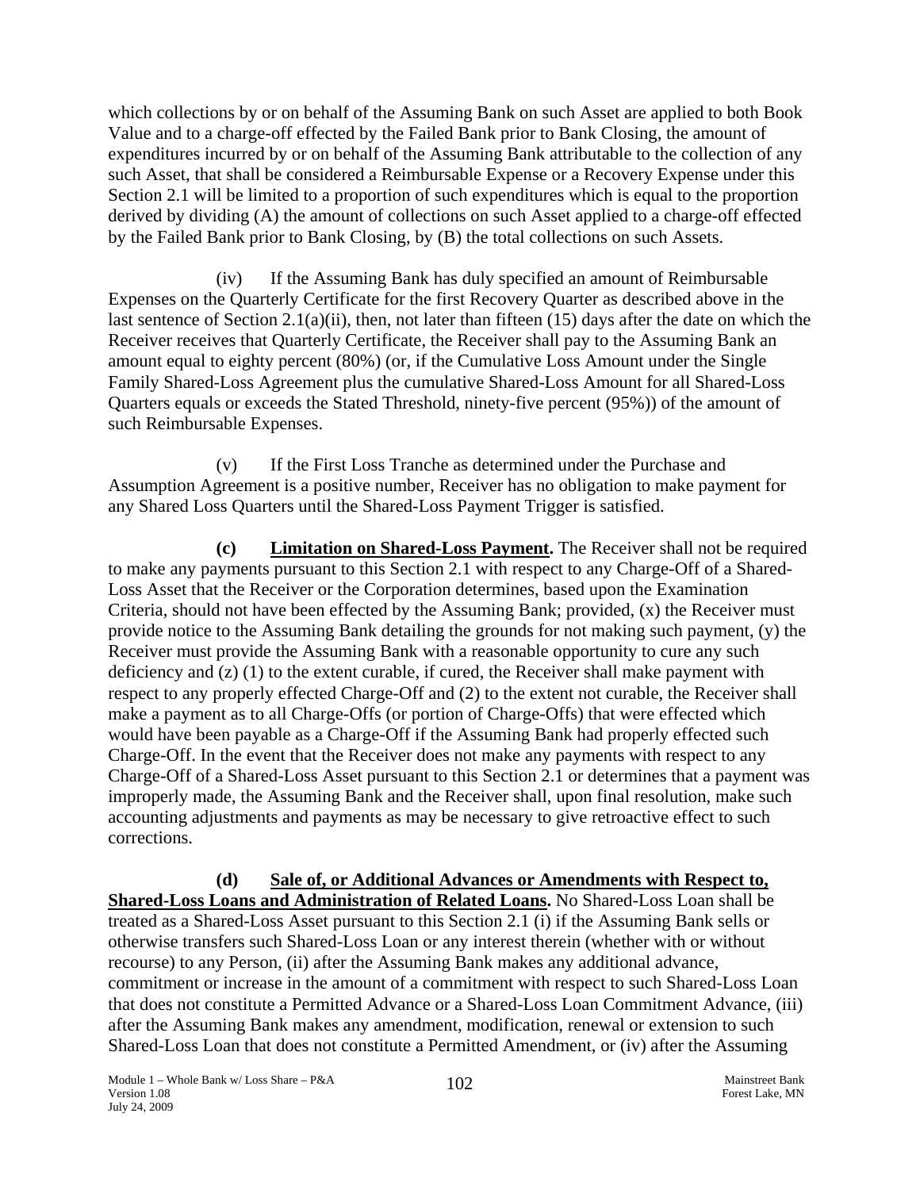which collections by or on behalf of the Assuming Bank on such Asset are applied to both Book Value and to a charge-off effected by the Failed Bank prior to Bank Closing, the amount of expenditures incurred by or on behalf of the Assuming Bank attributable to the collection of any such Asset, that shall be considered a Reimbursable Expense or a Recovery Expense under this Section 2.1 will be limited to a proportion of such expenditures which is equal to the proportion derived by dividing (A) the amount of collections on such Asset applied to a charge-off effected by the Failed Bank prior to Bank Closing, by (B) the total collections on such Assets.

(iv) If the Assuming Bank has duly specified an amount of Reimbursable Expenses on the Quarterly Certificate for the first Recovery Quarter as described above in the last sentence of Section 2.1(a)(ii), then, not later than fifteen (15) days after the date on which the Receiver receives that Quarterly Certificate, the Receiver shall pay to the Assuming Bank an amount equal to eighty percent (80%) (or, if the Cumulative Loss Amount under the Single Family Shared-Loss Agreement plus the cumulative Shared-Loss Amount for all Shared-Loss Quarters equals or exceeds the Stated Threshold, ninety-five percent (95%)) of the amount of such Reimbursable Expenses.

(v) If the First Loss Tranche as determined under the Purchase and Assumption Agreement is a positive number, Receiver has no obligation to make payment for any Shared Loss Quarters until the Shared-Loss Payment Trigger is satisfied.

**(c) Limitation on Shared-Loss Payment.** The Receiver shall not be required to make any payments pursuant to this Section 2.1 with respect to any Charge-Off of a Shared-Loss Asset that the Receiver or the Corporation determines, based upon the Examination Criteria, should not have been effected by the Assuming Bank; provided, (x) the Receiver must provide notice to the Assuming Bank detailing the grounds for not making such payment, (y) the Receiver must provide the Assuming Bank with a reasonable opportunity to cure any such deficiency and (z) (1) to the extent curable, if cured, the Receiver shall make payment with respect to any properly effected Charge-Off and (2) to the extent not curable, the Receiver shall make a payment as to all Charge-Offs (or portion of Charge-Offs) that were effected which would have been payable as a Charge-Off if the Assuming Bank had properly effected such Charge-Off. In the event that the Receiver does not make any payments with respect to any Charge-Off of a Shared-Loss Asset pursuant to this Section 2.1 or determines that a payment was improperly made, the Assuming Bank and the Receiver shall, upon final resolution, make such accounting adjustments and payments as may be necessary to give retroactive effect to such corrections.

**(d) Sale of, or Additional Advances or Amendments with Respect to, Shared-Loss Loans and Administration of Related Loans.** No Shared-Loss Loan shall be treated as a Shared-Loss Asset pursuant to this Section 2.1 (i) if the Assuming Bank sells or otherwise transfers such Shared-Loss Loan or any interest therein (whether with or without recourse) to any Person, (ii) after the Assuming Bank makes any additional advance, commitment or increase in the amount of a commitment with respect to such Shared-Loss Loan that does not constitute a Permitted Advance or a Shared-Loss Loan Commitment Advance, (iii) after the Assuming Bank makes any amendment, modification, renewal or extension to such Shared-Loss Loan that does not constitute a Permitted Amendment, or (iv) after the Assuming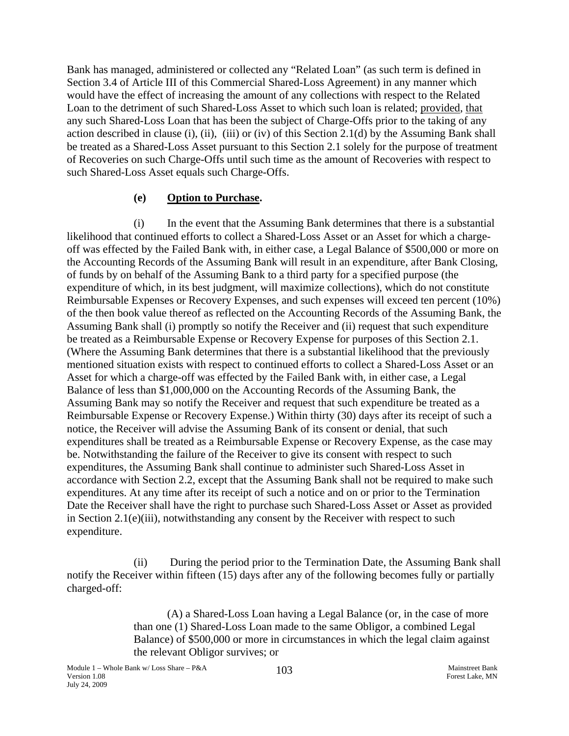Bank has managed, administered or collected any "Related Loan" (as such term is defined in Section 3.4 of Article III of this Commercial Shared-Loss Agreement) in any manner which would have the effect of increasing the amount of any collections with respect to the Related Loan to the detriment of such Shared-Loss Asset to which such loan is related; provided, that any such Shared-Loss Loan that has been the subject of Charge-Offs prior to the taking of any action described in clause (i), (ii), (iii) or (iv) of this Section 2.1(d) by the Assuming Bank shall be treated as a Shared-Loss Asset pursuant to this Section 2.1 solely for the purpose of treatment of Recoveries on such Charge-Offs until such time as the amount of Recoveries with respect to such Shared-Loss Asset equals such Charge-Offs.

**(e) Option to Purchase.**

(i) In the event that the Assuming Bank determines that there is a substantial likelihood that continued efforts to collect a Shared-Loss Asset or an Asset for which a charge-off was effected by the Failed Bank with, in either case, a Legal Balance of $500,000 or more on the Accounting Records of the Assuming Bank will result in an expenditure, after Bank Closing, of funds by on behalf of the Assuming Bank to a third party for a specified purpose (the expenditure of which, in its best judgment, will maximize collections), which do not constitute Reimbursable Expenses or Recovery Expenses, and such expenses will exceed ten percent (10%) of the then book value thereof as reflected on the Accounting Records of the Assuming Bank, the Assuming Bank shall (i) promptly so notify the Receiver and (ii) request that such expenditure be treated as a Reimbursable Expense or Recovery Expense for purposes of this Section 2.1. (Where the Assuming Bank determines that there is a substantial likelihood that the previously mentioned situation exists with respect to continued efforts to collect a Shared-Loss Asset or an Asset for which a charge-off was effected by the Failed Bank with, in either case, a Legal Balance of less than $1,000,000 on the Accounting Records of the Assuming Bank, the Assuming Bank may so notify the Receiver and request that such expenditure be treated as a Reimbursable Expense or Recovery Expense.) Within thirty (30) days after its receipt of such a notice, the Receiver will advise the Assuming Bank of its consent or denial, that such expenditures shall be treated as a Reimbursable Expense or Recovery Expense, as the case may be. Notwithstanding the failure of the Receiver to give its consent with respect to such expenditures, the Assuming Bank shall continue to administer such Shared-Loss Asset in accordance with Section 2.2, except that the Assuming Bank shall not be required to make such expenditures. At any time after its receipt of such a notice and on or prior to the Termination Date the Receiver shall have the right to purchase such Shared-Loss Asset or Asset as provided in Section 2.1(e)(iii), notwithstanding any consent by the Receiver with respect to such expenditure.

(ii) During the period prior to the Termination Date, the Assuming Bank shall notify the Receiver within fifteen (15) days after any of the following becomes fully or partially charged-off:

(A) a Shared-Loss Loan having a Legal Balance (or, in the case of more than one (1) Shared-Loss Loan made to the same Obligor, a combined Legal Balance) of $500,000 or more in circumstances in which the legal claim against the relevant Obligor survives; or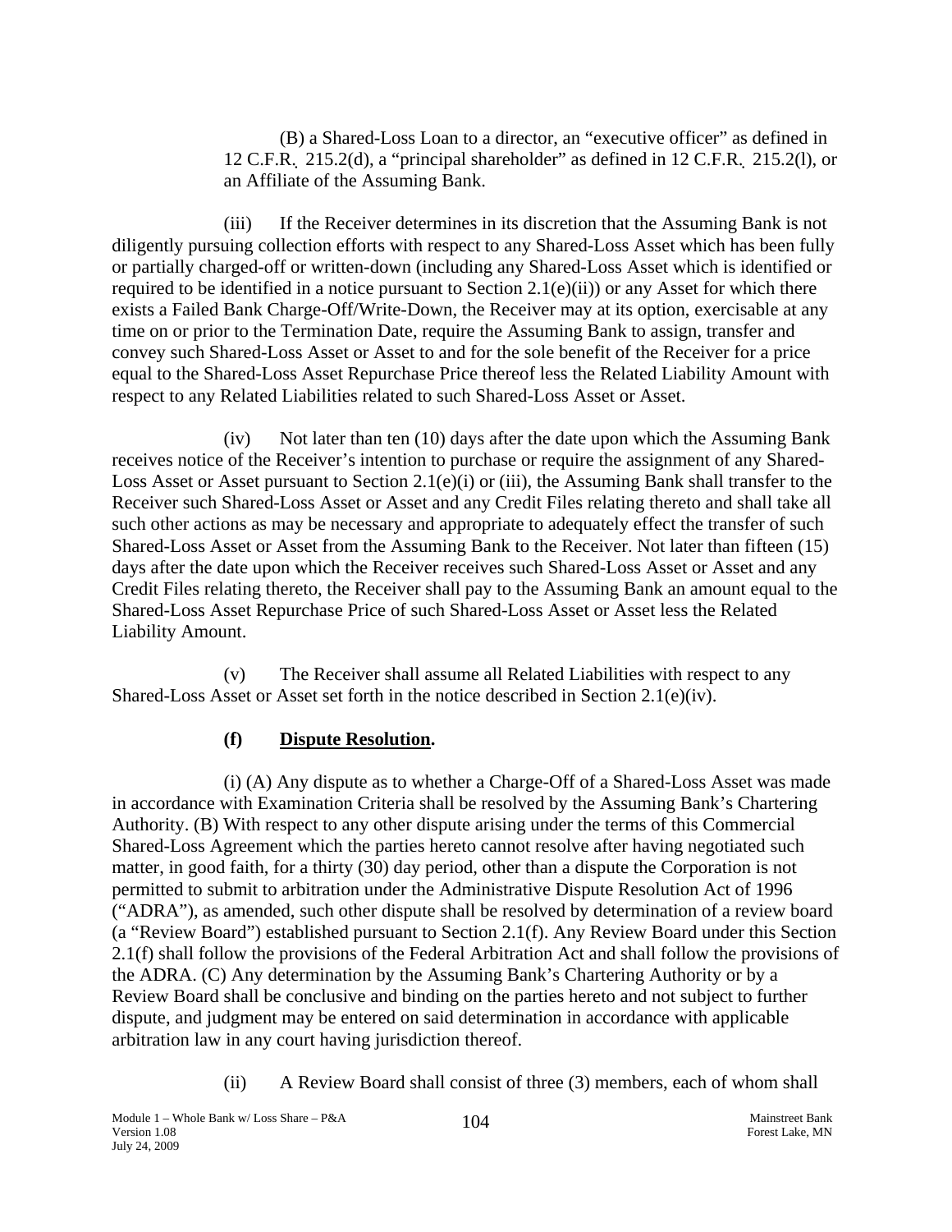(B) a Shared-Loss Loan to a director, an "executive officer" as defined in 12 C.F.R. 215.2(d), a "principal shareholder" as defined in 12 C.F.R. 215.2(l), or an Affiliate of the Assuming Bank.

(iii) If the Receiver determines in its discretion that the Assuming Bank is not diligently pursuing collection efforts with respect to any Shared-Loss Asset which has been fully or partially charged-off or written-down (including any Shared-Loss Asset which is identified or required to be identified in a notice pursuant to Section 2.1(e)(ii)) or any Asset for which there exists a Failed Bank Charge-Off/Write-Down, the Receiver may at its option, exercisable at any time on or prior to the Termination Date, require the Assuming Bank to assign, transfer and convey such Shared-Loss Asset or Asset to and for the sole benefit of the Receiver for a price equal to the Shared-Loss Asset Repurchase Price thereof less the Related Liability Amount with respect to any Related Liabilities related to such Shared-Loss Asset or Asset.

(iv) Not later than ten (10) days after the date upon which the Assuming Bank receives notice of the Receiver's intention to purchase or require the assignment of any Shared-Loss Asset or Asset pursuant to Section 2.1(e)(i) or (iii), the Assuming Bank shall transfer to the Receiver such Shared-Loss Asset or Asset and any Credit Files relating thereto and shall take all such other actions as may be necessary and appropriate to adequately effect the transfer of such Shared-Loss Asset or Asset from the Assuming Bank to the Receiver. Not later than fifteen (15) days after the date upon which the Receiver receives such Shared-Loss Asset or Asset and any Credit Files relating thereto, the Receiver shall pay to the Assuming Bank an amount equal to the Shared-Loss Asset Repurchase Price of such Shared-Loss Asset or Asset less the Related Liability Amount.

(v) The Receiver shall assume all Related Liabilities with respect to any Shared-Loss Asset or Asset set forth in the notice described in Section 2.1(e)(iv).

**(f) Dispute Resolution.**

(i) (A) Any dispute as to whether a Charge-Off of a Shared-Loss Asset was made in accordance with Examination Criteria shall be resolved by the Assuming Bank's Chartering Authority. (B) With respect to any other dispute arising under the terms of this Commercial Shared-Loss Agreement which the parties hereto cannot resolve after having negotiated such matter, in good faith, for a thirty (30) day period, other than a dispute the Corporation is not permitted to submit to arbitration under the Administrative Dispute Resolution Act of 1996 ("ADRA"), as amended, such other dispute shall be resolved by determination of a review board (a "Review Board") established pursuant to Section 2.1(f). Any Review Board under this Section 2.1(f) shall follow the provisions of the Federal Arbitration Act and shall follow the provisions of the ADRA. (C) Any determination by the Assuming Bank's Chartering Authority or by a Review Board shall be conclusive and binding on the parties hereto and not subject to further dispute, and judgment may be entered on said determination in accordance with applicable arbitration law in any court having jurisdiction thereof.

(ii) A Review Board shall consist of three (3) members, each of whom shall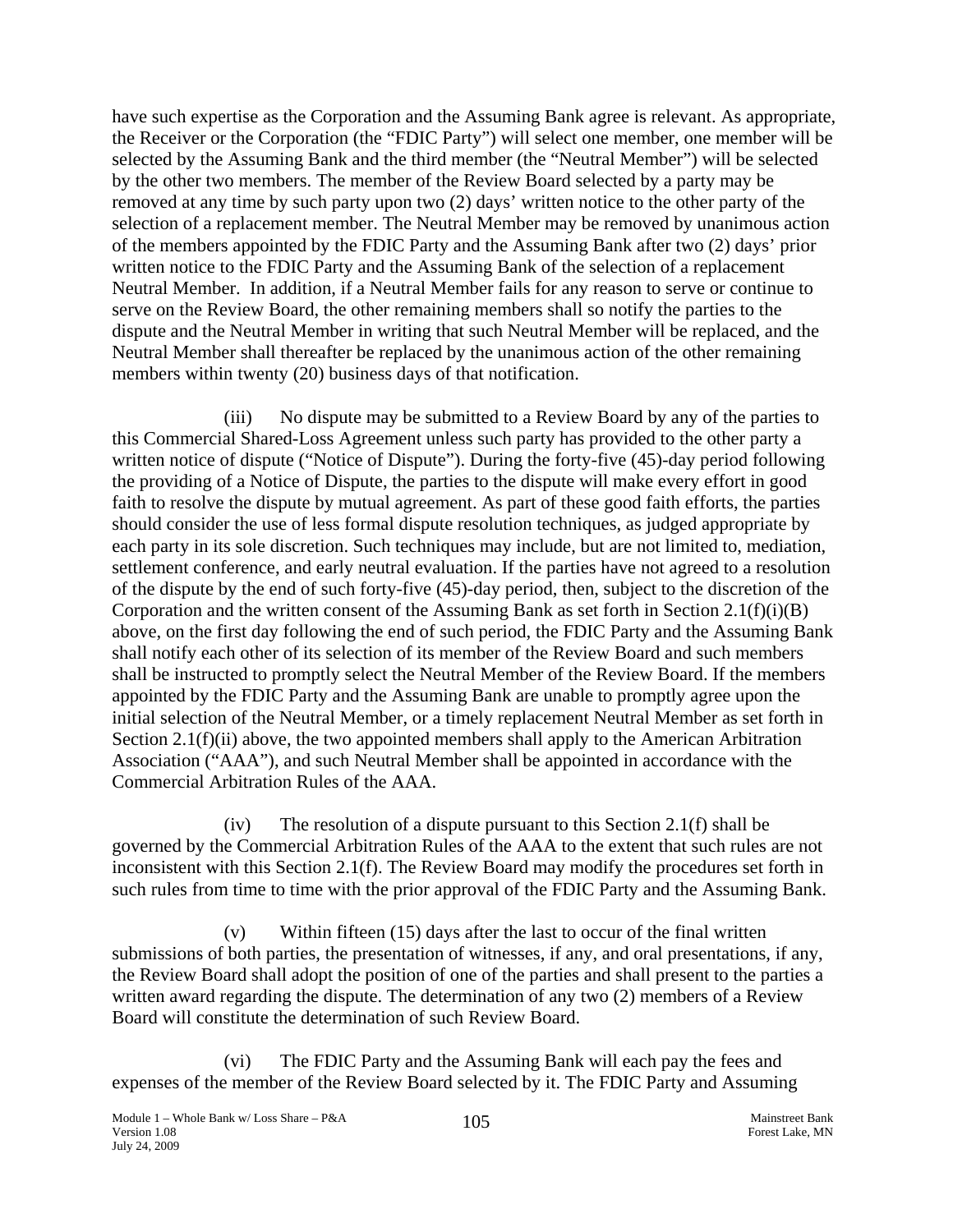have such expertise as the Corporation and the Assuming Bank agree is relevant. As appropriate, the Receiver or the Corporation (the "FDIC Party") will select one member, one member will be selected by the Assuming Bank and the third member (the "Neutral Member") will be selected by the other two members. The member of the Review Board selected by a party may be removed at any time by such party upon two (2) days' written notice to the other party of the selection of a replacement member. The Neutral Member may be removed by unanimous action of the members appointed by the FDIC Party and the Assuming Bank after two (2) days' prior written notice to the FDIC Party and the Assuming Bank of the selection of a replacement Neutral Member. In addition, if a Neutral Member fails for any reason to serve or continue to serve on the Review Board, the other remaining members shall so notify the parties to the dispute and the Neutral Member in writing that such Neutral Member will be replaced, and the Neutral Member shall thereafter be replaced by the unanimous action of the other remaining members within twenty (20) business days of that notification.

(iii) No dispute may be submitted to a Review Board by any of the parties to this Commercial Shared-Loss Agreement unless such party has provided to the other party a written notice of dispute ("Notice of Dispute"). During the forty-five (45)-day period following the providing of a Notice of Dispute, the parties to the dispute will make every effort in good faith to resolve the dispute by mutual agreement. As part of these good faith efforts, the parties should consider the use of less formal dispute resolution techniques, as judged appropriate by each party in its sole discretion. Such techniques may include, but are not limited to, mediation, settlement conference, and early neutral evaluation. If the parties have not agreed to a resolution of the dispute by the end of such forty-five (45)-day period, then, subject to the discretion of the Corporation and the written consent of the Assuming Bank as set forth in Section 2.1(f)(i)(B) above, on the first day following the end of such period, the FDIC Party and the Assuming Bank shall notify each other of its selection of its member of the Review Board and such members shall be instructed to promptly select the Neutral Member of the Review Board. If the members appointed by the FDIC Party and the Assuming Bank are unable to promptly agree upon the initial selection of the Neutral Member, or a timely replacement Neutral Member as set forth in Section 2.1(f)(ii) above, the two appointed members shall apply to the American Arbitration Association ("AAA"), and such Neutral Member shall be appointed in accordance with the Commercial Arbitration Rules of the AAA.

(iv) The resolution of a dispute pursuant to this Section 2.1(f) shall be governed by the Commercial Arbitration Rules of the AAA to the extent that such rules are not inconsistent with this Section 2.1(f). The Review Board may modify the procedures set forth in such rules from time to time with the prior approval of the FDIC Party and the Assuming Bank.

(v) Within fifteen (15) days after the last to occur of the final written submissions of both parties, the presentation of witnesses, if any, and oral presentations, if any, the Review Board shall adopt the position of one of the parties and shall present to the parties a written award regarding the dispute. The determination of any two (2) members of a Review Board will constitute the determination of such Review Board.

(vi) The FDIC Party and the Assuming Bank will each pay the fees and expenses of the member of the Review Board selected by it. The FDIC Party and Assuming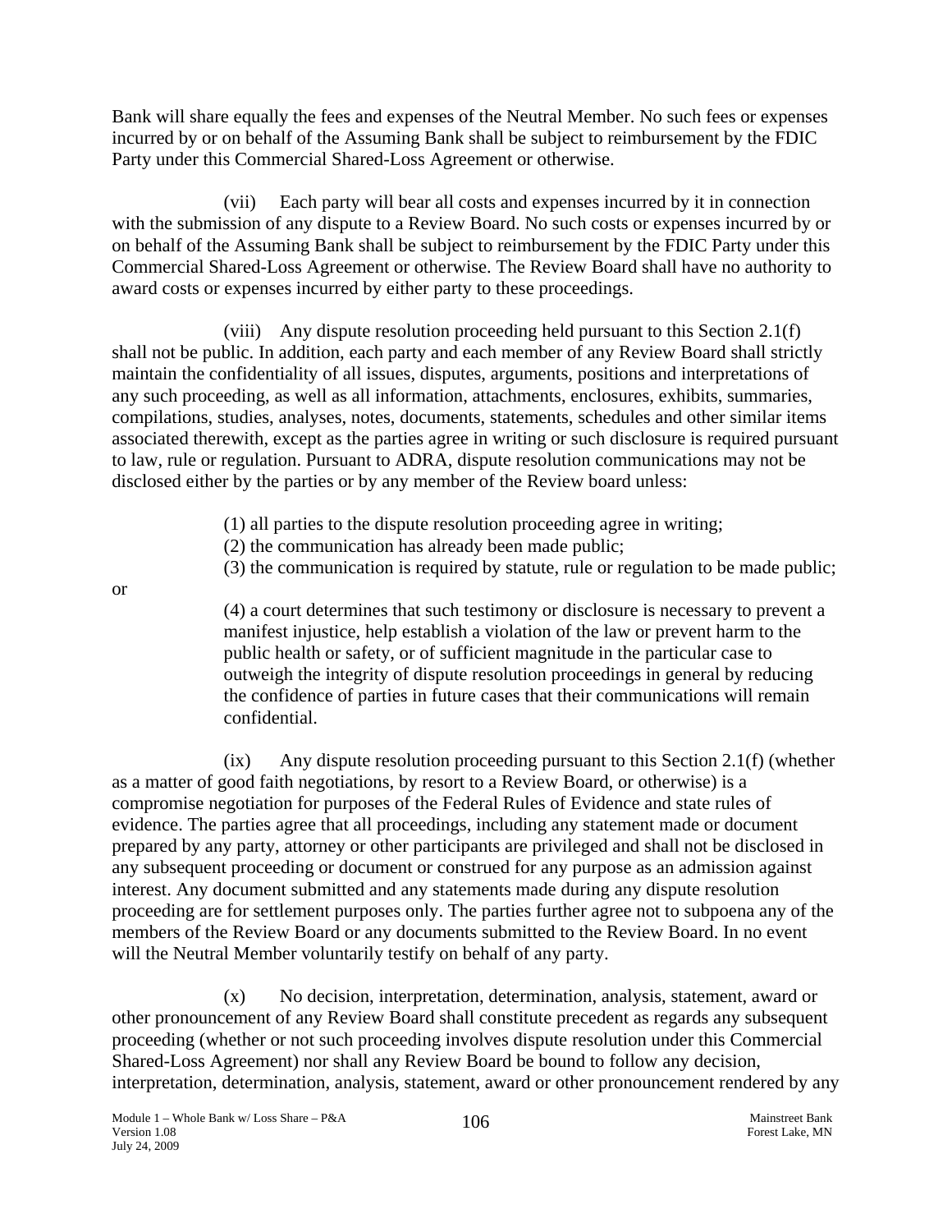Bank will share equally the fees and expenses of the Neutral Member. No such fees or expenses incurred by or on behalf of the Assuming Bank shall be subject to reimbursement by the FDIC Party under this Commercial Shared-Loss Agreement or otherwise.

(vii) Each party will bear all costs and expenses incurred by it in connection with the submission of any dispute to a Review Board. No such costs or expenses incurred by or on behalf of the Assuming Bank shall be subject to reimbursement by the FDIC Party under this Commercial Shared-Loss Agreement or otherwise. The Review Board shall have no authority to award costs or expenses incurred by either party to these proceedings.

(viii) Any dispute resolution proceeding held pursuant to this Section 2.1(f) shall not be public. In addition, each party and each member of any Review Board shall strictly maintain the confidentiality of all issues, disputes, arguments, positions and interpretations of any such proceeding, as well as all information, attachments, enclosures, exhibits, summaries, compilations, studies, analyses, notes, documents, statements, schedules and other similar items associated therewith, except as the parties agree in writing or such disclosure is required pursuant to law, rule or regulation. Pursuant to ADRA, dispute resolution communications may not be disclosed either by the parties or by any member of the Review board unless:

(1) all parties to the dispute resolution proceeding agree in writing;
(2) the communication has already been made public;
(3) the communication is required by statute, rule or regulation to be made public;

or

(4) a court determines that such testimony or disclosure is necessary to prevent a manifest injustice, help establish a violation of the law or prevent harm to the public health or safety, or of sufficient magnitude in the particular case to outweigh the integrity of dispute resolution proceedings in general by reducing the confidence of parties in future cases that their communications will remain confidential.

(ix) Any dispute resolution proceeding pursuant to this Section 2.1(f) (whether as a matter of good faith negotiations, by resort to a Review Board, or otherwise) is a compromise negotiation for purposes of the Federal Rules of Evidence and state rules of evidence. The parties agree that all proceedings, including any statement made or document prepared by any party, attorney or other participants are privileged and shall not be disclosed in any subsequent proceeding or document or construed for any purpose as an admission against interest. Any document submitted and any statements made during any dispute resolution proceeding are for settlement purposes only. The parties further agree not to subpoena any of the members of the Review Board or any documents submitted to the Review Board. In no event will the Neutral Member voluntarily testify on behalf of any party.

(x) No decision, interpretation, determination, analysis, statement, award or other pronouncement of any Review Board shall constitute precedent as regards any subsequent proceeding (whether or not such proceeding involves dispute resolution under this Commercial Shared-Loss Agreement) nor shall any Review Board be bound to follow any decision, interpretation, determination, analysis, statement, award or other pronouncement rendered by any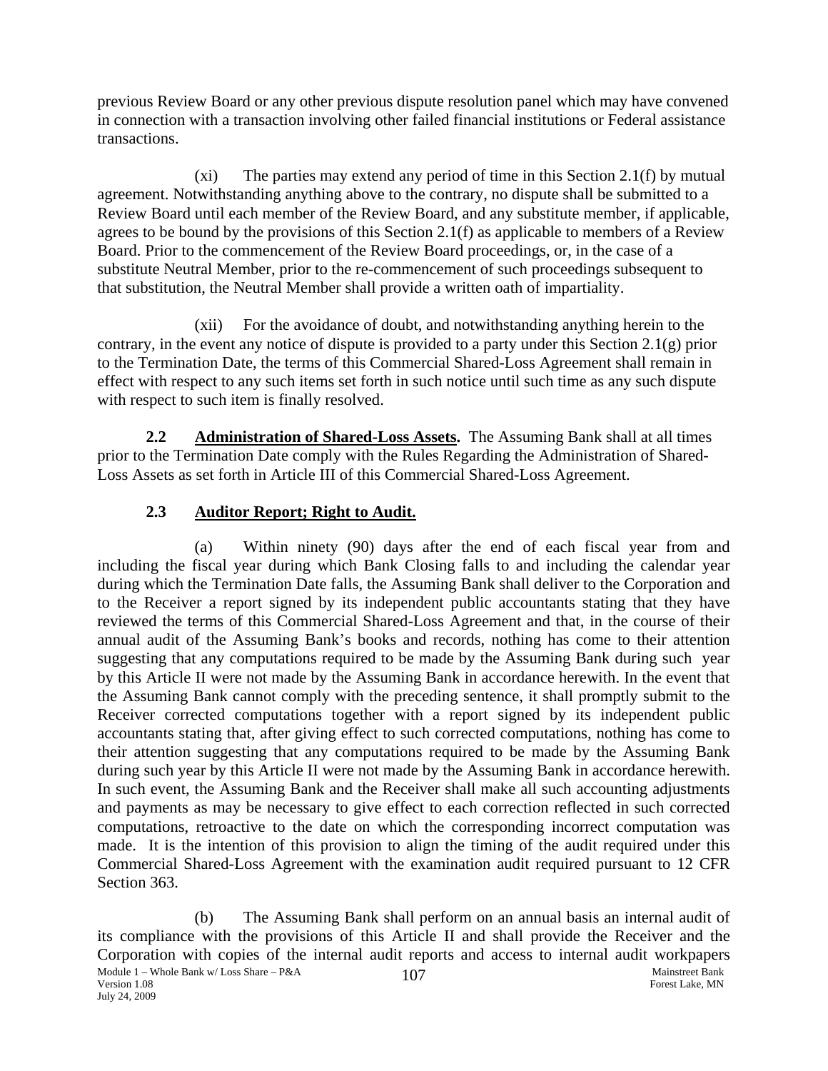previous Review Board or any other previous dispute resolution panel which may have convened in connection with a transaction involving other failed financial institutions or Federal assistance transactions.

(xi) The parties may extend any period of time in this Section 2.1(f) by mutual agreement. Notwithstanding anything above to the contrary, no dispute shall be submitted to a Review Board until each member of the Review Board, and any substitute member, if applicable, agrees to be bound by the provisions of this Section 2.1(f) as applicable to members of a Review Board. Prior to the commencement of the Review Board proceedings, or, in the case of a substitute Neutral Member, prior to the re-commencement of such proceedings subsequent to that substitution, the Neutral Member shall provide a written oath of impartiality.

(xii) For the avoidance of doubt, and notwithstanding anything herein to the contrary, in the event any notice of dispute is provided to a party under this Section 2.1(g) prior to the Termination Date, the terms of this Commercial Shared-Loss Agreement shall remain in effect with respect to any such items set forth in such notice until such time as any such dispute with respect to such item is finally resolved.

**2.2 Administration of Shared-Loss Assets.** The Assuming Bank shall at all times prior to the Termination Date comply with the Rules Regarding the Administration of Shared-Loss Assets as set forth in Article III of this Commercial Shared-Loss Agreement.

## 2.3 Auditor Report; Right to Audit.

(a) Within ninety (90) days after the end of each fiscal year from and including the fiscal year during which Bank Closing falls to and including the calendar year during which the Termination Date falls, the Assuming Bank shall deliver to the Corporation and to the Receiver a report signed by its independent public accountants stating that they have reviewed the terms of this Commercial Shared-Loss Agreement and that, in the course of their annual audit of the Assuming Bank's books and records, nothing has come to their attention suggesting that any computations required to be made by the Assuming Bank during such year by this Article II were not made by the Assuming Bank in accordance herewith. In the event that the Assuming Bank cannot comply with the preceding sentence, it shall promptly submit to the Receiver corrected computations together with a report signed by its independent public accountants stating that, after giving effect to such corrected computations, nothing has come to their attention suggesting that any computations required to be made by the Assuming Bank during such year by this Article II were not made by the Assuming Bank in accordance herewith. In such event, the Assuming Bank and the Receiver shall make all such accounting adjustments and payments as may be necessary to give effect to each correction reflected in such corrected computations, retroactive to the date on which the corresponding incorrect computation was made. It is the intention of this provision to align the timing of the audit required under this Commercial Shared-Loss Agreement with the examination audit required pursuant to 12 CFR Section 363.

(b) The Assuming Bank shall perform on an annual basis an internal audit of its compliance with the provisions of this Article II and shall provide the Receiver and the Corporation with copies of the internal audit reports and access to internal audit workpapers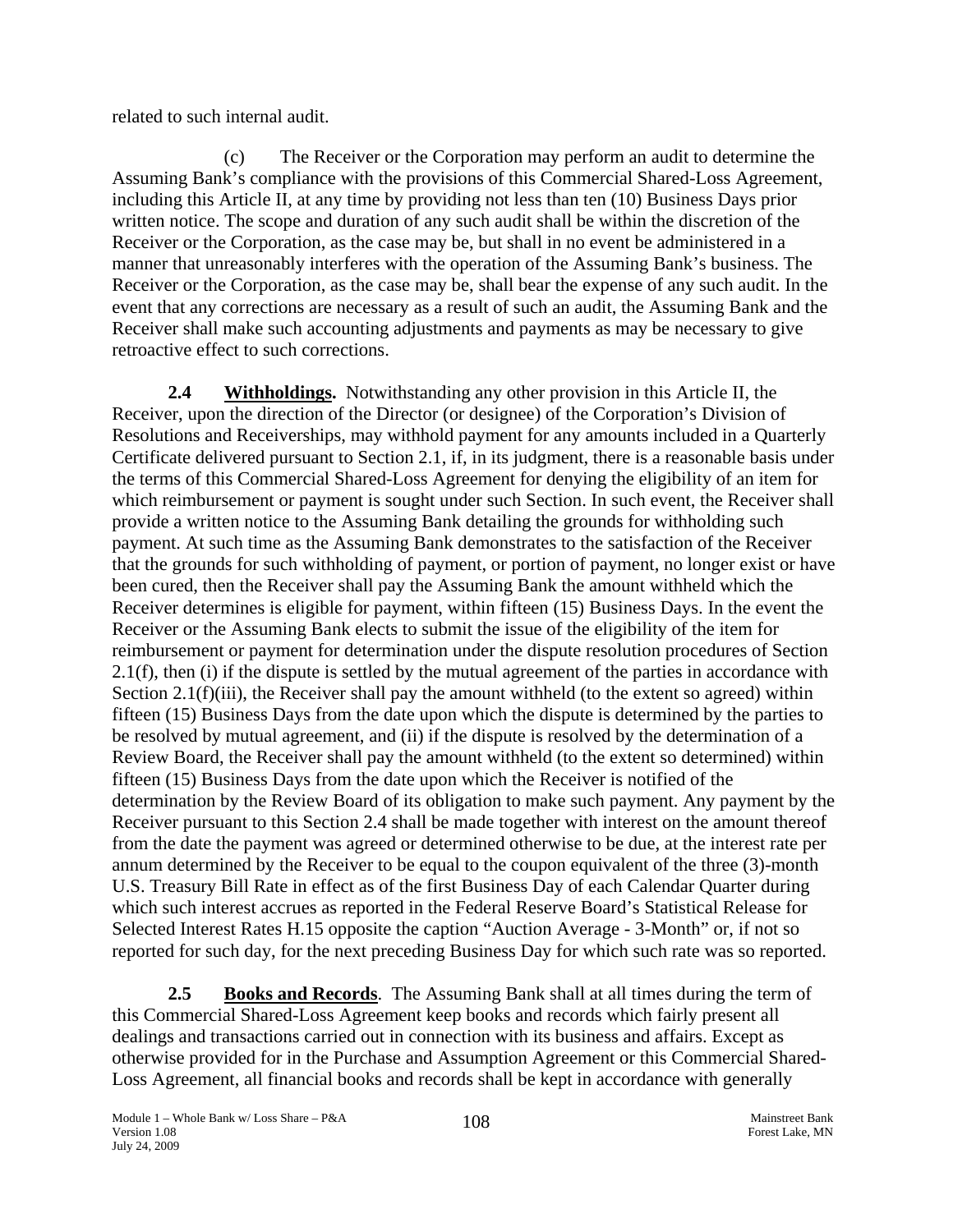related to such internal audit.

(c) The Receiver or the Corporation may perform an audit to determine the Assuming Bank's compliance with the provisions of this Commercial Shared-Loss Agreement, including this Article II, at any time by providing not less than ten (10) Business Days prior written notice. The scope and duration of any such audit shall be within the discretion of the Receiver or the Corporation, as the case may be, but shall in no event be administered in a manner that unreasonably interferes with the operation of the Assuming Bank's business. The Receiver or the Corporation, as the case may be, shall bear the expense of any such audit. In the event that any corrections are necessary as a result of such an audit, the Assuming Bank and the Receiver shall make such accounting adjustments and payments as may be necessary to give retroactive effect to such corrections.

**2.4 Withholdings.** Notwithstanding any other provision in this Article II, the Receiver, upon the direction of the Director (or designee) of the Corporation's Division of Resolutions and Receiverships, may withhold payment for any amounts included in a Quarterly Certificate delivered pursuant to Section 2.1, if, in its judgment, there is a reasonable basis under the terms of this Commercial Shared-Loss Agreement for denying the eligibility of an item for which reimbursement or payment is sought under such Section. In such event, the Receiver shall provide a written notice to the Assuming Bank detailing the grounds for withholding such payment. At such time as the Assuming Bank demonstrates to the satisfaction of the Receiver that the grounds for such withholding of payment, or portion of payment, no longer exist or have been cured, then the Receiver shall pay the Assuming Bank the amount withheld which the Receiver determines is eligible for payment, within fifteen (15) Business Days. In the event the Receiver or the Assuming Bank elects to submit the issue of the eligibility of the item for reimbursement or payment for determination under the dispute resolution procedures of Section 2.1(f), then (i) if the dispute is settled by the mutual agreement of the parties in accordance with Section 2.1(f)(iii), the Receiver shall pay the amount withheld (to the extent so agreed) within fifteen (15) Business Days from the date upon which the dispute is determined by the parties to be resolved by mutual agreement, and (ii) if the dispute is resolved by the determination of a Review Board, the Receiver shall pay the amount withheld (to the extent so determined) within fifteen (15) Business Days from the date upon which the Receiver is notified of the determination by the Review Board of its obligation to make such payment. Any payment by the Receiver pursuant to this Section 2.4 shall be made together with interest on the amount thereof from the date the payment was agreed or determined otherwise to be due, at the interest rate per annum determined by the Receiver to be equal to the coupon equivalent of the three (3)-month U.S. Treasury Bill Rate in effect as of the first Business Day of each Calendar Quarter during which such interest accrues as reported in the Federal Reserve Board's Statistical Release for Selected Interest Rates H.15 opposite the caption "Auction Average - 3-Month" or, if not so reported for such day, for the next preceding Business Day for which such rate was so reported.

**2.5 Books and Records**. The Assuming Bank shall at all times during the term of this Commercial Shared-Loss Agreement keep books and records which fairly present all dealings and transactions carried out in connection with its business and affairs. Except as otherwise provided for in the Purchase and Assumption Agreement or this Commercial Shared-Loss Agreement, all financial books and records shall be kept in accordance with generally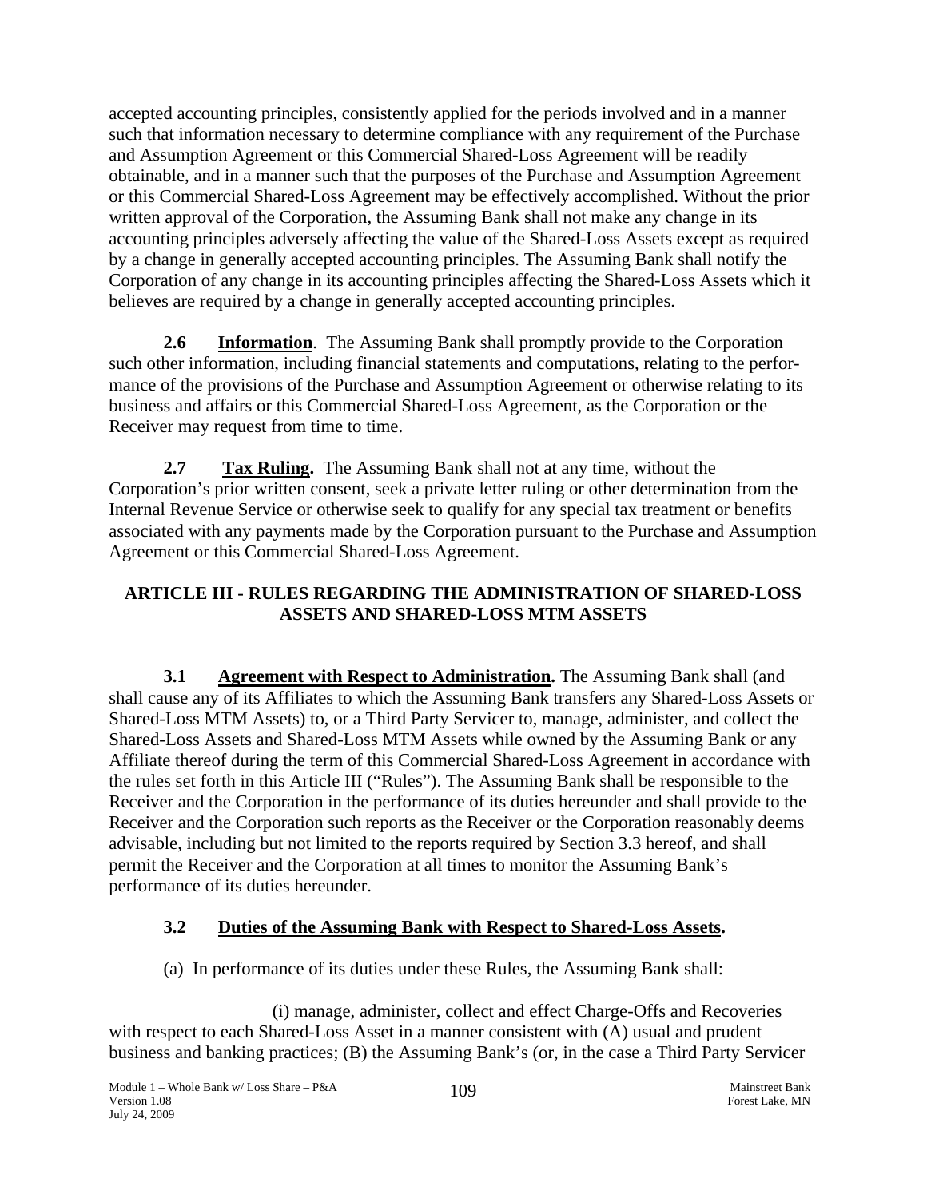accepted accounting principles, consistently applied for the periods involved and in a manner such that information necessary to determine compliance with any requirement of the Purchase and Assumption Agreement or this Commercial Shared-Loss Agreement will be readily obtainable, and in a manner such that the purposes of the Purchase and Assumption Agreement or this Commercial Shared-Loss Agreement may be effectively accomplished. Without the prior written approval of the Corporation, the Assuming Bank shall not make any change in its accounting principles adversely affecting the value of the Shared-Loss Assets except as required by a change in generally accepted accounting principles. The Assuming Bank shall notify the Corporation of any change in its accounting principles affecting the Shared-Loss Assets which it believes are required by a change in generally accepted accounting principles.

**2.6 Information**. The Assuming Bank shall promptly provide to the Corporation such other information, including financial statements and computations, relating to the performance of the provisions of the Purchase and Assumption Agreement or otherwise relating to its business and affairs or this Commercial Shared-Loss Agreement, as the Corporation or the Receiver may request from time to time.

**2.7 Tax Ruling.** The Assuming Bank shall not at any time, without the Corporation's prior written consent, seek a private letter ruling or other determination from the Internal Revenue Service or otherwise seek to qualify for any special tax treatment or benefits associated with any payments made by the Corporation pursuant to the Purchase and Assumption Agreement or this Commercial Shared-Loss Agreement.

## ARTICLE III - RULES REGARDING THE ADMINISTRATION OF SHARED-LOSS ASSETS AND SHARED-LOSS MTM ASSETS

**3.1 Agreement with Respect to Administration.** The Assuming Bank shall (and shall cause any of its Affiliates to which the Assuming Bank transfers any Shared-Loss Assets or Shared-Loss MTM Assets) to, or a Third Party Servicer to, manage, administer, and collect the Shared-Loss Assets and Shared-Loss MTM Assets while owned by the Assuming Bank or any Affiliate thereof during the term of this Commercial Shared-Loss Agreement in accordance with the rules set forth in this Article III ("Rules"). The Assuming Bank shall be responsible to the Receiver and the Corporation in the performance of its duties hereunder and shall provide to the Receiver and the Corporation such reports as the Receiver or the Corporation reasonably deems advisable, including but not limited to the reports required by Section 3.3 hereof, and shall permit the Receiver and the Corporation at all times to monitor the Assuming Bank's performance of its duties hereunder.

### 3.2 Duties of the Assuming Bank with Respect to Shared-Loss Assets.

(a) In performance of its duties under these Rules, the Assuming Bank shall:

(i) manage, administer, collect and effect Charge-Offs and Recoveries with respect to each Shared-Loss Asset in a manner consistent with (A) usual and prudent business and banking practices; (B) the Assuming Bank's (or, in the case a Third Party Servicer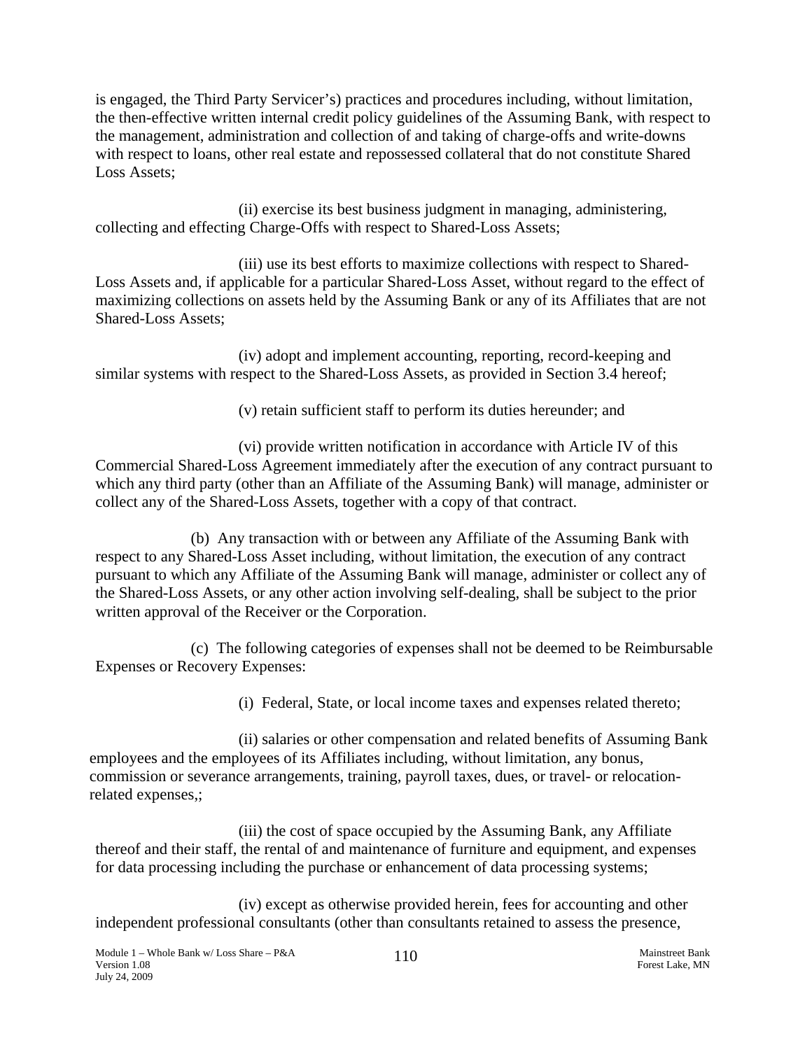is engaged, the Third Party Servicer's) practices and procedures including, without limitation, the then-effective written internal credit policy guidelines of the Assuming Bank, with respect to the management, administration and collection of and taking of charge-offs and write-downs with respect to loans, other real estate and repossessed collateral that do not constitute Shared Loss Assets;

(ii) exercise its best business judgment in managing, administering, collecting and effecting Charge-Offs with respect to Shared-Loss Assets;

(iii) use its best efforts to maximize collections with respect to Shared-Loss Assets and, if applicable for a particular Shared-Loss Asset, without regard to the effect of maximizing collections on assets held by the Assuming Bank or any of its Affiliates that are not Shared-Loss Assets;

(iv) adopt and implement accounting, reporting, record-keeping and similar systems with respect to the Shared-Loss Assets, as provided in Section 3.4 hereof;

(v) retain sufficient staff to perform its duties hereunder; and

(vi) provide written notification in accordance with Article IV of this Commercial Shared-Loss Agreement immediately after the execution of any contract pursuant to which any third party (other than an Affiliate of the Assuming Bank) will manage, administer or collect any of the Shared-Loss Assets, together with a copy of that contract.

(b) Any transaction with or between any Affiliate of the Assuming Bank with respect to any Shared-Loss Asset including, without limitation, the execution of any contract pursuant to which any Affiliate of the Assuming Bank will manage, administer or collect any of the Shared-Loss Assets, or any other action involving self-dealing, shall be subject to the prior written approval of the Receiver or the Corporation.

(c) The following categories of expenses shall not be deemed to be Reimbursable Expenses or Recovery Expenses:

(i) Federal, State, or local income taxes and expenses related thereto;

(ii) salaries or other compensation and related benefits of Assuming Bank employees and the employees of its Affiliates including, without limitation, any bonus, commission or severance arrangements, training, payroll taxes, dues, or travel- or relocation-related expenses,;

(iii) the cost of space occupied by the Assuming Bank, any Affiliate thereof and their staff, the rental of and maintenance of furniture and equipment, and expenses for data processing including the purchase or enhancement of data processing systems;

(iv) except as otherwise provided herein, fees for accounting and other independent professional consultants (other than consultants retained to assess the presence,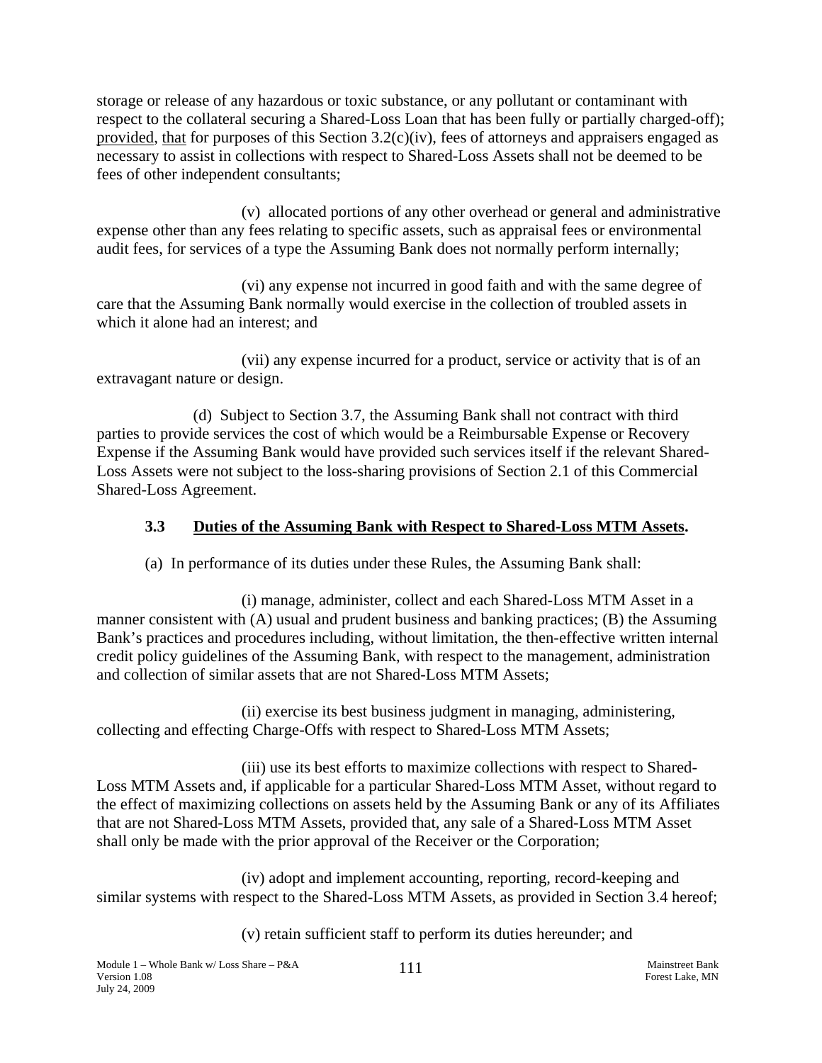storage or release of any hazardous or toxic substance, or any pollutant or contaminant with respect to the collateral securing a Shared-Loss Loan that has been fully or partially charged-off); provided, that for purposes of this Section 3.2(c)(iv), fees of attorneys and appraisers engaged as necessary to assist in collections with respect to Shared-Loss Assets shall not be deemed to be fees of other independent consultants;

(v) allocated portions of any other overhead or general and administrative expense other than any fees relating to specific assets, such as appraisal fees or environmental audit fees, for services of a type the Assuming Bank does not normally perform internally;

(vi) any expense not incurred in good faith and with the same degree of care that the Assuming Bank normally would exercise in the collection of troubled assets in which it alone had an interest; and

(vii) any expense incurred for a product, service or activity that is of an extravagant nature or design.

(d) Subject to Section 3.7, the Assuming Bank shall not contract with third parties to provide services the cost of which would be a Reimbursable Expense or Recovery Expense if the Assuming Bank would have provided such services itself if the relevant Shared-Loss Assets were not subject to the loss-sharing provisions of Section 2.1 of this Commercial Shared-Loss Agreement.

### 3.3 Duties of the Assuming Bank with Respect to Shared-Loss MTM Assets.

(a) In performance of its duties under these Rules, the Assuming Bank shall:

(i) manage, administer, collect and each Shared-Loss MTM Asset in a manner consistent with (A) usual and prudent business and banking practices; (B) the Assuming Bank's practices and procedures including, without limitation, the then-effective written internal credit policy guidelines of the Assuming Bank, with respect to the management, administration and collection of similar assets that are not Shared-Loss MTM Assets;

(ii) exercise its best business judgment in managing, administering, collecting and effecting Charge-Offs with respect to Shared-Loss MTM Assets;

(iii) use its best efforts to maximize collections with respect to Shared-Loss MTM Assets and, if applicable for a particular Shared-Loss MTM Asset, without regard to the effect of maximizing collections on assets held by the Assuming Bank or any of its Affiliates that are not Shared-Loss MTM Assets, provided that, any sale of a Shared-Loss MTM Asset shall only be made with the prior approval of the Receiver or the Corporation;

(iv) adopt and implement accounting, reporting, record-keeping and similar systems with respect to the Shared-Loss MTM Assets, as provided in Section 3.4 hereof;

(v) retain sufficient staff to perform its duties hereunder; and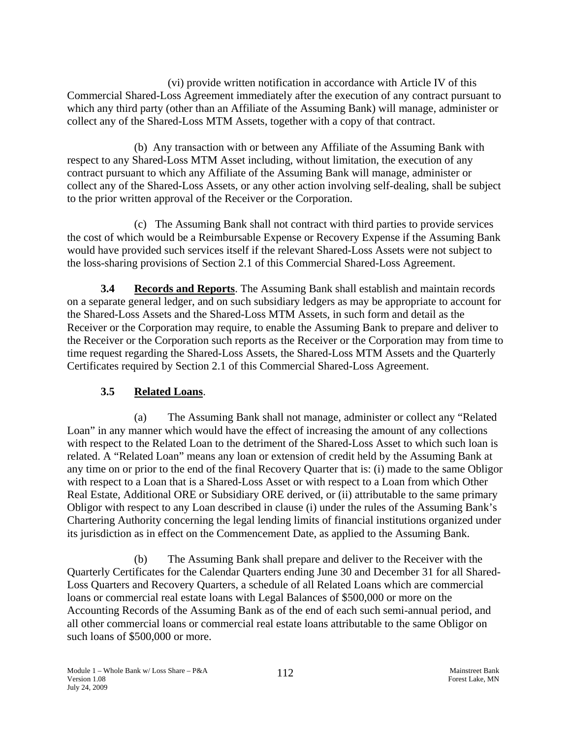(vi) provide written notification in accordance with Article IV of this Commercial Shared-Loss Agreement immediately after the execution of any contract pursuant to which any third party (other than an Affiliate of the Assuming Bank) will manage, administer or collect any of the Shared-Loss MTM Assets, together with a copy of that contract.

(b) Any transaction with or between any Affiliate of the Assuming Bank with respect to any Shared-Loss MTM Asset including, without limitation, the execution of any contract pursuant to which any Affiliate of the Assuming Bank will manage, administer or collect any of the Shared-Loss Assets, or any other action involving self-dealing, shall be subject to the prior written approval of the Receiver or the Corporation.

(c) The Assuming Bank shall not contract with third parties to provide services the cost of which would be a Reimbursable Expense or Recovery Expense if the Assuming Bank would have provided such services itself if the relevant Shared-Loss Assets were not subject to the loss-sharing provisions of Section 2.1 of this Commercial Shared-Loss Agreement.

**3.4 Records and Reports**. The Assuming Bank shall establish and maintain records on a separate general ledger, and on such subsidiary ledgers as may be appropriate to account for the Shared-Loss Assets and the Shared-Loss MTM Assets, in such form and detail as the Receiver or the Corporation may require, to enable the Assuming Bank to prepare and deliver to the Receiver or the Corporation such reports as the Receiver or the Corporation may from time to time request regarding the Shared-Loss Assets, the Shared-Loss MTM Assets and the Quarterly Certificates required by Section 2.1 of this Commercial Shared-Loss Agreement.

**3.5 Related Loans**.

(a) The Assuming Bank shall not manage, administer or collect any "Related Loan" in any manner which would have the effect of increasing the amount of any collections with respect to the Related Loan to the detriment of the Shared-Loss Asset to which such loan is related. A "Related Loan" means any loan or extension of credit held by the Assuming Bank at any time on or prior to the end of the final Recovery Quarter that is: (i) made to the same Obligor with respect to a Loan that is a Shared-Loss Asset or with respect to a Loan from which Other Real Estate, Additional ORE or Subsidiary ORE derived, or (ii) attributable to the same primary Obligor with respect to any Loan described in clause (i) under the rules of the Assuming Bank's Chartering Authority concerning the legal lending limits of financial institutions organized under its jurisdiction as in effect on the Commencement Date, as applied to the Assuming Bank.

(b) The Assuming Bank shall prepare and deliver to the Receiver with the Quarterly Certificates for the Calendar Quarters ending June 30 and December 31 for all Shared-Loss Quarters and Recovery Quarters, a schedule of all Related Loans which are commercial loans or commercial real estate loans with Legal Balances of $500,000 or more on the Accounting Records of the Assuming Bank as of the end of each such semi-annual period, and all other commercial loans or commercial real estate loans attributable to the same Obligor on such loans of $500,000 or more.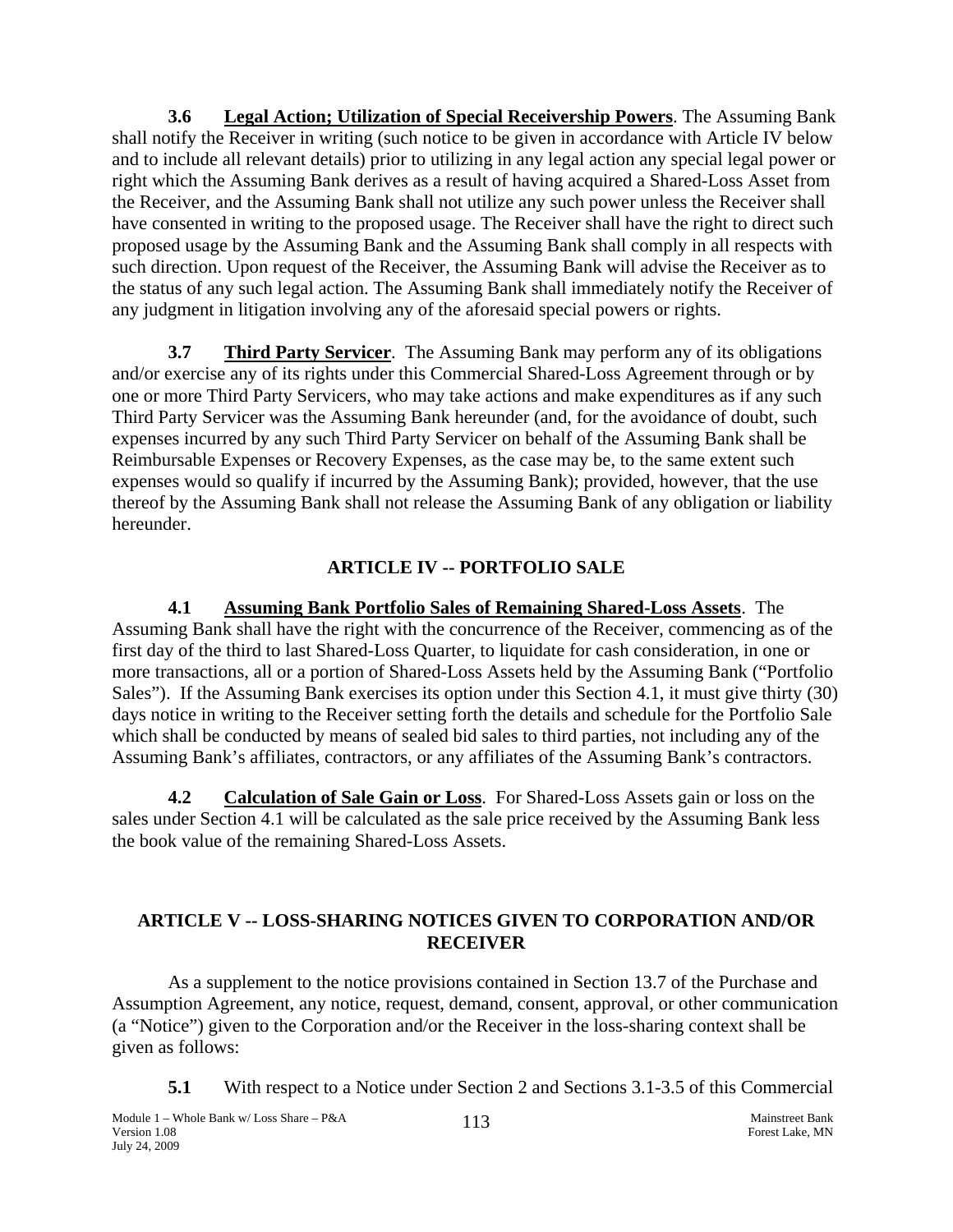**3.6 Legal Action; Utilization of Special Receivership Powers**. The Assuming Bank shall notify the Receiver in writing (such notice to be given in accordance with Article IV below and to include all relevant details) prior to utilizing in any legal action any special legal power or right which the Assuming Bank derives as a result of having acquired a Shared-Loss Asset from the Receiver, and the Assuming Bank shall not utilize any such power unless the Receiver shall have consented in writing to the proposed usage. The Receiver shall have the right to direct such proposed usage by the Assuming Bank and the Assuming Bank shall comply in all respects with such direction. Upon request of the Receiver, the Assuming Bank will advise the Receiver as to the status of any such legal action. The Assuming Bank shall immediately notify the Receiver of any judgment in litigation involving any of the aforesaid special powers or rights.

**3.7 Third Party Servicer**. The Assuming Bank may perform any of its obligations and/or exercise any of its rights under this Commercial Shared-Loss Agreement through or by one or more Third Party Servicers, who may take actions and make expenditures as if any such Third Party Servicer was the Assuming Bank hereunder (and, for the avoidance of doubt, such expenses incurred by any such Third Party Servicer on behalf of the Assuming Bank shall be Reimbursable Expenses or Recovery Expenses, as the case may be, to the same extent such expenses would so qualify if incurred by the Assuming Bank); provided, however, that the use thereof by the Assuming Bank shall not release the Assuming Bank of any obligation or liability hereunder.

## ARTICLE IV -- PORTFOLIO SALE

**4.1 Assuming Bank Portfolio Sales of Remaining Shared-Loss Assets**. The Assuming Bank shall have the right with the concurrence of the Receiver, commencing as of the first day of the third to last Shared-Loss Quarter, to liquidate for cash consideration, in one or more transactions, all or a portion of Shared-Loss Assets held by the Assuming Bank ("Portfolio Sales"). If the Assuming Bank exercises its option under this Section 4.1, it must give thirty (30) days notice in writing to the Receiver setting forth the details and schedule for the Portfolio Sale which shall be conducted by means of sealed bid sales to third parties, not including any of the Assuming Bank's affiliates, contractors, or any affiliates of the Assuming Bank's contractors.

**4.2 Calculation of Sale Gain or Loss**. For Shared-Loss Assets gain or loss on the sales under Section 4.1 will be calculated as the sale price received by the Assuming Bank less the book value of the remaining Shared-Loss Assets.

## ARTICLE V -- LOSS-SHARING NOTICES GIVEN TO CORPORATION AND/OR RECEIVER

As a supplement to the notice provisions contained in Section 13.7 of the Purchase and Assumption Agreement, any notice, request, demand, consent, approval, or other communication (a "Notice") given to the Corporation and/or the Receiver in the loss-sharing context shall be given as follows:

**5.1** With respect to a Notice under Section 2 and Sections 3.1-3.5 of this Commercial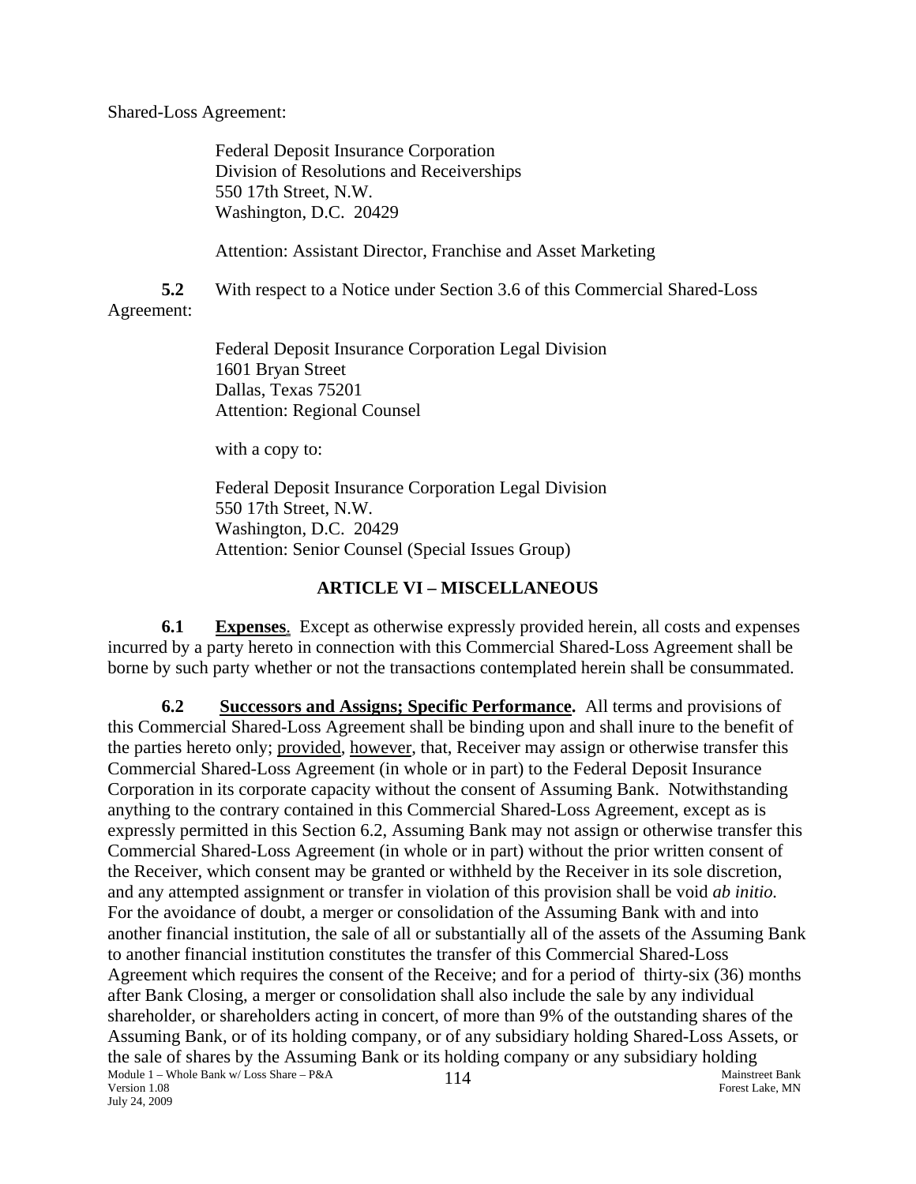Shared-Loss Agreement:

Federal Deposit Insurance Corporation
Division of Resolutions and Receiverships
550 17th Street, N.W.
Washington, D.C. 20429

Attention: Assistant Director, Franchise and Asset Marketing

**5.2** With respect to a Notice under Section 3.6 of this Commercial Shared-Loss Agreement:

Federal Deposit Insurance Corporation Legal Division
1601 Bryan Street
Dallas, Texas 75201
Attention: Regional Counsel

with a copy to:

Federal Deposit Insurance Corporation Legal Division
550 17th Street, N.W.
Washington, D.C. 20429
Attention: Senior Counsel (Special Issues Group)

## ARTICLE VI – MISCELLANEOUS

**6.1** **<u>Expenses</u>**. Except as otherwise expressly provided herein, all costs and expenses incurred by a party hereto in connection with this Commercial Shared-Loss Agreement shall be borne by such party whether or not the transactions contemplated herein shall be consummated.

**6.2** **<u>Successors and Assigns; Specific Performance</u>.** All terms and provisions of this Commercial Shared-Loss Agreement shall be binding upon and shall inure to the benefit of the parties hereto only; <u>provided</u>, <u>however</u>, that, Receiver may assign or otherwise transfer this Commercial Shared-Loss Agreement (in whole or in part) to the Federal Deposit Insurance Corporation in its corporate capacity without the consent of Assuming Bank. Notwithstanding anything to the contrary contained in this Commercial Shared-Loss Agreement, except as is expressly permitted in this Section 6.2, Assuming Bank may not assign or otherwise transfer this Commercial Shared-Loss Agreement (in whole or in part) without the prior written consent of the Receiver, which consent may be granted or withheld by the Receiver in its sole discretion, and any attempted assignment or transfer in violation of this provision shall be void *ab initio.* For the avoidance of doubt, a merger or consolidation of the Assuming Bank with and into another financial institution, the sale of all or substantially all of the assets of the Assuming Bank to another financial institution constitutes the transfer of this Commercial Shared-Loss Agreement which requires the consent of the Receive; and for a period of thirty-six (36) months after Bank Closing, a merger or consolidation shall also include the sale by any individual shareholder, or shareholders acting in concert, of more than 9% of the outstanding shares of the Assuming Bank, or of its holding company, or of any subsidiary holding Shared-Loss Assets, or the sale of shares by the Assuming Bank or its holding company or any subsidiary holding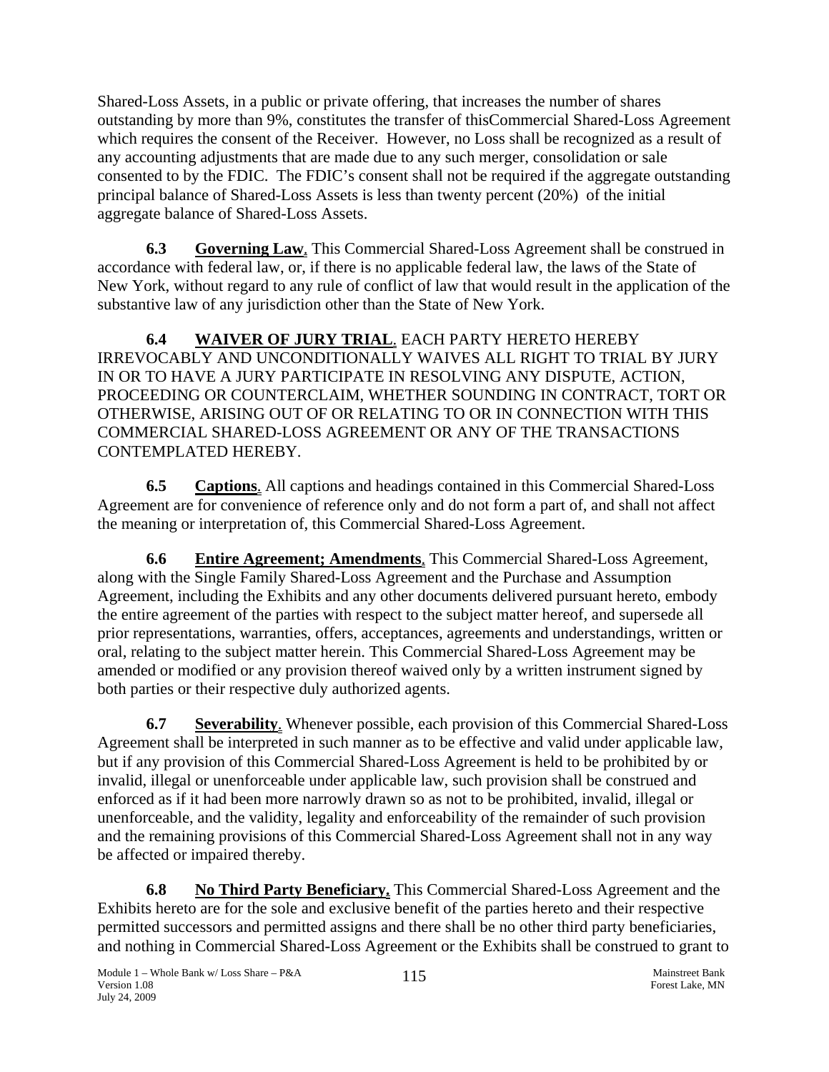Shared-Loss Assets, in a public or private offering, that increases the number of shares outstanding by more than 9%, constitutes the transfer of thisCommercial Shared-Loss Agreement which requires the consent of the Receiver. However, no Loss shall be recognized as a result of any accounting adjustments that are made due to any such merger, consolidation or sale consented to by the FDIC. The FDIC's consent shall not be required if the aggregate outstanding principal balance of Shared-Loss Assets is less than twenty percent (20%) of the initial aggregate balance of Shared-Loss Assets.

**6.3 Governing Law**. This Commercial Shared-Loss Agreement shall be construed in accordance with federal law, or, if there is no applicable federal law, the laws of the State of New York, without regard to any rule of conflict of law that would result in the application of the substantive law of any jurisdiction other than the State of New York.

**6.4 WAIVER OF JURY TRIAL**. EACH PARTY HERETO HEREBY IRREVOCABLY AND UNCONDITIONALLY WAIVES ALL RIGHT TO TRIAL BY JURY IN OR TO HAVE A JURY PARTICIPATE IN RESOLVING ANY DISPUTE, ACTION, PROCEEDING OR COUNTERCLAIM, WHETHER SOUNDING IN CONTRACT, TORT OR OTHERWISE, ARISING OUT OF OR RELATING TO OR IN CONNECTION WITH THIS COMMERCIAL SHARED-LOSS AGREEMENT OR ANY OF THE TRANSACTIONS CONTEMPLATED HEREBY.

**6.5 Captions**. All captions and headings contained in this Commercial Shared-Loss Agreement are for convenience of reference only and do not form a part of, and shall not affect the meaning or interpretation of, this Commercial Shared-Loss Agreement.

**6.6 Entire Agreement; Amendments**. This Commercial Shared-Loss Agreement, along with the Single Family Shared-Loss Agreement and the Purchase and Assumption Agreement, including the Exhibits and any other documents delivered pursuant hereto, embody the entire agreement of the parties with respect to the subject matter hereof, and supersede all prior representations, warranties, offers, acceptances, agreements and understandings, written or oral, relating to the subject matter herein. This Commercial Shared-Loss Agreement may be amended or modified or any provision thereof waived only by a written instrument signed by both parties or their respective duly authorized agents.

**6.7 Severability**. Whenever possible, each provision of this Commercial Shared-Loss Agreement shall be interpreted in such manner as to be effective and valid under applicable law, but if any provision of this Commercial Shared-Loss Agreement is held to be prohibited by or invalid, illegal or unenforceable under applicable law, such provision shall be construed and enforced as if it had been more narrowly drawn so as not to be prohibited, invalid, illegal or unenforceable, and the validity, legality and enforceability of the remainder of such provision and the remaining provisions of this Commercial Shared-Loss Agreement shall not in any way be affected or impaired thereby.

**6.8 No Third Party Beneficiary.** This Commercial Shared-Loss Agreement and the Exhibits hereto are for the sole and exclusive benefit of the parties hereto and their respective permitted successors and permitted assigns and there shall be no other third party beneficiaries, and nothing in Commercial Shared-Loss Agreement or the Exhibits shall be construed to grant to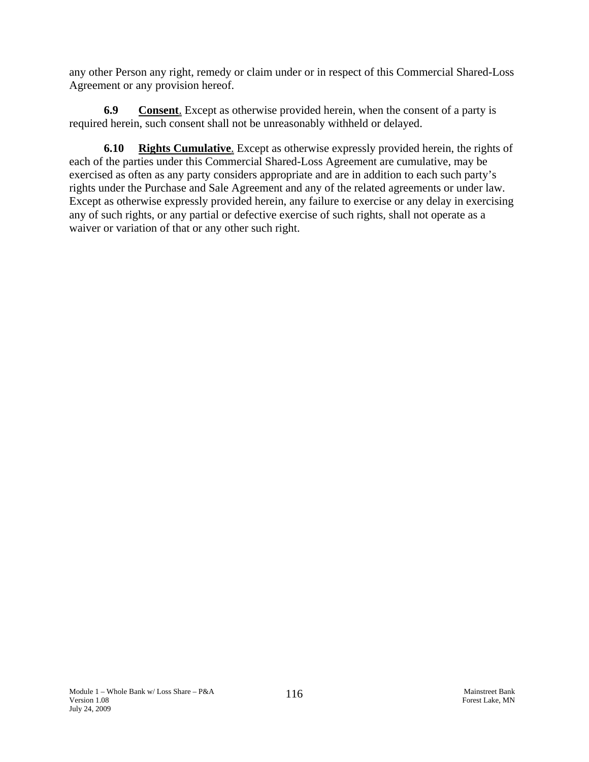any other Person any right, remedy or claim under or in respect of this Commercial Shared-Loss Agreement or any provision hereof.

**6.9** **<u>Consent</u>**. Except as otherwise provided herein, when the consent of a party is required herein, such consent shall not be unreasonably withheld or delayed.

**6.10** **<u>Rights Cumulative</u>**. Except as otherwise expressly provided herein, the rights of each of the parties under this Commercial Shared-Loss Agreement are cumulative, may be exercised as often as any party considers appropriate and are in addition to each such party's rights under the Purchase and Sale Agreement and any of the related agreements or under law. Except as otherwise expressly provided herein, any failure to exercise or any delay in exercising any of such rights, or any partial or defective exercise of such rights, shall not operate as a waiver or variation of that or any other such right.